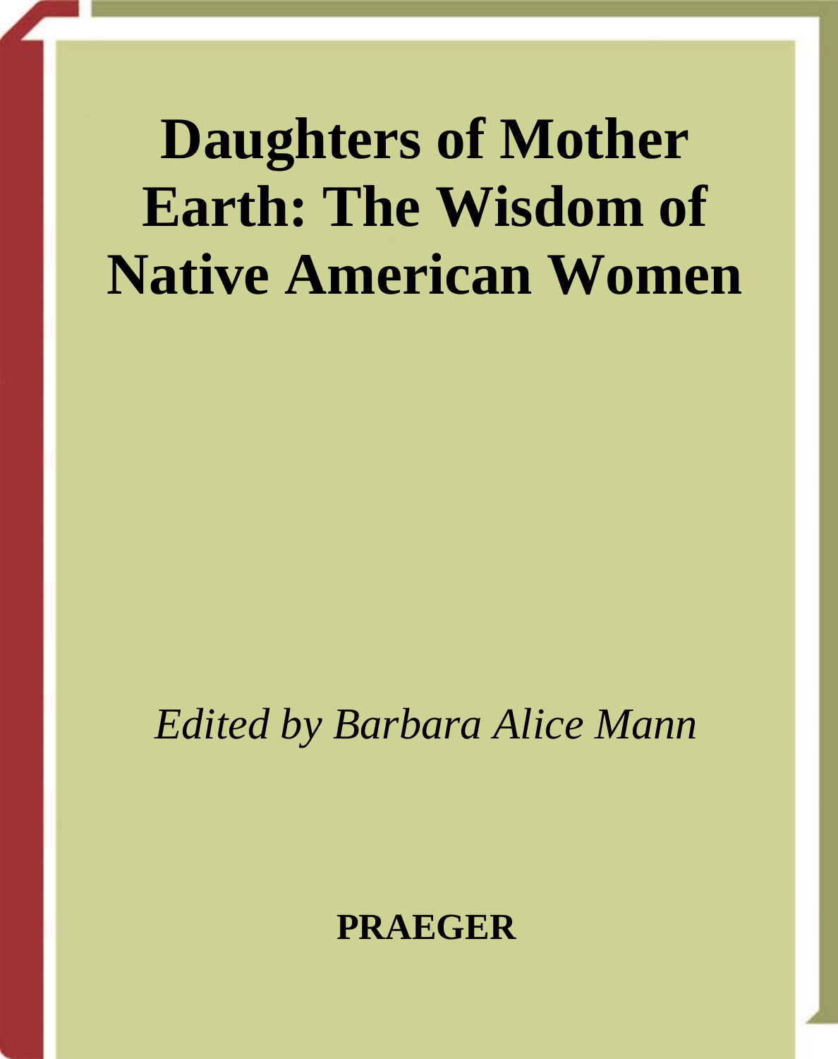# Daughters of Mother Earth: The Wisdom of Native American Women

*Edited by Barbara Alice Mann*

**PRAEGER**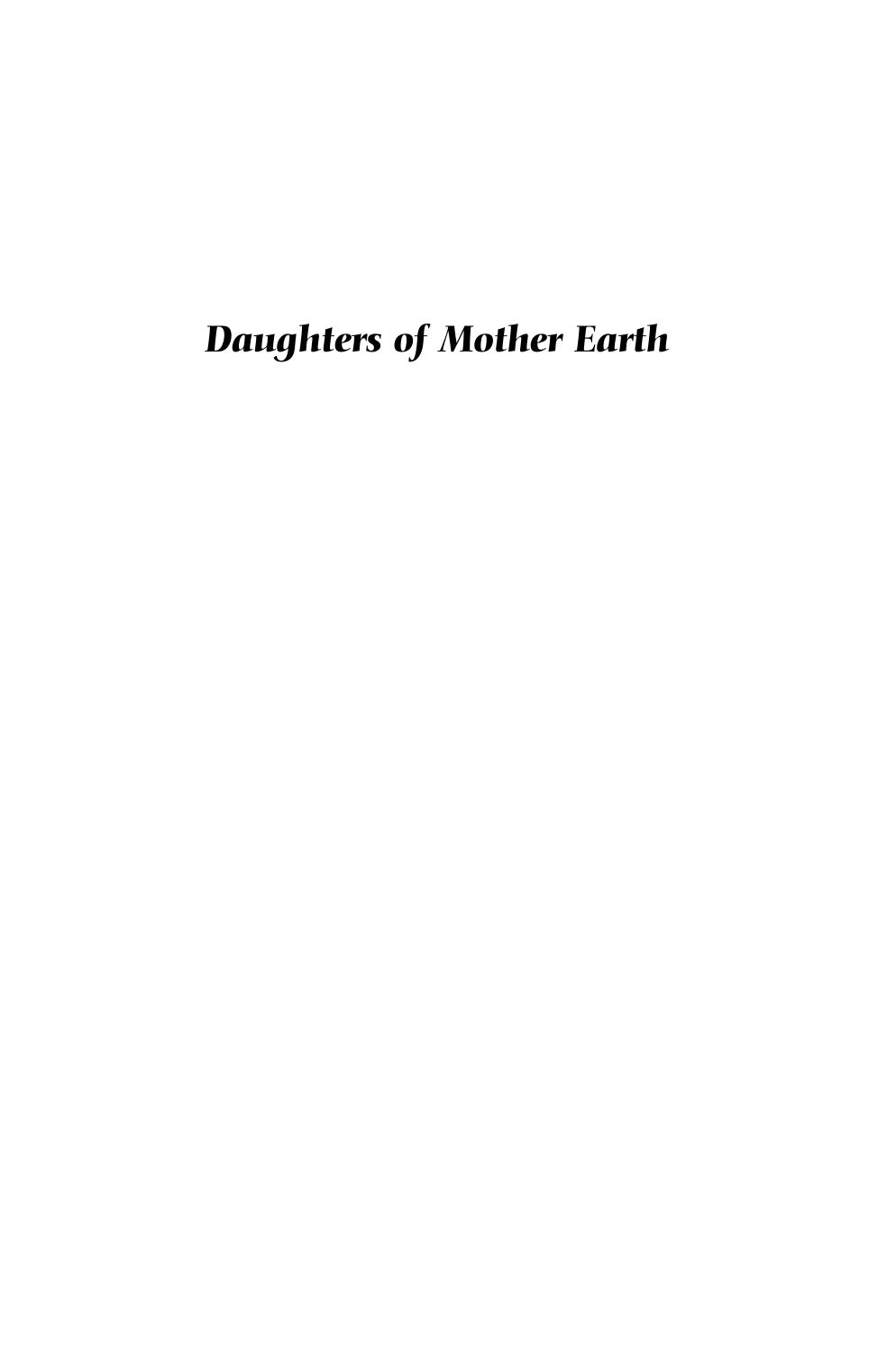*Daughters of Mother Earth*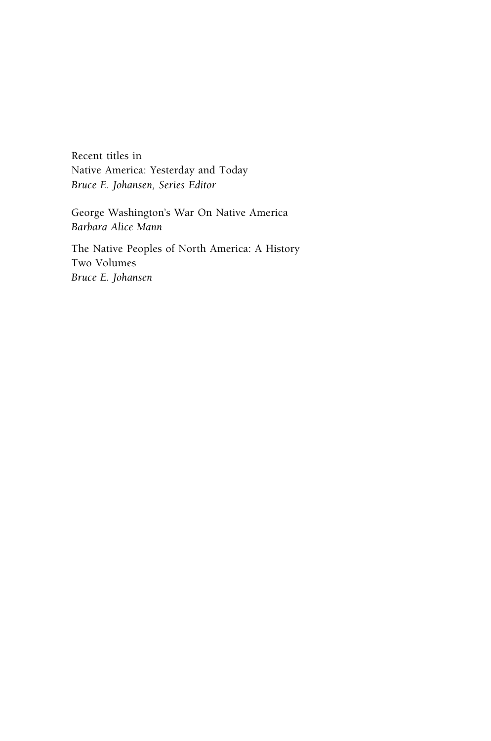Recent titles in
Native America: Yesterday and Today
*Bruce E. Johansen, Series Editor*

George Washington's War On Native America
*Barbara Alice Mann*

The Native Peoples of North America: A History
Two Volumes
*Bruce E. Johansen*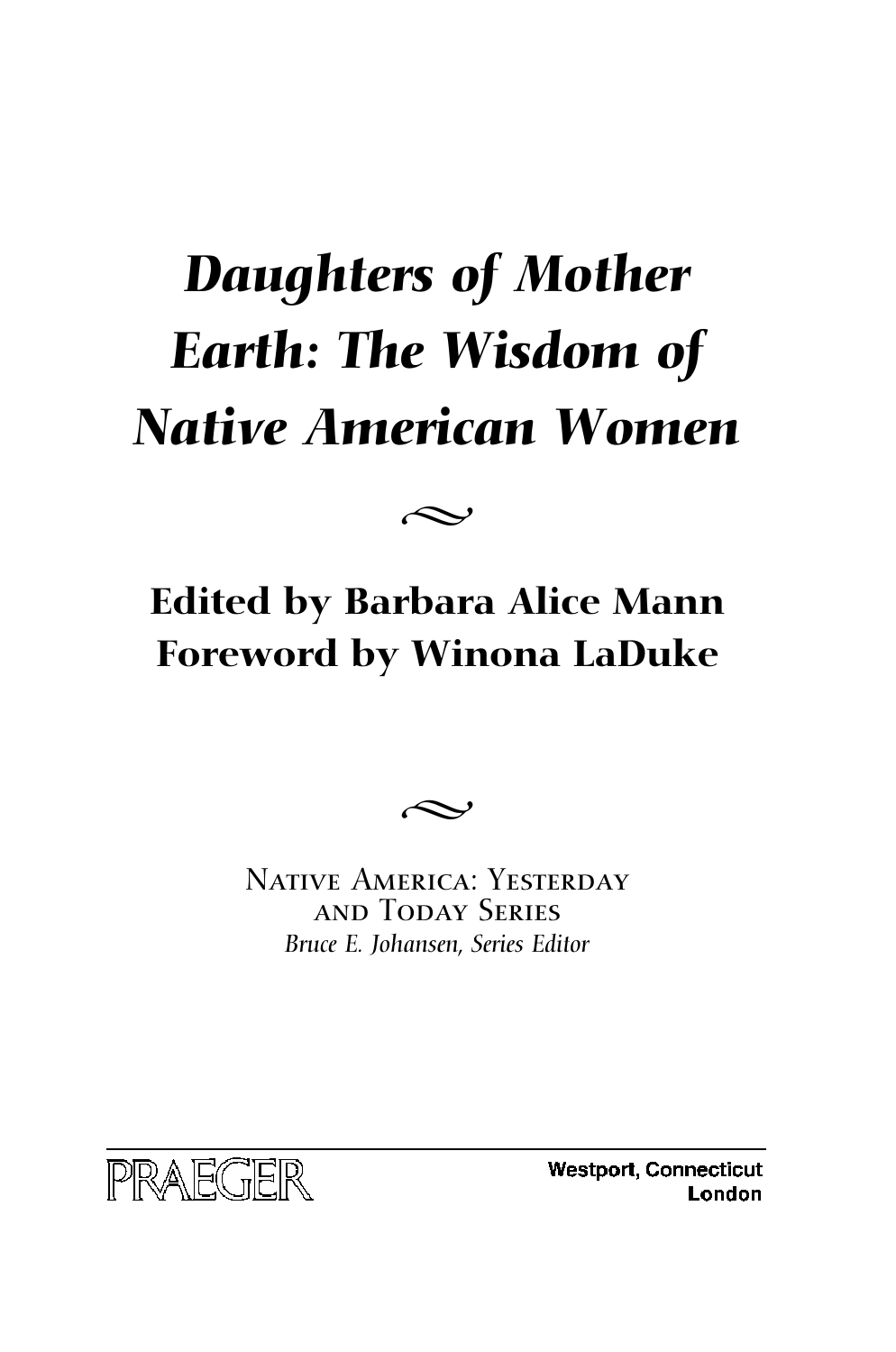# *Daughters of Mother Earth: The Wisdom of Native American Women*

## Edited by Barbara Alice Mann
## Foreword by Winona LaDuke

NATIVE AMERICA: YESTERDAY AND TODAY SERIES

*Bruce E. Johansen, Series Editor*

PRAEGER

Westport, Connecticut
London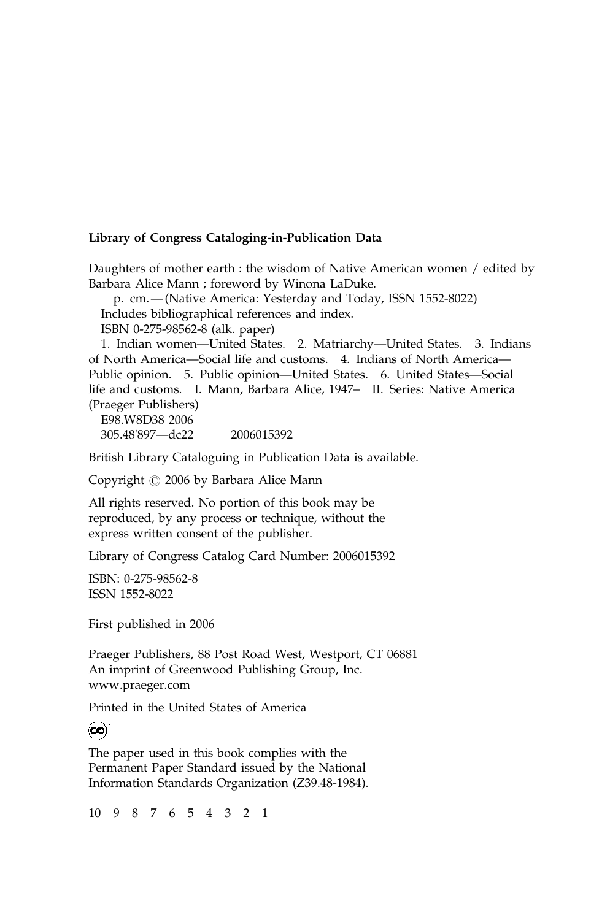**Library of Congress Cataloging-in-Publication Data**

Daughters of mother earth : the wisdom of Native American women / edited by Barbara Alice Mann ; foreword by Winona LaDuke.

p. cm.—(Native America: Yesterday and Today, ISSN 1552-8022)

Includes bibliographical references and index.

ISBN 0-275-98562-8 (alk. paper)

1. Indian women—United States. 2. Matriarchy—United States. 3. Indians of North America—Social life and customs. 4. Indians of North America—Public opinion. 5. Public opinion—United States. 6. United States—Social life and customs. I. Mann, Barbara Alice, 1947– II. Series: Native America (Praeger Publishers)

E98.W8D38 2006

305.48'897—dc22 2006015392

British Library Cataloguing in Publication Data is available.

Copyright © 2006 by Barbara Alice Mann

All rights reserved. No portion of this book may be reproduced, by any process or technique, without the express written consent of the publisher.

Library of Congress Catalog Card Number: 2006015392

ISBN: 0-275-98562-8
ISSN 1552-8022

First published in 2006

Praeger Publishers, 88 Post Road West, Westport, CT 06881
An imprint of Greenwood Publishing Group, Inc.
www.praeger.com

Printed in the United States of America

The paper used in this book complies with the Permanent Paper Standard issued by the National Information Standards Organization (Z39.48-1984).

10 9 8 7 6 5 4 3 2 1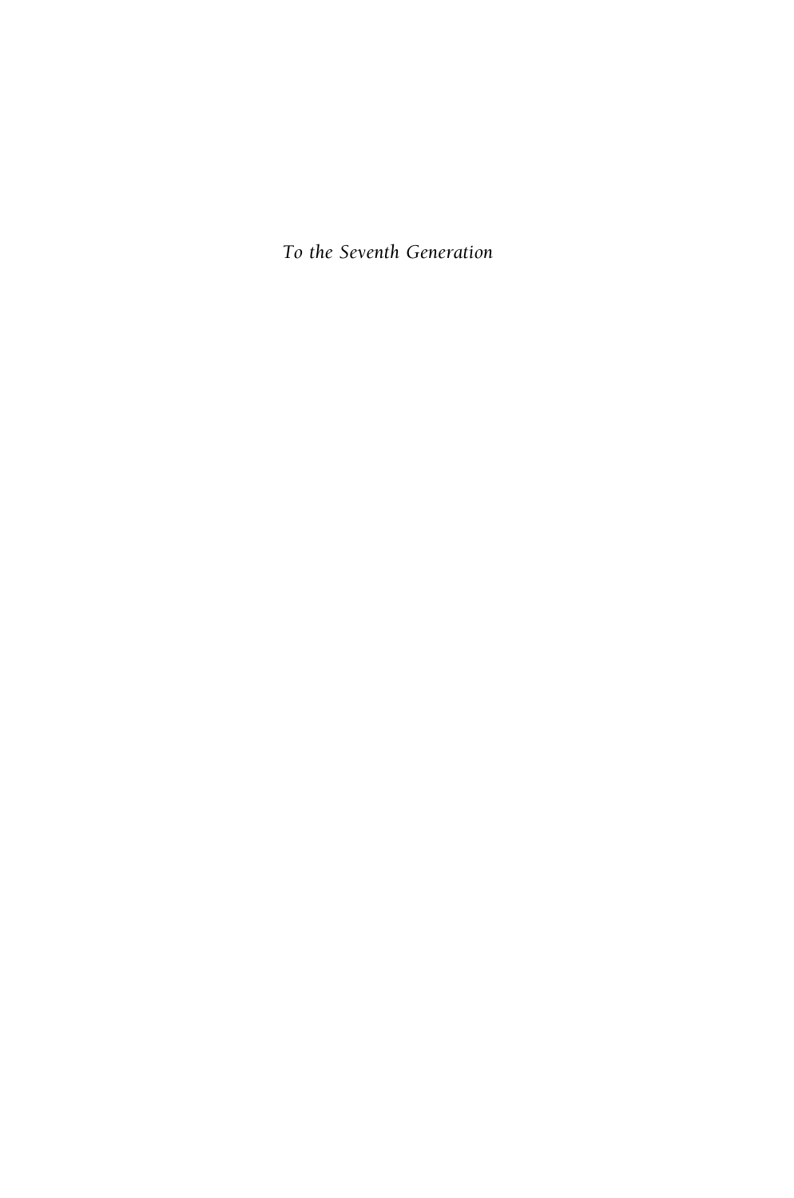*To the Seventh Generation*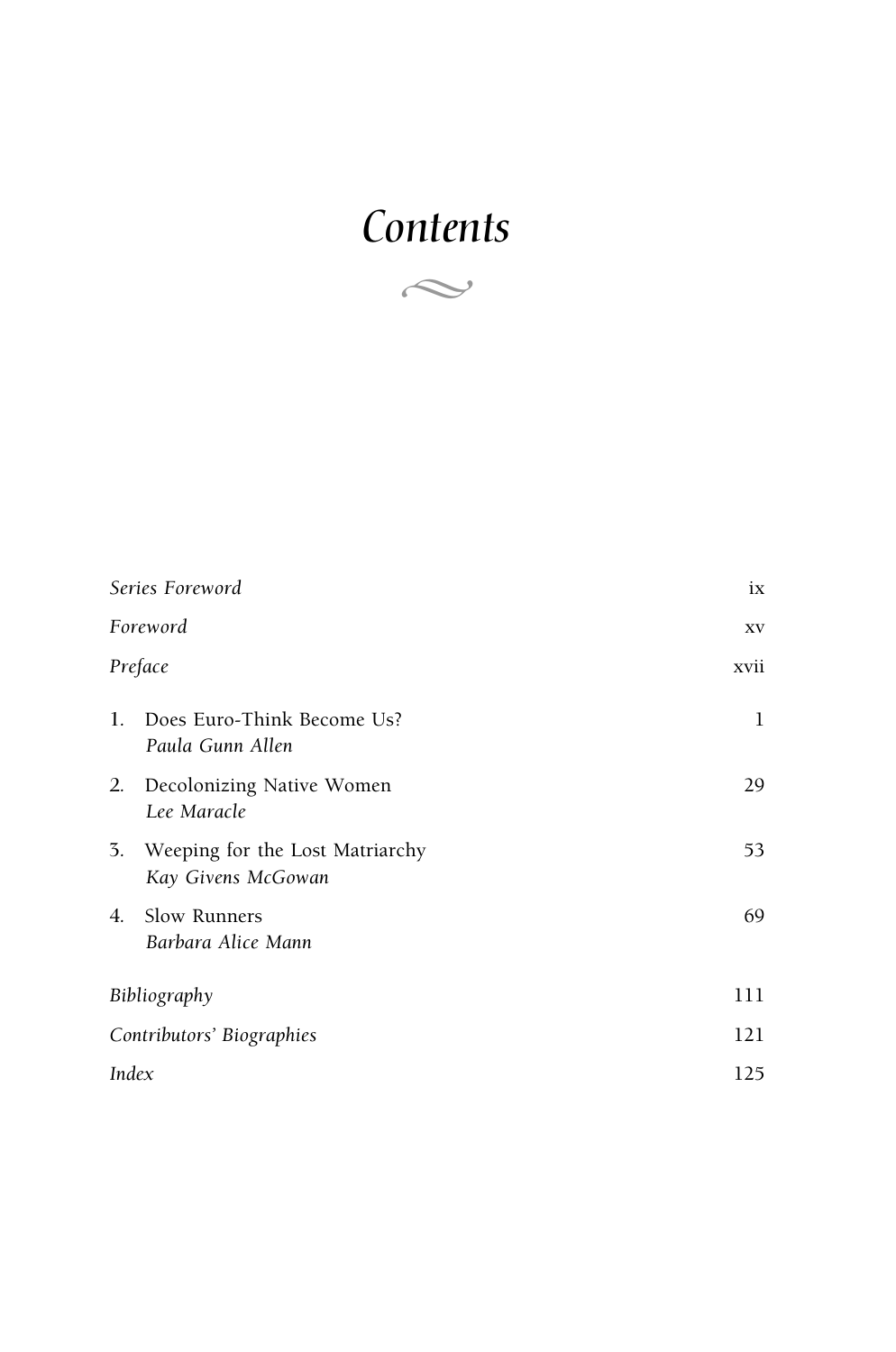# Contents

| | |
|---|---|
| *Series Foreword* | ix |
| *Foreword* | xv |
| *Preface* | xvii |
| 1. Does Euro-Think Become Us? *Paula Gunn Allen* | 1 |
| 2. Decolonizing Native Women *Lee Maracle* | 29 |
| 3. Weeping for the Lost Matriarchy *Kay Givens McGowan* | 53 |
| 4. Slow Runners *Barbara Alice Mann* | 69 |
| *Bibliography* | 111 |
| *Contributors' Biographies* | 121 |
| *Index* | 125 |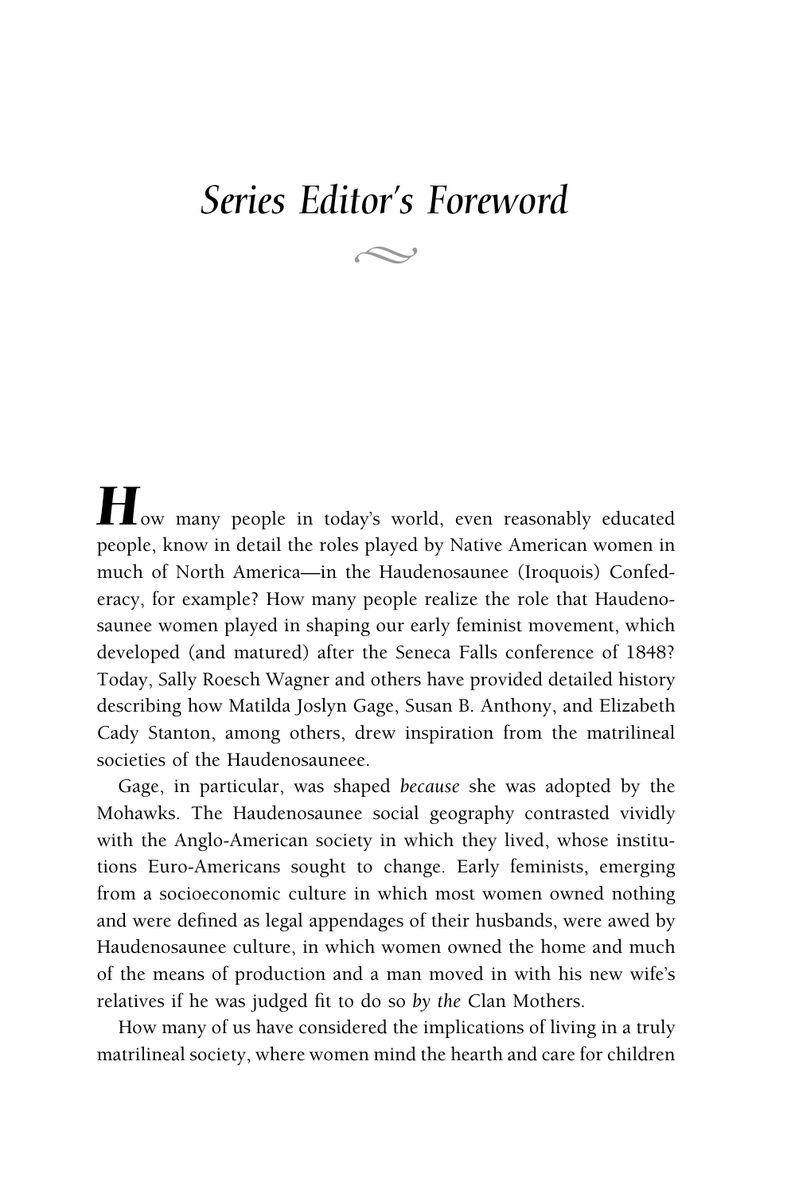# *Series Editor's Foreword*

How many people in today's world, even reasonably educated people, know in detail the roles played by Native American women in much of North America—in the Haudenosaunee (Iroquois) Confederacy, for example? How many people realize the role that Haudenosaunee women played in shaping our early feminist movement, which developed (and matured) after the Seneca Falls conference of 1848? Today, Sally Roesch Wagner and others have provided detailed history describing how Matilda Joslyn Gage, Susan B. Anthony, and Elizabeth Cady Stanton, among others, drew inspiration from the matrilineal societies of the Haudenosauneee.

Gage, in particular, was shaped *because* she was adopted by the Mohawks. The Haudenosaunee social geography contrasted vividly with the Anglo-American society in which they lived, whose institutions Euro-Americans sought to change. Early feminists, emerging from a socioeconomic culture in which most women owned nothing and were defined as legal appendages of their husbands, were awed by Haudenosaunee culture, in which women owned the home and much of the means of production and a man moved in with his new wife's relatives if he was judged fit to do so *by the* Clan Mothers.

How many of us have considered the implications of living in a truly matrilineal society, where women mind the hearth and care for children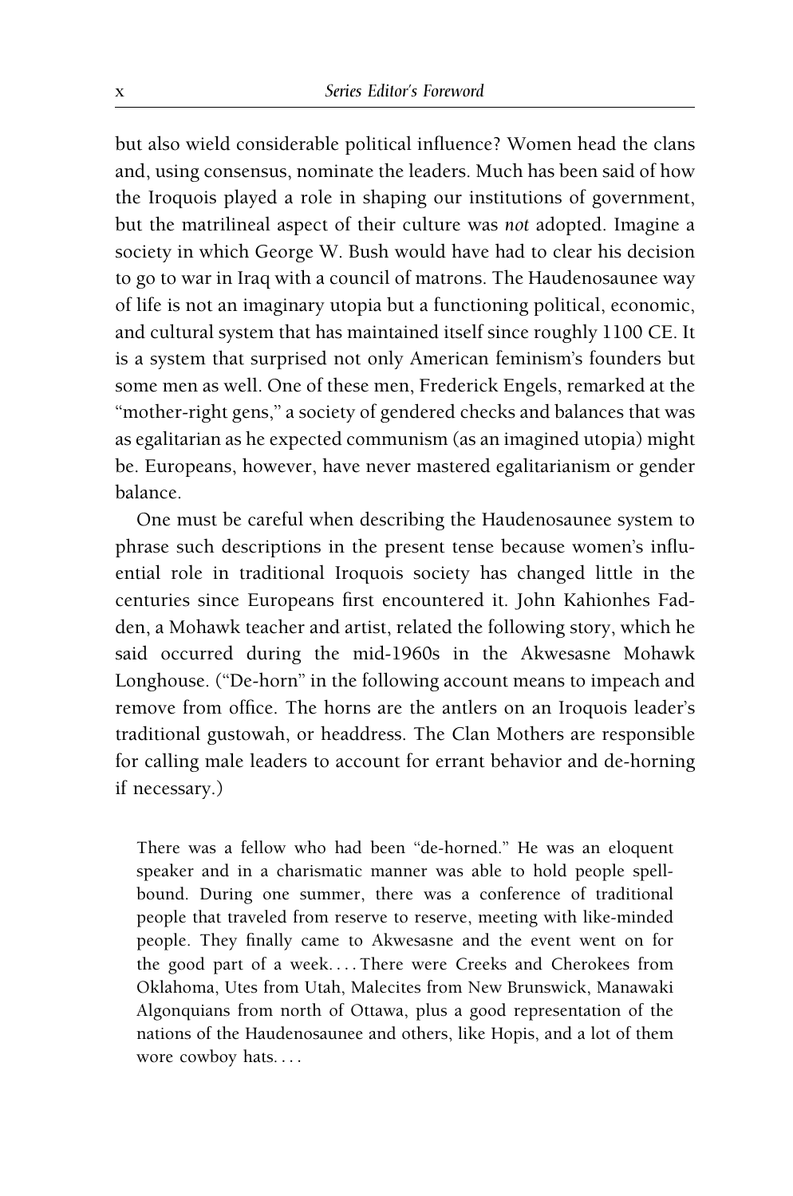but also wield considerable political influence? Women head the clans and, using consensus, nominate the leaders. Much has been said of how the Iroquois played a role in shaping our institutions of government, but the matrilineal aspect of their culture was *not* adopted. Imagine a society in which George W. Bush would have had to clear his decision to go to war in Iraq with a council of matrons. The Haudenosaunee way of life is not an imaginary utopia but a functioning political, economic, and cultural system that has maintained itself since roughly 1100 CE. It is a system that surprised not only American feminism's founders but some men as well. One of these men, Frederick Engels, remarked at the "mother-right gens," a society of gendered checks and balances that was as egalitarian as he expected communism (as an imagined utopia) might be. Europeans, however, have never mastered egalitarianism or gender balance.

One must be careful when describing the Haudenosaunee system to phrase such descriptions in the present tense because women's influential role in traditional Iroquois society has changed little in the centuries since Europeans first encountered it. John Kahionhes Fadden, a Mohawk teacher and artist, related the following story, which he said occurred during the mid-1960s in the Akwesasne Mohawk Longhouse. ("De-horn" in the following account means to impeach and remove from office. The horns are the antlers on an Iroquois leader's traditional gustowah, or headdress. The Clan Mothers are responsible for calling male leaders to account for errant behavior and de-horning if necessary.)

> There was a fellow who had been "de-horned." He was an eloquent speaker and in a charismatic manner was able to hold people spellbound. During one summer, there was a conference of traditional people that traveled from reserve to reserve, meeting with like-minded people. They finally came to Akwesasne and the event went on for the good part of a week. . . . There were Creeks and Cherokees from Oklahoma, Utes from Utah, Malecites from New Brunswick, Manawaki Algonquians from north of Ottawa, plus a good representation of the nations of the Haudenosaunee and others, like Hopis, and a lot of them wore cowboy hats. . . .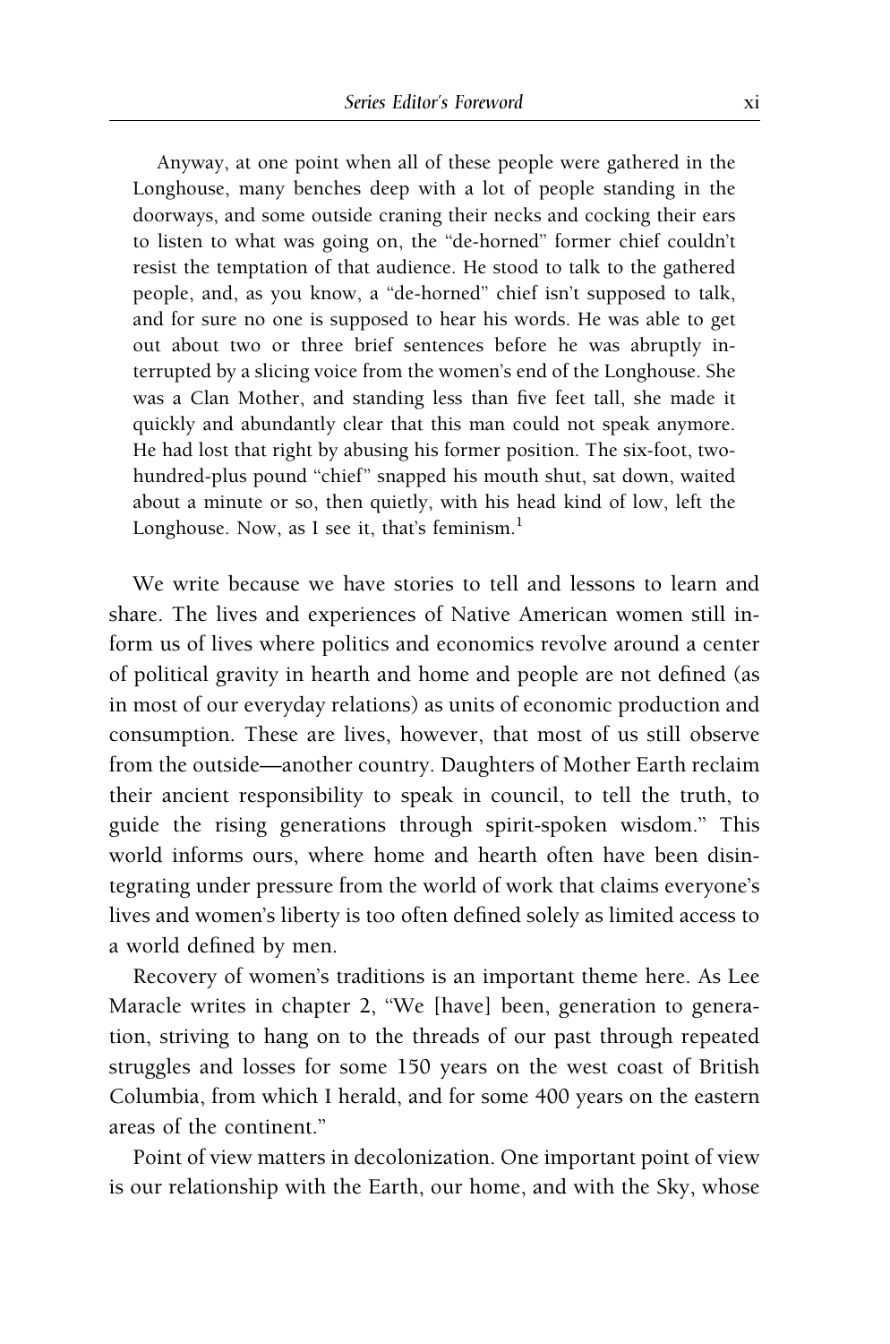> Anyway, at one point when all of these people were gathered in the Longhouse, many benches deep with a lot of people standing in the doorways, and some outside craning their necks and cocking their ears to listen to what was going on, the "de-horned" former chief couldn't resist the temptation of that audience. He stood to talk to the gathered people, and, as you know, a "de-horned" chief isn't supposed to talk, and for sure no one is supposed to hear his words. He was able to get out about two or three brief sentences before he was abruptly interrupted by a slicing voice from the women's end of the Longhouse. She was a Clan Mother, and standing less than five feet tall, she made it quickly and abundantly clear that this man could not speak anymore. He had lost that right by abusing his former position. The six-foot, two-hundred-plus pound "chief" snapped his mouth shut, sat down, waited about a minute or so, then quietly, with his head kind of low, left the Longhouse. Now, as I see it, that's feminism.[1]

We write because we have stories to tell and lessons to learn and share. The lives and experiences of Native American women still inform us of lives where politics and economics revolve around a center of political gravity in hearth and home and people are not defined (as in most of our everyday relations) as units of economic production and consumption. These are lives, however, that most of us still observe from the outside—another country. Daughters of Mother Earth reclaim their ancient responsibility to speak in council, to tell the truth, to guide the rising generations through spirit-spoken wisdom." This world informs ours, where home and hearth often have been disintegrating under pressure from the world of work that claims everyone's lives and women's liberty is too often defined solely as limited access to a world defined by men.

Recovery of women's traditions is an important theme here. As Lee Maracle writes in chapter 2, "We [have] been, generation to generation, striving to hang on to the threads of our past through repeated struggles and losses for some 150 years on the west coast of British Columbia, from which I herald, and for some 400 years on the eastern areas of the continent."

Point of view matters in decolonization. One important point of view is our relationship with the Earth, our home, and with the Sky, whose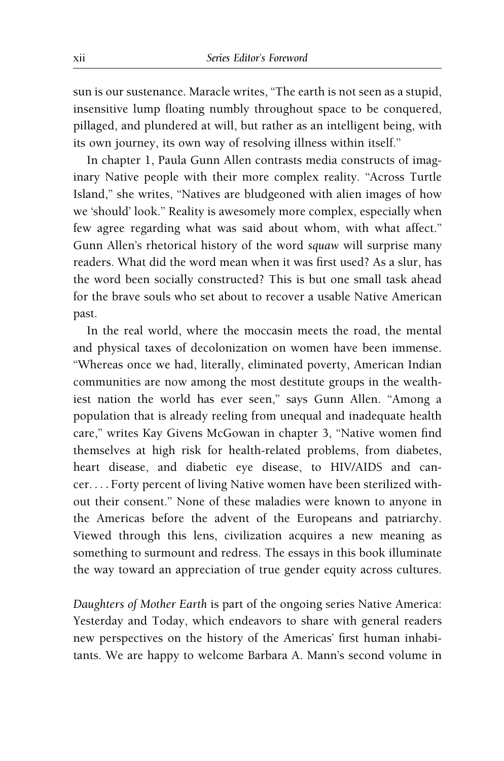sun is our sustenance. Maracle writes, "The earth is not seen as a stupid, insensitive lump floating numbly throughout space to be conquered, pillaged, and plundered at will, but rather as an intelligent being, with its own journey, its own way of resolving illness within itself."

In chapter 1, Paula Gunn Allen contrasts media constructs of imaginary Native people with their more complex reality. "Across Turtle Island," she writes, "Natives are bludgeoned with alien images of how we 'should' look." Reality is awesomely more complex, especially when few agree regarding what was said about whom, with what affect." Gunn Allen's rhetorical history of the word *squaw* will surprise many readers. What did the word mean when it was first used? As a slur, has the word been socially constructed? This is but one small task ahead for the brave souls who set about to recover a usable Native American past.

In the real world, where the moccasin meets the road, the mental and physical taxes of decolonization on women have been immense. "Whereas once we had, literally, eliminated poverty, American Indian communities are now among the most destitute groups in the wealthiest nation the world has ever seen," says Gunn Allen. "Among a population that is already reeling from unequal and inadequate health care," writes Kay Givens McGowan in chapter 3, "Native women find themselves at high risk for health-related problems, from diabetes, heart disease, and diabetic eye disease, to HIV/AIDS and cancer. . . . Forty percent of living Native women have been sterilized without their consent." None of these maladies were known to anyone in the Americas before the advent of the Europeans and patriarchy. Viewed through this lens, civilization acquires a new meaning as something to surmount and redress. The essays in this book illuminate the way toward an appreciation of true gender equity across cultures.

*Daughters of Mother Earth* is part of the ongoing series Native America: Yesterday and Today, which endeavors to share with general readers new perspectives on the history of the Americas' first human inhabitants. We are happy to welcome Barbara A. Mann's second volume in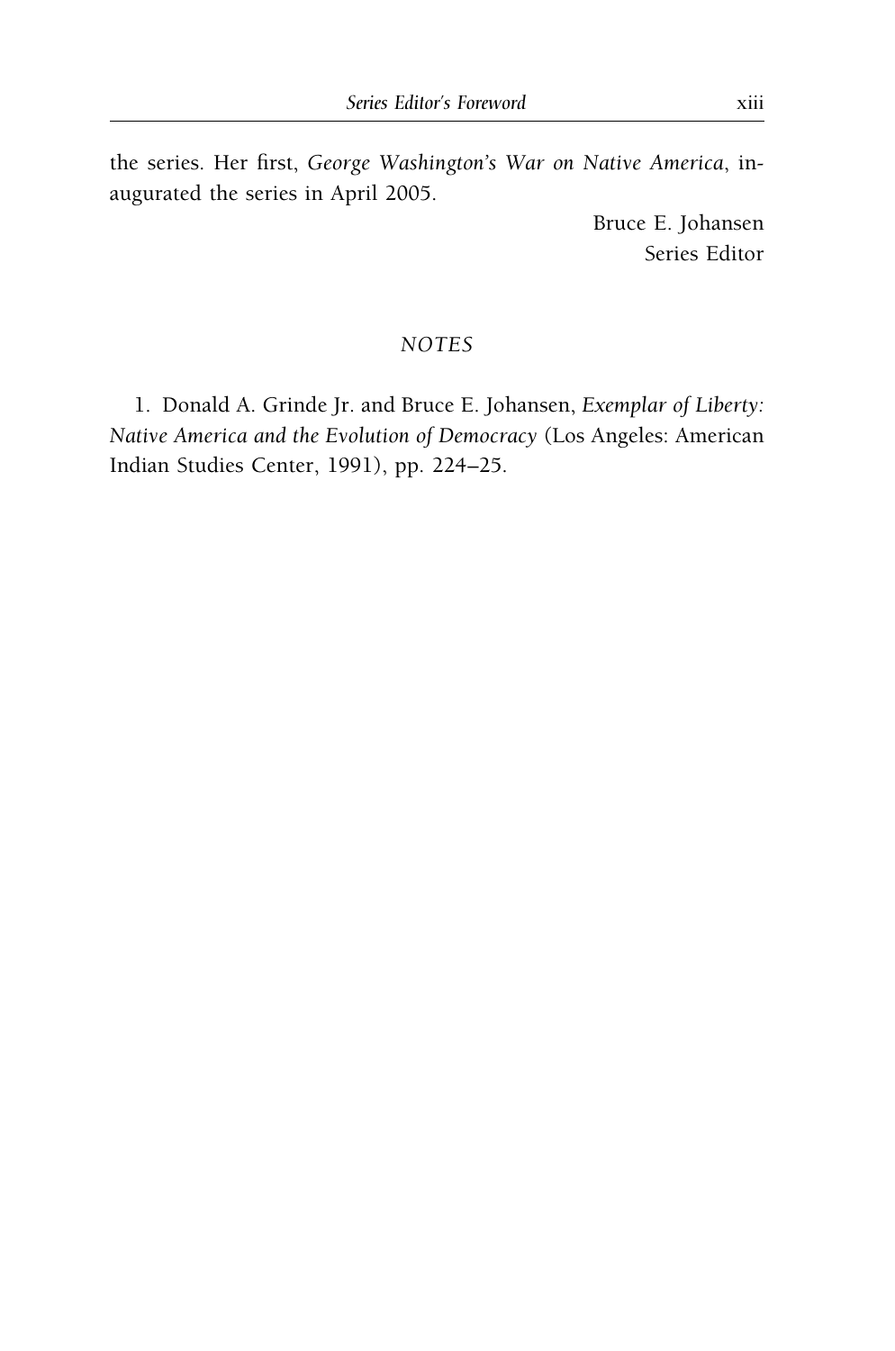the series. Her first, *George Washington's War on Native America*, inaugurated the series in April 2005.

Bruce E. Johansen
Series Editor

## *NOTES*

1. Donald A. Grinde Jr. and Bruce E. Johansen, *Exemplar of Liberty: Native America and the Evolution of Democracy* (Los Angeles: American Indian Studies Center, 1991), pp. 224–25.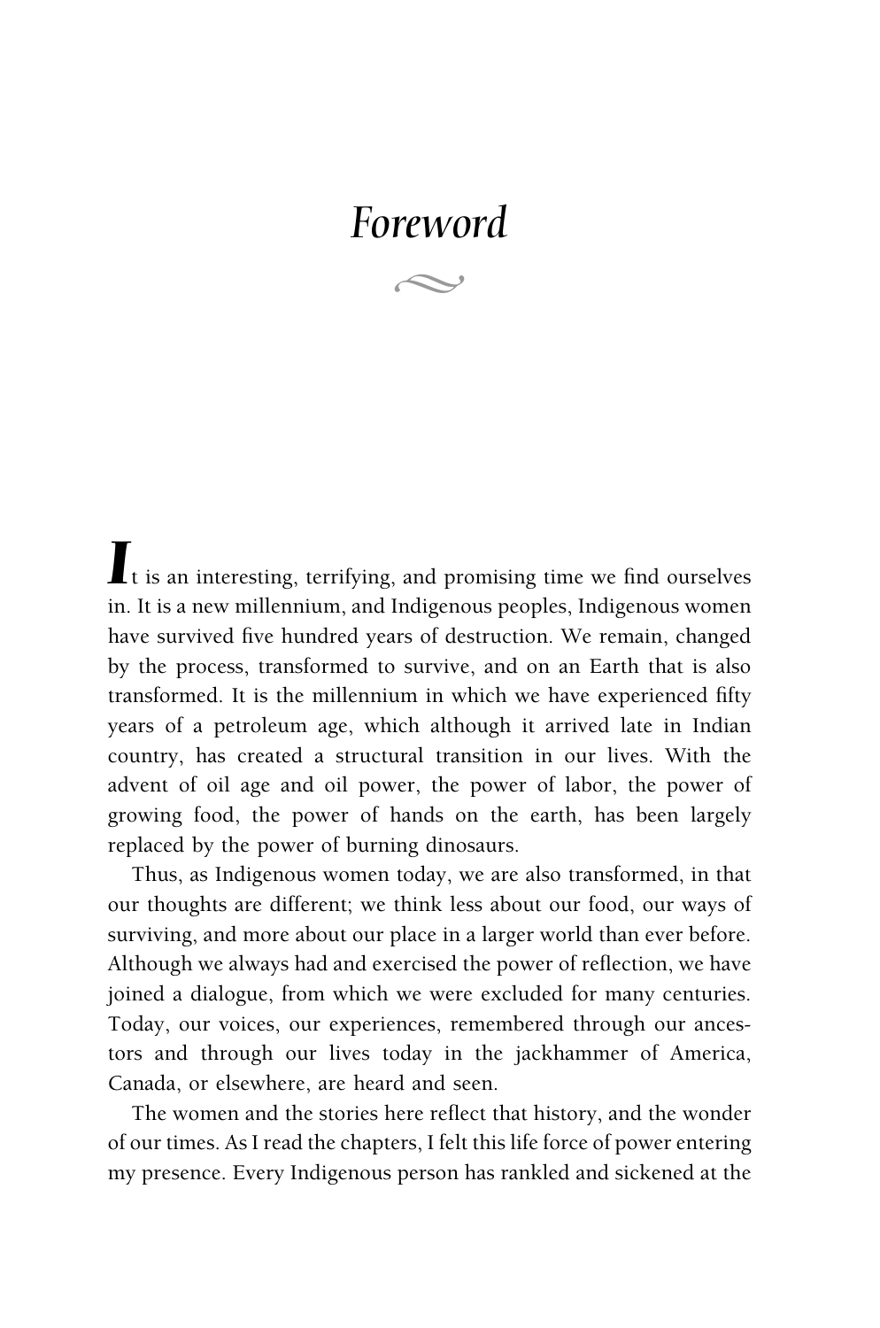# *Foreword*

It is an interesting, terrifying, and promising time we find ourselves in. It is a new millennium, and Indigenous peoples, Indigenous women have survived five hundred years of destruction. We remain, changed by the process, transformed to survive, and on an Earth that is also transformed. It is the millennium in which we have experienced fifty years of a petroleum age, which although it arrived late in Indian country, has created a structural transition in our lives. With the advent of oil age and oil power, the power of labor, the power of growing food, the power of hands on the earth, has been largely replaced by the power of burning dinosaurs.

Thus, as Indigenous women today, we are also transformed, in that our thoughts are different; we think less about our food, our ways of surviving, and more about our place in a larger world than ever before. Although we always had and exercised the power of reflection, we have joined a dialogue, from which we were excluded for many centuries. Today, our voices, our experiences, remembered through our ancestors and through our lives today in the jackhammer of America, Canada, or elsewhere, are heard and seen.

The women and the stories here reflect that history, and the wonder of our times. As I read the chapters, I felt this life force of power entering my presence. Every Indigenous person has rankled and sickened at the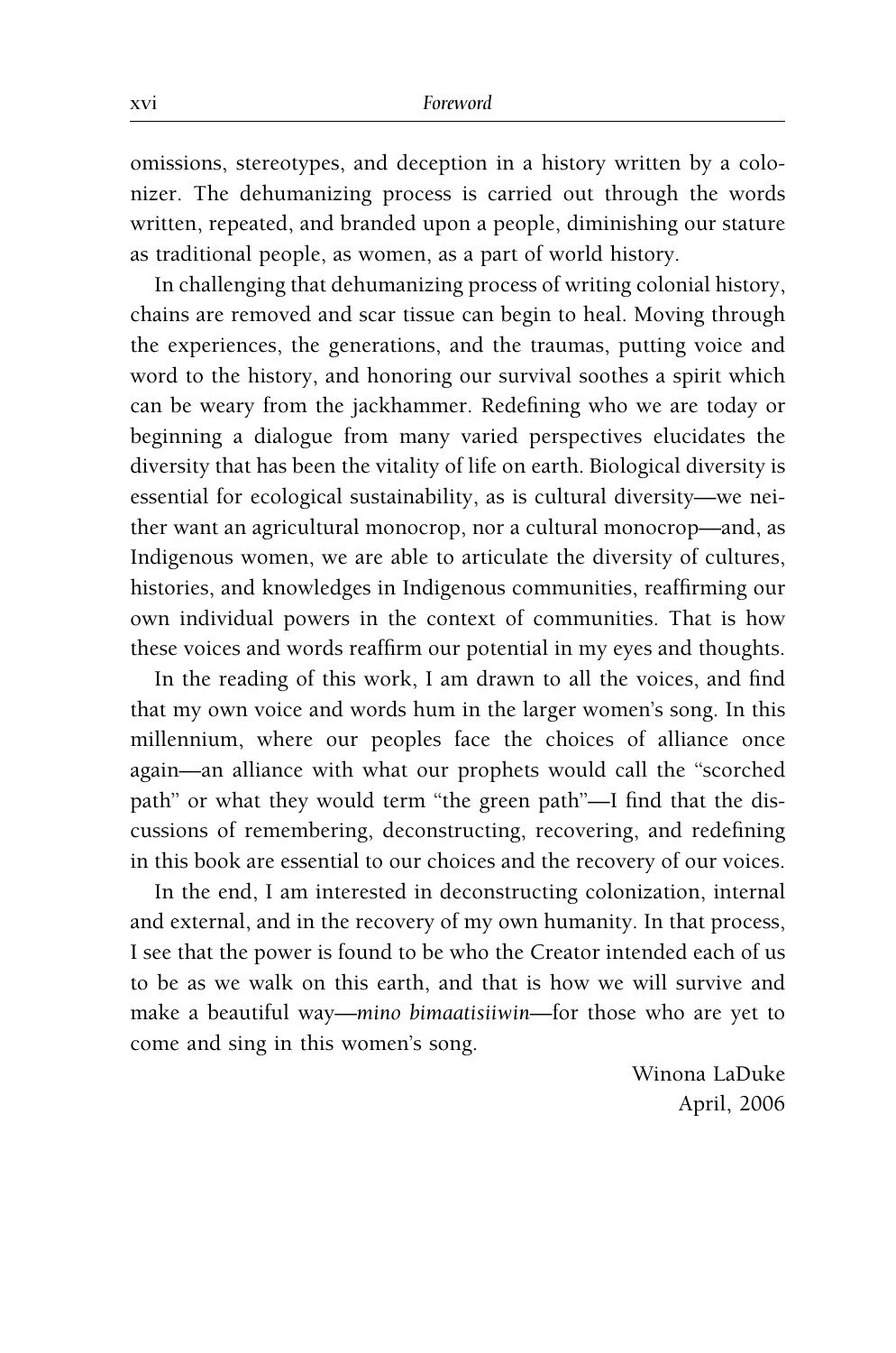omissions, stereotypes, and deception in a history written by a colonizer. The dehumanizing process is carried out through the words written, repeated, and branded upon a people, diminishing our stature as traditional people, as women, as a part of world history.

In challenging that dehumanizing process of writing colonial history, chains are removed and scar tissue can begin to heal. Moving through the experiences, the generations, and the traumas, putting voice and word to the history, and honoring our survival soothes a spirit which can be weary from the jackhammer. Redefining who we are today or beginning a dialogue from many varied perspectives elucidates the diversity that has been the vitality of life on earth. Biological diversity is essential for ecological sustainability, as is cultural diversity—we neither want an agricultural monocrop, nor a cultural monocrop—and, as Indigenous women, we are able to articulate the diversity of cultures, histories, and knowledges in Indigenous communities, reaffirming our own individual powers in the context of communities. That is how these voices and words reaffirm our potential in my eyes and thoughts.

In the reading of this work, I am drawn to all the voices, and find that my own voice and words hum in the larger women's song. In this millennium, where our peoples face the choices of alliance once again—an alliance with what our prophets would call the "scorched path" or what they would term "the green path"—I find that the discussions of remembering, deconstructing, recovering, and redefining in this book are essential to our choices and the recovery of our voices.

In the end, I am interested in deconstructing colonization, internal and external, and in the recovery of my own humanity. In that process, I see that the power is found to be who the Creator intended each of us to be as we walk on this earth, and that is how we will survive and make a beautiful way—*mino bimaatisiiwin*—for those who are yet to come and sing in this women's song.

Winona LaDuke
April, 2006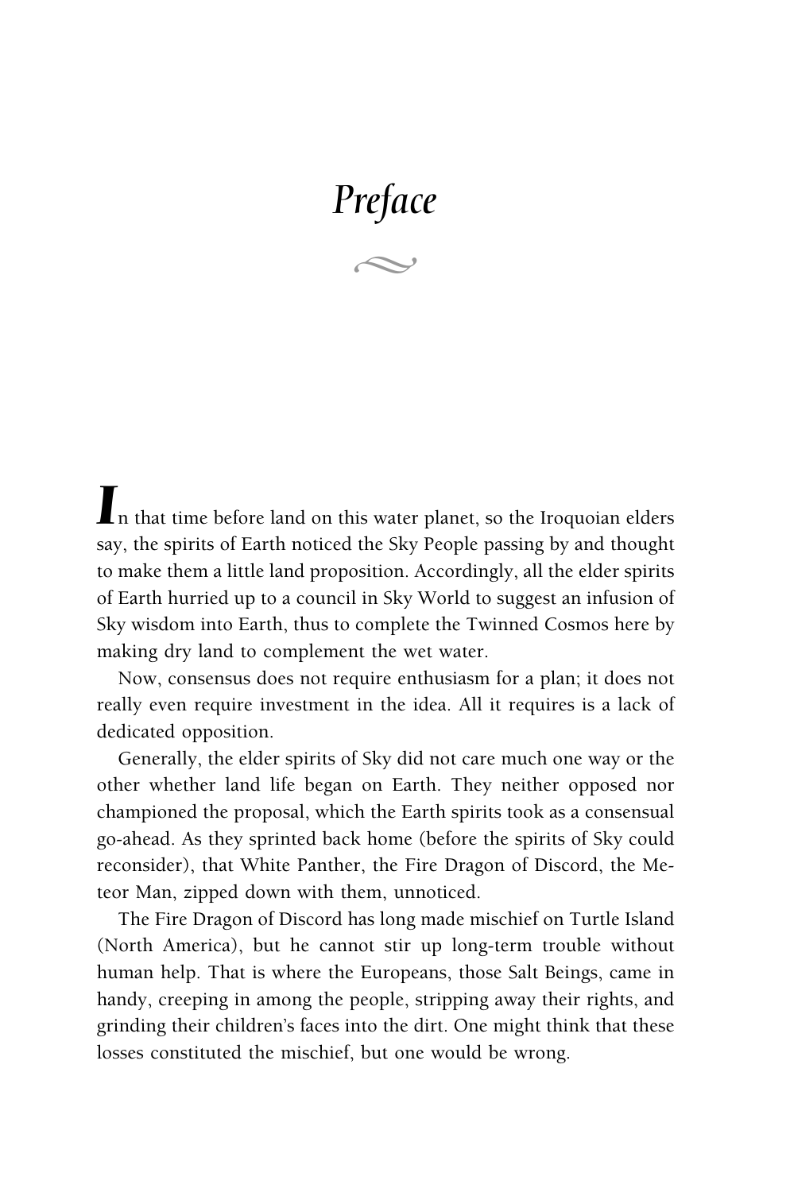# *Preface*

In that time before land on this water planet, so the Iroquoian elders say, the spirits of Earth noticed the Sky People passing by and thought to make them a little land proposition. Accordingly, all the elder spirits of Earth hurried up to a council in Sky World to suggest an infusion of Sky wisdom into Earth, thus to complete the Twinned Cosmos here by making dry land to complement the wet water.

Now, consensus does not require enthusiasm for a plan; it does not really even require investment in the idea. All it requires is a lack of dedicated opposition.

Generally, the elder spirits of Sky did not care much one way or the other whether land life began on Earth. They neither opposed nor championed the proposal, which the Earth spirits took as a consensual go-ahead. As they sprinted back home (before the spirits of Sky could reconsider), that White Panther, the Fire Dragon of Discord, the Meteor Man, zipped down with them, unnoticed.

The Fire Dragon of Discord has long made mischief on Turtle Island (North America), but he cannot stir up long-term trouble without human help. That is where the Europeans, those Salt Beings, came in handy, creeping in among the people, stripping away their rights, and grinding their children's faces into the dirt. One might think that these losses constituted the mischief, but one would be wrong.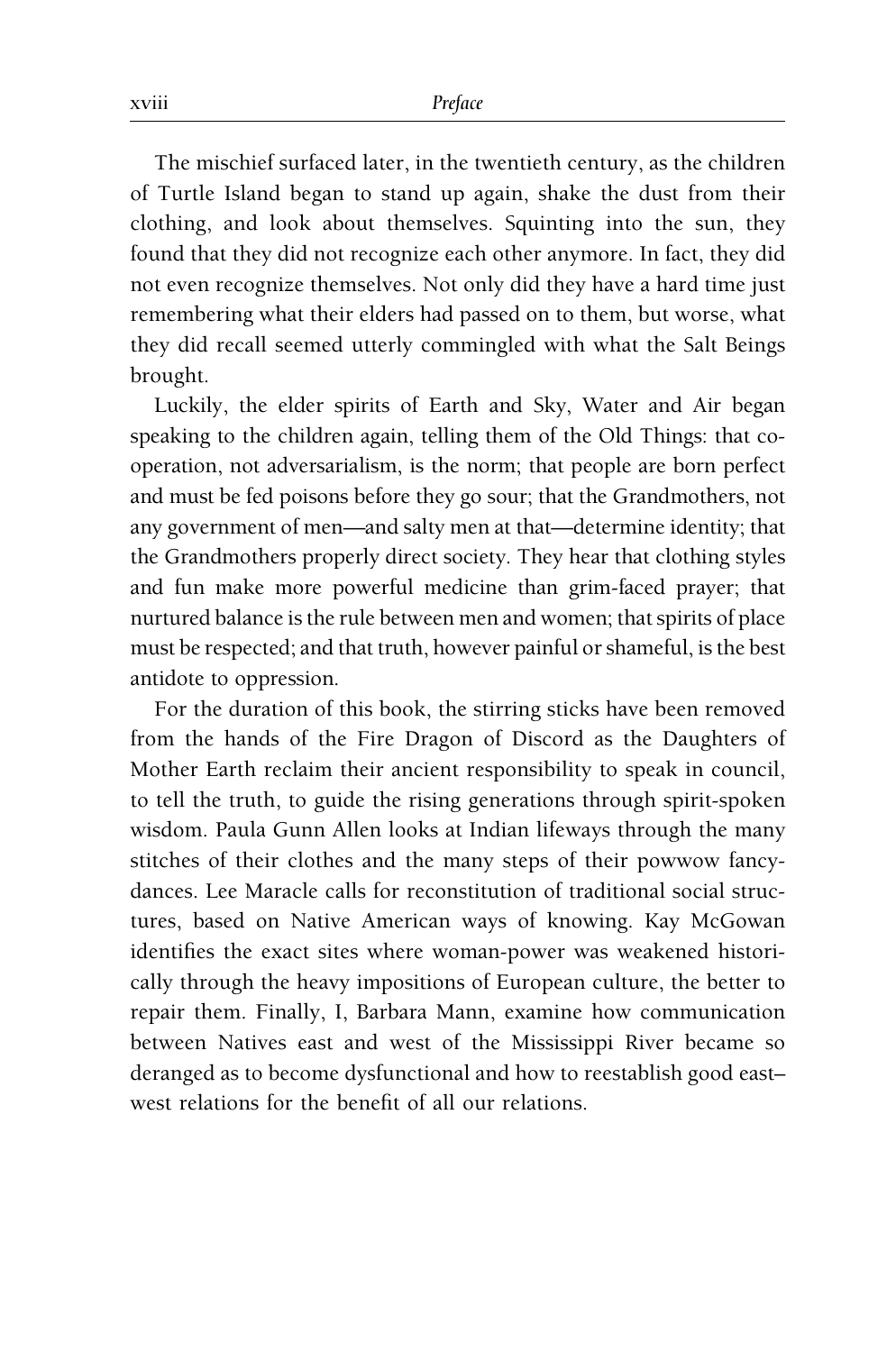The mischief surfaced later, in the twentieth century, as the children of Turtle Island began to stand up again, shake the dust from their clothing, and look about themselves. Squinting into the sun, they found that they did not recognize each other anymore. In fact, they did not even recognize themselves. Not only did they have a hard time just remembering what their elders had passed on to them, but worse, what they did recall seemed utterly commingled with what the Salt Beings brought.

Luckily, the elder spirits of Earth and Sky, Water and Air began speaking to the children again, telling them of the Old Things: that cooperation, not adversarialism, is the norm; that people are born perfect and must be fed poisons before they go sour; that the Grandmothers, not any government of men—and salty men at that—determine identity; that the Grandmothers properly direct society. They hear that clothing styles and fun make more powerful medicine than grim-faced prayer; that nurtured balance is the rule between men and women; that spirits of place must be respected; and that truth, however painful or shameful, is the best antidote to oppression.

For the duration of this book, the stirring sticks have been removed from the hands of the Fire Dragon of Discord as the Daughters of Mother Earth reclaim their ancient responsibility to speak in council, to tell the truth, to guide the rising generations through spirit-spoken wisdom. Paula Gunn Allen looks at Indian lifeways through the many stitches of their clothes and the many steps of their powwow fancy-dances. Lee Maracle calls for reconstitution of traditional social structures, based on Native American ways of knowing. Kay McGowan identifies the exact sites where woman-power was weakened historically through the heavy impositions of European culture, the better to repair them. Finally, I, Barbara Mann, examine how communication between Natives east and west of the Mississippi River became so deranged as to become dysfunctional and how to reestablish good east–west relations for the benefit of all our relations.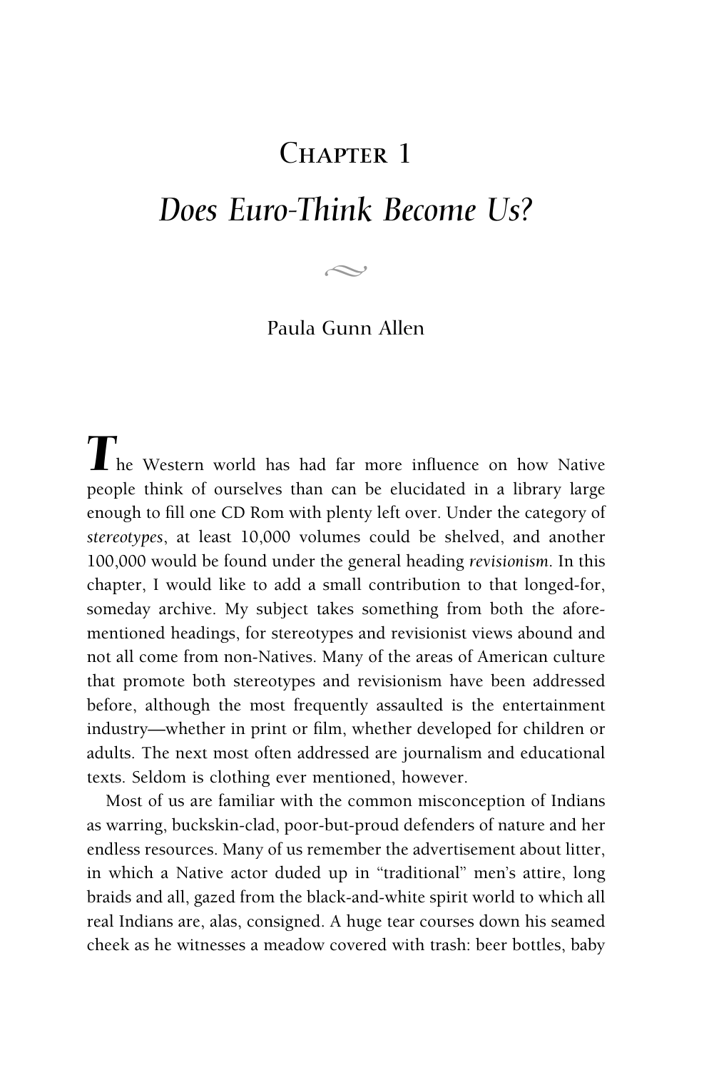# Chapter 1

## *Does Euro-Think Become Us?*

Paula Gunn Allen

The Western world has had far more influence on how Native people think of ourselves than can be elucidated in a library large enough to fill one CD Rom with plenty left over. Under the category of *stereotypes*, at least 10,000 volumes could be shelved, and another 100,000 would be found under the general heading *revisionism*. In this chapter, I would like to add a small contribution to that longed-for, someday archive. My subject takes something from both the aforementioned headings, for stereotypes and revisionist views abound and not all come from non-Natives. Many of the areas of American culture that promote both stereotypes and revisionism have been addressed before, although the most frequently assaulted is the entertainment industry—whether in print or film, whether developed for children or adults. The next most often addressed are journalism and educational texts. Seldom is clothing ever mentioned, however.

Most of us are familiar with the common misconception of Indians as warring, buckskin-clad, poor-but-proud defenders of nature and her endless resources. Many of us remember the advertisement about litter, in which a Native actor duded up in "traditional" men's attire, long braids and all, gazed from the black-and-white spirit world to which all real Indians are, alas, consigned. A huge tear courses down his seamed cheek as he witnesses a meadow covered with trash: beer bottles, baby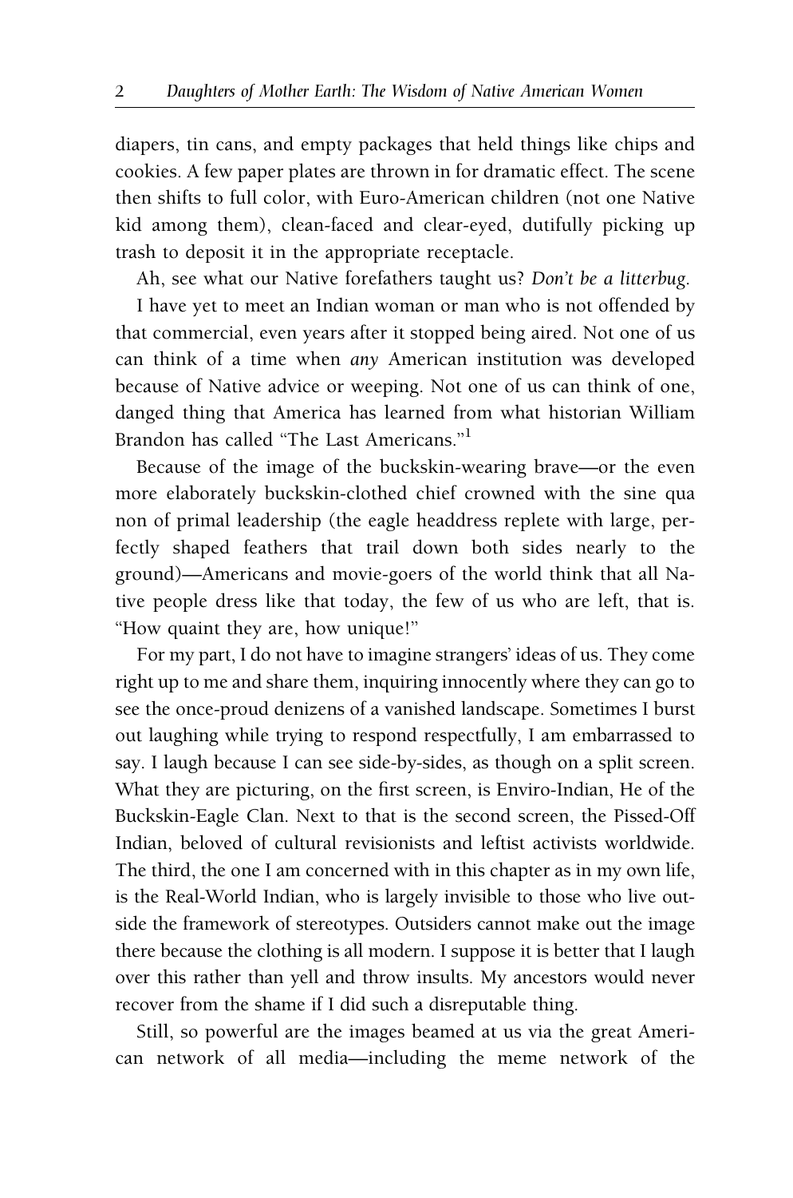diapers, tin cans, and empty packages that held things like chips and cookies. A few paper plates are thrown in for dramatic effect. The scene then shifts to full color, with Euro-American children (not one Native kid among them), clean-faced and clear-eyed, dutifully picking up trash to deposit it in the appropriate receptacle.

Ah, see what our Native forefathers taught us? *Don't be a litterbug.*

I have yet to meet an Indian woman or man who is not offended by that commercial, even years after it stopped being aired. Not one of us can think of a time when *any* American institution was developed because of Native advice or weeping. Not one of us can think of one, danged thing that America has learned from what historian William Brandon has called "The Last Americans."[1]

Because of the image of the buckskin-wearing brave—or the even more elaborately buckskin-clothed chief crowned with the sine qua non of primal leadership (the eagle headdress replete with large, perfectly shaped feathers that trail down both sides nearly to the ground)—Americans and movie-goers of the world think that all Native people dress like that today, the few of us who are left, that is. "How quaint they are, how unique!"

For my part, I do not have to imagine strangers' ideas of us. They come right up to me and share them, inquiring innocently where they can go to see the once-proud denizens of a vanished landscape. Sometimes I burst out laughing while trying to respond respectfully, I am embarrassed to say. I laugh because I can see side-by-sides, as though on a split screen. What they are picturing, on the first screen, is Enviro-Indian, He of the Buckskin-Eagle Clan. Next to that is the second screen, the Pissed-Off Indian, beloved of cultural revisionists and leftist activists worldwide. The third, the one I am concerned with in this chapter as in my own life, is the Real-World Indian, who is largely invisible to those who live outside the framework of stereotypes. Outsiders cannot make out the image there because the clothing is all modern. I suppose it is better that I laugh over this rather than yell and throw insults. My ancestors would never recover from the shame if I did such a disreputable thing.

Still, so powerful are the images beamed at us via the great American network of all media—including the meme network of the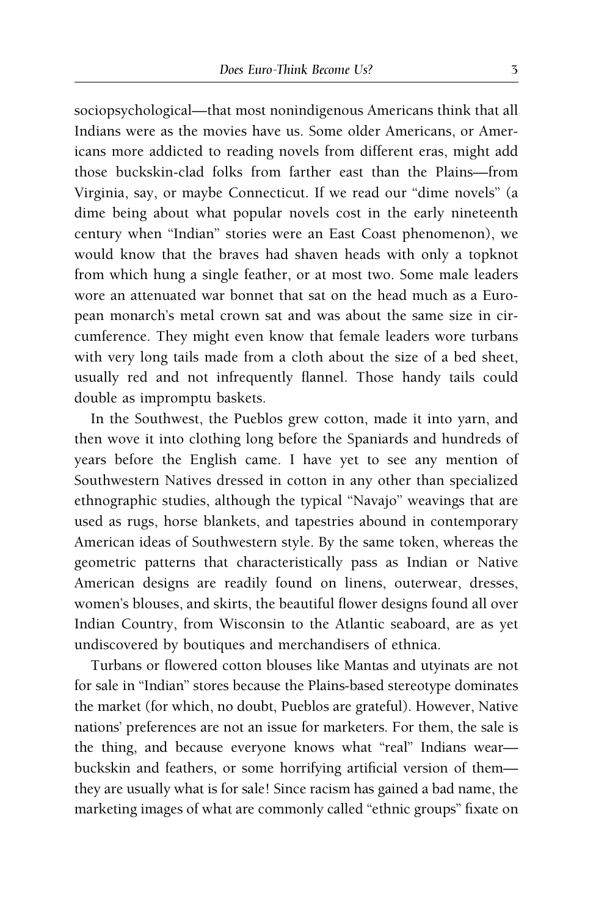sociopsychological—that most nonindigenous Americans think that all Indians were as the movies have us. Some older Americans, or Americans more addicted to reading novels from different eras, might add those buckskin-clad folks from farther east than the Plains—from Virginia, say, or maybe Connecticut. If we read our "dime novels" (a dime being about what popular novels cost in the early nineteenth century when "Indian" stories were an East Coast phenomenon), we would know that the braves had shaven heads with only a topknot from which hung a single feather, or at most two. Some male leaders wore an attenuated war bonnet that sat on the head much as a European monarch's metal crown sat and was about the same size in circumference. They might even know that female leaders wore turbans with very long tails made from a cloth about the size of a bed sheet, usually red and not infrequently flannel. Those handy tails could double as impromptu baskets.

In the Southwest, the Pueblos grew cotton, made it into yarn, and then wove it into clothing long before the Spaniards and hundreds of years before the English came. I have yet to see any mention of Southwestern Natives dressed in cotton in any other than specialized ethnographic studies, although the typical "Navajo" weavings that are used as rugs, horse blankets, and tapestries abound in contemporary American ideas of Southwestern style. By the same token, whereas the geometric patterns that characteristically pass as Indian or Native American designs are readily found on linens, outerwear, dresses, women's blouses, and skirts, the beautiful flower designs found all over Indian Country, from Wisconsin to the Atlantic seaboard, are as yet undiscovered by boutiques and merchandisers of ethnica.

Turbans or flowered cotton blouses like Mantas and utyinats are not for sale in "Indian" stores because the Plains-based stereotype dominates the market (for which, no doubt, Pueblos are grateful). However, Native nations' preferences are not an issue for marketers. For them, the sale is the thing, and because everyone knows what "real" Indians wear—buckskin and feathers, or some horrifying artificial version of them—they are usually what is for sale! Since racism has gained a bad name, the marketing images of what are commonly called "ethnic groups" fixate on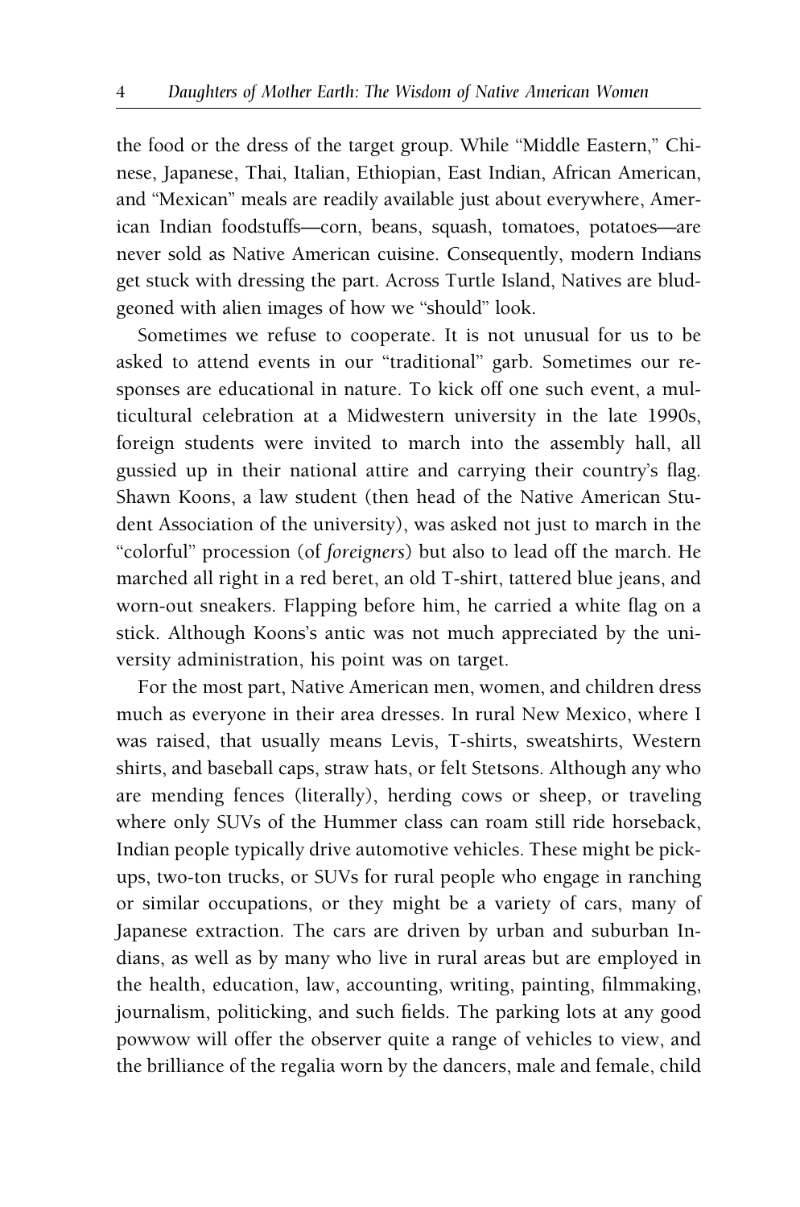the food or the dress of the target group. While "Middle Eastern," Chinese, Japanese, Thai, Italian, Ethiopian, East Indian, African American, and "Mexican" meals are readily available just about everywhere, American Indian foodstuffs—corn, beans, squash, tomatoes, potatoes—are never sold as Native American cuisine. Consequently, modern Indians get stuck with dressing the part. Across Turtle Island, Natives are bludgeoned with alien images of how we "should" look.

Sometimes we refuse to cooperate. It is not unusual for us to be asked to attend events in our "traditional" garb. Sometimes our responses are educational in nature. To kick off one such event, a multicultural celebration at a Midwestern university in the late 1990s, foreign students were invited to march into the assembly hall, all gussied up in their national attire and carrying their country's flag. Shawn Koons, a law student (then head of the Native American Student Association of the university), was asked not just to march in the "colorful" procession (of *foreigners*) but also to lead off the march. He marched all right in a red beret, an old T-shirt, tattered blue jeans, and worn-out sneakers. Flapping before him, he carried a white flag on a stick. Although Koons's antic was not much appreciated by the university administration, his point was on target.

For the most part, Native American men, women, and children dress much as everyone in their area dresses. In rural New Mexico, where I was raised, that usually means Levis, T-shirts, sweatshirts, Western shirts, and baseball caps, straw hats, or felt Stetsons. Although any who are mending fences (literally), herding cows or sheep, or traveling where only SUVs of the Hummer class can roam still ride horseback, Indian people typically drive automotive vehicles. These might be pickups, two-ton trucks, or SUVs for rural people who engage in ranching or similar occupations, or they might be a variety of cars, many of Japanese extraction. The cars are driven by urban and suburban Indians, as well as by many who live in rural areas but are employed in the health, education, law, accounting, writing, painting, filmmaking, journalism, politicking, and such fields. The parking lots at any good powwow will offer the observer quite a range of vehicles to view, and the brilliance of the regalia worn by the dancers, male and female, child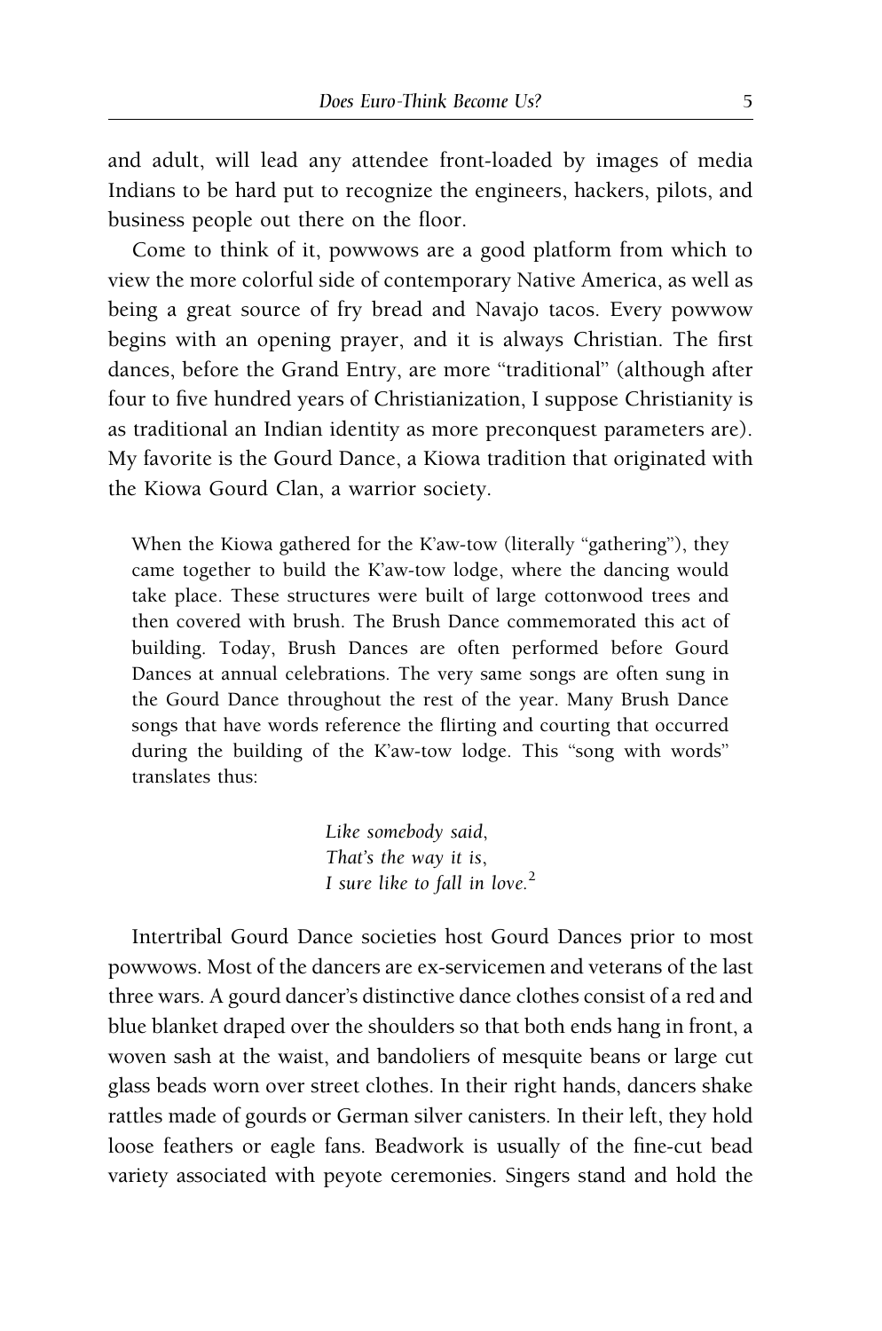and adult, will lead any attendee front-loaded by images of media Indians to be hard put to recognize the engineers, hackers, pilots, and business people out there on the floor.

Come to think of it, powwows are a good platform from which to view the more colorful side of contemporary Native America, as well as being a great source of fry bread and Navajo tacos. Every powwow begins with an opening prayer, and it is always Christian. The first dances, before the Grand Entry, are more "traditional" (although after four to five hundred years of Christianization, I suppose Christianity is as traditional an Indian identity as more preconquest parameters are). My favorite is the Gourd Dance, a Kiowa tradition that originated with the Kiowa Gourd Clan, a warrior society.

> When the Kiowa gathered for the K'aw-tow (literally "gathering"), they came together to build the K'aw-tow lodge, where the dancing would take place. These structures were built of large cottonwood trees and then covered with brush. The Brush Dance commemorated this act of building. Today, Brush Dances are often performed before Gourd Dances at annual celebrations. The very same songs are often sung in the Gourd Dance throughout the rest of the year. Many Brush Dance songs that have words reference the flirting and courting that occurred during the building of the K'aw-tow lodge. This "song with words" translates thus:
>
> *Like somebody said,*
> *That's the way it is,*
> *I sure like to fall in love.*[2]

Intertribal Gourd Dance societies host Gourd Dances prior to most powwows. Most of the dancers are ex-servicemen and veterans of the last three wars. A gourd dancer's distinctive dance clothes consist of a red and blue blanket draped over the shoulders so that both ends hang in front, a woven sash at the waist, and bandoliers of mesquite beans or large cut glass beads worn over street clothes. In their right hands, dancers shake rattles made of gourds or German silver canisters. In their left, they hold loose feathers or eagle fans. Beadwork is usually of the fine-cut bead variety associated with peyote ceremonies. Singers stand and hold the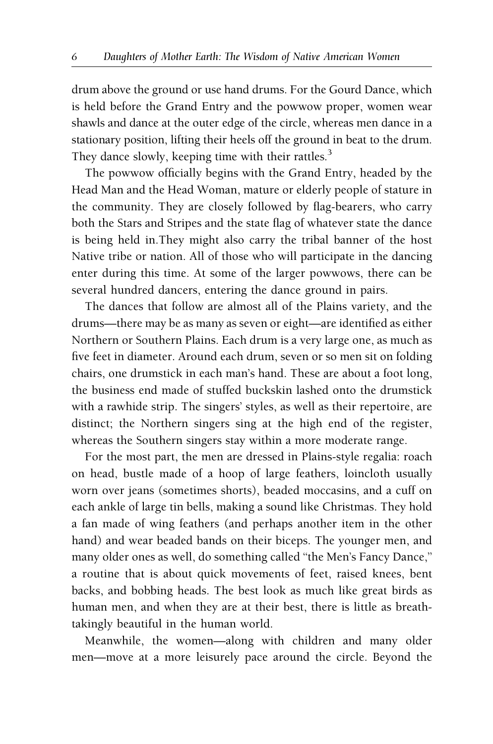drum above the ground or use hand drums. For the Gourd Dance, which is held before the Grand Entry and the powwow proper, women wear shawls and dance at the outer edge of the circle, whereas men dance in a stationary position, lifting their heels off the ground in beat to the drum. They dance slowly, keeping time with their rattles.[3]

The powwow officially begins with the Grand Entry, headed by the Head Man and the Head Woman, mature or elderly people of stature in the community. They are closely followed by flag-bearers, who carry both the Stars and Stripes and the state flag of whatever state the dance is being held in.They might also carry the tribal banner of the host Native tribe or nation. All of those who will participate in the dancing enter during this time. At some of the larger powwows, there can be several hundred dancers, entering the dance ground in pairs.

The dances that follow are almost all of the Plains variety, and the drums—there may be as many as seven or eight—are identified as either Northern or Southern Plains. Each drum is a very large one, as much as five feet in diameter. Around each drum, seven or so men sit on folding chairs, one drumstick in each man's hand. These are about a foot long, the business end made of stuffed buckskin lashed onto the drumstick with a rawhide strip. The singers' styles, as well as their repertoire, are distinct; the Northern singers sing at the high end of the register, whereas the Southern singers stay within a more moderate range.

For the most part, the men are dressed in Plains-style regalia: roach on head, bustle made of a hoop of large feathers, loincloth usually worn over jeans (sometimes shorts), beaded moccasins, and a cuff on each ankle of large tin bells, making a sound like Christmas. They hold a fan made of wing feathers (and perhaps another item in the other hand) and wear beaded bands on their biceps. The younger men, and many older ones as well, do something called "the Men's Fancy Dance," a routine that is about quick movements of feet, raised knees, bent backs, and bobbing heads. The best look as much like great birds as human men, and when they are at their best, there is little as breathtakingly beautiful in the human world.

Meanwhile, the women—along with children and many older men—move at a more leisurely pace around the circle. Beyond the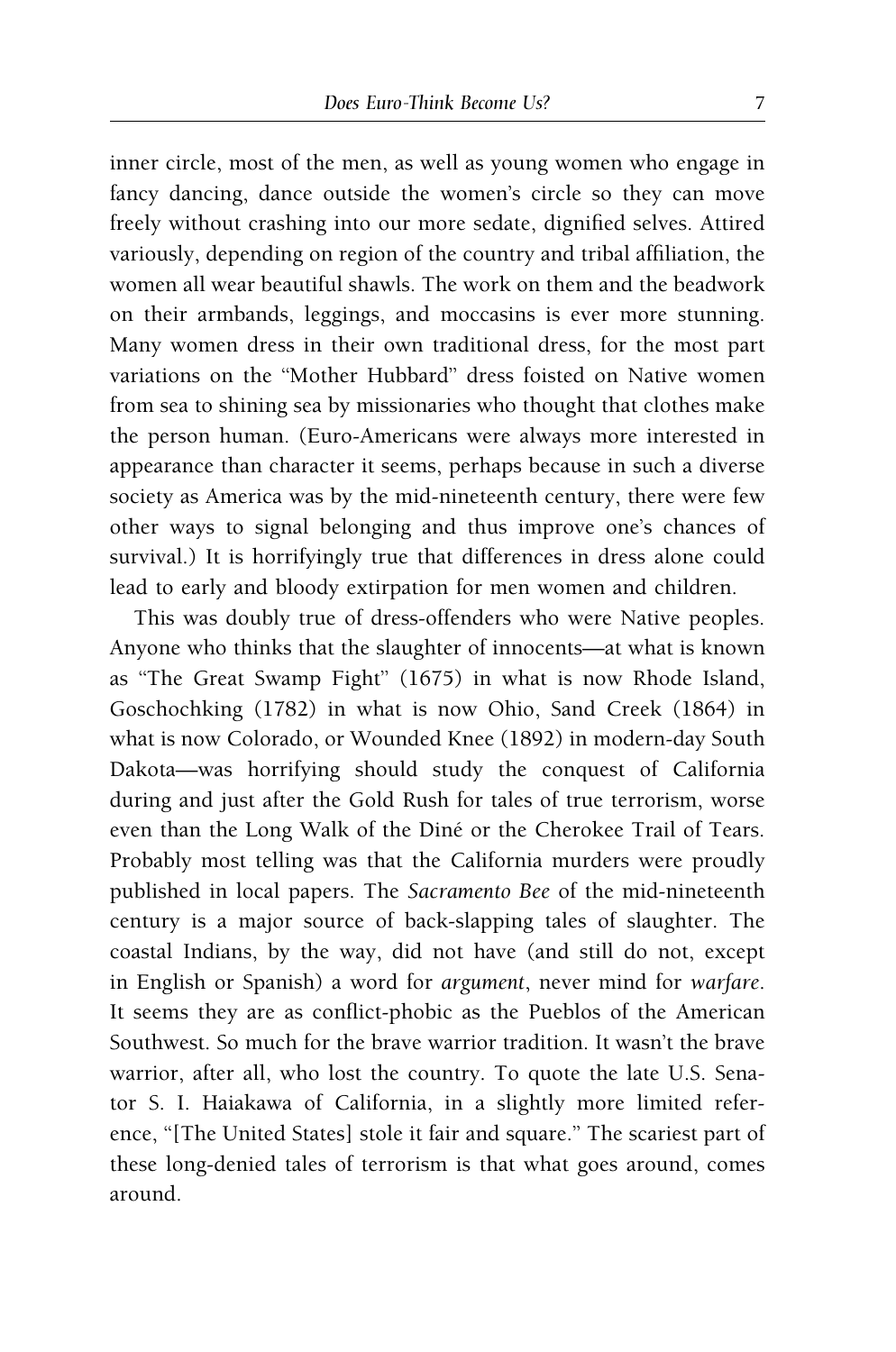inner circle, most of the men, as well as young women who engage in fancy dancing, dance outside the women's circle so they can move freely without crashing into our more sedate, dignified selves. Attired variously, depending on region of the country and tribal affiliation, the women all wear beautiful shawls. The work on them and the beadwork on their armbands, leggings, and moccasins is ever more stunning. Many women dress in their own traditional dress, for the most part variations on the "Mother Hubbard" dress foisted on Native women from sea to shining sea by missionaries who thought that clothes make the person human. (Euro-Americans were always more interested in appearance than character it seems, perhaps because in such a diverse society as America was by the mid-nineteenth century, there were few other ways to signal belonging and thus improve one's chances of survival.) It is horrifyingly true that differences in dress alone could lead to early and bloody extirpation for men women and children.

This was doubly true of dress-offenders who were Native peoples. Anyone who thinks that the slaughter of innocents—at what is known as "The Great Swamp Fight" (1675) in what is now Rhode Island, Goschochking (1782) in what is now Ohio, Sand Creek (1864) in what is now Colorado, or Wounded Knee (1892) in modern-day South Dakota—was horrifying should study the conquest of California during and just after the Gold Rush for tales of true terrorism, worse even than the Long Walk of the Diné or the Cherokee Trail of Tears. Probably most telling was that the California murders were proudly published in local papers. The *Sacramento Bee* of the mid-nineteenth century is a major source of back-slapping tales of slaughter. The coastal Indians, by the way, did not have (and still do not, except in English or Spanish) a word for *argument*, never mind for *warfare*. It seems they are as conflict-phobic as the Pueblos of the American Southwest. So much for the brave warrior tradition. It wasn't the brave warrior, after all, who lost the country. To quote the late U.S. Senator S. I. Haiakawa of California, in a slightly more limited reference, "[The United States] stole it fair and square." The scariest part of these long-denied tales of terrorism is that what goes around, comes around.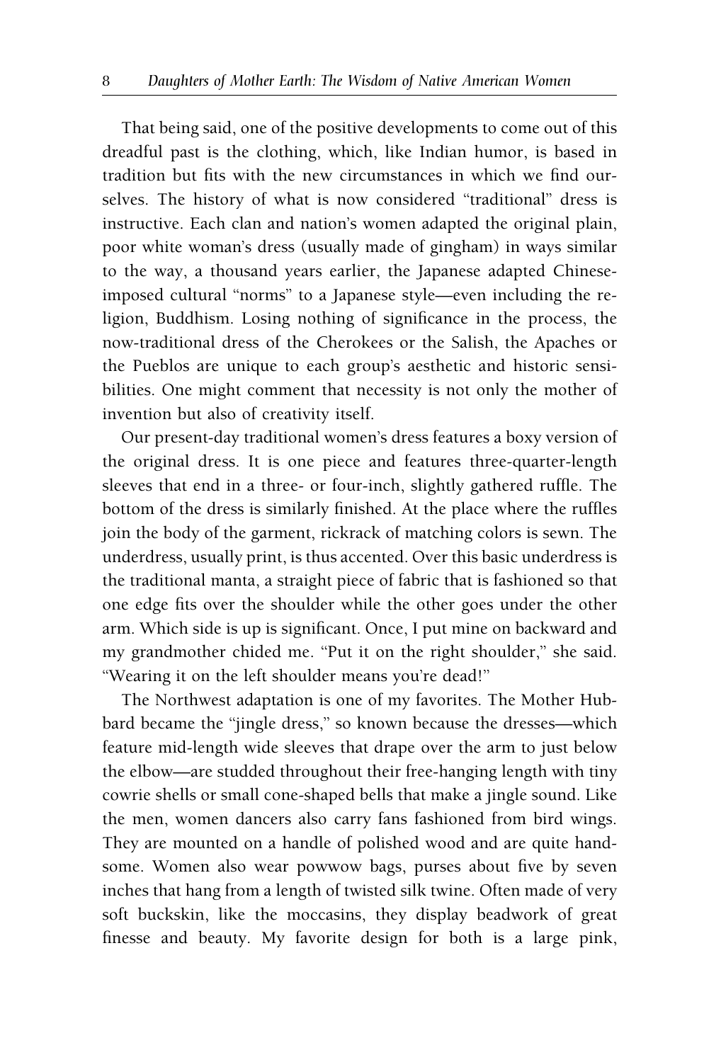That being said, one of the positive developments to come out of this dreadful past is the clothing, which, like Indian humor, is based in tradition but fits with the new circumstances in which we find ourselves. The history of what is now considered "traditional" dress is instructive. Each clan and nation's women adapted the original plain, poor white woman's dress (usually made of gingham) in ways similar to the way, a thousand years earlier, the Japanese adapted Chinese-imposed cultural "norms" to a Japanese style—even including the religion, Buddhism. Losing nothing of significance in the process, the now-traditional dress of the Cherokees or the Salish, the Apaches or the Pueblos are unique to each group's aesthetic and historic sensibilities. One might comment that necessity is not only the mother of invention but also of creativity itself.

Our present-day traditional women's dress features a boxy version of the original dress. It is one piece and features three-quarter-length sleeves that end in a three- or four-inch, slightly gathered ruffle. The bottom of the dress is similarly finished. At the place where the ruffles join the body of the garment, rickrack of matching colors is sewn. The underdress, usually print, is thus accented. Over this basic underdress is the traditional manta, a straight piece of fabric that is fashioned so that one edge fits over the shoulder while the other goes under the other arm. Which side is up is significant. Once, I put mine on backward and my grandmother chided me. "Put it on the right shoulder," she said. "Wearing it on the left shoulder means you're dead!"

The Northwest adaptation is one of my favorites. The Mother Hubbard became the "jingle dress," so known because the dresses—which feature mid-length wide sleeves that drape over the arm to just below the elbow—are studded throughout their free-hanging length with tiny cowrie shells or small cone-shaped bells that make a jingle sound. Like the men, women dancers also carry fans fashioned from bird wings. They are mounted on a handle of polished wood and are quite handsome. Women also wear powwow bags, purses about five by seven inches that hang from a length of twisted silk twine. Often made of very soft buckskin, like the moccasins, they display beadwork of great finesse and beauty. My favorite design for both is a large pink,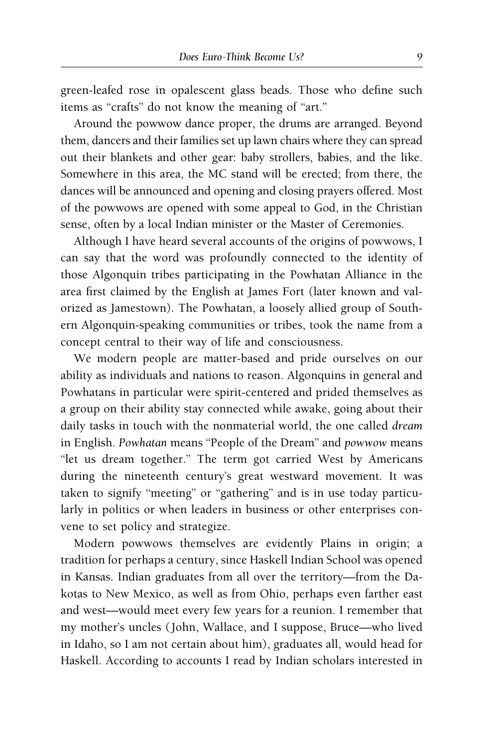green-leafed rose in opalescent glass beads. Those who define such items as "crafts" do not know the meaning of "art."

Around the powwow dance proper, the drums are arranged. Beyond them, dancers and their families set up lawn chairs where they can spread out their blankets and other gear: baby strollers, babies, and the like. Somewhere in this area, the MC stand will be erected; from there, the dances will be announced and opening and closing prayers offered. Most of the powwows are opened with some appeal to God, in the Christian sense, often by a local Indian minister or the Master of Ceremonies.

Although I have heard several accounts of the origins of powwows, I can say that the word was profoundly connected to the identity of those Algonquin tribes participating in the Powhatan Alliance in the area first claimed by the English at James Fort (later known and valorized as Jamestown). The Powhatan, a loosely allied group of Southern Algonquin-speaking communities or tribes, took the name from a concept central to their way of life and consciousness.

We modern people are matter-based and pride ourselves on our ability as individuals and nations to reason. Algonquins in general and Powhatans in particular were spirit-centered and prided themselves as a group on their ability stay connected while awake, going about their daily tasks in touch with the nonmaterial world, the one called *dream* in English. *Powhatan* means "People of the Dream" and *powwow* means "let us dream together." The term got carried West by Americans during the nineteenth century's great westward movement. It was taken to signify "meeting" or "gathering" and is in use today particularly in politics or when leaders in business or other enterprises convene to set policy and strategize.

Modern powwows themselves are evidently Plains in origin; a tradition for perhaps a century, since Haskell Indian School was opened in Kansas. Indian graduates from all over the territory—from the Dakotas to New Mexico, as well as from Ohio, perhaps even farther east and west—would meet every few years for a reunion. I remember that my mother's uncles (John, Wallace, and I suppose, Bruce—who lived in Idaho, so I am not certain about him), graduates all, would head for Haskell. According to accounts I read by Indian scholars interested in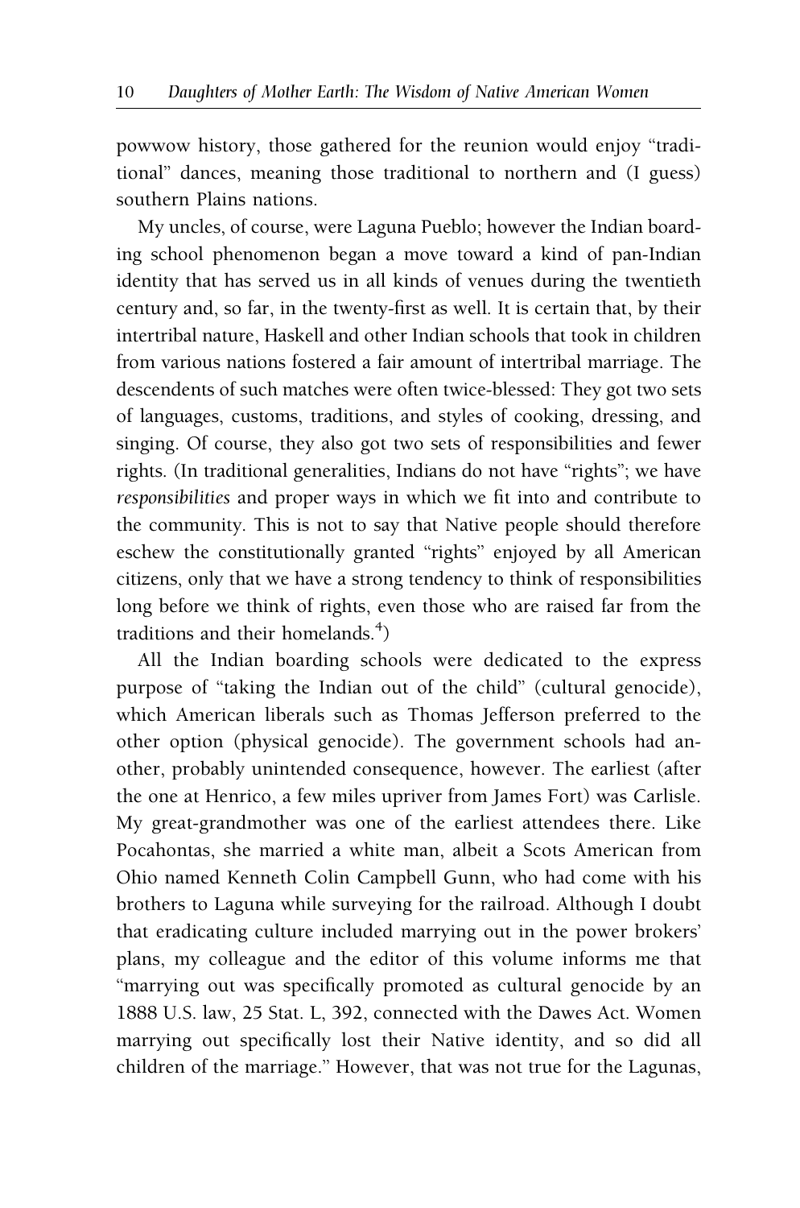powwow history, those gathered for the reunion would enjoy "traditional" dances, meaning those traditional to northern and (I guess) southern Plains nations.

My uncles, of course, were Laguna Pueblo; however the Indian boarding school phenomenon began a move toward a kind of pan-Indian identity that has served us in all kinds of venues during the twentieth century and, so far, in the twenty-first as well. It is certain that, by their intertribal nature, Haskell and other Indian schools that took in children from various nations fostered a fair amount of intertribal marriage. The descendents of such matches were often twice-blessed: They got two sets of languages, customs, traditions, and styles of cooking, dressing, and singing. Of course, they also got two sets of responsibilities and fewer rights. (In traditional generalities, Indians do not have "rights"; we have *responsibilities* and proper ways in which we fit into and contribute to the community. This is not to say that Native people should therefore eschew the constitutionally granted "rights" enjoyed by all American citizens, only that we have a strong tendency to think of responsibilities long before we think of rights, even those who are raised far from the traditions and their homelands.[4])

All the Indian boarding schools were dedicated to the express purpose of "taking the Indian out of the child" (cultural genocide), which American liberals such as Thomas Jefferson preferred to the other option (physical genocide). The government schools had another, probably unintended consequence, however. The earliest (after the one at Henrico, a few miles upriver from James Fort) was Carlisle. My great-grandmother was one of the earliest attendees there. Like Pocahontas, she married a white man, albeit a Scots American from Ohio named Kenneth Colin Campbell Gunn, who had come with his brothers to Laguna while surveying for the railroad. Although I doubt that eradicating culture included marrying out in the power brokers' plans, my colleague and the editor of this volume informs me that "marrying out was specifically promoted as cultural genocide by an 1888 U.S. law, 25 Stat. L, 392, connected with the Dawes Act. Women marrying out specifically lost their Native identity, and so did all children of the marriage." However, that was not true for the Lagunas,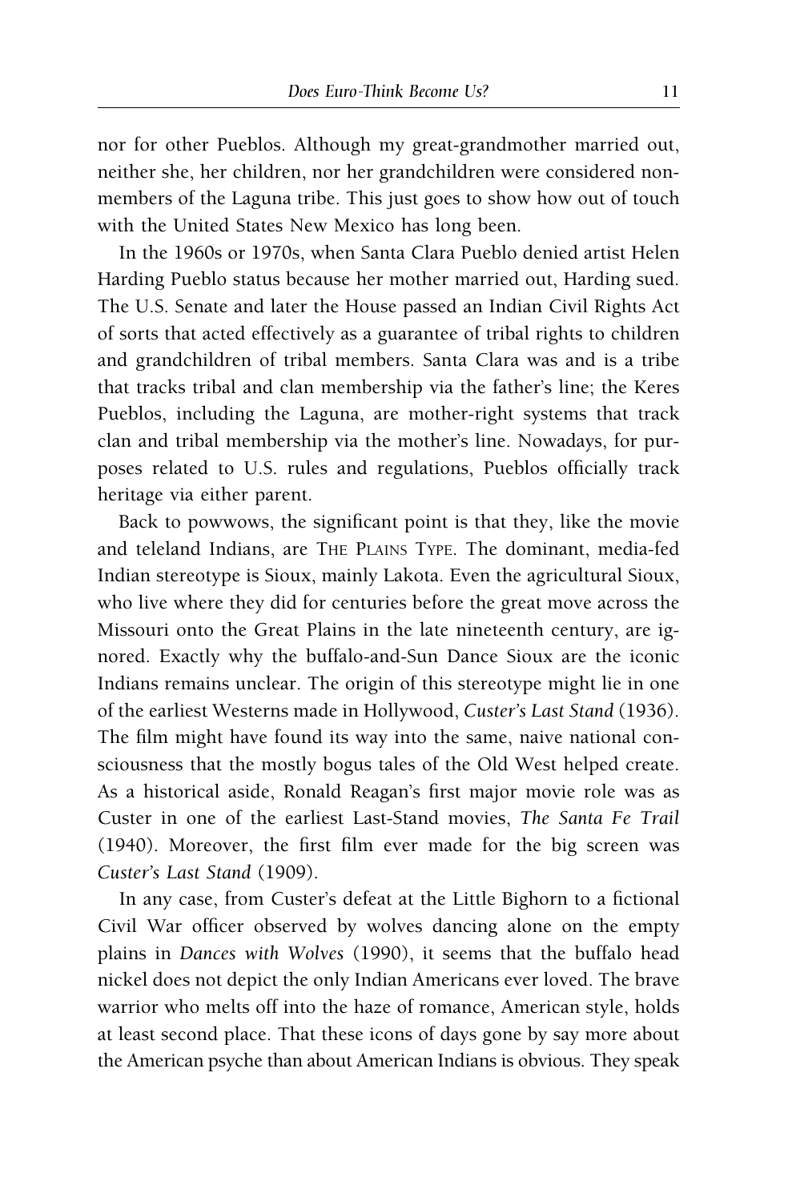nor for other Pueblos. Although my great-grandmother married out, neither she, her children, nor her grandchildren were considered nonmembers of the Laguna tribe. This just goes to show how out of touch with the United States New Mexico has long been.

In the 1960s or 1970s, when Santa Clara Pueblo denied artist Helen Harding Pueblo status because her mother married out, Harding sued. The U.S. Senate and later the House passed an Indian Civil Rights Act of sorts that acted effectively as a guarantee of tribal rights to children and grandchildren of tribal members. Santa Clara was and is a tribe that tracks tribal and clan membership via the father's line; the Keres Pueblos, including the Laguna, are mother-right systems that track clan and tribal membership via the mother's line. Nowadays, for purposes related to U.S. rules and regulations, Pueblos officially track heritage via either parent.

Back to powwows, the significant point is that they, like the movie and teleland Indians, are THE PLAINS TYPE. The dominant, media-fed Indian stereotype is Sioux, mainly Lakota. Even the agricultural Sioux, who live where they did for centuries before the great move across the Missouri onto the Great Plains in the late nineteenth century, are ignored. Exactly why the buffalo-and-Sun Dance Sioux are the iconic Indians remains unclear. The origin of this stereotype might lie in one of the earliest Westerns made in Hollywood, *Custer's Last Stand* (1936). The film might have found its way into the same, naive national consciousness that the mostly bogus tales of the Old West helped create. As a historical aside, Ronald Reagan's first major movie role was as Custer in one of the earliest Last-Stand movies, *The Santa Fe Trail* (1940). Moreover, the first film ever made for the big screen was *Custer's Last Stand* (1909).

In any case, from Custer's defeat at the Little Bighorn to a fictional Civil War officer observed by wolves dancing alone on the empty plains in *Dances with Wolves* (1990), it seems that the buffalo head nickel does not depict the only Indian Americans ever loved. The brave warrior who melts off into the haze of romance, American style, holds at least second place. That these icons of days gone by say more about the American psyche than about American Indians is obvious. They speak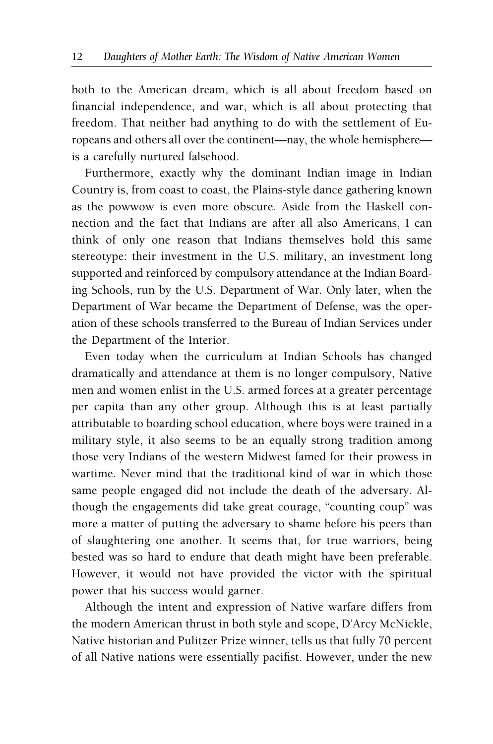both to the American dream, which is all about freedom based on financial independence, and war, which is all about protecting that freedom. That neither had anything to do with the settlement of Europeans and others all over the continent—nay, the whole hemisphere—is a carefully nurtured falsehood.

Furthermore, exactly why the dominant Indian image in Indian Country is, from coast to coast, the Plains-style dance gathering known as the powwow is even more obscure. Aside from the Haskell connection and the fact that Indians are after all also Americans, I can think of only one reason that Indians themselves hold this same stereotype: their investment in the U.S. military, an investment long supported and reinforced by compulsory attendance at the Indian Boarding Schools, run by the U.S. Department of War. Only later, when the Department of War became the Department of Defense, was the operation of these schools transferred to the Bureau of Indian Services under the Department of the Interior.

Even today when the curriculum at Indian Schools has changed dramatically and attendance at them is no longer compulsory, Native men and women enlist in the U.S. armed forces at a greater percentage per capita than any other group. Although this is at least partially attributable to boarding school education, where boys were trained in a military style, it also seems to be an equally strong tradition among those very Indians of the western Midwest famed for their prowess in wartime. Never mind that the traditional kind of war in which those same people engaged did not include the death of the adversary. Although the engagements did take great courage, "counting coup" was more a matter of putting the adversary to shame before his peers than of slaughtering one another. It seems that, for true warriors, being bested was so hard to endure that death might have been preferable. However, it would not have provided the victor with the spiritual power that his success would garner.

Although the intent and expression of Native warfare differs from the modern American thrust in both style and scope, D'Arcy McNickle, Native historian and Pulitzer Prize winner, tells us that fully 70 percent of all Native nations were essentially pacifist. However, under the new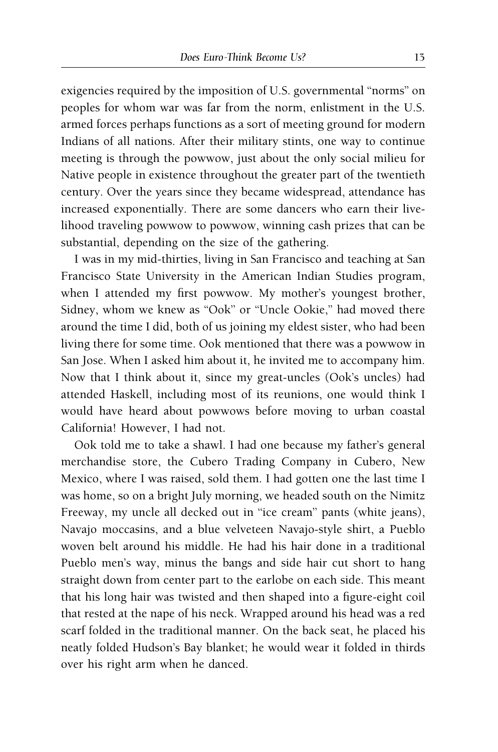exigencies required by the imposition of U.S. governmental "norms" on peoples for whom war was far from the norm, enlistment in the U.S. armed forces perhaps functions as a sort of meeting ground for modern Indians of all nations. After their military stints, one way to continue meeting is through the powwow, just about the only social milieu for Native people in existence throughout the greater part of the twentieth century. Over the years since they became widespread, attendance has increased exponentially. There are some dancers who earn their livelihood traveling powwow to powwow, winning cash prizes that can be substantial, depending on the size of the gathering.

I was in my mid-thirties, living in San Francisco and teaching at San Francisco State University in the American Indian Studies program, when I attended my first powwow. My mother's youngest brother, Sidney, whom we knew as "Ook" or "Uncle Ookie," had moved there around the time I did, both of us joining my eldest sister, who had been living there for some time. Ook mentioned that there was a powwow in San Jose. When I asked him about it, he invited me to accompany him. Now that I think about it, since my great-uncles (Ook's uncles) had attended Haskell, including most of its reunions, one would think I would have heard about powwows before moving to urban coastal California! However, I had not.

Ook told me to take a shawl. I had one because my father's general merchandise store, the Cubero Trading Company in Cubero, New Mexico, where I was raised, sold them. I had gotten one the last time I was home, so on a bright July morning, we headed south on the Nimitz Freeway, my uncle all decked out in "ice cream" pants (white jeans), Navajo moccasins, and a blue velveteen Navajo-style shirt, a Pueblo woven belt around his middle. He had his hair done in a traditional Pueblo men's way, minus the bangs and side hair cut short to hang straight down from center part to the earlobe on each side. This meant that his long hair was twisted and then shaped into a figure-eight coil that rested at the nape of his neck. Wrapped around his head was a red scarf folded in the traditional manner. On the back seat, he placed his neatly folded Hudson's Bay blanket; he would wear it folded in thirds over his right arm when he danced.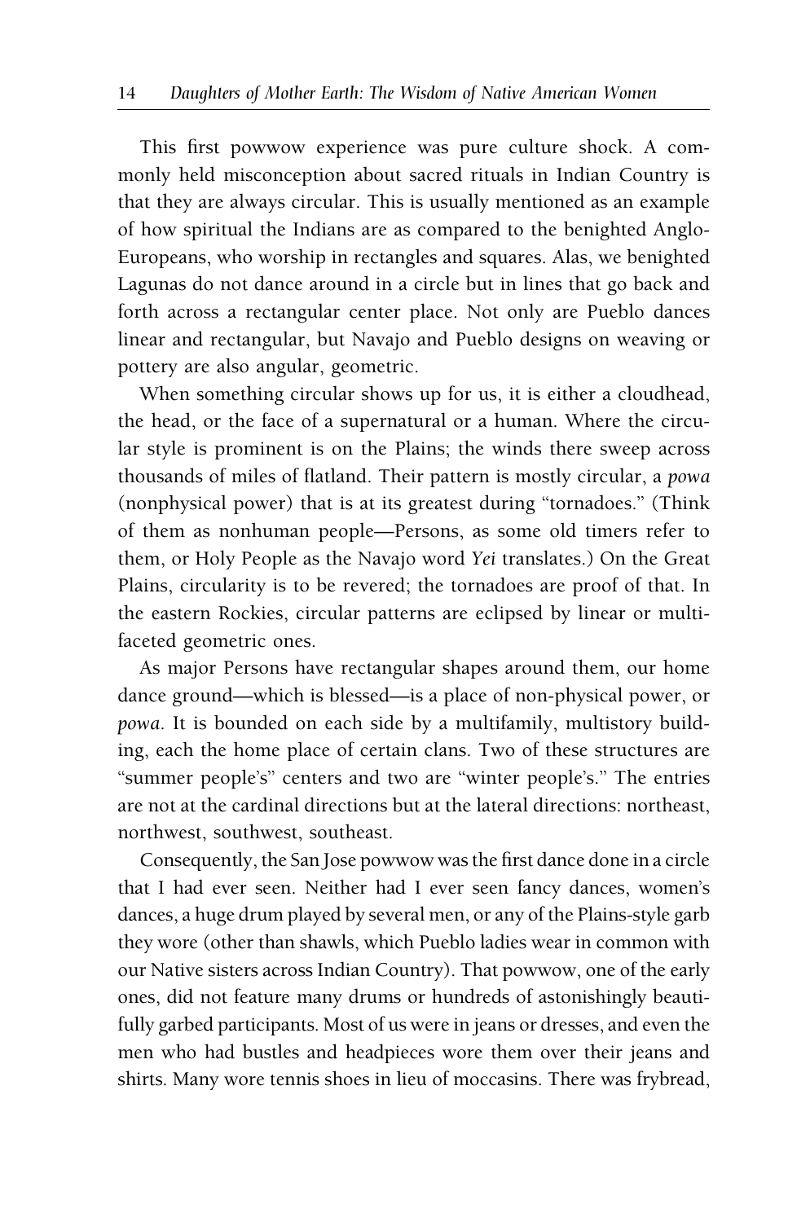This first powwow experience was pure culture shock. A commonly held misconception about sacred rituals in Indian Country is that they are always circular. This is usually mentioned as an example of how spiritual the Indians are as compared to the benighted Anglo-Europeans, who worship in rectangles and squares. Alas, we benighted Lagunas do not dance around in a circle but in lines that go back and forth across a rectangular center place. Not only are Pueblo dances linear and rectangular, but Navajo and Pueblo designs on weaving or pottery are also angular, geometric.

When something circular shows up for us, it is either a cloudhead, the head, or the face of a supernatural or a human. Where the circular style is prominent is on the Plains; the winds there sweep across thousands of miles of flatland. Their pattern is mostly circular, a *powa* (nonphysical power) that is at its greatest during "tornadoes." (Think of them as nonhuman people—Persons, as some old timers refer to them, or Holy People as the Navajo word *Yei* translates.) On the Great Plains, circularity is to be revered; the tornadoes are proof of that. In the eastern Rockies, circular patterns are eclipsed by linear or multifaceted geometric ones.

As major Persons have rectangular shapes around them, our home dance ground—which is blessed—is a place of non-physical power, or *powa*. It is bounded on each side by a multifamily, multistory building, each the home place of certain clans. Two of these structures are "summer people's" centers and two are "winter people's." The entries are not at the cardinal directions but at the lateral directions: northeast, northwest, southwest, southeast.

Consequently, the San Jose powwow was the first dance done in a circle that I had ever seen. Neither had I ever seen fancy dances, women's dances, a huge drum played by several men, or any of the Plains-style garb they wore (other than shawls, which Pueblo ladies wear in common with our Native sisters across Indian Country). That powwow, one of the early ones, did not feature many drums or hundreds of astonishingly beautifully garbed participants. Most of us were in jeans or dresses, and even the men who had bustles and headpieces wore them over their jeans and shirts. Many wore tennis shoes in lieu of moccasins. There was frybread,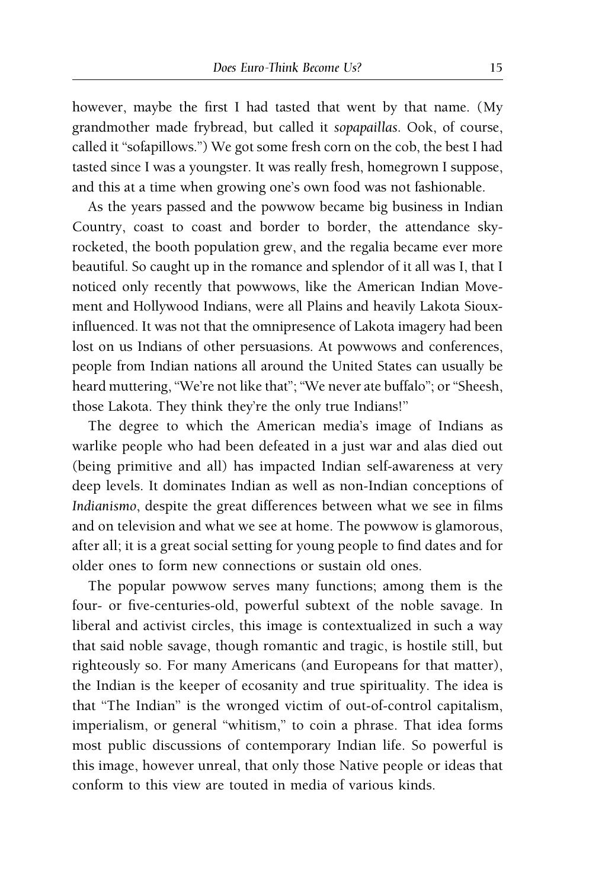however, maybe the first I had tasted that went by that name. (My grandmother made frybread, but called it *sopapaillas*. Ook, of course, called it "sofapillows.") We got some fresh corn on the cob, the best I had tasted since I was a youngster. It was really fresh, homegrown I suppose, and this at a time when growing one's own food was not fashionable.

As the years passed and the powwow became big business in Indian Country, coast to coast and border to border, the attendance skyrocketed, the booth population grew, and the regalia became ever more beautiful. So caught up in the romance and splendor of it all was I, that I noticed only recently that powwows, like the American Indian Movement and Hollywood Indians, were all Plains and heavily Lakota Sioux-influenced. It was not that the omnipresence of Lakota imagery had been lost on us Indians of other persuasions. At powwows and conferences, people from Indian nations all around the United States can usually be heard muttering, "We're not like that"; "We never ate buffalo"; or "Sheesh, those Lakota. They think they're the only true Indians!"

The degree to which the American media's image of Indians as warlike people who had been defeated in a just war and alas died out (being primitive and all) has impacted Indian self-awareness at very deep levels. It dominates Indian as well as non-Indian conceptions of *Indianismo*, despite the great differences between what we see in films and on television and what we see at home. The powwow is glamorous, after all; it is a great social setting for young people to find dates and for older ones to form new connections or sustain old ones.

The popular powwow serves many functions; among them is the four- or five-centuries-old, powerful subtext of the noble savage. In liberal and activist circles, this image is contextualized in such a way that said noble savage, though romantic and tragic, is hostile still, but righteously so. For many Americans (and Europeans for that matter), the Indian is the keeper of ecosanity and true spirituality. The idea is that "The Indian" is the wronged victim of out-of-control capitalism, imperialism, or general "whitism," to coin a phrase. That idea forms most public discussions of contemporary Indian life. So powerful is this image, however unreal, that only those Native people or ideas that conform to this view are touted in media of various kinds.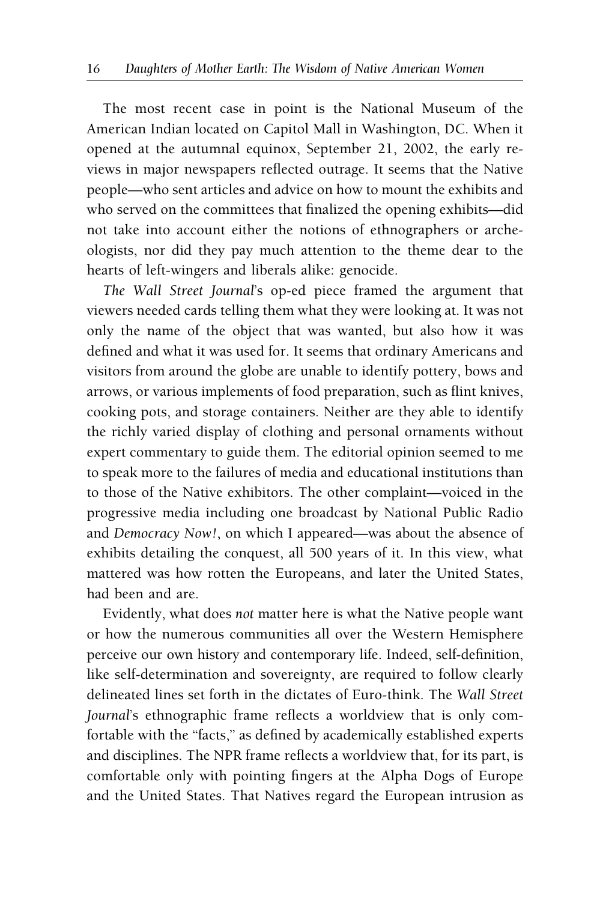The most recent case in point is the National Museum of the American Indian located on Capitol Mall in Washington, DC. When it opened at the autumnal equinox, September 21, 2002, the early reviews in major newspapers reflected outrage. It seems that the Native people—who sent articles and advice on how to mount the exhibits and who served on the committees that finalized the opening exhibits—did not take into account either the notions of ethnographers or archeologists, nor did they pay much attention to the theme dear to the hearts of left-wingers and liberals alike: genocide.

*The Wall Street Journal*'s op-ed piece framed the argument that viewers needed cards telling them what they were looking at. It was not only the name of the object that was wanted, but also how it was defined and what it was used for. It seems that ordinary Americans and visitors from around the globe are unable to identify pottery, bows and arrows, or various implements of food preparation, such as flint knives, cooking pots, and storage containers. Neither are they able to identify the richly varied display of clothing and personal ornaments without expert commentary to guide them. The editorial opinion seemed to me to speak more to the failures of media and educational institutions than to those of the Native exhibitors. The other complaint—voiced in the progressive media including one broadcast by National Public Radio and *Democracy Now!*, on which I appeared—was about the absence of exhibits detailing the conquest, all 500 years of it. In this view, what mattered was how rotten the Europeans, and later the United States, had been and are.

Evidently, what does *not* matter here is what the Native people want or how the numerous communities all over the Western Hemisphere perceive our own history and contemporary life. Indeed, self-definition, like self-determination and sovereignty, are required to follow clearly delineated lines set forth in the dictates of Euro-think. The *Wall Street Journal*'s ethnographic frame reflects a worldview that is only comfortable with the "facts," as defined by academically established experts and disciplines. The NPR frame reflects a worldview that, for its part, is comfortable only with pointing fingers at the Alpha Dogs of Europe and the United States. That Natives regard the European intrusion as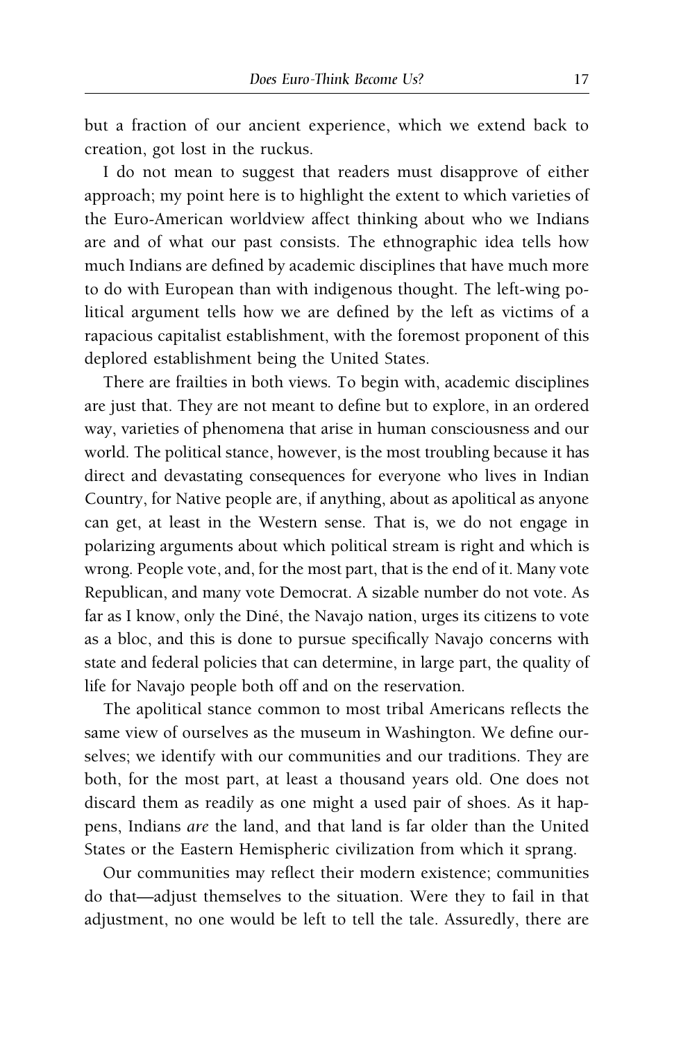but a fraction of our ancient experience, which we extend back to creation, got lost in the ruckus.

I do not mean to suggest that readers must disapprove of either approach; my point here is to highlight the extent to which varieties of the Euro-American worldview affect thinking about who we Indians are and of what our past consists. The ethnographic idea tells how much Indians are defined by academic disciplines that have much more to do with European than with indigenous thought. The left-wing political argument tells how we are defined by the left as victims of a rapacious capitalist establishment, with the foremost proponent of this deplored establishment being the United States.

There are frailties in both views. To begin with, academic disciplines are just that. They are not meant to define but to explore, in an ordered way, varieties of phenomena that arise in human consciousness and our world. The political stance, however, is the most troubling because it has direct and devastating consequences for everyone who lives in Indian Country, for Native people are, if anything, about as apolitical as anyone can get, at least in the Western sense. That is, we do not engage in polarizing arguments about which political stream is right and which is wrong. People vote, and, for the most part, that is the end of it. Many vote Republican, and many vote Democrat. A sizable number do not vote. As far as I know, only the Diné, the Navajo nation, urges its citizens to vote as a bloc, and this is done to pursue specifically Navajo concerns with state and federal policies that can determine, in large part, the quality of life for Navajo people both off and on the reservation.

The apolitical stance common to most tribal Americans reflects the same view of ourselves as the museum in Washington. We define ourselves; we identify with our communities and our traditions. They are both, for the most part, at least a thousand years old. One does not discard them as readily as one might a used pair of shoes. As it happens, Indians *are* the land, and that land is far older than the United States or the Eastern Hemispheric civilization from which it sprang.

Our communities may reflect their modern existence; communities do that—adjust themselves to the situation. Were they to fail in that adjustment, no one would be left to tell the tale. Assuredly, there are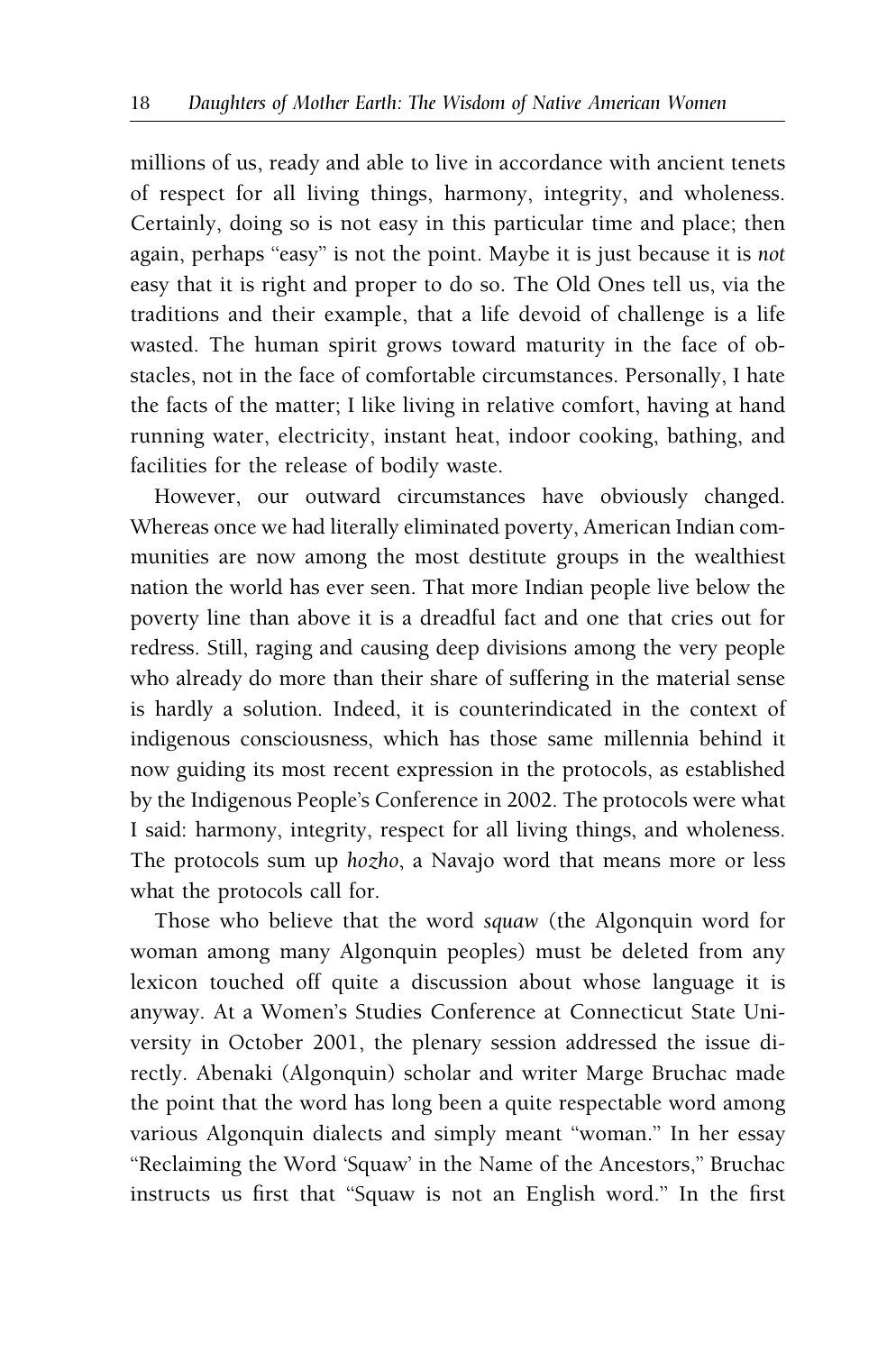millions of us, ready and able to live in accordance with ancient tenets of respect for all living things, harmony, integrity, and wholeness. Certainly, doing so is not easy in this particular time and place; then again, perhaps "easy" is not the point. Maybe it is just because it is *not* easy that it is right and proper to do so. The Old Ones tell us, via the traditions and their example, that a life devoid of challenge is a life wasted. The human spirit grows toward maturity in the face of obstacles, not in the face of comfortable circumstances. Personally, I hate the facts of the matter; I like living in relative comfort, having at hand running water, electricity, instant heat, indoor cooking, bathing, and facilities for the release of bodily waste.

However, our outward circumstances have obviously changed. Whereas once we had literally eliminated poverty, American Indian communities are now among the most destitute groups in the wealthiest nation the world has ever seen. That more Indian people live below the poverty line than above it is a dreadful fact and one that cries out for redress. Still, raging and causing deep divisions among the very people who already do more than their share of suffering in the material sense is hardly a solution. Indeed, it is counterindicated in the context of indigenous consciousness, which has those same millennia behind it now guiding its most recent expression in the protocols, as established by the Indigenous People's Conference in 2002. The protocols were what I said: harmony, integrity, respect for all living things, and wholeness. The protocols sum up *hozho*, a Navajo word that means more or less what the protocols call for.

Those who believe that the word *squaw* (the Algonquin word for woman among many Algonquin peoples) must be deleted from any lexicon touched off quite a discussion about whose language it is anyway. At a Women's Studies Conference at Connecticut State University in October 2001, the plenary session addressed the issue directly. Abenaki (Algonquin) scholar and writer Marge Bruchac made the point that the word has long been a quite respectable word among various Algonquin dialects and simply meant "woman." In her essay "Reclaiming the Word 'Squaw' in the Name of the Ancestors," Bruchac instructs us first that "Squaw is not an English word." In the first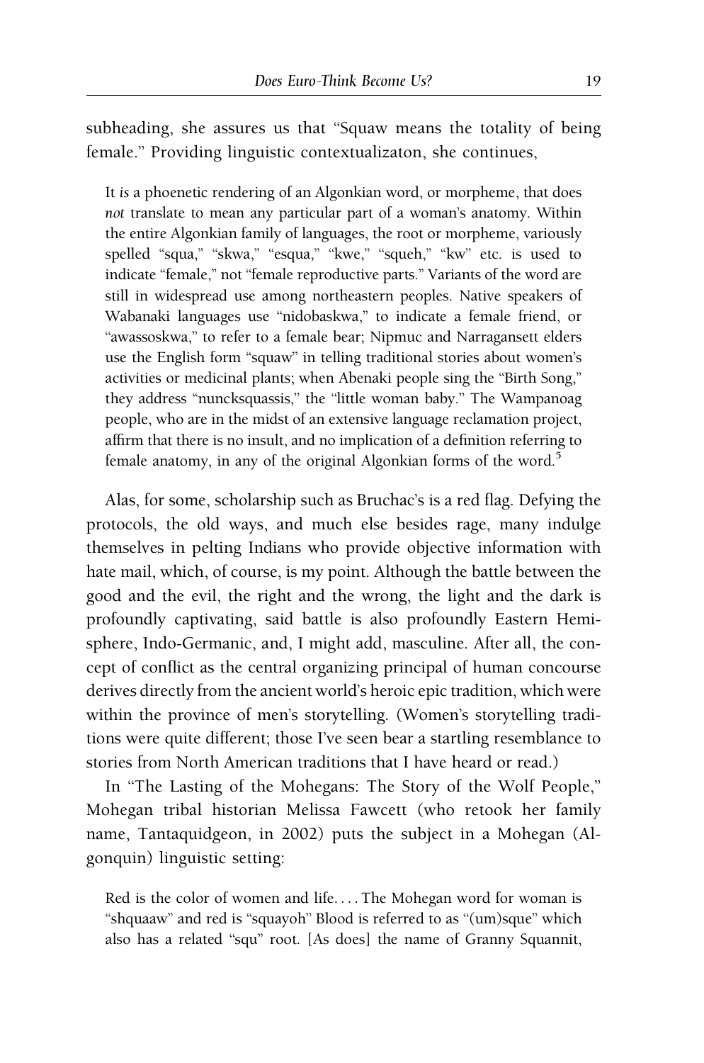subheading, she assures us that "Squaw means the totality of being female." Providing linguistic contextualizaton, she continues,

> It *is* a phoenetic rendering of an Algonkian word, or morpheme, that does *not* translate to mean any particular part of a woman's anatomy. Within the entire Algonkian family of languages, the root or morpheme, variously spelled "squa," "skwa," "esqua," "kwe," "squeh," "kw" etc. is used to indicate "female," not "female reproductive parts." Variants of the word are still in widespread use among northeastern peoples. Native speakers of Wabanaki languages use "nidobaskwa," to indicate a female friend, or "awassoskwa," to refer to a female bear; Nipmuc and Narragansett elders use the English form "squaw" in telling traditional stories about women's activities or medicinal plants; when Abenaki people sing the "Birth Song," they address "nuncksquassis," the "little woman baby." The Wampanoag people, who are in the midst of an extensive language reclamation project, affirm that there is no insult, and no implication of a definition referring to female anatomy, in any of the original Algonkian forms of the word.[5]

Alas, for some, scholarship such as Bruchac's is a red flag. Defying the protocols, the old ways, and much else besides rage, many indulge themselves in pelting Indians who provide objective information with hate mail, which, of course, is my point. Although the battle between the good and the evil, the right and the wrong, the light and the dark is profoundly captivating, said battle is also profoundly Eastern Hemisphere, Indo-Germanic, and, I might add, masculine. After all, the concept of conflict as the central organizing principal of human concourse derives directly from the ancient world's heroic epic tradition, which were within the province of men's storytelling. (Women's storytelling traditions were quite different; those I've seen bear a startling resemblance to stories from North American traditions that I have heard or read.)

In "The Lasting of the Mohegans: The Story of the Wolf People," Mohegan tribal historian Melissa Fawcett (who retook her family name, Tantaquidgeon, in 2002) puts the subject in a Mohegan (Algonquin) linguistic setting:

> Red is the color of women and life. . . . The Mohegan word for woman is "shquaaw" and red is "squayoh" Blood is referred to as "(um)sque" which also has a related "squ" root. [As does] the name of Granny Squannit,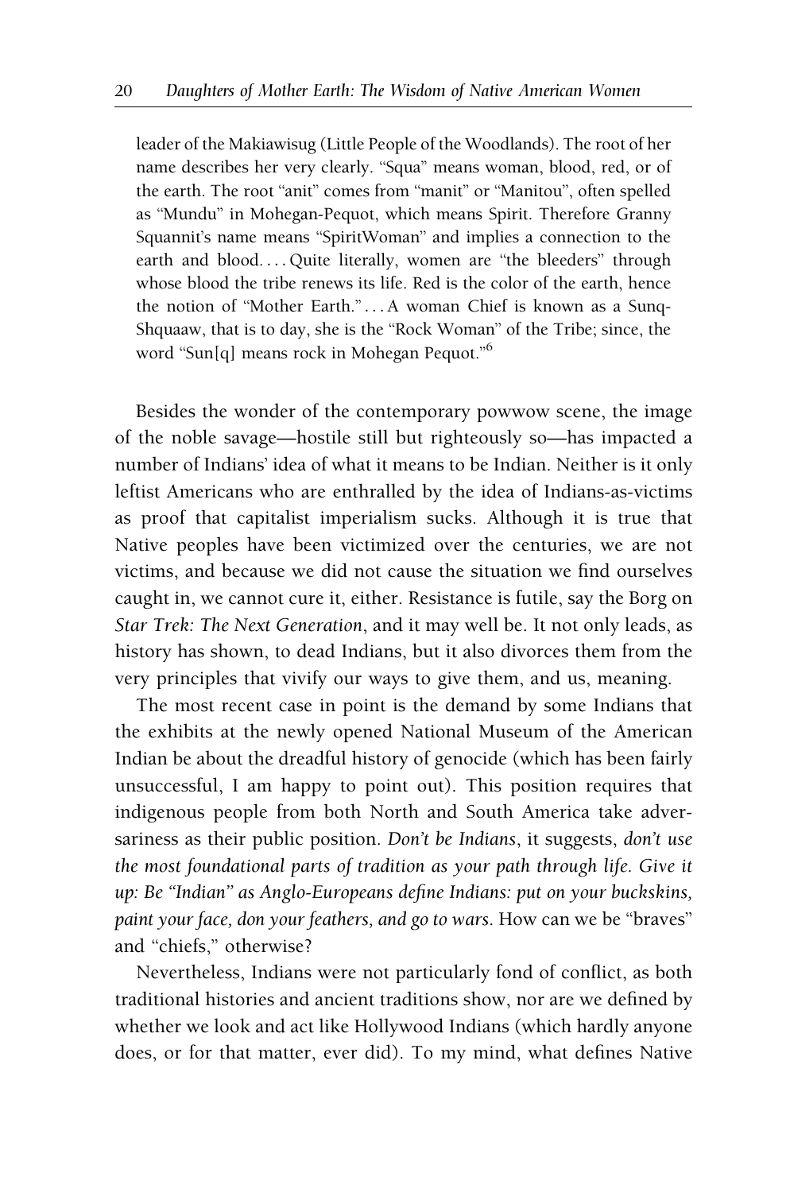> leader of the Makiawisug (Little People of the Woodlands). The root of her name describes her very clearly. "Squa" means woman, blood, red, or of the earth. The root "anit" comes from "manit" or "Manitou", often spelled as "Mundu" in Mohegan-Pequot, which means Spirit. Therefore Granny Squannit's name means "SpiritWoman" and implies a connection to the earth and blood. . . . Quite literally, women are "the bleeders" through whose blood the tribe renews its life. Red is the color of the earth, hence the notion of "Mother Earth." . . . A woman Chief is known as a Sunq-Shquaaw, that is to day, she is the "Rock Woman" of the Tribe; since, the word "Sun[q] means rock in Mohegan Pequot."[6]

Besides the wonder of the contemporary powwow scene, the image of the noble savage—hostile still but righteously so—has impacted a number of Indians' idea of what it means to be Indian. Neither is it only leftist Americans who are enthralled by the idea of Indians-as-victims as proof that capitalist imperialism sucks. Although it is true that Native peoples have been victimized over the centuries, we are not victims, and because we did not cause the situation we find ourselves caught in, we cannot cure it, either. Resistance is futile, say the Borg on *Star Trek: The Next Generation*, and it may well be. It not only leads, as history has shown, to dead Indians, but it also divorces them from the very principles that vivify our ways to give them, and us, meaning.

The most recent case in point is the demand by some Indians that the exhibits at the newly opened National Museum of the American Indian be about the dreadful history of genocide (which has been fairly unsuccessful, I am happy to point out). This position requires that indigenous people from both North and South America take adversariness as their public position. *Don't be Indians*, it suggests, *don't use the most foundational parts of tradition as your path through life. Give it up: Be "Indian" as Anglo-Europeans define Indians: put on your buckskins, paint your face, don your feathers, and go to wars*. How can we be "braves" and "chiefs," otherwise?

Nevertheless, Indians were not particularly fond of conflict, as both traditional histories and ancient traditions show, nor are we defined by whether we look and act like Hollywood Indians (which hardly anyone does, or for that matter, ever did). To my mind, what defines Native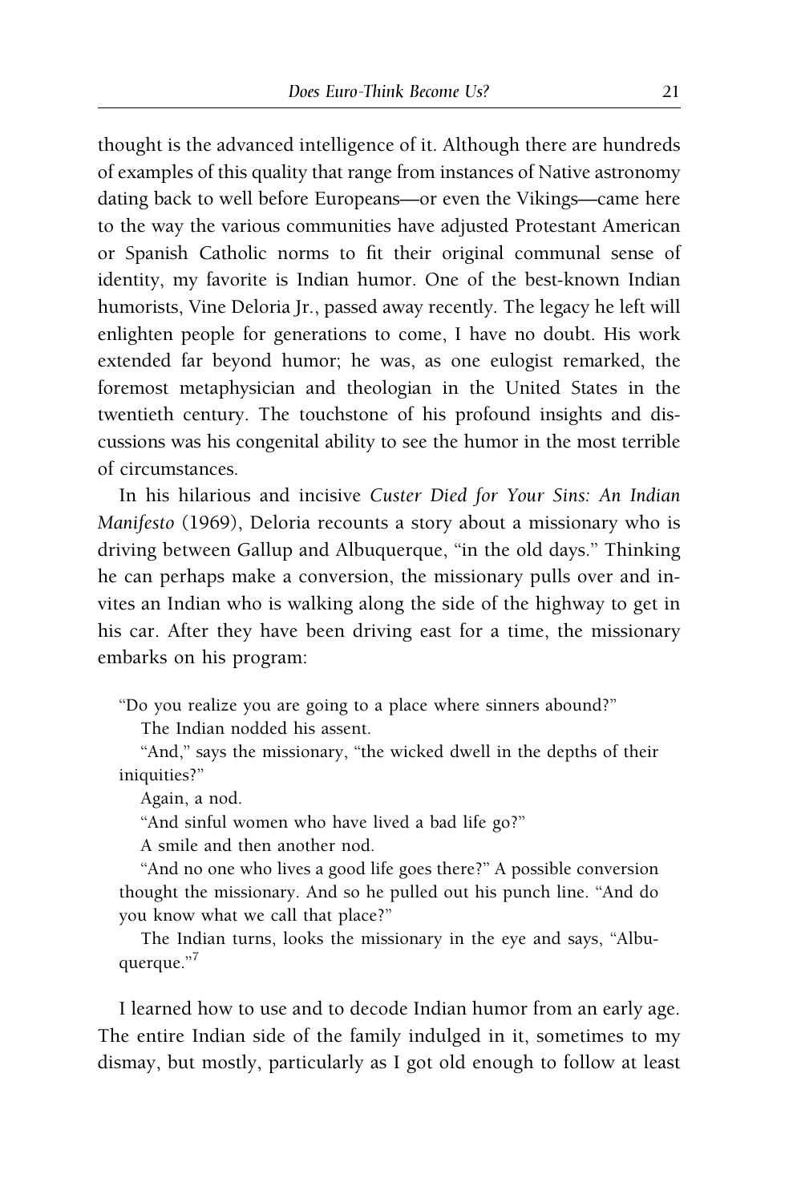thought is the advanced intelligence of it. Although there are hundreds of examples of this quality that range from instances of Native astronomy dating back to well before Europeans—or even the Vikings—came here to the way the various communities have adjusted Protestant American or Spanish Catholic norms to fit their original communal sense of identity, my favorite is Indian humor. One of the best-known Indian humorists, Vine Deloria Jr., passed away recently. The legacy he left will enlighten people for generations to come, I have no doubt. His work extended far beyond humor; he was, as one eulogist remarked, the foremost metaphysician and theologian in the United States in the twentieth century. The touchstone of his profound insights and discussions was his congenital ability to see the humor in the most terrible of circumstances.

In his hilarious and incisive *Custer Died for Your Sins: An Indian Manifesto* (1969), Deloria recounts a story about a missionary who is driving between Gallup and Albuquerque, "in the old days." Thinking he can perhaps make a conversion, the missionary pulls over and invites an Indian who is walking along the side of the highway to get in his car. After they have been driving east for a time, the missionary embarks on his program:

> "Do you realize you are going to a place where sinners abound?"
>
> The Indian nodded his assent.
>
> "And," says the missionary, "the wicked dwell in the depths of their iniquities?"
>
> Again, a nod.
>
> "And sinful women who have lived a bad life go?"
>
> A smile and then another nod.
>
> "And no one who lives a good life goes there?" A possible conversion thought the missionary. And so he pulled out his punch line. "And do you know what we call that place?"
>
> The Indian turns, looks the missionary in the eye and says, "Albuquerque."[7]

I learned how to use and to decode Indian humor from an early age. The entire Indian side of the family indulged in it, sometimes to my dismay, but mostly, particularly as I got old enough to follow at least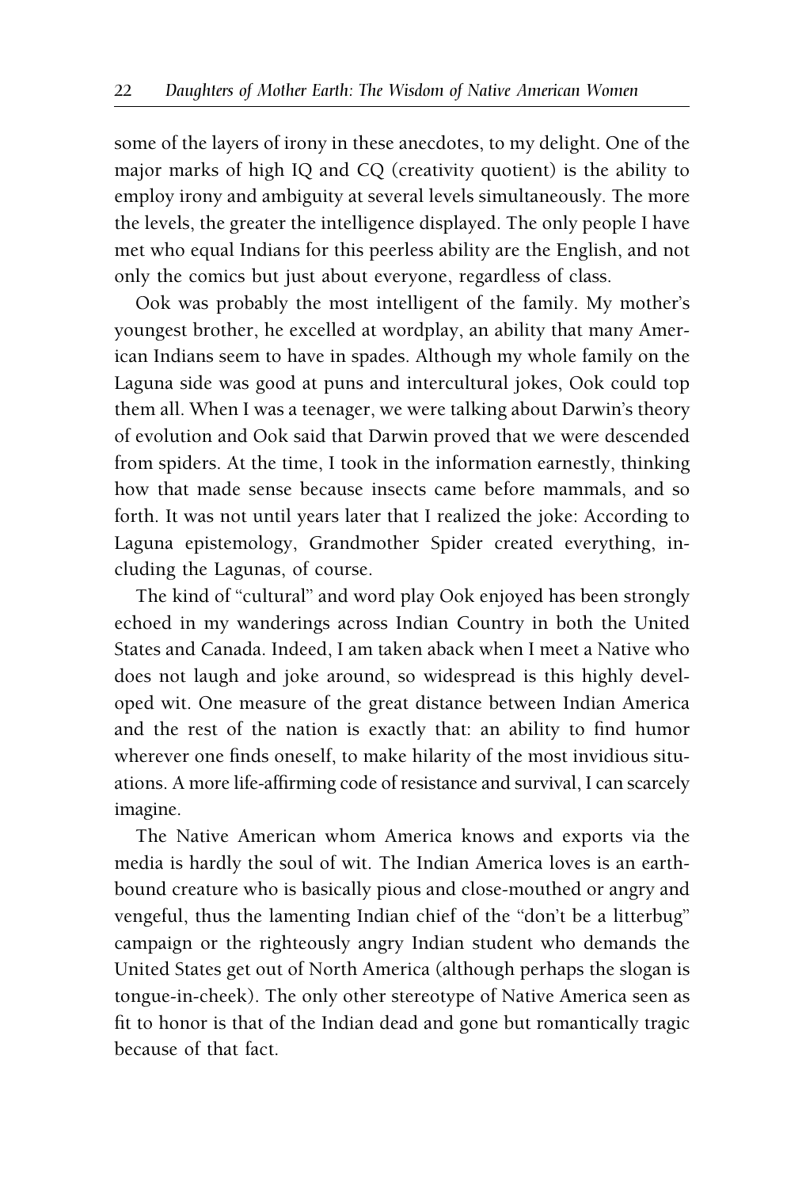some of the layers of irony in these anecdotes, to my delight. One of the major marks of high IQ and CQ (creativity quotient) is the ability to employ irony and ambiguity at several levels simultaneously. The more the levels, the greater the intelligence displayed. The only people I have met who equal Indians for this peerless ability are the English, and not only the comics but just about everyone, regardless of class.

Ook was probably the most intelligent of the family. My mother's youngest brother, he excelled at wordplay, an ability that many American Indians seem to have in spades. Although my whole family on the Laguna side was good at puns and intercultural jokes, Ook could top them all. When I was a teenager, we were talking about Darwin's theory of evolution and Ook said that Darwin proved that we were descended from spiders. At the time, I took in the information earnestly, thinking how that made sense because insects came before mammals, and so forth. It was not until years later that I realized the joke: According to Laguna epistemology, Grandmother Spider created everything, including the Lagunas, of course.

The kind of "cultural" and word play Ook enjoyed has been strongly echoed in my wanderings across Indian Country in both the United States and Canada. Indeed, I am taken aback when I meet a Native who does not laugh and joke around, so widespread is this highly developed wit. One measure of the great distance between Indian America and the rest of the nation is exactly that: an ability to find humor wherever one finds oneself, to make hilarity of the most invidious situations. A more life-affirming code of resistance and survival, I can scarcely imagine.

The Native American whom America knows and exports via the media is hardly the soul of wit. The Indian America loves is an earthbound creature who is basically pious and close-mouthed or angry and vengeful, thus the lamenting Indian chief of the "don't be a litterbug" campaign or the righteously angry Indian student who demands the United States get out of North America (although perhaps the slogan is tongue-in-cheek). The only other stereotype of Native America seen as fit to honor is that of the Indian dead and gone but romantically tragic because of that fact.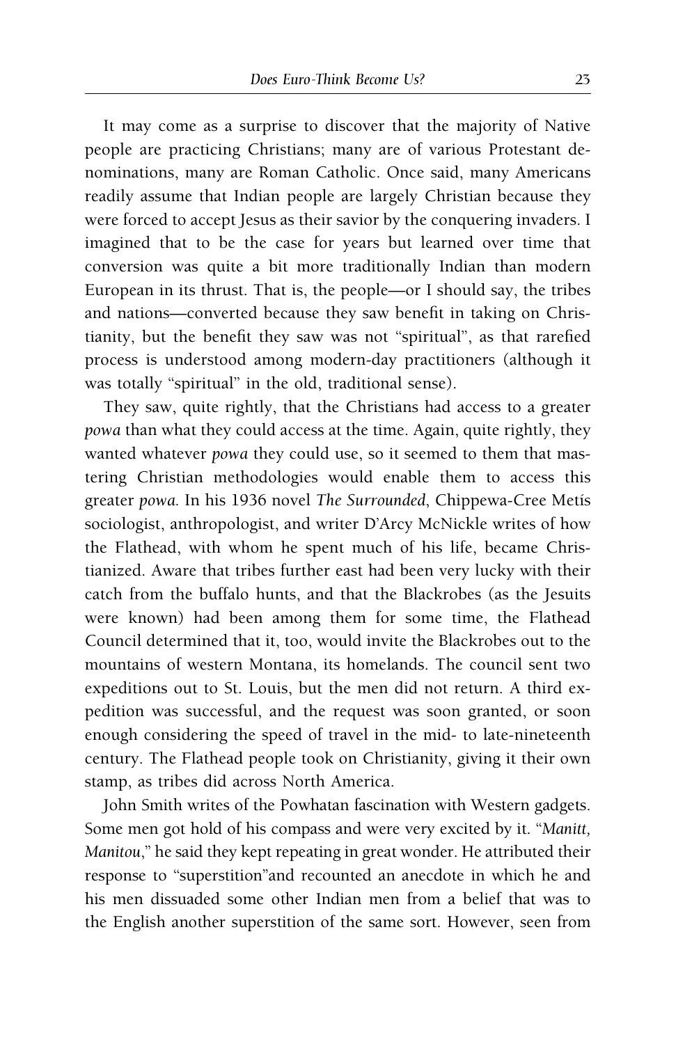It may come as a surprise to discover that the majority of Native people are practicing Christians; many are of various Protestant denominations, many are Roman Catholic. Once said, many Americans readily assume that Indian people are largely Christian because they were forced to accept Jesus as their savior by the conquering invaders. I imagined that to be the case for years but learned over time that conversion was quite a bit more traditionally Indian than modern European in its thrust. That is, the people—or I should say, the tribes and nations—converted because they saw benefit in taking on Christianity, but the benefit they saw was not "spiritual", as that rarefied process is understood among modern-day practitioners (although it was totally "spiritual" in the old, traditional sense).

They saw, quite rightly, that the Christians had access to a greater *powa* than what they could access at the time. Again, quite rightly, they wanted whatever *powa* they could use, so it seemed to them that mastering Christian methodologies would enable them to access this greater *powa*. In his 1936 novel *The Surrounded*, Chippewa-Cree Metís sociologist, anthropologist, and writer D'Arcy McNickle writes of how the Flathead, with whom he spent much of his life, became Christianized. Aware that tribes further east had been very lucky with their catch from the buffalo hunts, and that the Blackrobes (as the Jesuits were known) had been among them for some time, the Flathead Council determined that it, too, would invite the Blackrobes out to the mountains of western Montana, its homelands. The council sent two expeditions out to St. Louis, but the men did not return. A third expedition was successful, and the request was soon granted, or soon enough considering the speed of travel in the mid- to late-nineteenth century. The Flathead people took on Christianity, giving it their own stamp, as tribes did across North America.

John Smith writes of the Powhatan fascination with Western gadgets. Some men got hold of his compass and were very excited by it. "*Manitt, Manitou*," he said they kept repeating in great wonder. He attributed their response to "superstition"and recounted an anecdote in which he and his men dissuaded some other Indian men from a belief that was to the English another superstition of the same sort. However, seen from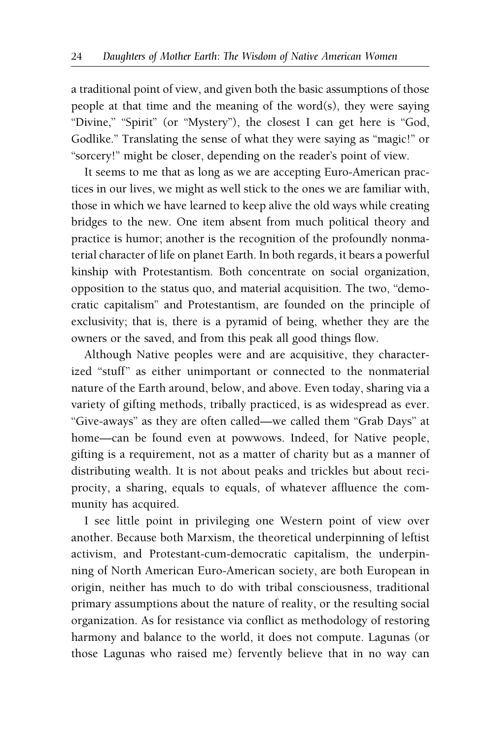a traditional point of view, and given both the basic assumptions of those people at that time and the meaning of the word(s), they were saying "Divine," "Spirit" (or "Mystery"), the closest I can get here is "God, Godlike." Translating the sense of what they were saying as "magic!" or "sorcery!" might be closer, depending on the reader's point of view.

It seems to me that as long as we are accepting Euro-American practices in our lives, we might as well stick to the ones we are familiar with, those in which we have learned to keep alive the old ways while creating bridges to the new. One item absent from much political theory and practice is humor; another is the recognition of the profoundly nonmaterial character of life on planet Earth. In both regards, it bears a powerful kinship with Protestantism. Both concentrate on social organization, opposition to the status quo, and material acquisition. The two, "democratic capitalism" and Protestantism, are founded on the principle of exclusivity; that is, there is a pyramid of being, whether they are the owners or the saved, and from this peak all good things flow.

Although Native peoples were and are acquisitive, they characterized "stuff" as either unimportant or connected to the nonmaterial nature of the Earth around, below, and above. Even today, sharing via a variety of gifting methods, tribally practiced, is as widespread as ever. "Give-aways" as they are often called—we called them "Grab Days" at home—can be found even at powwows. Indeed, for Native people, gifting is a requirement, not as a matter of charity but as a manner of distributing wealth. It is not about peaks and trickles but about reciprocity, a sharing, equals to equals, of whatever affluence the community has acquired.

I see little point in privileging one Western point of view over another. Because both Marxism, the theoretical underpinning of leftist activism, and Protestant-cum-democratic capitalism, the underpinning of North American Euro-American society, are both European in origin, neither has much to do with tribal consciousness, traditional primary assumptions about the nature of reality, or the resulting social organization. As for resistance via conflict as methodology of restoring harmony and balance to the world, it does not compute. Lagunas (or those Lagunas who raised me) fervently believe that in no way can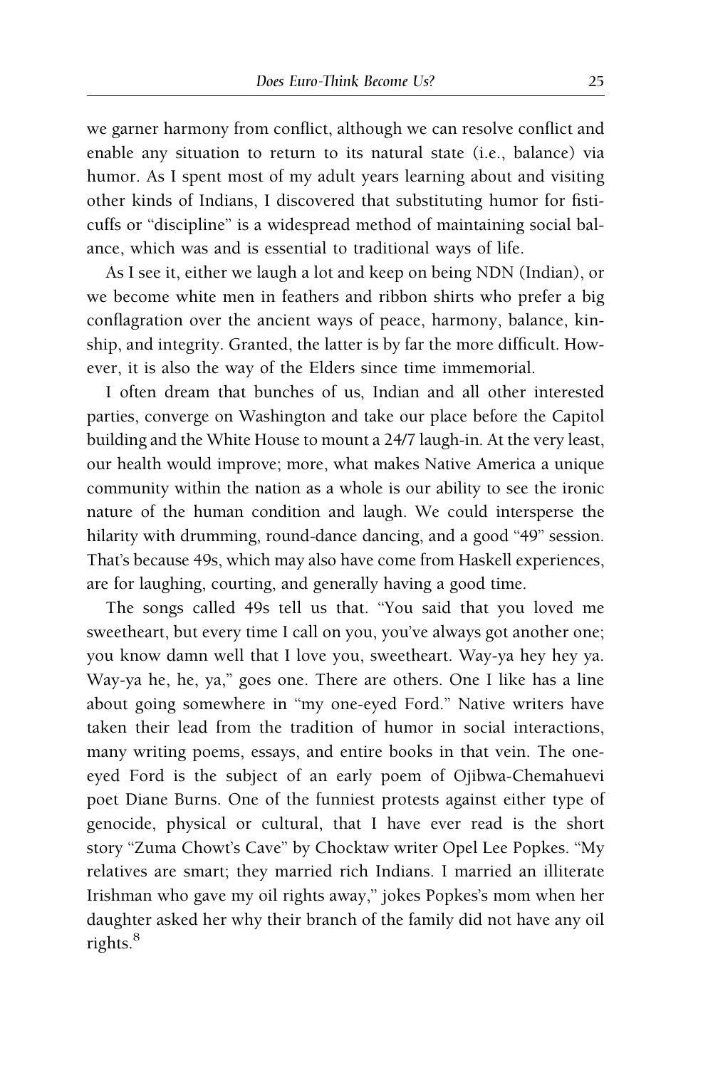we garner harmony from conflict, although we can resolve conflict and enable any situation to return to its natural state (i.e., balance) via humor. As I spent most of my adult years learning about and visiting other kinds of Indians, I discovered that substituting humor for fisticuffs or "discipline" is a widespread method of maintaining social balance, which was and is essential to traditional ways of life.

As I see it, either we laugh a lot and keep on being NDN (Indian), or we become white men in feathers and ribbon shirts who prefer a big conflagration over the ancient ways of peace, harmony, balance, kinship, and integrity. Granted, the latter is by far the more difficult. However, it is also the way of the Elders since time immemorial.

I often dream that bunches of us, Indian and all other interested parties, converge on Washington and take our place before the Capitol building and the White House to mount a 24/7 laugh-in. At the very least, our health would improve; more, what makes Native America a unique community within the nation as a whole is our ability to see the ironic nature of the human condition and laugh. We could intersperse the hilarity with drumming, round-dance dancing, and a good "49" session. That's because 49s, which may also have come from Haskell experiences, are for laughing, courting, and generally having a good time.

The songs called 49s tell us that. "You said that you loved me sweetheart, but every time I call on you, you've always got another one; you know damn well that I love you, sweetheart. Way-ya hey hey ya. Way-ya he, he, ya," goes one. There are others. One I like has a line about going somewhere in "my one-eyed Ford." Native writers have taken their lead from the tradition of humor in social interactions, many writing poems, essays, and entire books in that vein. The one-eyed Ford is the subject of an early poem of Ojibwa-Chemahuevi poet Diane Burns. One of the funniest protests against either type of genocide, physical or cultural, that I have ever read is the short story "Zuma Chowt's Cave" by Chocktaw writer Opel Lee Popkes. "My relatives are smart; they married rich Indians. I married an illiterate Irishman who gave my oil rights away," jokes Popkes's mom when her daughter asked her why their branch of the family did not have any oil rights.[8]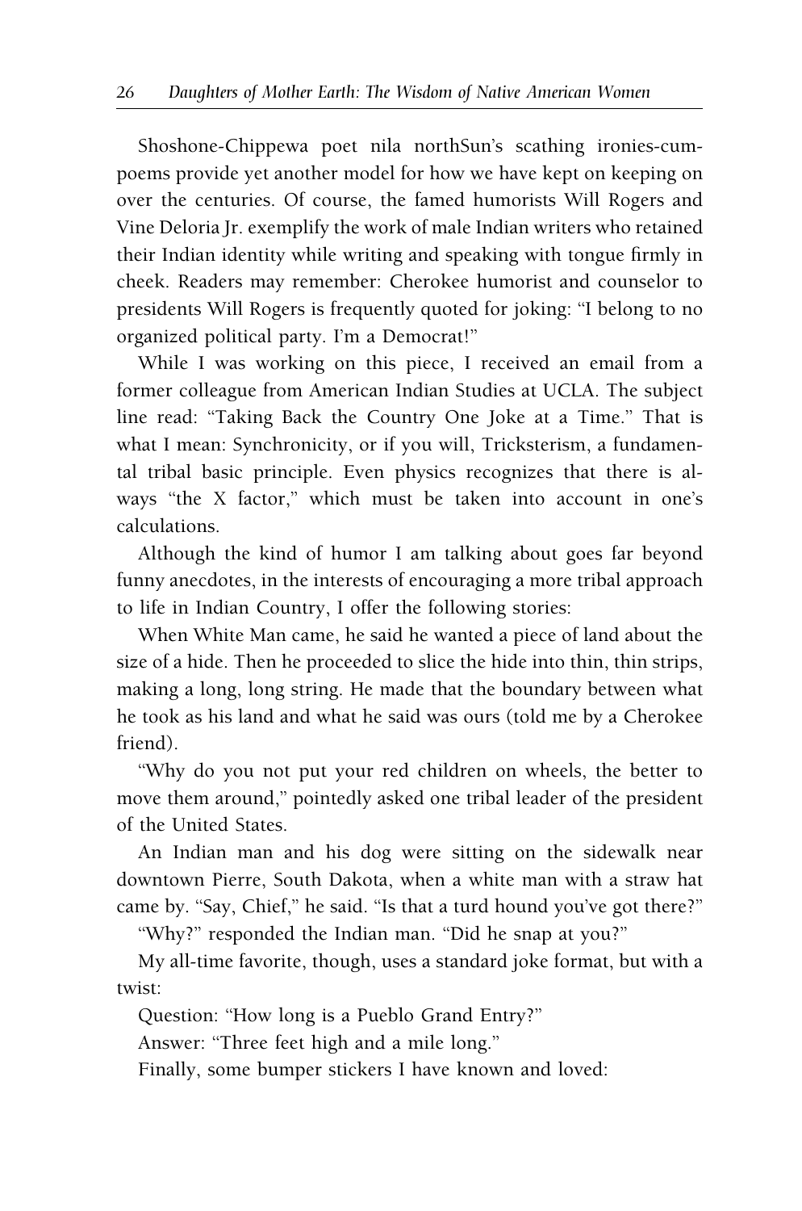Shoshone-Chippewa poet nila northSun's scathing ironies-cum-poems provide yet another model for how we have kept on keeping on over the centuries. Of course, the famed humorists Will Rogers and Vine Deloria Jr. exemplify the work of male Indian writers who retained their Indian identity while writing and speaking with tongue firmly in cheek. Readers may remember: Cherokee humorist and counselor to presidents Will Rogers is frequently quoted for joking: "I belong to no organized political party. I'm a Democrat!"

While I was working on this piece, I received an email from a former colleague from American Indian Studies at UCLA. The subject line read: "Taking Back the Country One Joke at a Time." That is what I mean: Synchronicity, or if you will, Tricksterism, a fundamental tribal basic principle. Even physics recognizes that there is always "the X factor," which must be taken into account in one's calculations.

Although the kind of humor I am talking about goes far beyond funny anecdotes, in the interests of encouraging a more tribal approach to life in Indian Country, I offer the following stories:

When White Man came, he said he wanted a piece of land about the size of a hide. Then he proceeded to slice the hide into thin, thin strips, making a long, long string. He made that the boundary between what he took as his land and what he said was ours (told me by a Cherokee friend).

"Why do you not put your red children on wheels, the better to move them around," pointedly asked one tribal leader of the president of the United States.

An Indian man and his dog were sitting on the sidewalk near downtown Pierre, South Dakota, when a white man with a straw hat came by. "Say, Chief," he said. "Is that a turd hound you've got there?"

"Why?" responded the Indian man. "Did he snap at you?"

My all-time favorite, though, uses a standard joke format, but with a twist:

Question: "How long is a Pueblo Grand Entry?"

Answer: "Three feet high and a mile long."

Finally, some bumper stickers I have known and loved: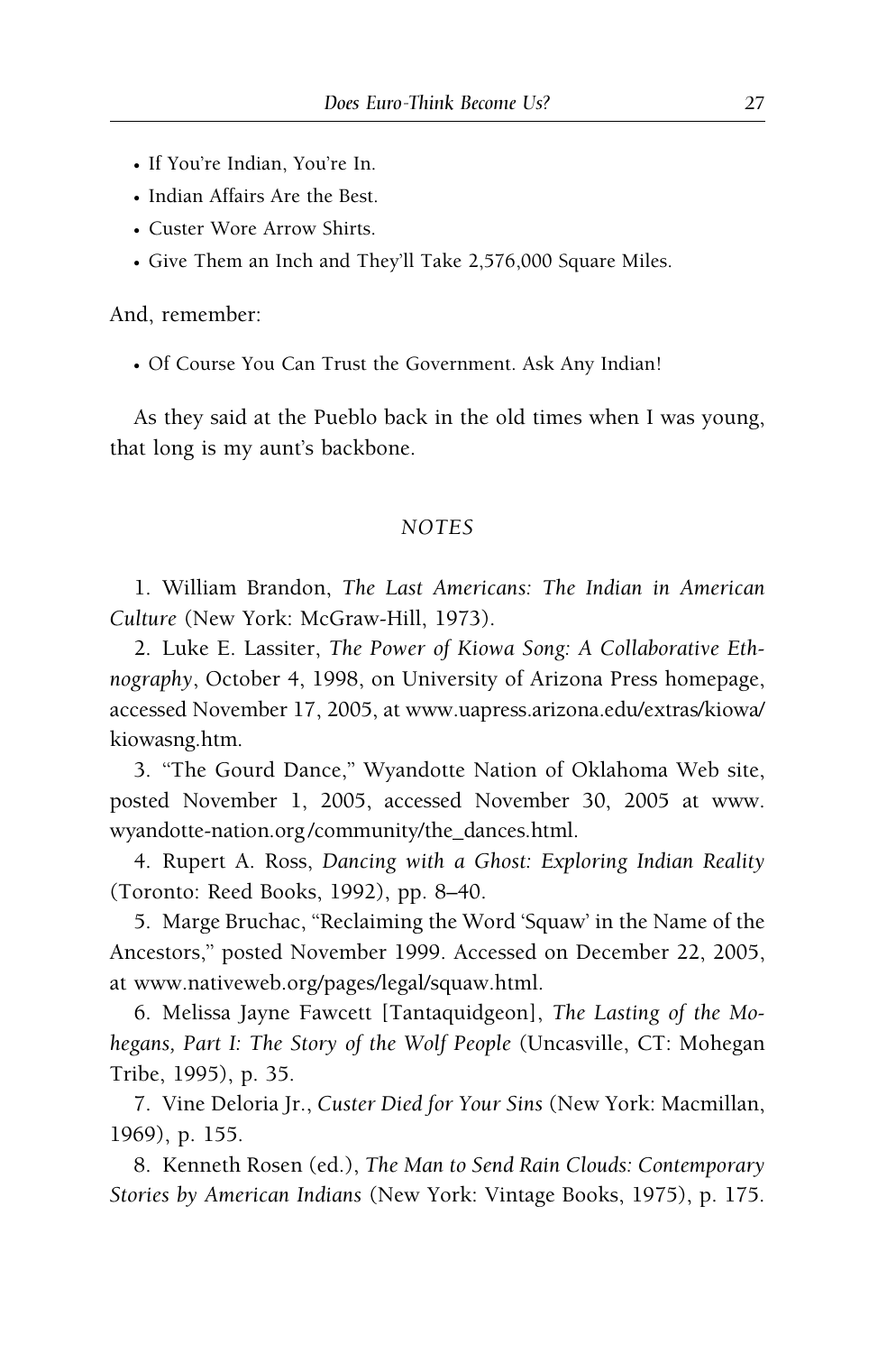- If You're Indian, You're In.
- Indian Affairs Are the Best.
- Custer Wore Arrow Shirts.
- Give Them an Inch and They'll Take 2,576,000 Square Miles.

And, remember:

- Of Course You Can Trust the Government. Ask Any Indian!

As they said at the Pueblo back in the old times when I was young, that long is my aunt's backbone.

## NOTES

1. William Brandon, *The Last Americans: The Indian in American Culture* (New York: McGraw-Hill, 1973).

2. Luke E. Lassiter, *The Power of Kiowa Song: A Collaborative Ethnography*, October 4, 1998, on University of Arizona Press homepage, accessed November 17, 2005, at www.uapress.arizona.edu/extras/kiowa/kiowasng.htm.

3. "The Gourd Dance," Wyandotte Nation of Oklahoma Web site, posted November 1, 2005, accessed November 30, 2005 at www.wyandotte-nation.org/community/the_dances.html.

4. Rupert A. Ross, *Dancing with a Ghost: Exploring Indian Reality* (Toronto: Reed Books, 1992), pp. 8–40.

5. Marge Bruchac, "Reclaiming the Word 'Squaw' in the Name of the Ancestors," posted November 1999. Accessed on December 22, 2005, at www.nativeweb.org/pages/legal/squaw.html.

6. Melissa Jayne Fawcett [Tantaquidgeon], *The Lasting of the Mohegans, Part I: The Story of the Wolf People* (Uncasville, CT: Mohegan Tribe, 1995), p. 35.

7. Vine Deloria Jr., *Custer Died for Your Sins* (New York: Macmillan, 1969), p. 155.

8. Kenneth Rosen (ed.), *The Man to Send Rain Clouds: Contemporary Stories by American Indians* (New York: Vintage Books, 1975), p. 175.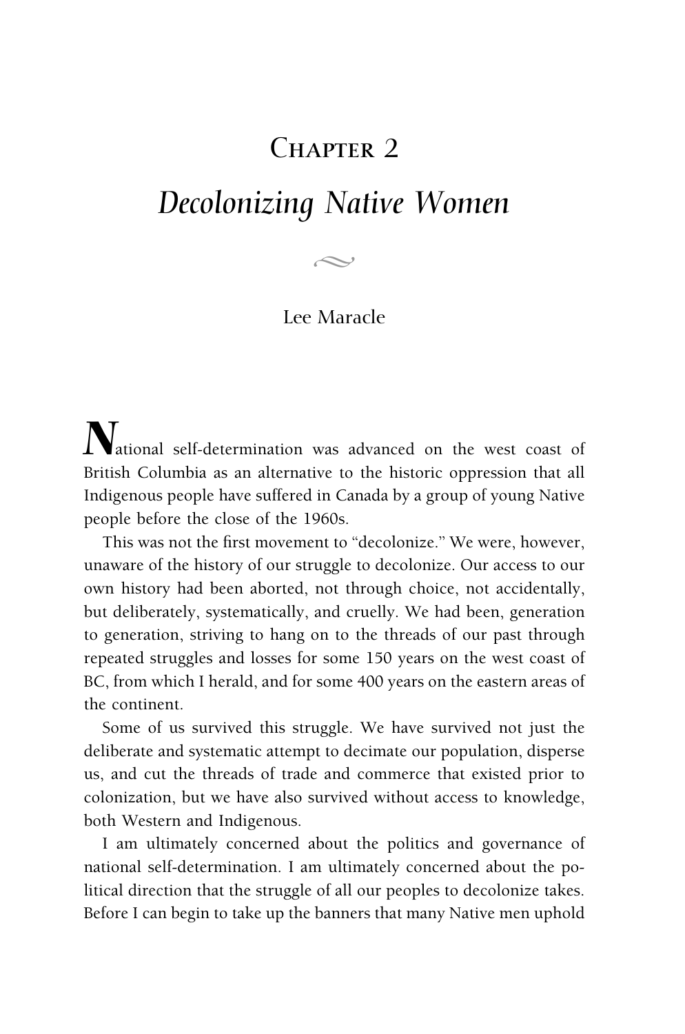# Chapter 2

## *Decolonizing Native Women*

Lee Maracle

National self-determination was advanced on the west coast of British Columbia as an alternative to the historic oppression that all Indigenous people have suffered in Canada by a group of young Native people before the close of the 1960s.

This was not the first movement to "decolonize." We were, however, unaware of the history of our struggle to decolonize. Our access to our own history had been aborted, not through choice, not accidentally, but deliberately, systematically, and cruelly. We had been, generation to generation, striving to hang on to the threads of our past through repeated struggles and losses for some 150 years on the west coast of BC, from which I herald, and for some 400 years on the eastern areas of the continent.

Some of us survived this struggle. We have survived not just the deliberate and systematic attempt to decimate our population, disperse us, and cut the threads of trade and commerce that existed prior to colonization, but we have also survived without access to knowledge, both Western and Indigenous.

I am ultimately concerned about the politics and governance of national self-determination. I am ultimately concerned about the political direction that the struggle of all our peoples to decolonize takes. Before I can begin to take up the banners that many Native men uphold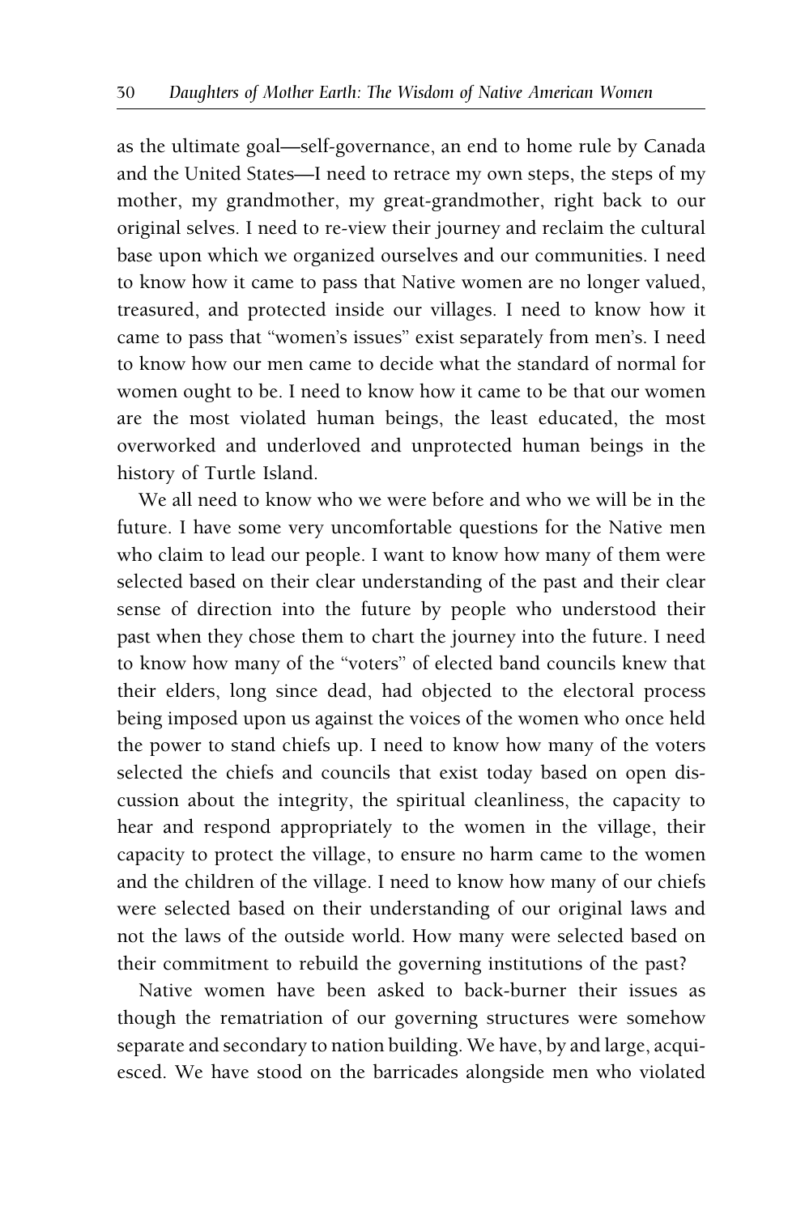as the ultimate goal—self-governance, an end to home rule by Canada and the United States—I need to retrace my own steps, the steps of my mother, my grandmother, my great-grandmother, right back to our original selves. I need to re-view their journey and reclaim the cultural base upon which we organized ourselves and our communities. I need to know how it came to pass that Native women are no longer valued, treasured, and protected inside our villages. I need to know how it came to pass that "women's issues" exist separately from men's. I need to know how our men came to decide what the standard of normal for women ought to be. I need to know how it came to be that our women are the most violated human beings, the least educated, the most overworked and underloved and unprotected human beings in the history of Turtle Island.

We all need to know who we were before and who we will be in the future. I have some very uncomfortable questions for the Native men who claim to lead our people. I want to know how many of them were selected based on their clear understanding of the past and their clear sense of direction into the future by people who understood their past when they chose them to chart the journey into the future. I need to know how many of the "voters" of elected band councils knew that their elders, long since dead, had objected to the electoral process being imposed upon us against the voices of the women who once held the power to stand chiefs up. I need to know how many of the voters selected the chiefs and councils that exist today based on open discussion about the integrity, the spiritual cleanliness, the capacity to hear and respond appropriately to the women in the village, their capacity to protect the village, to ensure no harm came to the women and the children of the village. I need to know how many of our chiefs were selected based on their understanding of our original laws and not the laws of the outside world. How many were selected based on their commitment to rebuild the governing institutions of the past?

Native women have been asked to back-burner their issues as though the rematriation of our governing structures were somehow separate and secondary to nation building. We have, by and large, acquiesced. We have stood on the barricades alongside men who violated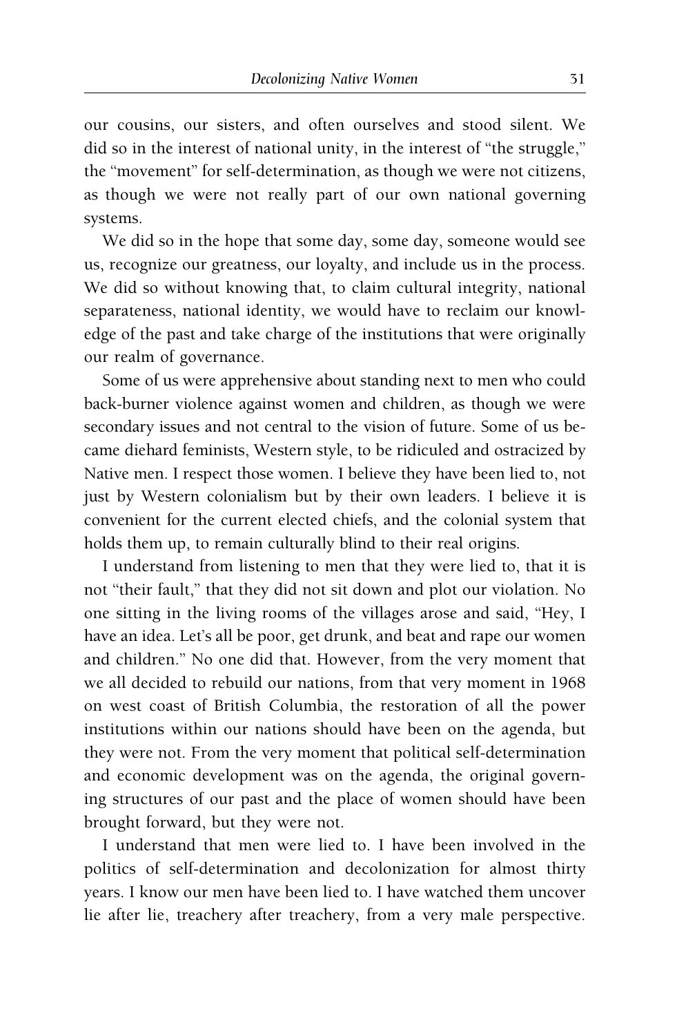our cousins, our sisters, and often ourselves and stood silent. We did so in the interest of national unity, in the interest of "the struggle," the "movement" for self-determination, as though we were not citizens, as though we were not really part of our own national governing systems.

We did so in the hope that some day, some day, someone would see us, recognize our greatness, our loyalty, and include us in the process. We did so without knowing that, to claim cultural integrity, national separateness, national identity, we would have to reclaim our knowledge of the past and take charge of the institutions that were originally our realm of governance.

Some of us were apprehensive about standing next to men who could back-burner violence against women and children, as though we were secondary issues and not central to the vision of future. Some of us became diehard feminists, Western style, to be ridiculed and ostracized by Native men. I respect those women. I believe they have been lied to, not just by Western colonialism but by their own leaders. I believe it is convenient for the current elected chiefs, and the colonial system that holds them up, to remain culturally blind to their real origins.

I understand from listening to men that they were lied to, that it is not "their fault," that they did not sit down and plot our violation. No one sitting in the living rooms of the villages arose and said, "Hey, I have an idea. Let's all be poor, get drunk, and beat and rape our women and children." No one did that. However, from the very moment that we all decided to rebuild our nations, from that very moment in 1968 on west coast of British Columbia, the restoration of all the power institutions within our nations should have been on the agenda, but they were not. From the very moment that political self-determination and economic development was on the agenda, the original governing structures of our past and the place of women should have been brought forward, but they were not.

I understand that men were lied to. I have been involved in the politics of self-determination and decolonization for almost thirty years. I know our men have been lied to. I have watched them uncover lie after lie, treachery after treachery, from a very male perspective.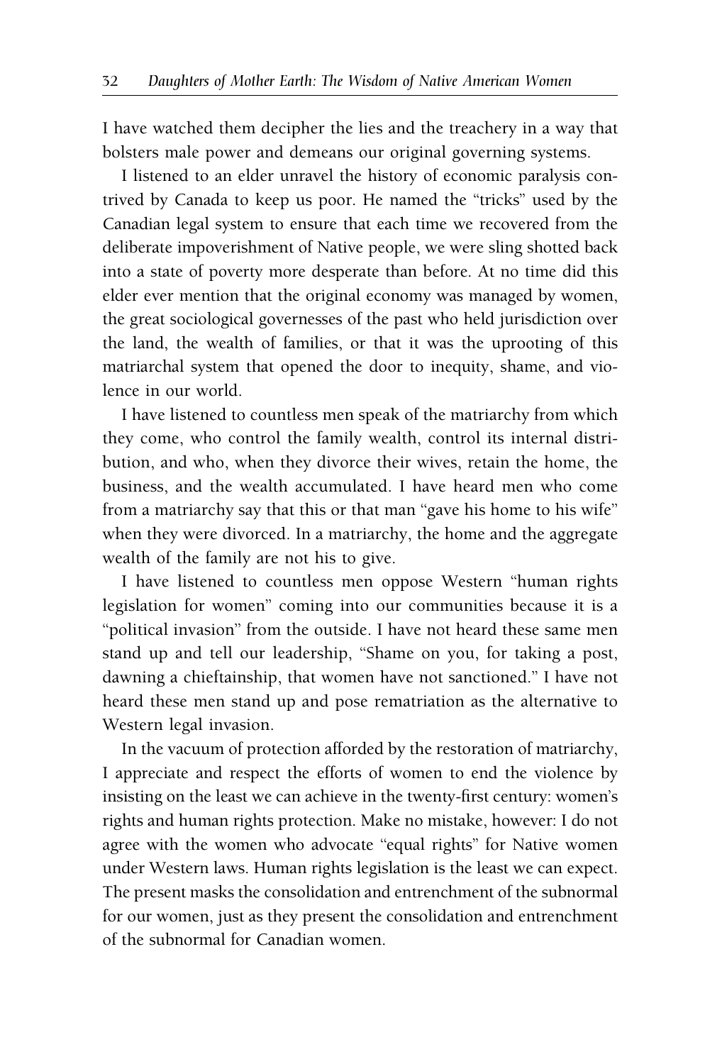I have watched them decipher the lies and the treachery in a way that bolsters male power and demeans our original governing systems.

I listened to an elder unravel the history of economic paralysis contrived by Canada to keep us poor. He named the "tricks" used by the Canadian legal system to ensure that each time we recovered from the deliberate impoverishment of Native people, we were sling shotted back into a state of poverty more desperate than before. At no time did this elder ever mention that the original economy was managed by women, the great sociological governesses of the past who held jurisdiction over the land, the wealth of families, or that it was the uprooting of this matriarchal system that opened the door to inequity, shame, and violence in our world.

I have listened to countless men speak of the matriarchy from which they come, who control the family wealth, control its internal distribution, and who, when they divorce their wives, retain the home, the business, and the wealth accumulated. I have heard men who come from a matriarchy say that this or that man "gave his home to his wife" when they were divorced. In a matriarchy, the home and the aggregate wealth of the family are not his to give.

I have listened to countless men oppose Western "human rights legislation for women" coming into our communities because it is a "political invasion" from the outside. I have not heard these same men stand up and tell our leadership, "Shame on you, for taking a post, dawning a chieftainship, that women have not sanctioned." I have not heard these men stand up and pose rematriation as the alternative to Western legal invasion.

In the vacuum of protection afforded by the restoration of matriarchy, I appreciate and respect the efforts of women to end the violence by insisting on the least we can achieve in the twenty-first century: women's rights and human rights protection. Make no mistake, however: I do not agree with the women who advocate "equal rights" for Native women under Western laws. Human rights legislation is the least we can expect. The present masks the consolidation and entrenchment of the subnormal for our women, just as they present the consolidation and entrenchment of the subnormal for Canadian women.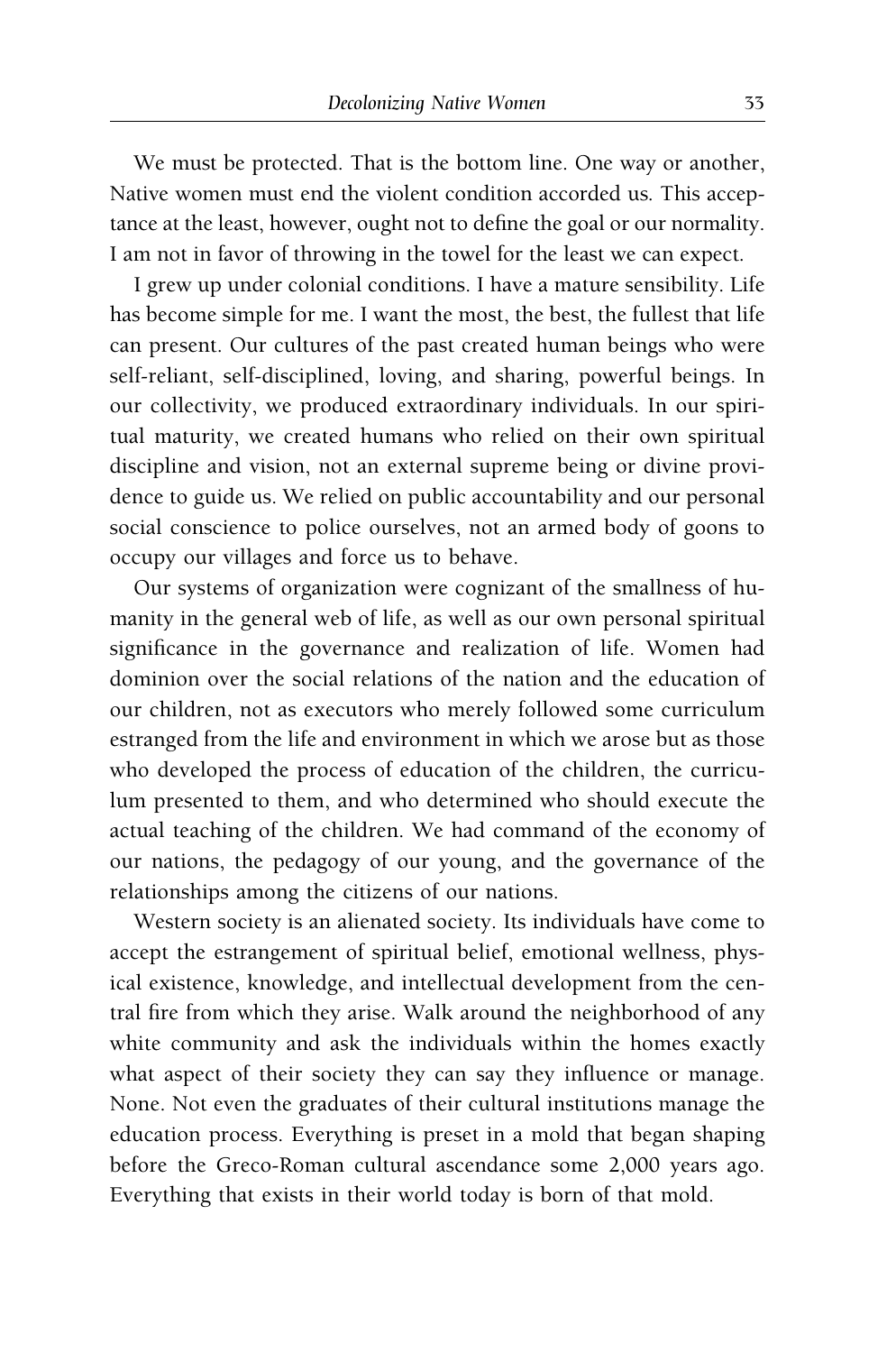We must be protected. That is the bottom line. One way or another, Native women must end the violent condition accorded us. This acceptance at the least, however, ought not to define the goal or our normality. I am not in favor of throwing in the towel for the least we can expect.

I grew up under colonial conditions. I have a mature sensibility. Life has become simple for me. I want the most, the best, the fullest that life can present. Our cultures of the past created human beings who were self-reliant, self-disciplined, loving, and sharing, powerful beings. In our collectivity, we produced extraordinary individuals. In our spiritual maturity, we created humans who relied on their own spiritual discipline and vision, not an external supreme being or divine providence to guide us. We relied on public accountability and our personal social conscience to police ourselves, not an armed body of goons to occupy our villages and force us to behave.

Our systems of organization were cognizant of the smallness of humanity in the general web of life, as well as our own personal spiritual significance in the governance and realization of life. Women had dominion over the social relations of the nation and the education of our children, not as executors who merely followed some curriculum estranged from the life and environment in which we arose but as those who developed the process of education of the children, the curriculum presented to them, and who determined who should execute the actual teaching of the children. We had command of the economy of our nations, the pedagogy of our young, and the governance of the relationships among the citizens of our nations.

Western society is an alienated society. Its individuals have come to accept the estrangement of spiritual belief, emotional wellness, physical existence, knowledge, and intellectual development from the central fire from which they arise. Walk around the neighborhood of any white community and ask the individuals within the homes exactly what aspect of their society they can say they influence or manage. None. Not even the graduates of their cultural institutions manage the education process. Everything is preset in a mold that began shaping before the Greco-Roman cultural ascendance some 2,000 years ago. Everything that exists in their world today is born of that mold.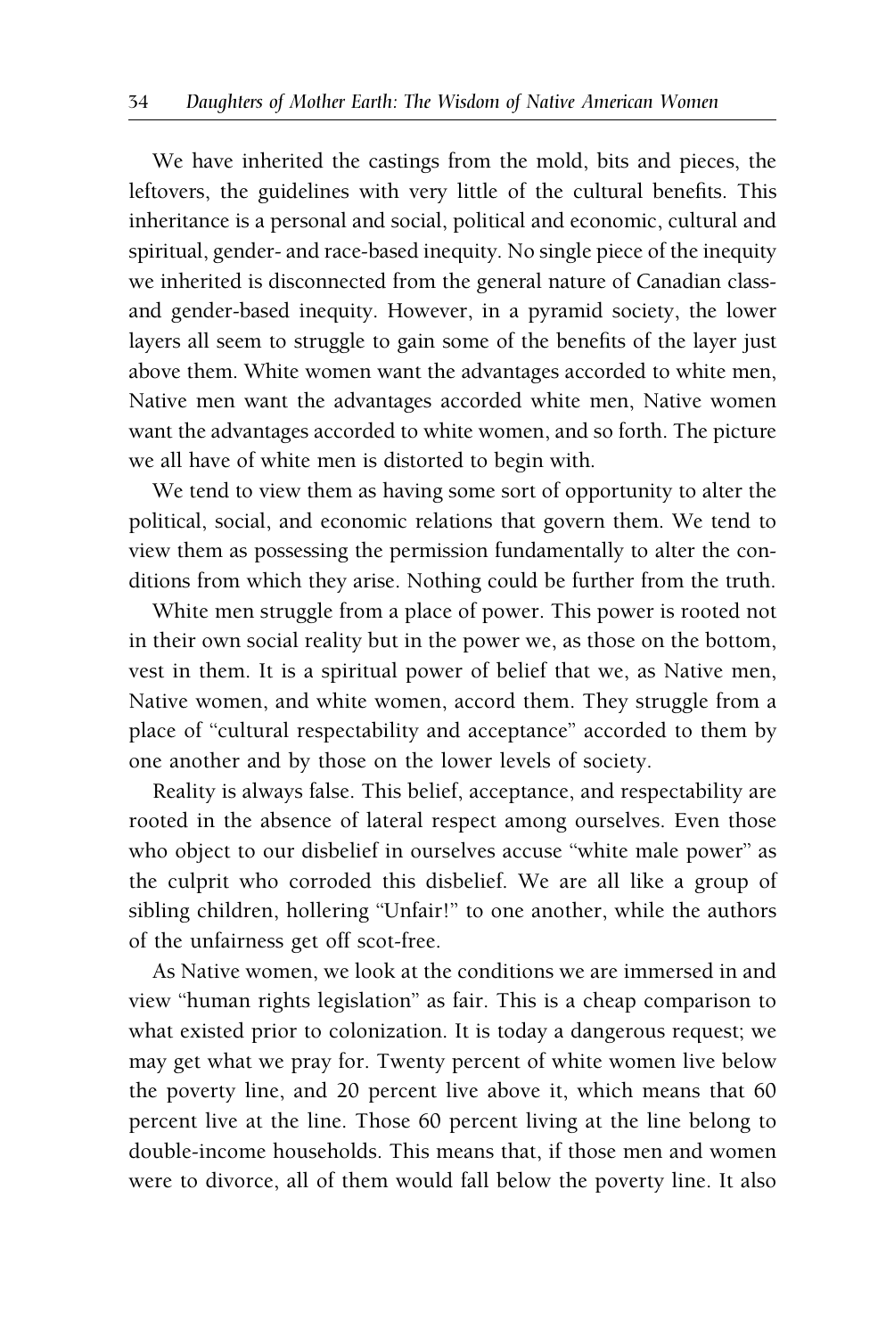We have inherited the castings from the mold, bits and pieces, the leftovers, the guidelines with very little of the cultural benefits. This inheritance is a personal and social, political and economic, cultural and spiritual, gender- and race-based inequity. No single piece of the inequity we inherited is disconnected from the general nature of Canadian class- and gender-based inequity. However, in a pyramid society, the lower layers all seem to struggle to gain some of the benefits of the layer just above them. White women want the advantages accorded to white men, Native men want the advantages accorded white men, Native women want the advantages accorded to white women, and so forth. The picture we all have of white men is distorted to begin with.

We tend to view them as having some sort of opportunity to alter the political, social, and economic relations that govern them. We tend to view them as possessing the permission fundamentally to alter the conditions from which they arise. Nothing could be further from the truth.

White men struggle from a place of power. This power is rooted not in their own social reality but in the power we, as those on the bottom, vest in them. It is a spiritual power of belief that we, as Native men, Native women, and white women, accord them. They struggle from a place of "cultural respectability and acceptance" accorded to them by one another and by those on the lower levels of society.

Reality is always false. This belief, acceptance, and respectability are rooted in the absence of lateral respect among ourselves. Even those who object to our disbelief in ourselves accuse "white male power" as the culprit who corroded this disbelief. We are all like a group of sibling children, hollering "Unfair!" to one another, while the authors of the unfairness get off scot-free.

As Native women, we look at the conditions we are immersed in and view "human rights legislation" as fair. This is a cheap comparison to what existed prior to colonization. It is today a dangerous request; we may get what we pray for. Twenty percent of white women live below the poverty line, and 20 percent live above it, which means that 60 percent live at the line. Those 60 percent living at the line belong to double-income households. This means that, if those men and women were to divorce, all of them would fall below the poverty line. It also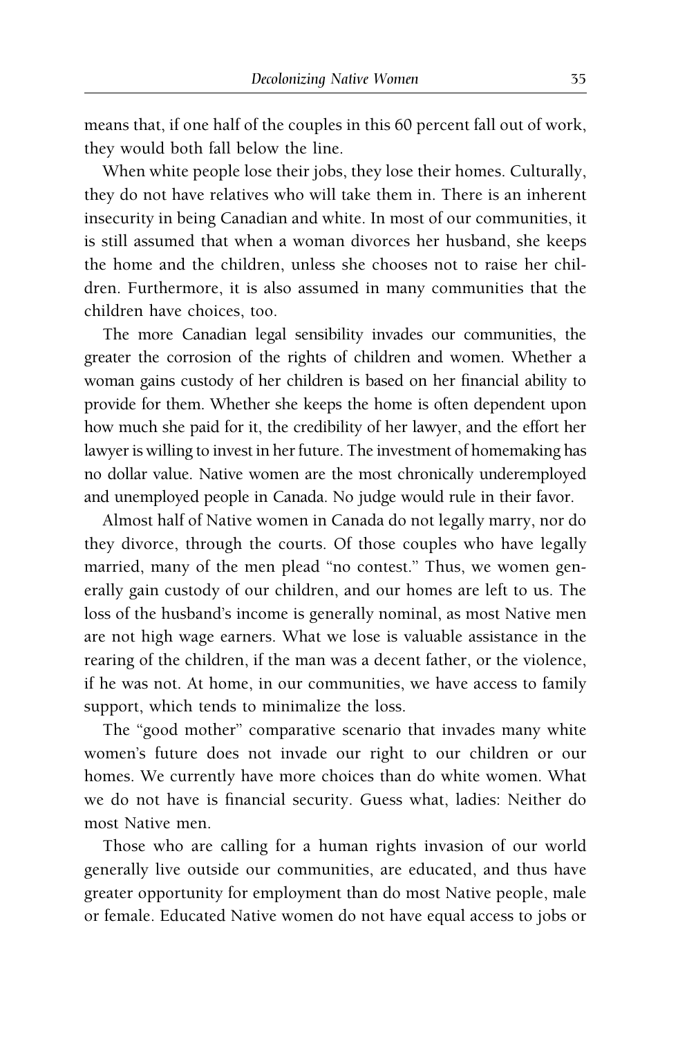means that, if one half of the couples in this 60 percent fall out of work, they would both fall below the line.

When white people lose their jobs, they lose their homes. Culturally, they do not have relatives who will take them in. There is an inherent insecurity in being Canadian and white. In most of our communities, it is still assumed that when a woman divorces her husband, she keeps the home and the children, unless she chooses not to raise her children. Furthermore, it is also assumed in many communities that the children have choices, too.

The more Canadian legal sensibility invades our communities, the greater the corrosion of the rights of children and women. Whether a woman gains custody of her children is based on her financial ability to provide for them. Whether she keeps the home is often dependent upon how much she paid for it, the credibility of her lawyer, and the effort her lawyer is willing to invest in her future. The investment of homemaking has no dollar value. Native women are the most chronically underemployed and unemployed people in Canada. No judge would rule in their favor.

Almost half of Native women in Canada do not legally marry, nor do they divorce, through the courts. Of those couples who have legally married, many of the men plead "no contest." Thus, we women generally gain custody of our children, and our homes are left to us. The loss of the husband's income is generally nominal, as most Native men are not high wage earners. What we lose is valuable assistance in the rearing of the children, if the man was a decent father, or the violence, if he was not. At home, in our communities, we have access to family support, which tends to minimalize the loss.

The "good mother" comparative scenario that invades many white women's future does not invade our right to our children or our homes. We currently have more choices than do white women. What we do not have is financial security. Guess what, ladies: Neither do most Native men.

Those who are calling for a human rights invasion of our world generally live outside our communities, are educated, and thus have greater opportunity for employment than do most Native people, male or female. Educated Native women do not have equal access to jobs or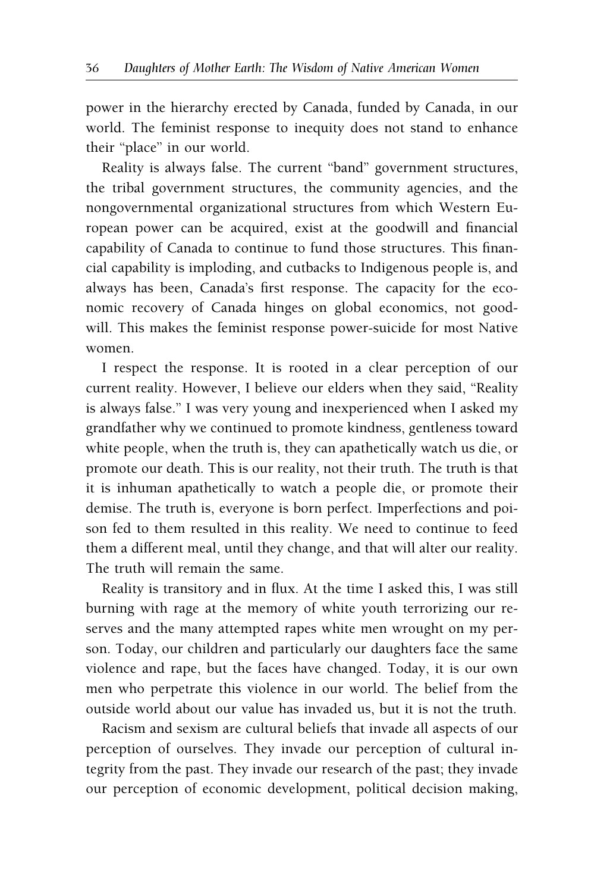power in the hierarchy erected by Canada, funded by Canada, in our world. The feminist response to inequity does not stand to enhance their "place" in our world.

Reality is always false. The current "band" government structures, the tribal government structures, the community agencies, and the nongovernmental organizational structures from which Western European power can be acquired, exist at the goodwill and financial capability of Canada to continue to fund those structures. This financial capability is imploding, and cutbacks to Indigenous people is, and always has been, Canada's first response. The capacity for the economic recovery of Canada hinges on global economics, not goodwill. This makes the feminist response power-suicide for most Native women.

I respect the response. It is rooted in a clear perception of our current reality. However, I believe our elders when they said, "Reality is always false." I was very young and inexperienced when I asked my grandfather why we continued to promote kindness, gentleness toward white people, when the truth is, they can apathetically watch us die, or promote our death. This is our reality, not their truth. The truth is that it is inhuman apathetically to watch a people die, or promote their demise. The truth is, everyone is born perfect. Imperfections and poison fed to them resulted in this reality. We need to continue to feed them a different meal, until they change, and that will alter our reality. The truth will remain the same.

Reality is transitory and in flux. At the time I asked this, I was still burning with rage at the memory of white youth terrorizing our reserves and the many attempted rapes white men wrought on my person. Today, our children and particularly our daughters face the same violence and rape, but the faces have changed. Today, it is our own men who perpetrate this violence in our world. The belief from the outside world about our value has invaded us, but it is not the truth.

Racism and sexism are cultural beliefs that invade all aspects of our perception of ourselves. They invade our perception of cultural integrity from the past. They invade our research of the past; they invade our perception of economic development, political decision making,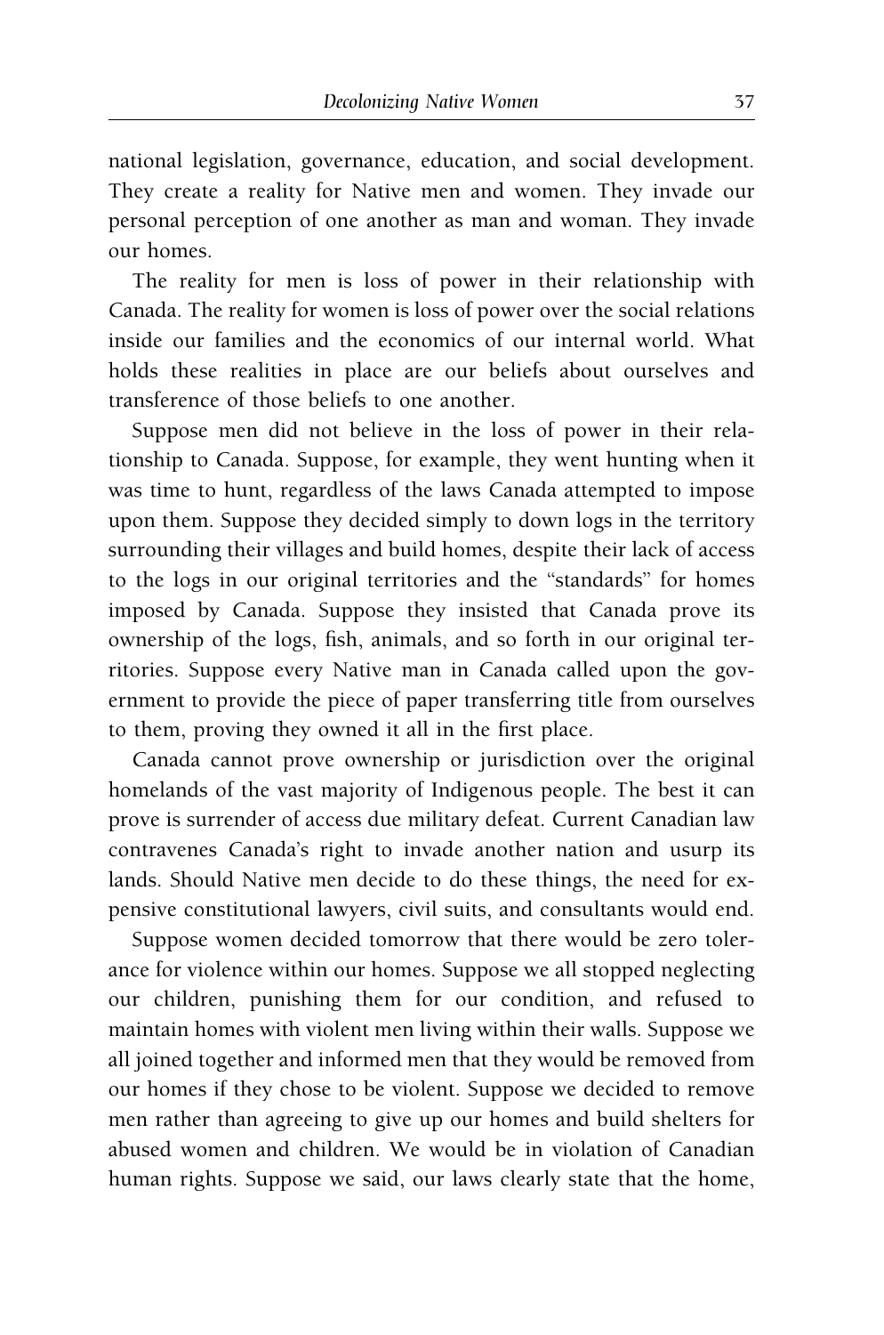national legislation, governance, education, and social development. They create a reality for Native men and women. They invade our personal perception of one another as man and woman. They invade our homes.

The reality for men is loss of power in their relationship with Canada. The reality for women is loss of power over the social relations inside our families and the economics of our internal world. What holds these realities in place are our beliefs about ourselves and transference of those beliefs to one another.

Suppose men did not believe in the loss of power in their relationship to Canada. Suppose, for example, they went hunting when it was time to hunt, regardless of the laws Canada attempted to impose upon them. Suppose they decided simply to down logs in the territory surrounding their villages and build homes, despite their lack of access to the logs in our original territories and the "standards" for homes imposed by Canada. Suppose they insisted that Canada prove its ownership of the logs, fish, animals, and so forth in our original territories. Suppose every Native man in Canada called upon the government to provide the piece of paper transferring title from ourselves to them, proving they owned it all in the first place.

Canada cannot prove ownership or jurisdiction over the original homelands of the vast majority of Indigenous people. The best it can prove is surrender of access due military defeat. Current Canadian law contravenes Canada's right to invade another nation and usurp its lands. Should Native men decide to do these things, the need for expensive constitutional lawyers, civil suits, and consultants would end.

Suppose women decided tomorrow that there would be zero tolerance for violence within our homes. Suppose we all stopped neglecting our children, punishing them for our condition, and refused to maintain homes with violent men living within their walls. Suppose we all joined together and informed men that they would be removed from our homes if they chose to be violent. Suppose we decided to remove men rather than agreeing to give up our homes and build shelters for abused women and children. We would be in violation of Canadian human rights. Suppose we said, our laws clearly state that the home,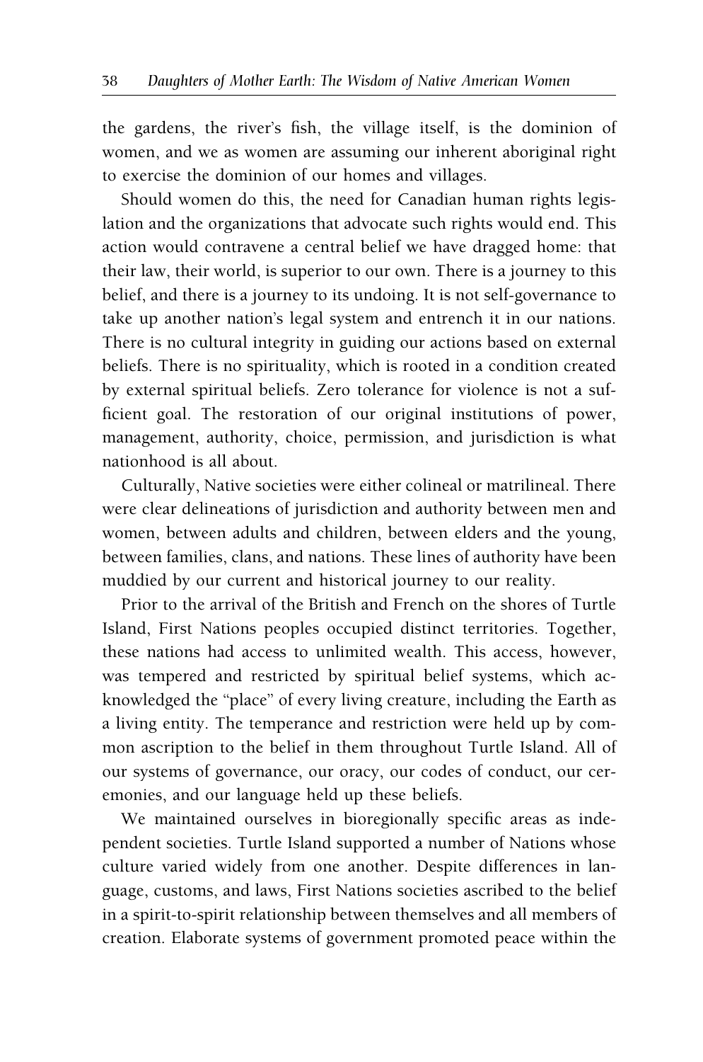the gardens, the river's fish, the village itself, is the dominion of women, and we as women are assuming our inherent aboriginal right to exercise the dominion of our homes and villages.

Should women do this, the need for Canadian human rights legislation and the organizations that advocate such rights would end. This action would contravene a central belief we have dragged home: that their law, their world, is superior to our own. There is a journey to this belief, and there is a journey to its undoing. It is not self-governance to take up another nation's legal system and entrench it in our nations. There is no cultural integrity in guiding our actions based on external beliefs. There is no spirituality, which is rooted in a condition created by external spiritual beliefs. Zero tolerance for violence is not a sufficient goal. The restoration of our original institutions of power, management, authority, choice, permission, and jurisdiction is what nationhood is all about.

Culturally, Native societies were either colineal or matrilineal. There were clear delineations of jurisdiction and authority between men and women, between adults and children, between elders and the young, between families, clans, and nations. These lines of authority have been muddied by our current and historical journey to our reality.

Prior to the arrival of the British and French on the shores of Turtle Island, First Nations peoples occupied distinct territories. Together, these nations had access to unlimited wealth. This access, however, was tempered and restricted by spiritual belief systems, which acknowledged the "place" of every living creature, including the Earth as a living entity. The temperance and restriction were held up by common ascription to the belief in them throughout Turtle Island. All of our systems of governance, our oracy, our codes of conduct, our ceremonies, and our language held up these beliefs.

We maintained ourselves in bioregionally specific areas as independent societies. Turtle Island supported a number of Nations whose culture varied widely from one another. Despite differences in language, customs, and laws, First Nations societies ascribed to the belief in a spirit-to-spirit relationship between themselves and all members of creation. Elaborate systems of government promoted peace within the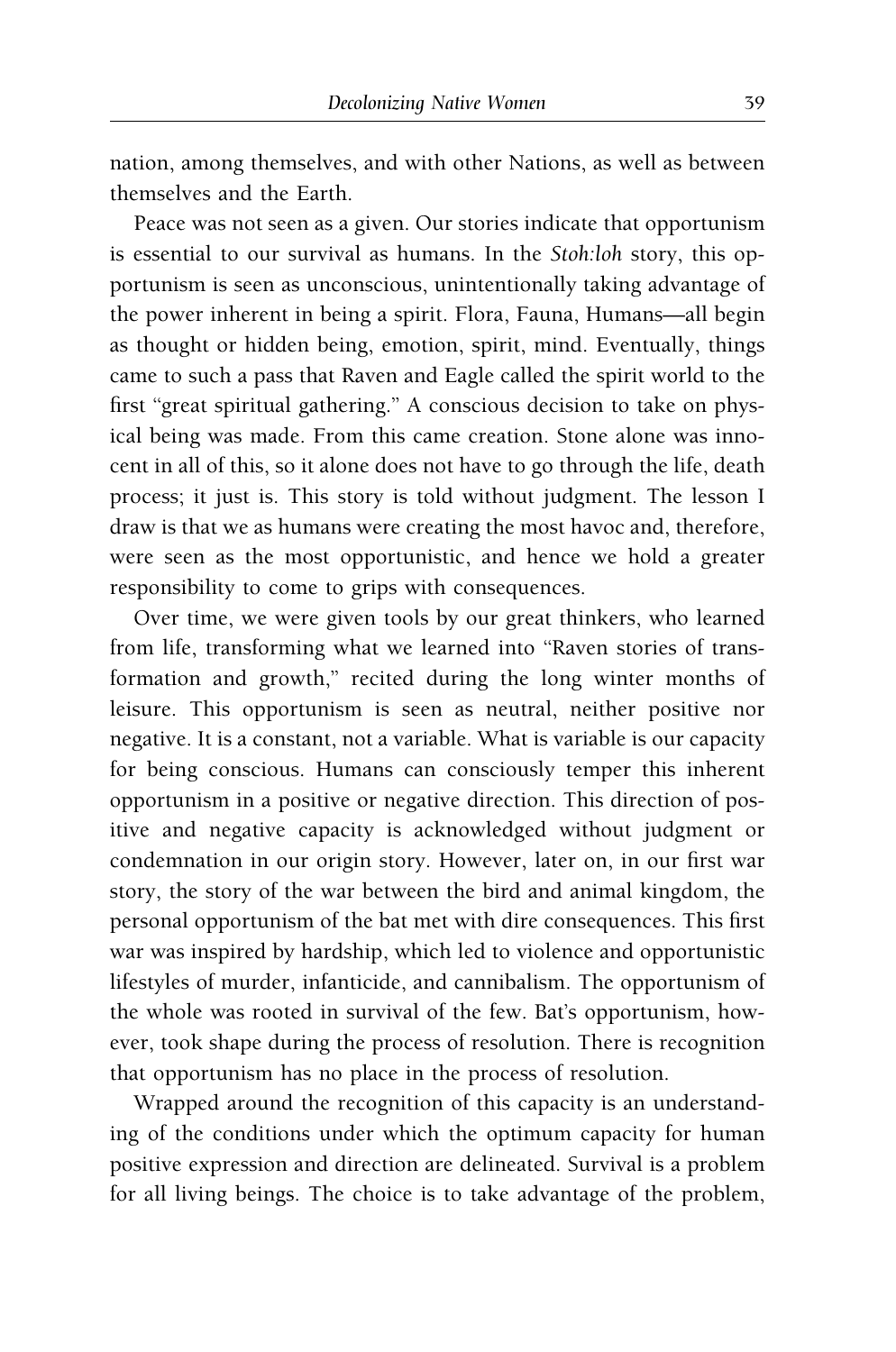nation, among themselves, and with other Nations, as well as between themselves and the Earth.

Peace was not seen as a given. Our stories indicate that opportunism is essential to our survival as humans. In the *Stoh:loh* story, this opportunism is seen as unconscious, unintentionally taking advantage of the power inherent in being a spirit. Flora, Fauna, Humans—all begin as thought or hidden being, emotion, spirit, mind. Eventually, things came to such a pass that Raven and Eagle called the spirit world to the first "great spiritual gathering." A conscious decision to take on physical being was made. From this came creation. Stone alone was innocent in all of this, so it alone does not have to go through the life, death process; it just is. This story is told without judgment. The lesson I draw is that we as humans were creating the most havoc and, therefore, were seen as the most opportunistic, and hence we hold a greater responsibility to come to grips with consequences.

Over time, we were given tools by our great thinkers, who learned from life, transforming what we learned into "Raven stories of transformation and growth," recited during the long winter months of leisure. This opportunism is seen as neutral, neither positive nor negative. It is a constant, not a variable. What is variable is our capacity for being conscious. Humans can consciously temper this inherent opportunism in a positive or negative direction. This direction of positive and negative capacity is acknowledged without judgment or condemnation in our origin story. However, later on, in our first war story, the story of the war between the bird and animal kingdom, the personal opportunism of the bat met with dire consequences. This first war was inspired by hardship, which led to violence and opportunistic lifestyles of murder, infanticide, and cannibalism. The opportunism of the whole was rooted in survival of the few. Bat's opportunism, however, took shape during the process of resolution. There is recognition that opportunism has no place in the process of resolution.

Wrapped around the recognition of this capacity is an understanding of the conditions under which the optimum capacity for human positive expression and direction are delineated. Survival is a problem for all living beings. The choice is to take advantage of the problem,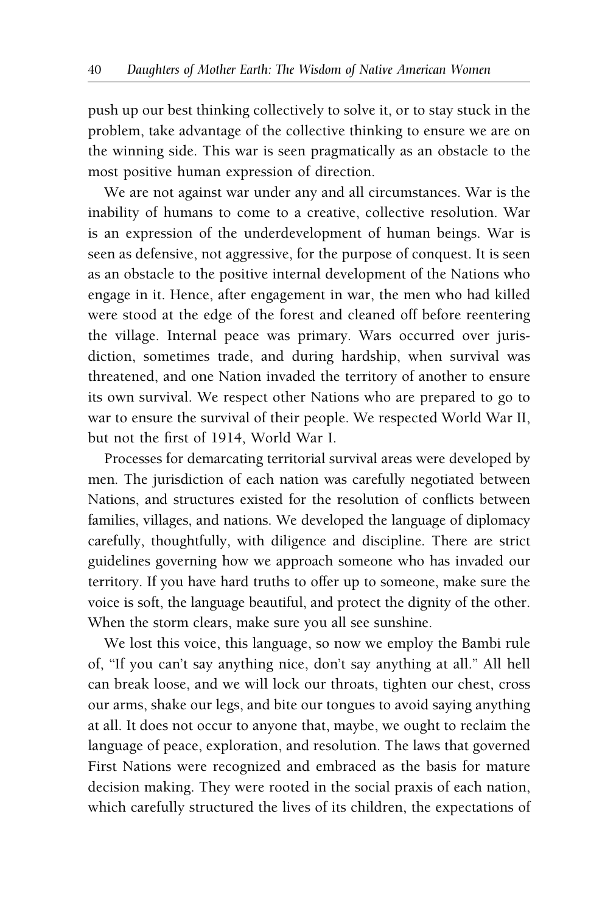push up our best thinking collectively to solve it, or to stay stuck in the problem, take advantage of the collective thinking to ensure we are on the winning side. This war is seen pragmatically as an obstacle to the most positive human expression of direction.

We are not against war under any and all circumstances. War is the inability of humans to come to a creative, collective resolution. War is an expression of the underdevelopment of human beings. War is seen as defensive, not aggressive, for the purpose of conquest. It is seen as an obstacle to the positive internal development of the Nations who engage in it. Hence, after engagement in war, the men who had killed were stood at the edge of the forest and cleaned off before reentering the village. Internal peace was primary. Wars occurred over jurisdiction, sometimes trade, and during hardship, when survival was threatened, and one Nation invaded the territory of another to ensure its own survival. We respect other Nations who are prepared to go to war to ensure the survival of their people. We respected World War II, but not the first of 1914, World War I.

Processes for demarcating territorial survival areas were developed by men. The jurisdiction of each nation was carefully negotiated between Nations, and structures existed for the resolution of conflicts between families, villages, and nations. We developed the language of diplomacy carefully, thoughtfully, with diligence and discipline. There are strict guidelines governing how we approach someone who has invaded our territory. If you have hard truths to offer up to someone, make sure the voice is soft, the language beautiful, and protect the dignity of the other. When the storm clears, make sure you all see sunshine.

We lost this voice, this language, so now we employ the Bambi rule of, "If you can't say anything nice, don't say anything at all." All hell can break loose, and we will lock our throats, tighten our chest, cross our arms, shake our legs, and bite our tongues to avoid saying anything at all. It does not occur to anyone that, maybe, we ought to reclaim the language of peace, exploration, and resolution. The laws that governed First Nations were recognized and embraced as the basis for mature decision making. They were rooted in the social praxis of each nation, which carefully structured the lives of its children, the expectations of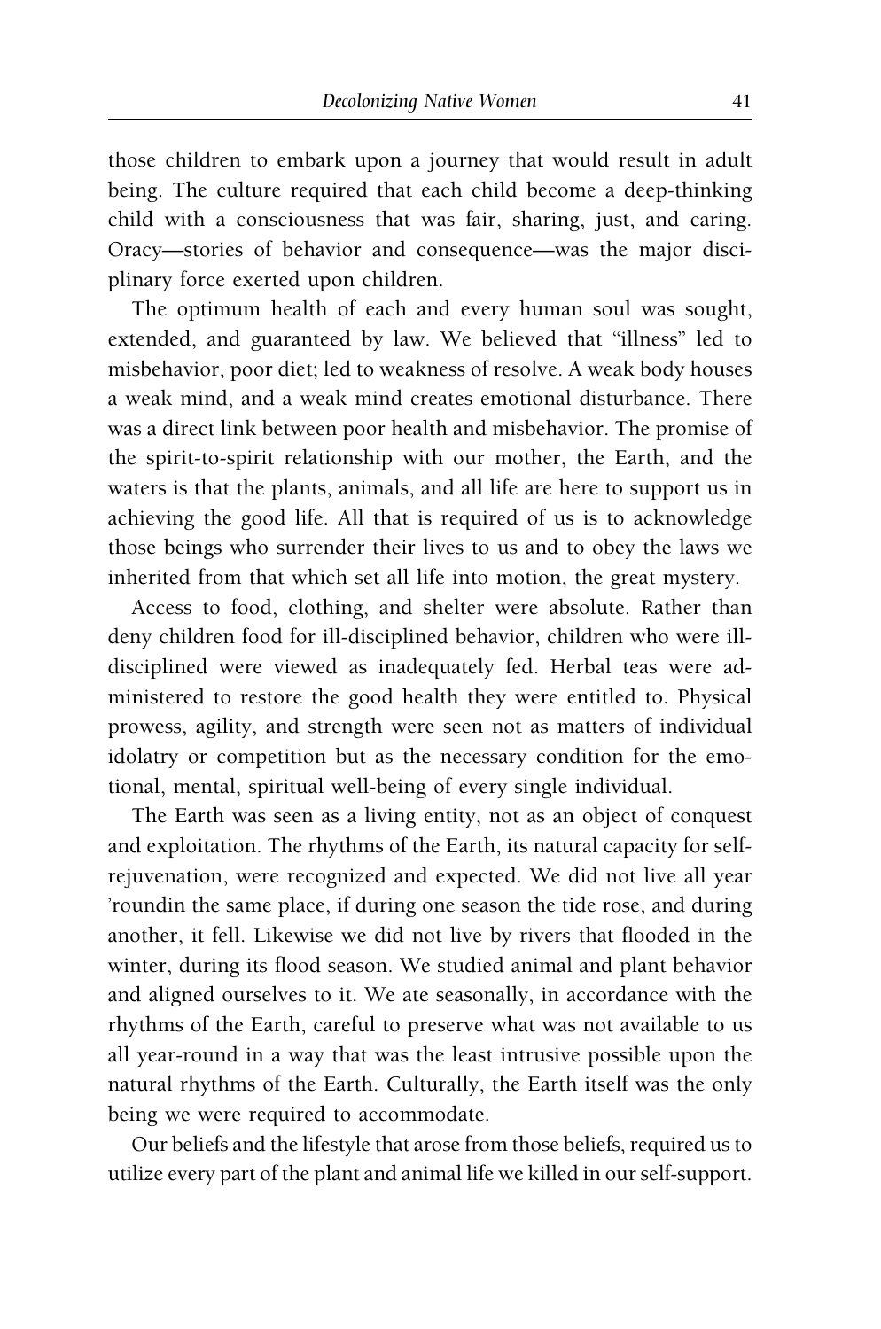those children to embark upon a journey that would result in adult being. The culture required that each child become a deep-thinking child with a consciousness that was fair, sharing, just, and caring. Oracy—stories of behavior and consequence—was the major disciplinary force exerted upon children.

The optimum health of each and every human soul was sought, extended, and guaranteed by law. We believed that "illness" led to misbehavior, poor diet; led to weakness of resolve. A weak body houses a weak mind, and a weak mind creates emotional disturbance. There was a direct link between poor health and misbehavior. The promise of the spirit-to-spirit relationship with our mother, the Earth, and the waters is that the plants, animals, and all life are here to support us in achieving the good life. All that is required of us is to acknowledge those beings who surrender their lives to us and to obey the laws we inherited from that which set all life into motion, the great mystery.

Access to food, clothing, and shelter were absolute. Rather than deny children food for ill-disciplined behavior, children who were ill-disciplined were viewed as inadequately fed. Herbal teas were administered to restore the good health they were entitled to. Physical prowess, agility, and strength were seen not as matters of individual idolatry or competition but as the necessary condition for the emotional, mental, spiritual well-being of every single individual.

The Earth was seen as a living entity, not as an object of conquest and exploitation. The rhythms of the Earth, its natural capacity for self-rejuvenation, were recognized and expected. We did not live all year 'roundin the same place, if during one season the tide rose, and during another, it fell. Likewise we did not live by rivers that flooded in the winter, during its flood season. We studied animal and plant behavior and aligned ourselves to it. We ate seasonally, in accordance with the rhythms of the Earth, careful to preserve what was not available to us all year-round in a way that was the least intrusive possible upon the natural rhythms of the Earth. Culturally, the Earth itself was the only being we were required to accommodate.

Our beliefs and the lifestyle that arose from those beliefs, required us to utilize every part of the plant and animal life we killed in our self-support.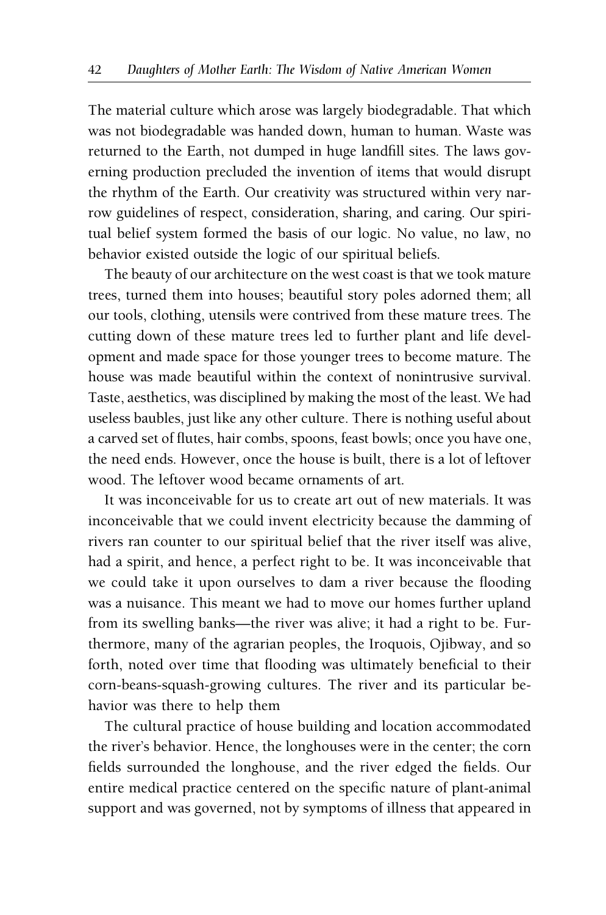The material culture which arose was largely biodegradable. That which was not biodegradable was handed down, human to human. Waste was returned to the Earth, not dumped in huge landfill sites. The laws governing production precluded the invention of items that would disrupt the rhythm of the Earth. Our creativity was structured within very narrow guidelines of respect, consideration, sharing, and caring. Our spiritual belief system formed the basis of our logic. No value, no law, no behavior existed outside the logic of our spiritual beliefs.

The beauty of our architecture on the west coast is that we took mature trees, turned them into houses; beautiful story poles adorned them; all our tools, clothing, utensils were contrived from these mature trees. The cutting down of these mature trees led to further plant and life development and made space for those younger trees to become mature. The house was made beautiful within the context of nonintrusive survival. Taste, aesthetics, was disciplined by making the most of the least. We had useless baubles, just like any other culture. There is nothing useful about a carved set of flutes, hair combs, spoons, feast bowls; once you have one, the need ends. However, once the house is built, there is a lot of leftover wood. The leftover wood became ornaments of art.

It was inconceivable for us to create art out of new materials. It was inconceivable that we could invent electricity because the damming of rivers ran counter to our spiritual belief that the river itself was alive, had a spirit, and hence, a perfect right to be. It was inconceivable that we could take it upon ourselves to dam a river because the flooding was a nuisance. This meant we had to move our homes further upland from its swelling banks—the river was alive; it had a right to be. Furthermore, many of the agrarian peoples, the Iroquois, Ojibway, and so forth, noted over time that flooding was ultimately beneficial to their corn-beans-squash-growing cultures. The river and its particular behavior was there to help them

The cultural practice of house building and location accommodated the river's behavior. Hence, the longhouses were in the center; the corn fields surrounded the longhouse, and the river edged the fields. Our entire medical practice centered on the specific nature of plant-animal support and was governed, not by symptoms of illness that appeared in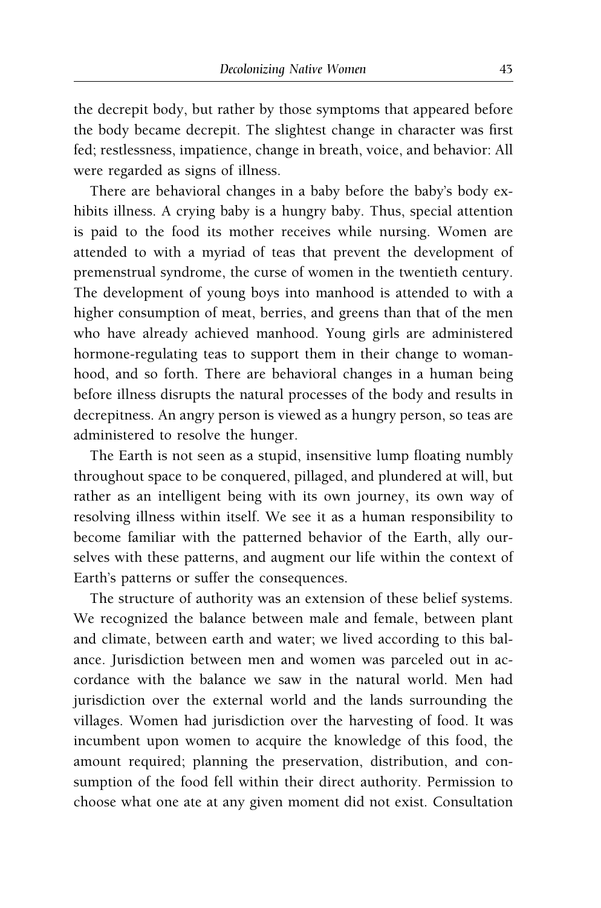the decrepit body, but rather by those symptoms that appeared before the body became decrepit. The slightest change in character was first fed; restlessness, impatience, change in breath, voice, and behavior: All were regarded as signs of illness.

There are behavioral changes in a baby before the baby's body exhibits illness. A crying baby is a hungry baby. Thus, special attention is paid to the food its mother receives while nursing. Women are attended to with a myriad of teas that prevent the development of premenstrual syndrome, the curse of women in the twentieth century. The development of young boys into manhood is attended to with a higher consumption of meat, berries, and greens than that of the men who have already achieved manhood. Young girls are administered hormone-regulating teas to support them in their change to womanhood, and so forth. There are behavioral changes in a human being before illness disrupts the natural processes of the body and results in decrepitness. An angry person is viewed as a hungry person, so teas are administered to resolve the hunger.

The Earth is not seen as a stupid, insensitive lump floating numbly throughout space to be conquered, pillaged, and plundered at will, but rather as an intelligent being with its own journey, its own way of resolving illness within itself. We see it as a human responsibility to become familiar with the patterned behavior of the Earth, ally ourselves with these patterns, and augment our life within the context of Earth's patterns or suffer the consequences.

The structure of authority was an extension of these belief systems. We recognized the balance between male and female, between plant and climate, between earth and water; we lived according to this balance. Jurisdiction between men and women was parceled out in accordance with the balance we saw in the natural world. Men had jurisdiction over the external world and the lands surrounding the villages. Women had jurisdiction over the harvesting of food. It was incumbent upon women to acquire the knowledge of this food, the amount required; planning the preservation, distribution, and consumption of the food fell within their direct authority. Permission to choose what one ate at any given moment did not exist. Consultation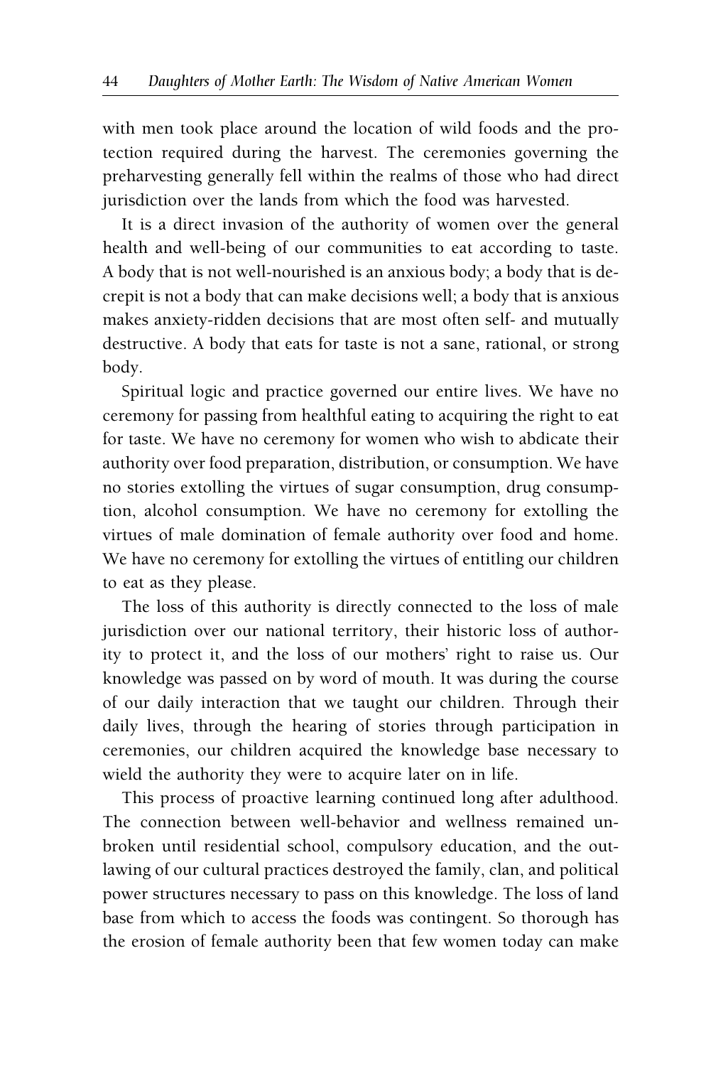with men took place around the location of wild foods and the protection required during the harvest. The ceremonies governing the preharvesting generally fell within the realms of those who had direct jurisdiction over the lands from which the food was harvested.

It is a direct invasion of the authority of women over the general health and well-being of our communities to eat according to taste. A body that is not well-nourished is an anxious body; a body that is decrepit is not a body that can make decisions well; a body that is anxious makes anxiety-ridden decisions that are most often self- and mutually destructive. A body that eats for taste is not a sane, rational, or strong body.

Spiritual logic and practice governed our entire lives. We have no ceremony for passing from healthful eating to acquiring the right to eat for taste. We have no ceremony for women who wish to abdicate their authority over food preparation, distribution, or consumption. We have no stories extolling the virtues of sugar consumption, drug consumption, alcohol consumption. We have no ceremony for extolling the virtues of male domination of female authority over food and home. We have no ceremony for extolling the virtues of entitling our children to eat as they please.

The loss of this authority is directly connected to the loss of male jurisdiction over our national territory, their historic loss of authority to protect it, and the loss of our mothers' right to raise us. Our knowledge was passed on by word of mouth. It was during the course of our daily interaction that we taught our children. Through their daily lives, through the hearing of stories through participation in ceremonies, our children acquired the knowledge base necessary to wield the authority they were to acquire later on in life.

This process of proactive learning continued long after adulthood. The connection between well-behavior and wellness remained unbroken until residential school, compulsory education, and the outlawing of our cultural practices destroyed the family, clan, and political power structures necessary to pass on this knowledge. The loss of land base from which to access the foods was contingent. So thorough has the erosion of female authority been that few women today can make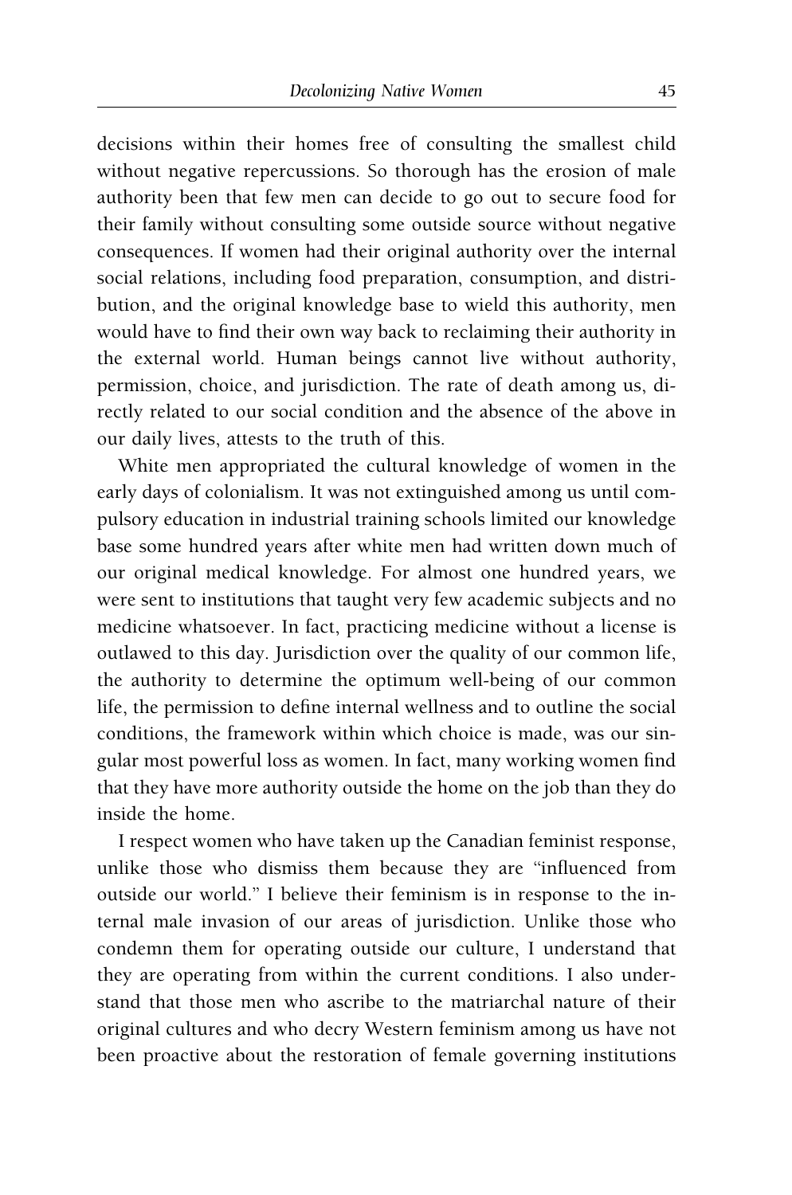decisions within their homes free of consulting the smallest child without negative repercussions. So thorough has the erosion of male authority been that few men can decide to go out to secure food for their family without consulting some outside source without negative consequences. If women had their original authority over the internal social relations, including food preparation, consumption, and distribution, and the original knowledge base to wield this authority, men would have to find their own way back to reclaiming their authority in the external world. Human beings cannot live without authority, permission, choice, and jurisdiction. The rate of death among us, directly related to our social condition and the absence of the above in our daily lives, attests to the truth of this.

White men appropriated the cultural knowledge of women in the early days of colonialism. It was not extinguished among us until compulsory education in industrial training schools limited our knowledge base some hundred years after white men had written down much of our original medical knowledge. For almost one hundred years, we were sent to institutions that taught very few academic subjects and no medicine whatsoever. In fact, practicing medicine without a license is outlawed to this day. Jurisdiction over the quality of our common life, the authority to determine the optimum well-being of our common life, the permission to define internal wellness and to outline the social conditions, the framework within which choice is made, was our singular most powerful loss as women. In fact, many working women find that they have more authority outside the home on the job than they do inside the home.

I respect women who have taken up the Canadian feminist response, unlike those who dismiss them because they are "influenced from outside our world." I believe their feminism is in response to the internal male invasion of our areas of jurisdiction. Unlike those who condemn them for operating outside our culture, I understand that they are operating from within the current conditions. I also understand that those men who ascribe to the matriarchal nature of their original cultures and who decry Western feminism among us have not been proactive about the restoration of female governing institutions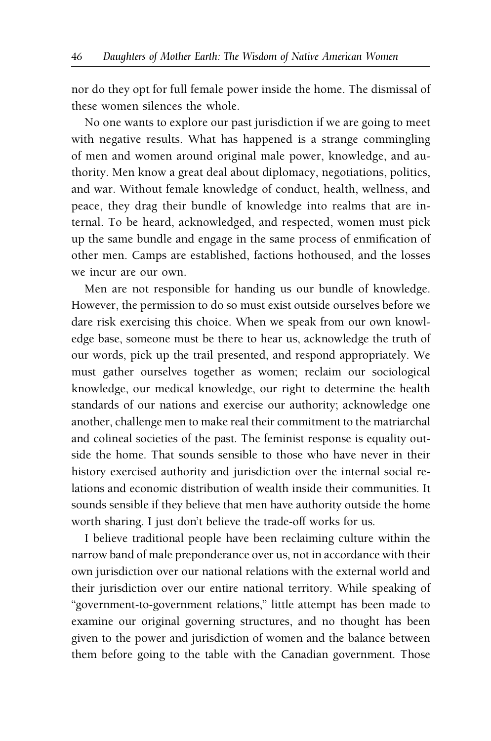nor do they opt for full female power inside the home. The dismissal of these women silences the whole.

No one wants to explore our past jurisdiction if we are going to meet with negative results. What has happened is a strange commingling of men and women around original male power, knowledge, and authority. Men know a great deal about diplomacy, negotiations, politics, and war. Without female knowledge of conduct, health, wellness, and peace, they drag their bundle of knowledge into realms that are internal. To be heard, acknowledged, and respected, women must pick up the same bundle and engage in the same process of enmification of other men. Camps are established, factions hothoused, and the losses we incur are our own.

Men are not responsible for handing us our bundle of knowledge. However, the permission to do so must exist outside ourselves before we dare risk exercising this choice. When we speak from our own knowledge base, someone must be there to hear us, acknowledge the truth of our words, pick up the trail presented, and respond appropriately. We must gather ourselves together as women; reclaim our sociological knowledge, our medical knowledge, our right to determine the health standards of our nations and exercise our authority; acknowledge one another, challenge men to make real their commitment to the matriarchal and colineal societies of the past. The feminist response is equality outside the home. That sounds sensible to those who have never in their history exercised authority and jurisdiction over the internal social relations and economic distribution of wealth inside their communities. It sounds sensible if they believe that men have authority outside the home worth sharing. I just don't believe the trade-off works for us.

I believe traditional people have been reclaiming culture within the narrow band of male preponderance over us, not in accordance with their own jurisdiction over our national relations with the external world and their jurisdiction over our entire national territory. While speaking of "government-to-government relations," little attempt has been made to examine our original governing structures, and no thought has been given to the power and jurisdiction of women and the balance between them before going to the table with the Canadian government. Those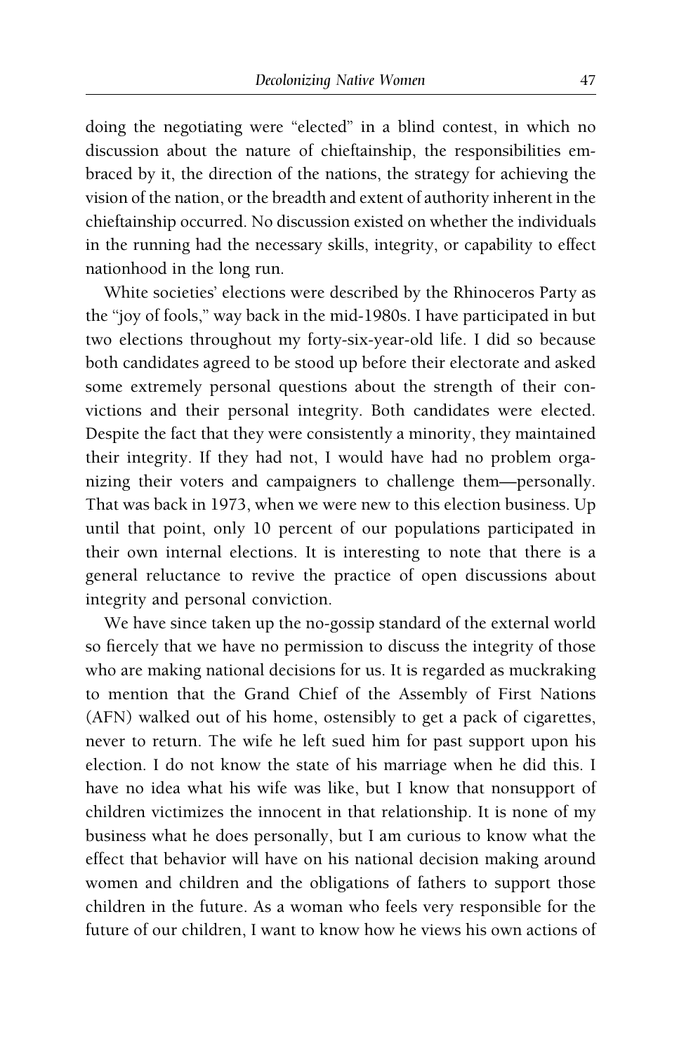doing the negotiating were "elected" in a blind contest, in which no discussion about the nature of chieftainship, the responsibilities embraced by it, the direction of the nations, the strategy for achieving the vision of the nation, or the breadth and extent of authority inherent in the chieftainship occurred. No discussion existed on whether the individuals in the running had the necessary skills, integrity, or capability to effect nationhood in the long run.

White societies' elections were described by the Rhinoceros Party as the "joy of fools," way back in the mid-1980s. I have participated in but two elections throughout my forty-six-year-old life. I did so because both candidates agreed to be stood up before their electorate and asked some extremely personal questions about the strength of their convictions and their personal integrity. Both candidates were elected. Despite the fact that they were consistently a minority, they maintained their integrity. If they had not, I would have had no problem organizing their voters and campaigners to challenge them—personally. That was back in 1973, when we were new to this election business. Up until that point, only 10 percent of our populations participated in their own internal elections. It is interesting to note that there is a general reluctance to revive the practice of open discussions about integrity and personal conviction.

We have since taken up the no-gossip standard of the external world so fiercely that we have no permission to discuss the integrity of those who are making national decisions for us. It is regarded as muckraking to mention that the Grand Chief of the Assembly of First Nations (AFN) walked out of his home, ostensibly to get a pack of cigarettes, never to return. The wife he left sued him for past support upon his election. I do not know the state of his marriage when he did this. I have no idea what his wife was like, but I know that nonsupport of children victimizes the innocent in that relationship. It is none of my business what he does personally, but I am curious to know what the effect that behavior will have on his national decision making around women and children and the obligations of fathers to support those children in the future. As a woman who feels very responsible for the future of our children, I want to know how he views his own actions of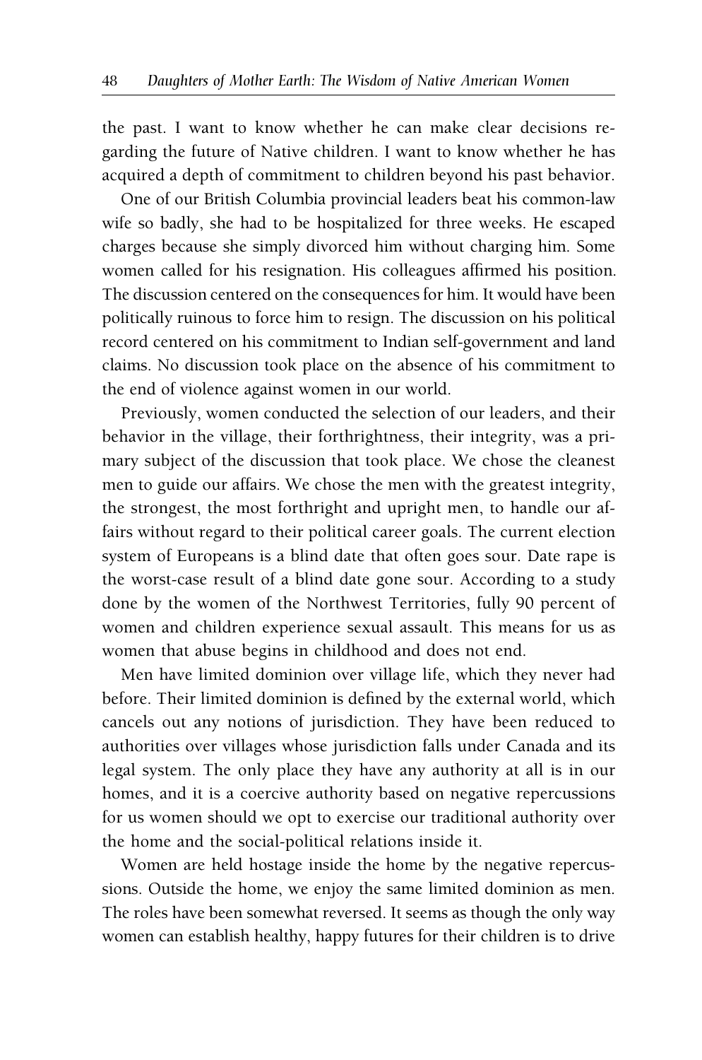the past. I want to know whether he can make clear decisions regarding the future of Native children. I want to know whether he has acquired a depth of commitment to children beyond his past behavior.

One of our British Columbia provincial leaders beat his common-law wife so badly, she had to be hospitalized for three weeks. He escaped charges because she simply divorced him without charging him. Some women called for his resignation. His colleagues affirmed his position. The discussion centered on the consequences for him. It would have been politically ruinous to force him to resign. The discussion on his political record centered on his commitment to Indian self-government and land claims. No discussion took place on the absence of his commitment to the end of violence against women in our world.

Previously, women conducted the selection of our leaders, and their behavior in the village, their forthrightness, their integrity, was a primary subject of the discussion that took place. We chose the cleanest men to guide our affairs. We chose the men with the greatest integrity, the strongest, the most forthright and upright men, to handle our affairs without regard to their political career goals. The current election system of Europeans is a blind date that often goes sour. Date rape is the worst-case result of a blind date gone sour. According to a study done by the women of the Northwest Territories, fully 90 percent of women and children experience sexual assault. This means for us as women that abuse begins in childhood and does not end.

Men have limited dominion over village life, which they never had before. Their limited dominion is defined by the external world, which cancels out any notions of jurisdiction. They have been reduced to authorities over villages whose jurisdiction falls under Canada and its legal system. The only place they have any authority at all is in our homes, and it is a coercive authority based on negative repercussions for us women should we opt to exercise our traditional authority over the home and the social-political relations inside it.

Women are held hostage inside the home by the negative repercussions. Outside the home, we enjoy the same limited dominion as men. The roles have been somewhat reversed. It seems as though the only way women can establish healthy, happy futures for their children is to drive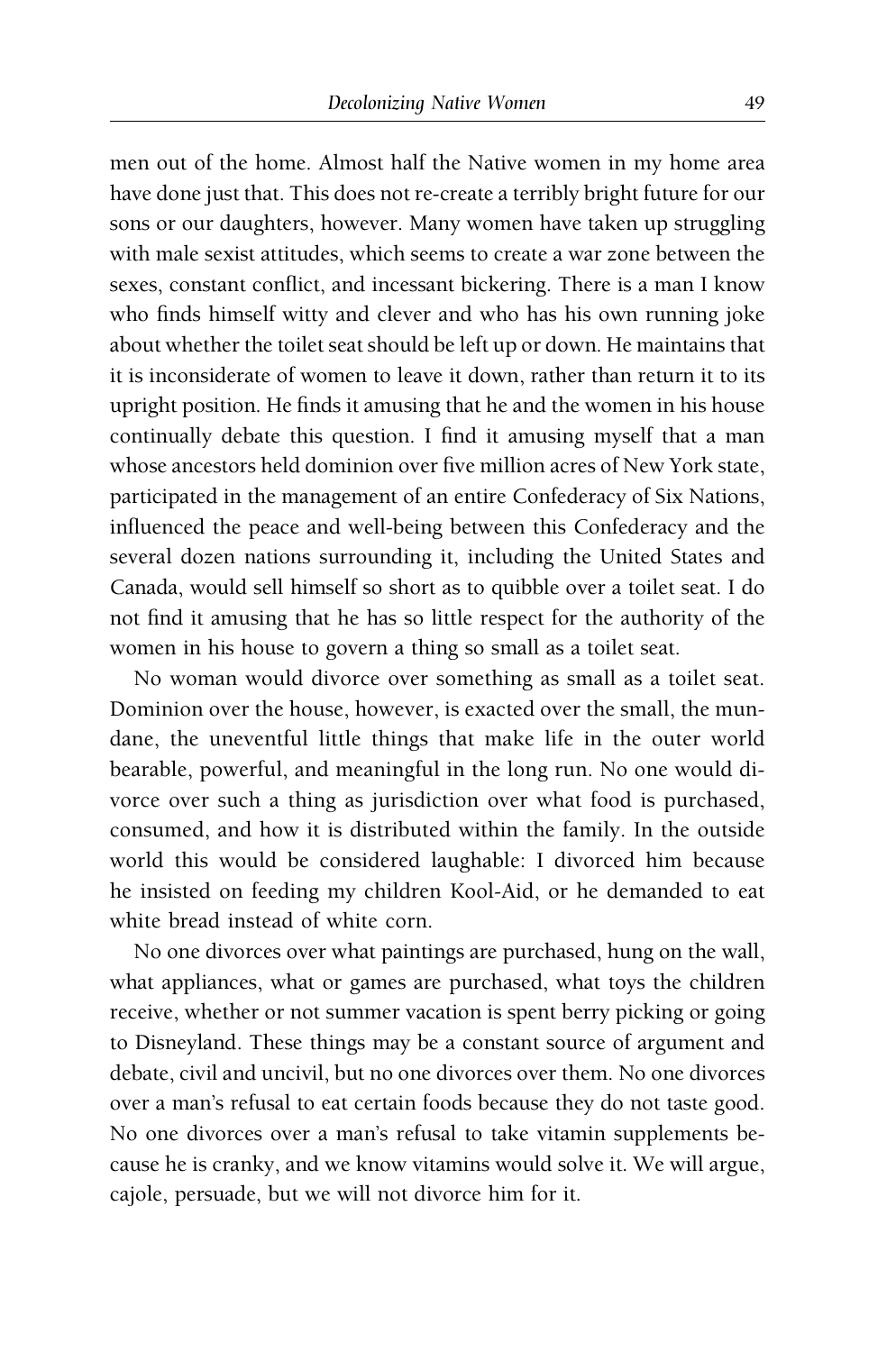men out of the home. Almost half the Native women in my home area have done just that. This does not re-create a terribly bright future for our sons or our daughters, however. Many women have taken up struggling with male sexist attitudes, which seems to create a war zone between the sexes, constant conflict, and incessant bickering. There is a man I know who finds himself witty and clever and who has his own running joke about whether the toilet seat should be left up or down. He maintains that it is inconsiderate of women to leave it down, rather than return it to its upright position. He finds it amusing that he and the women in his house continually debate this question. I find it amusing myself that a man whose ancestors held dominion over five million acres of New York state, participated in the management of an entire Confederacy of Six Nations, influenced the peace and well-being between this Confederacy and the several dozen nations surrounding it, including the United States and Canada, would sell himself so short as to quibble over a toilet seat. I do not find it amusing that he has so little respect for the authority of the women in his house to govern a thing so small as a toilet seat.

No woman would divorce over something as small as a toilet seat. Dominion over the house, however, is exacted over the small, the mundane, the uneventful little things that make life in the outer world bearable, powerful, and meaningful in the long run. No one would divorce over such a thing as jurisdiction over what food is purchased, consumed, and how it is distributed within the family. In the outside world this would be considered laughable: I divorced him because he insisted on feeding my children Kool-Aid, or he demanded to eat white bread instead of white corn.

No one divorces over what paintings are purchased, hung on the wall, what appliances, what or games are purchased, what toys the children receive, whether or not summer vacation is spent berry picking or going to Disneyland. These things may be a constant source of argument and debate, civil and uncivil, but no one divorces over them. No one divorces over a man's refusal to eat certain foods because they do not taste good. No one divorces over a man's refusal to take vitamin supplements because he is cranky, and we know vitamins would solve it. We will argue, cajole, persuade, but we will not divorce him for it.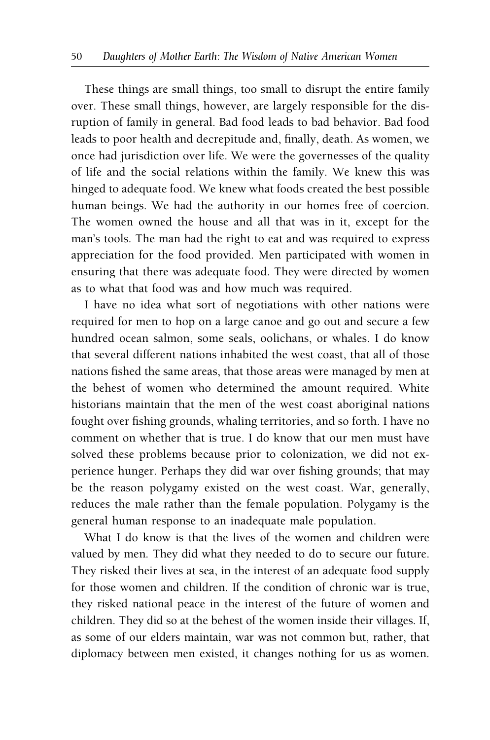These things are small things, too small to disrupt the entire family over. These small things, however, are largely responsible for the disruption of family in general. Bad food leads to bad behavior. Bad food leads to poor health and decrepitude and, finally, death. As women, we once had jurisdiction over life. We were the governesses of the quality of life and the social relations within the family. We knew this was hinged to adequate food. We knew what foods created the best possible human beings. We had the authority in our homes free of coercion. The women owned the house and all that was in it, except for the man's tools. The man had the right to eat and was required to express appreciation for the food provided. Men participated with women in ensuring that there was adequate food. They were directed by women as to what that food was and how much was required.

I have no idea what sort of negotiations with other nations were required for men to hop on a large canoe and go out and secure a few hundred ocean salmon, some seals, oolichans, or whales. I do know that several different nations inhabited the west coast, that all of those nations fished the same areas, that those areas were managed by men at the behest of women who determined the amount required. White historians maintain that the men of the west coast aboriginal nations fought over fishing grounds, whaling territories, and so forth. I have no comment on whether that is true. I do know that our men must have solved these problems because prior to colonization, we did not experience hunger. Perhaps they did war over fishing grounds; that may be the reason polygamy existed on the west coast. War, generally, reduces the male rather than the female population. Polygamy is the general human response to an inadequate male population.

What I do know is that the lives of the women and children were valued by men. They did what they needed to do to secure our future. They risked their lives at sea, in the interest of an adequate food supply for those women and children. If the condition of chronic war is true, they risked national peace in the interest of the future of women and children. They did so at the behest of the women inside their villages. If, as some of our elders maintain, war was not common but, rather, that diplomacy between men existed, it changes nothing for us as women.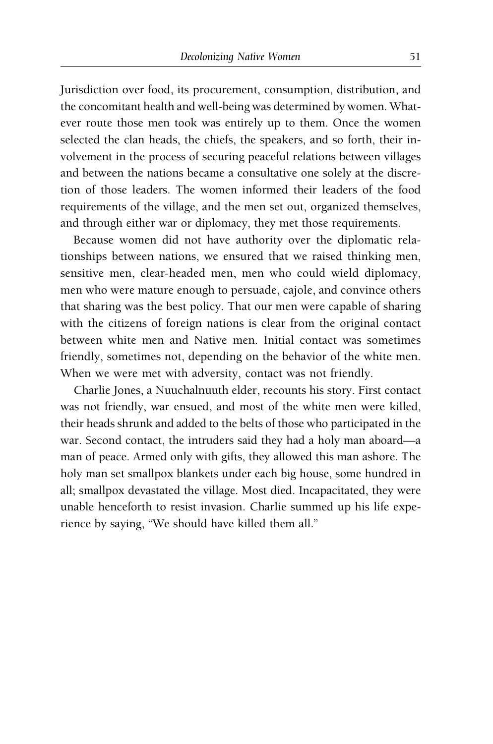Jurisdiction over food, its procurement, consumption, distribution, and the concomitant health and well-being was determined by women. Whatever route those men took was entirely up to them. Once the women selected the clan heads, the chiefs, the speakers, and so forth, their involvement in the process of securing peaceful relations between villages and between the nations became a consultative one solely at the discretion of those leaders. The women informed their leaders of the food requirements of the village, and the men set out, organized themselves, and through either war or diplomacy, they met those requirements.

Because women did not have authority over the diplomatic relationships between nations, we ensured that we raised thinking men, sensitive men, clear-headed men, men who could wield diplomacy, men who were mature enough to persuade, cajole, and convince others that sharing was the best policy. That our men were capable of sharing with the citizens of foreign nations is clear from the original contact between white men and Native men. Initial contact was sometimes friendly, sometimes not, depending on the behavior of the white men. When we were met with adversity, contact was not friendly.

Charlie Jones, a Nuuchalnuuth elder, recounts his story. First contact was not friendly, war ensued, and most of the white men were killed, their heads shrunk and added to the belts of those who participated in the war. Second contact, the intruders said they had a holy man aboard—a man of peace. Armed only with gifts, they allowed this man ashore. The holy man set smallpox blankets under each big house, some hundred in all; smallpox devastated the village. Most died. Incapacitated, they were unable henceforth to resist invasion. Charlie summed up his life experience by saying, "We should have killed them all."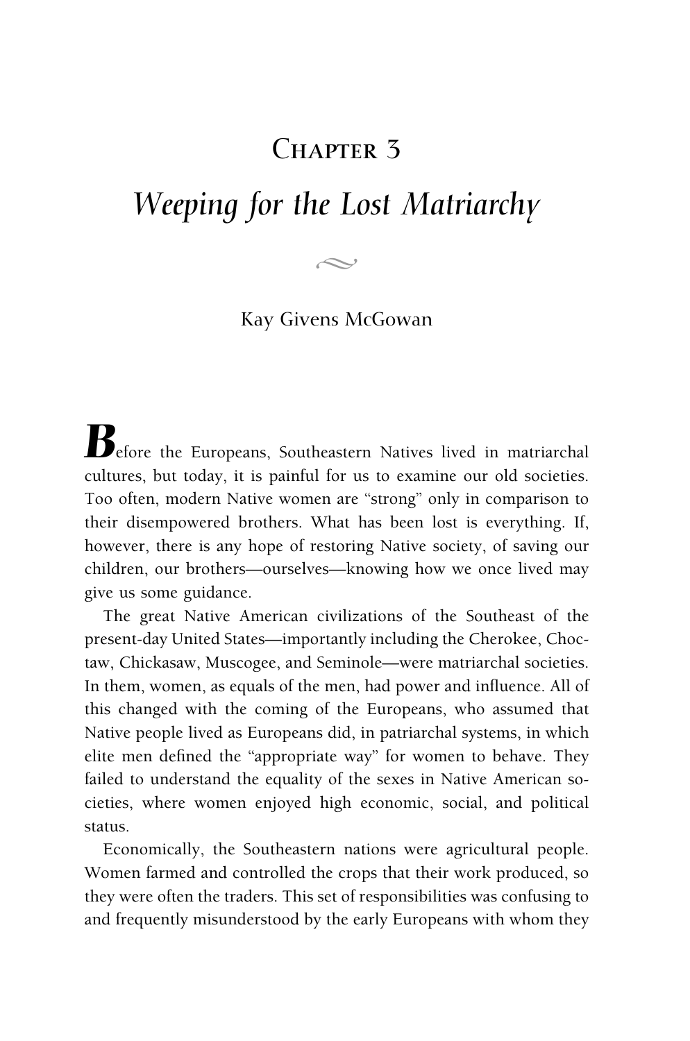# Chapter 3

## *Weeping for the Lost Matriarchy*

Kay Givens McGowan

Before the Europeans, Southeastern Natives lived in matriarchal cultures, but today, it is painful for us to examine our old societies. Too often, modern Native women are "strong" only in comparison to their disempowered brothers. What has been lost is everything. If, however, there is any hope of restoring Native society, of saving our children, our brothers—ourselves—knowing how we once lived may give us some guidance.

The great Native American civilizations of the Southeast of the present-day United States—importantly including the Cherokee, Choctaw, Chickasaw, Muscogee, and Seminole—were matriarchal societies. In them, women, as equals of the men, had power and influence. All of this changed with the coming of the Europeans, who assumed that Native people lived as Europeans did, in patriarchal systems, in which elite men defined the "appropriate way" for women to behave. They failed to understand the equality of the sexes in Native American societies, where women enjoyed high economic, social, and political status.

Economically, the Southeastern nations were agricultural people. Women farmed and controlled the crops that their work produced, so they were often the traders. This set of responsibilities was confusing to and frequently misunderstood by the early Europeans with whom they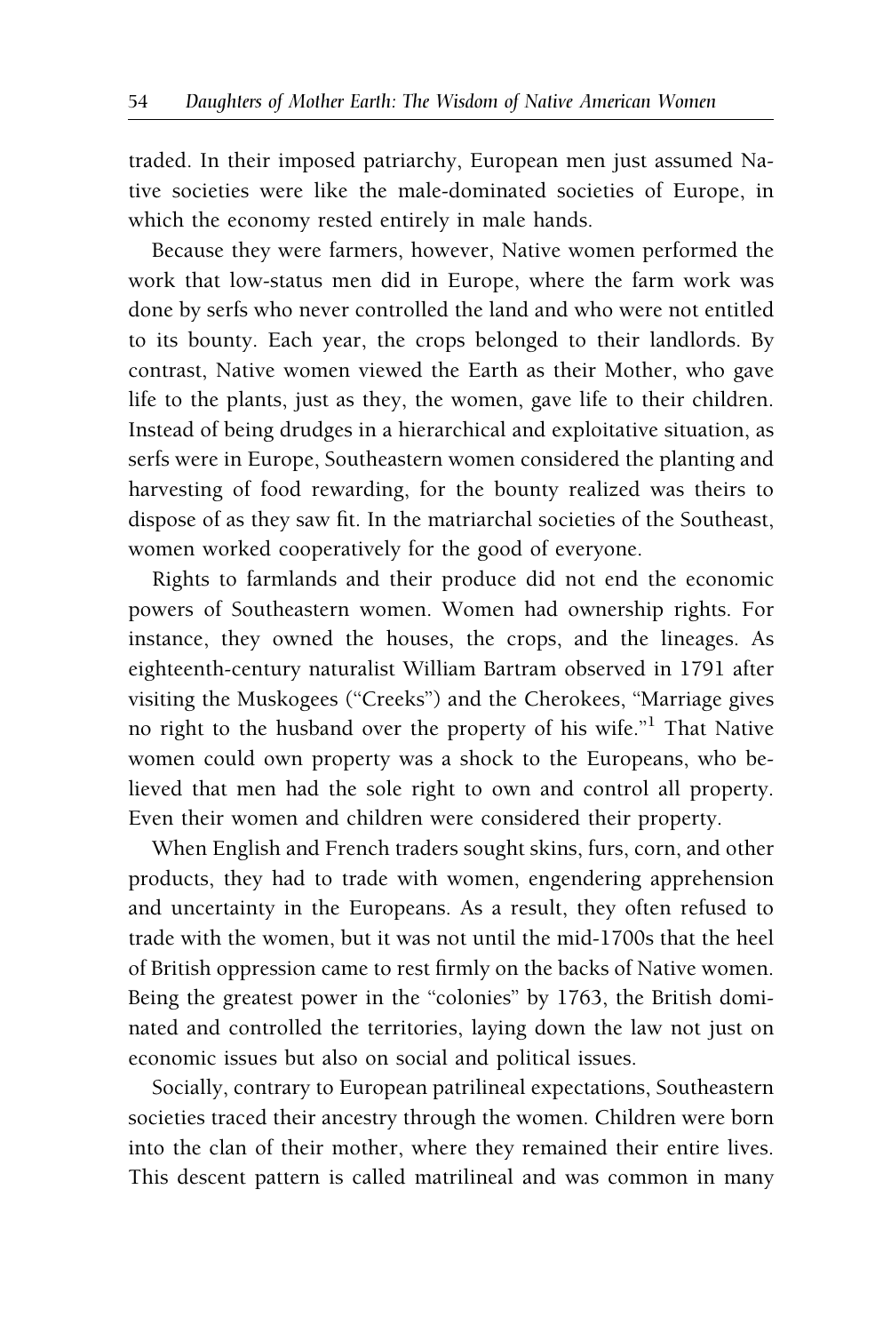traded. In their imposed patriarchy, European men just assumed Native societies were like the male-dominated societies of Europe, in which the economy rested entirely in male hands.

Because they were farmers, however, Native women performed the work that low-status men did in Europe, where the farm work was done by serfs who never controlled the land and who were not entitled to its bounty. Each year, the crops belonged to their landlords. By contrast, Native women viewed the Earth as their Mother, who gave life to the plants, just as they, the women, gave life to their children. Instead of being drudges in a hierarchical and exploitative situation, as serfs were in Europe, Southeastern women considered the planting and harvesting of food rewarding, for the bounty realized was theirs to dispose of as they saw fit. In the matriarchal societies of the Southeast, women worked cooperatively for the good of everyone.

Rights to farmlands and their produce did not end the economic powers of Southeastern women. Women had ownership rights. For instance, they owned the houses, the crops, and the lineages. As eighteenth-century naturalist William Bartram observed in 1791 after visiting the Muskogees ("Creeks") and the Cherokees, "Marriage gives no right to the husband over the property of his wife."[1] That Native women could own property was a shock to the Europeans, who believed that men had the sole right to own and control all property. Even their women and children were considered their property.

When English and French traders sought skins, furs, corn, and other products, they had to trade with women, engendering apprehension and uncertainty in the Europeans. As a result, they often refused to trade with the women, but it was not until the mid-1700s that the heel of British oppression came to rest firmly on the backs of Native women. Being the greatest power in the "colonies" by 1763, the British dominated and controlled the territories, laying down the law not just on economic issues but also on social and political issues.

Socially, contrary to European patrilineal expectations, Southeastern societies traced their ancestry through the women. Children were born into the clan of their mother, where they remained their entire lives. This descent pattern is called matrilineal and was common in many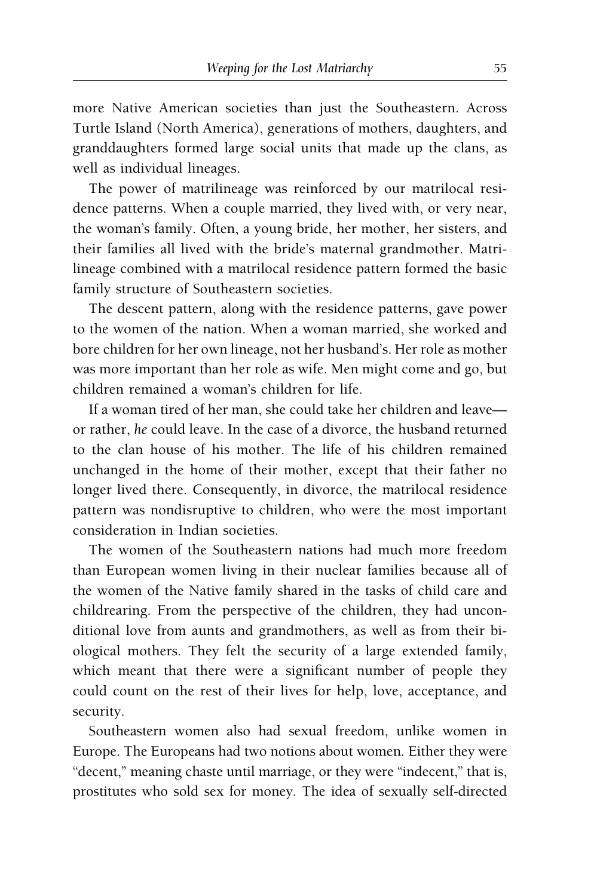more Native American societies than just the Southeastern. Across Turtle Island (North America), generations of mothers, daughters, and granddaughters formed large social units that made up the clans, as well as individual lineages.

The power of matrilineage was reinforced by our matrilocal residence patterns. When a couple married, they lived with, or very near, the woman's family. Often, a young bride, her mother, her sisters, and their families all lived with the bride's maternal grandmother. Matrilineage combined with a matrilocal residence pattern formed the basic family structure of Southeastern societies.

The descent pattern, along with the residence patterns, gave power to the women of the nation. When a woman married, she worked and bore children for her own lineage, not her husband's. Her role as mother was more important than her role as wife. Men might come and go, but children remained a woman's children for life.

If a woman tired of her man, she could take her children and leave—or rather, *he* could leave. In the case of a divorce, the husband returned to the clan house of his mother. The life of his children remained unchanged in the home of their mother, except that their father no longer lived there. Consequently, in divorce, the matrilocal residence pattern was nondisruptive to children, who were the most important consideration in Indian societies.

The women of the Southeastern nations had much more freedom than European women living in their nuclear families because all of the women of the Native family shared in the tasks of child care and childrearing. From the perspective of the children, they had unconditional love from aunts and grandmothers, as well as from their biological mothers. They felt the security of a large extended family, which meant that there were a significant number of people they could count on the rest of their lives for help, love, acceptance, and security.

Southeastern women also had sexual freedom, unlike women in Europe. The Europeans had two notions about women. Either they were "decent," meaning chaste until marriage, or they were "indecent," that is, prostitutes who sold sex for money. The idea of sexually self-directed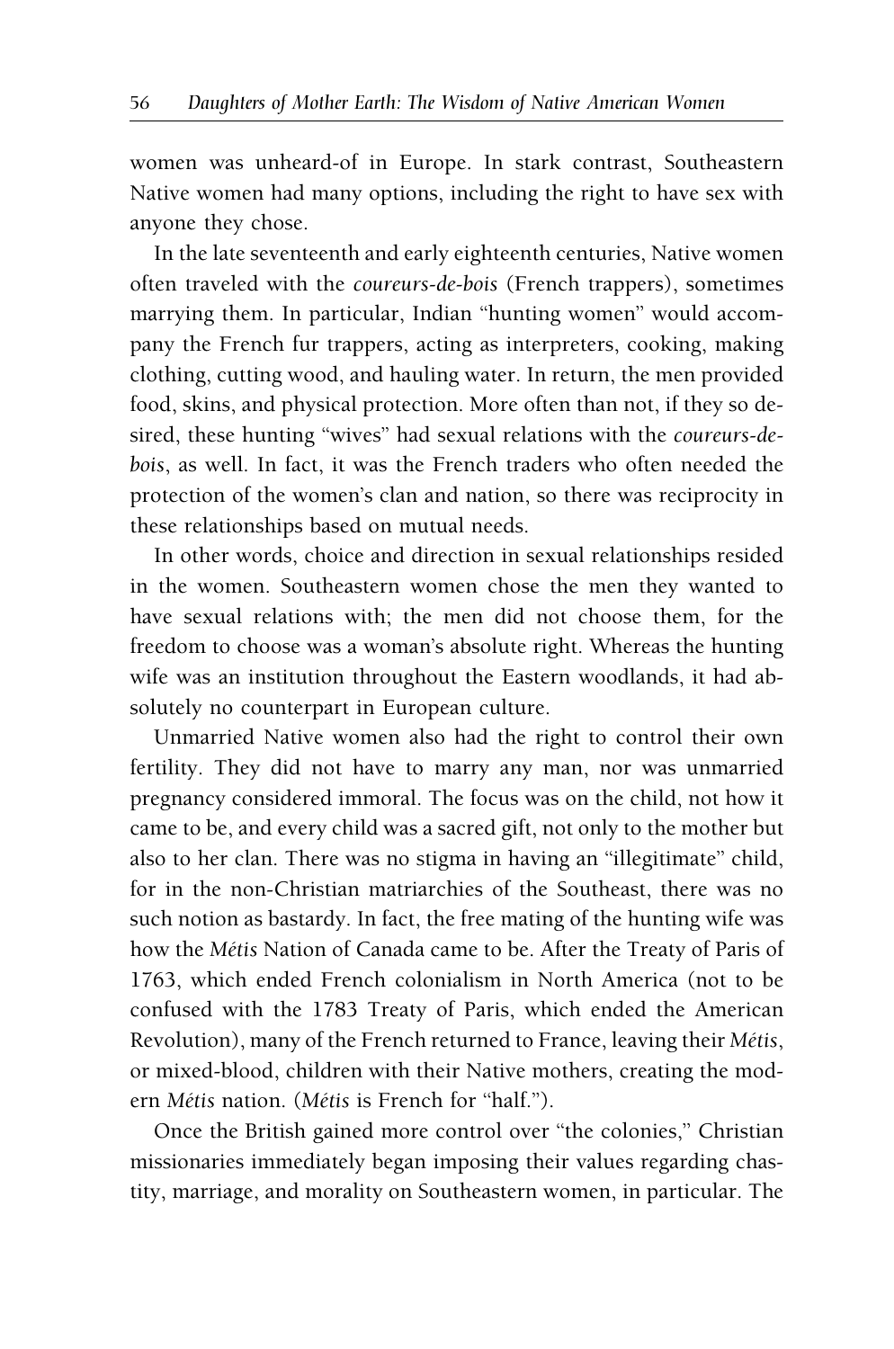women was unheard-of in Europe. In stark contrast, Southeastern Native women had many options, including the right to have sex with anyone they chose.

In the late seventeenth and early eighteenth centuries, Native women often traveled with the *coureurs-de-bois* (French trappers), sometimes marrying them. In particular, Indian "hunting women" would accompany the French fur trappers, acting as interpreters, cooking, making clothing, cutting wood, and hauling water. In return, the men provided food, skins, and physical protection. More often than not, if they so desired, these hunting "wives" had sexual relations with the *coureurs-de-bois*, as well. In fact, it was the French traders who often needed the protection of the women's clan and nation, so there was reciprocity in these relationships based on mutual needs.

In other words, choice and direction in sexual relationships resided in the women. Southeastern women chose the men they wanted to have sexual relations with; the men did not choose them, for the freedom to choose was a woman's absolute right. Whereas the hunting wife was an institution throughout the Eastern woodlands, it had absolutely no counterpart in European culture.

Unmarried Native women also had the right to control their own fertility. They did not have to marry any man, nor was unmarried pregnancy considered immoral. The focus was on the child, not how it came to be, and every child was a sacred gift, not only to the mother but also to her clan. There was no stigma in having an "illegitimate" child, for in the non-Christian matriarchies of the Southeast, there was no such notion as bastardy. In fact, the free mating of the hunting wife was how the *Métis* Nation of Canada came to be. After the Treaty of Paris of 1763, which ended French colonialism in North America (not to be confused with the 1783 Treaty of Paris, which ended the American Revolution), many of the French returned to France, leaving their *Métis*, or mixed-blood, children with their Native mothers, creating the modern *Métis* nation. (*Métis* is French for "half.").

Once the British gained more control over "the colonies," Christian missionaries immediately began imposing their values regarding chastity, marriage, and morality on Southeastern women, in particular. The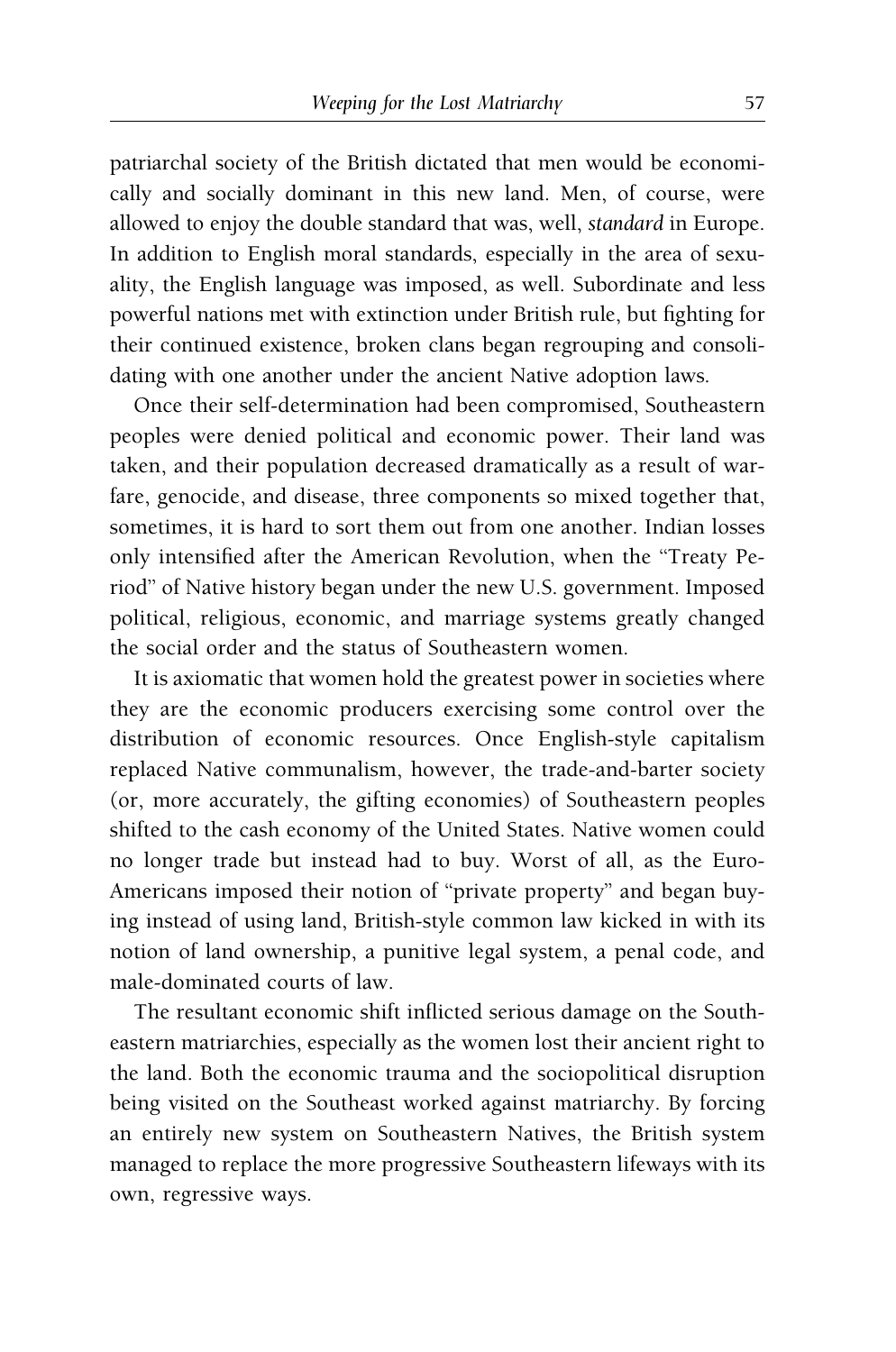patriarchal society of the British dictated that men would be economically and socially dominant in this new land. Men, of course, were allowed to enjoy the double standard that was, well, *standard* in Europe. In addition to English moral standards, especially in the area of sexuality, the English language was imposed, as well. Subordinate and less powerful nations met with extinction under British rule, but fighting for their continued existence, broken clans began regrouping and consolidating with one another under the ancient Native adoption laws.

Once their self-determination had been compromised, Southeastern peoples were denied political and economic power. Their land was taken, and their population decreased dramatically as a result of warfare, genocide, and disease, three components so mixed together that, sometimes, it is hard to sort them out from one another. Indian losses only intensified after the American Revolution, when the "Treaty Period" of Native history began under the new U.S. government. Imposed political, religious, economic, and marriage systems greatly changed the social order and the status of Southeastern women.

It is axiomatic that women hold the greatest power in societies where they are the economic producers exercising some control over the distribution of economic resources. Once English-style capitalism replaced Native communalism, however, the trade-and-barter society (or, more accurately, the gifting economies) of Southeastern peoples shifted to the cash economy of the United States. Native women could no longer trade but instead had to buy. Worst of all, as the Euro-Americans imposed their notion of "private property" and began buying instead of using land, British-style common law kicked in with its notion of land ownership, a punitive legal system, a penal code, and male-dominated courts of law.

The resultant economic shift inflicted serious damage on the Southeastern matriarchies, especially as the women lost their ancient right to the land. Both the economic trauma and the sociopolitical disruption being visited on the Southeast worked against matriarchy. By forcing an entirely new system on Southeastern Natives, the British system managed to replace the more progressive Southeastern lifeways with its own, regressive ways.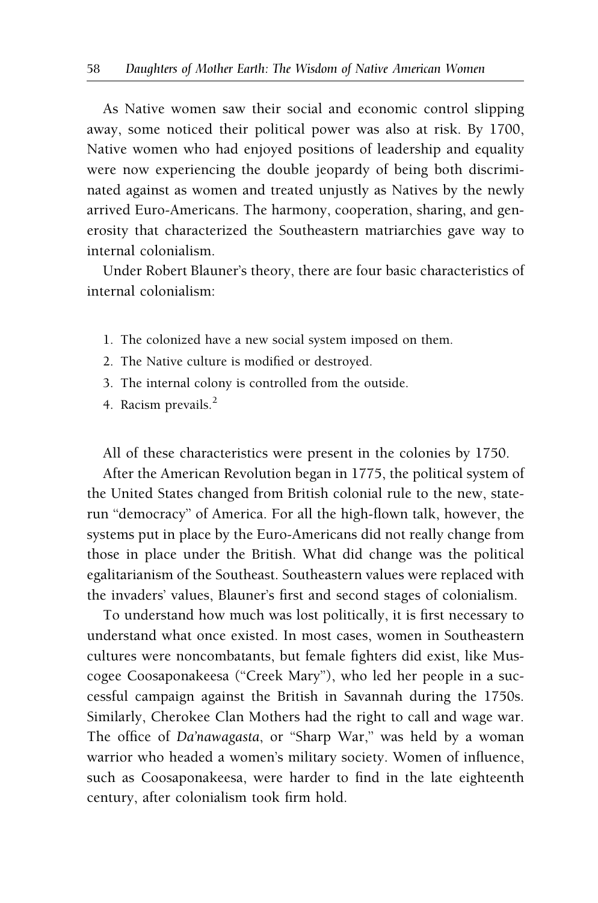As Native women saw their social and economic control slipping away, some noticed their political power was also at risk. By 1700, Native women who had enjoyed positions of leadership and equality were now experiencing the double jeopardy of being both discriminated against as women and treated unjustly as Natives by the newly arrived Euro-Americans. The harmony, cooperation, sharing, and generosity that characterized the Southeastern matriarchies gave way to internal colonialism.

Under Robert Blauner's theory, there are four basic characteristics of internal colonialism:

1. The colonized have a new social system imposed on them.
2. The Native culture is modified or destroyed.
3. The internal colony is controlled from the outside.
4. Racism prevails.[2]

All of these characteristics were present in the colonies by 1750.

After the American Revolution began in 1775, the political system of the United States changed from British colonial rule to the new, state-run "democracy" of America. For all the high-flown talk, however, the systems put in place by the Euro-Americans did not really change from those in place under the British. What did change was the political egalitarianism of the Southeast. Southeastern values were replaced with the invaders' values, Blauner's first and second stages of colonialism.

To understand how much was lost politically, it is first necessary to understand what once existed. In most cases, women in Southeastern cultures were noncombatants, but female fighters did exist, like Muscogee Coosaponakeesa ("Creek Mary"), who led her people in a successful campaign against the British in Savannah during the 1750s. Similarly, Cherokee Clan Mothers had the right to call and wage war. The office of *Da'nawagasta*, or "Sharp War," was held by a woman warrior who headed a women's military society. Women of influence, such as Coosaponakeesa, were harder to find in the late eighteenth century, after colonialism took firm hold.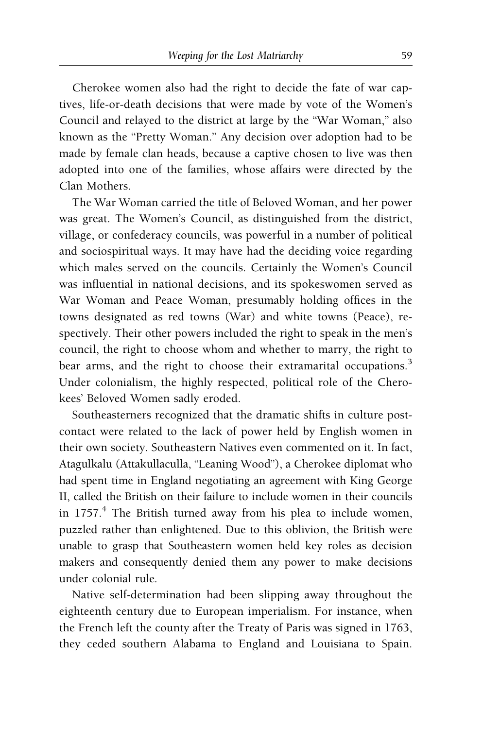Cherokee women also had the right to decide the fate of war captives, life-or-death decisions that were made by vote of the Women's Council and relayed to the district at large by the "War Woman," also known as the "Pretty Woman." Any decision over adoption had to be made by female clan heads, because a captive chosen to live was then adopted into one of the families, whose affairs were directed by the Clan Mothers.

The War Woman carried the title of Beloved Woman, and her power was great. The Women's Council, as distinguished from the district, village, or confederacy councils, was powerful in a number of political and sociospiritual ways. It may have had the deciding voice regarding which males served on the councils. Certainly the Women's Council was influential in national decisions, and its spokeswomen served as War Woman and Peace Woman, presumably holding offices in the towns designated as red towns (War) and white towns (Peace), respectively. Their other powers included the right to speak in the men's council, the right to choose whom and whether to marry, the right to bear arms, and the right to choose their extramarital occupations.[3] Under colonialism, the highly respected, political role of the Cherokees' Beloved Women sadly eroded.

Southeasterners recognized that the dramatic shifts in culture post-contact were related to the lack of power held by English women in their own society. Southeastern Natives even commented on it. In fact, Atagulkalu (Attakullaculla, "Leaning Wood"), a Cherokee diplomat who had spent time in England negotiating an agreement with King George II, called the British on their failure to include women in their councils in 1757.[4] The British turned away from his plea to include women, puzzled rather than enlightened. Due to this oblivion, the British were unable to grasp that Southeastern women held key roles as decision makers and consequently denied them any power to make decisions under colonial rule.

Native self-determination had been slipping away throughout the eighteenth century due to European imperialism. For instance, when the French left the county after the Treaty of Paris was signed in 1763, they ceded southern Alabama to England and Louisiana to Spain.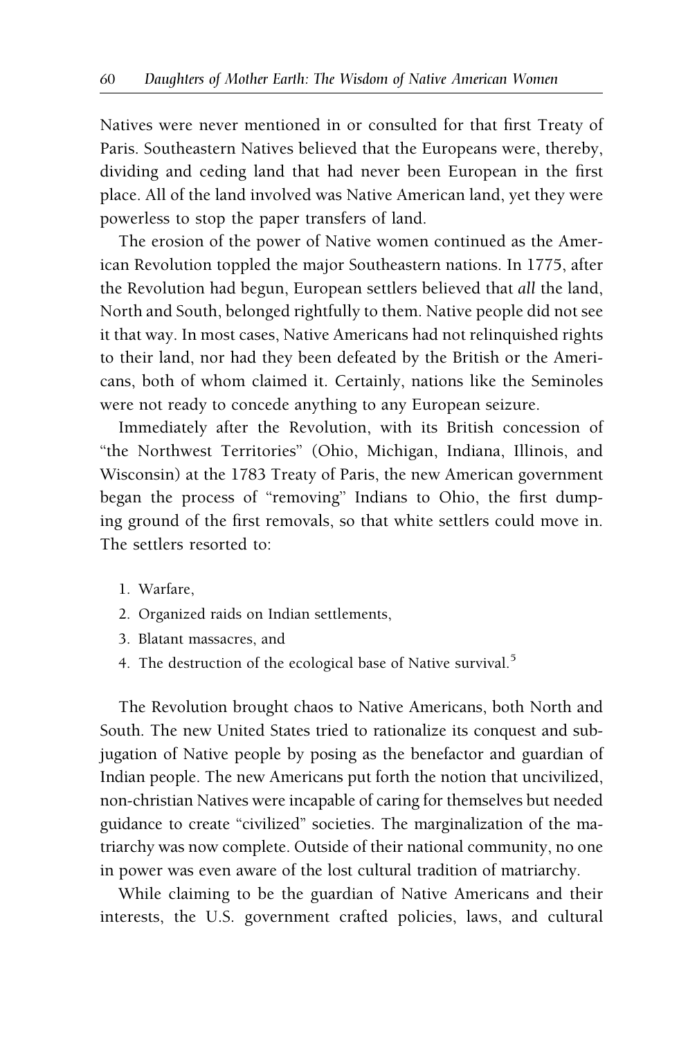Natives were never mentioned in or consulted for that first Treaty of Paris. Southeastern Natives believed that the Europeans were, thereby, dividing and ceding land that had never been European in the first place. All of the land involved was Native American land, yet they were powerless to stop the paper transfers of land.

The erosion of the power of Native women continued as the American Revolution toppled the major Southeastern nations. In 1775, after the Revolution had begun, European settlers believed that *all* the land, North and South, belonged rightfully to them. Native people did not see it that way. In most cases, Native Americans had not relinquished rights to their land, nor had they been defeated by the British or the Americans, both of whom claimed it. Certainly, nations like the Seminoles were not ready to concede anything to any European seizure.

Immediately after the Revolution, with its British concession of "the Northwest Territories" (Ohio, Michigan, Indiana, Illinois, and Wisconsin) at the 1783 Treaty of Paris, the new American government began the process of "removing" Indians to Ohio, the first dumping ground of the first removals, so that white settlers could move in. The settlers resorted to:

1. Warfare,
2. Organized raids on Indian settlements,
3. Blatant massacres, and
4. The destruction of the ecological base of Native survival.[5]

The Revolution brought chaos to Native Americans, both North and South. The new United States tried to rationalize its conquest and subjugation of Native people by posing as the benefactor and guardian of Indian people. The new Americans put forth the notion that uncivilized, non-christian Natives were incapable of caring for themselves but needed guidance to create "civilized" societies. The marginalization of the matriarchy was now complete. Outside of their national community, no one in power was even aware of the lost cultural tradition of matriarchy.

While claiming to be the guardian of Native Americans and their interests, the U.S. government crafted policies, laws, and cultural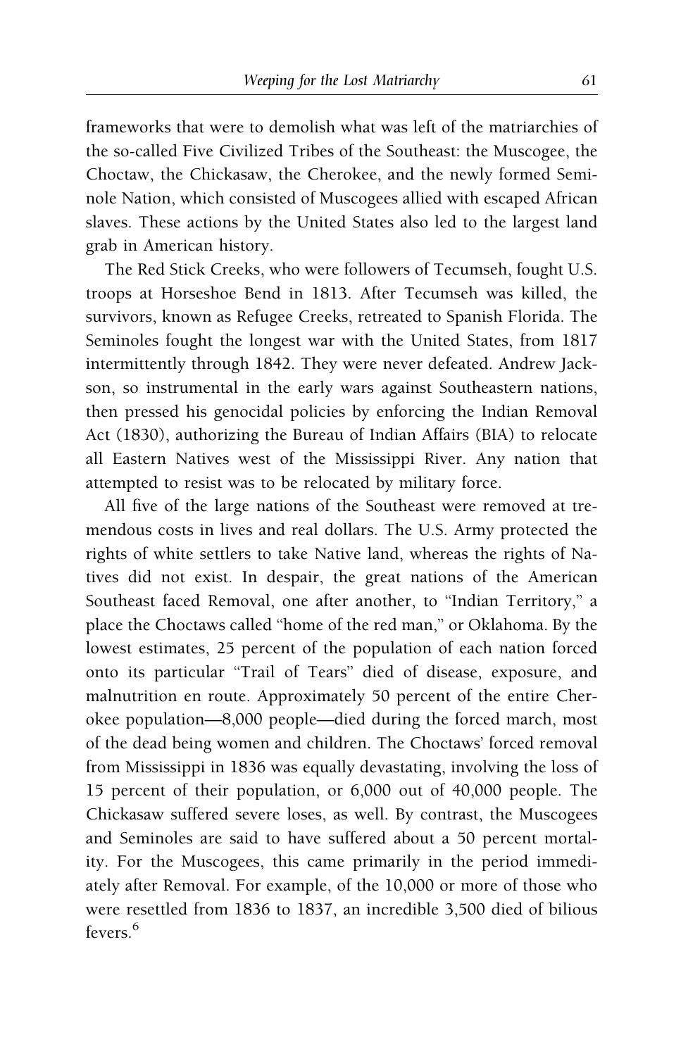frameworks that were to demolish what was left of the matriarchies of the so-called Five Civilized Tribes of the Southeast: the Muscogee, the Choctaw, the Chickasaw, the Cherokee, and the newly formed Seminole Nation, which consisted of Muscogees allied with escaped African slaves. These actions by the United States also led to the largest land grab in American history.

The Red Stick Creeks, who were followers of Tecumseh, fought U.S. troops at Horseshoe Bend in 1813. After Tecumseh was killed, the survivors, known as Refugee Creeks, retreated to Spanish Florida. The Seminoles fought the longest war with the United States, from 1817 intermittently through 1842. They were never defeated. Andrew Jackson, so instrumental in the early wars against Southeastern nations, then pressed his genocidal policies by enforcing the Indian Removal Act (1830), authorizing the Bureau of Indian Affairs (BIA) to relocate all Eastern Natives west of the Mississippi River. Any nation that attempted to resist was to be relocated by military force.

All five of the large nations of the Southeast were removed at tremendous costs in lives and real dollars. The U.S. Army protected the rights of white settlers to take Native land, whereas the rights of Natives did not exist. In despair, the great nations of the American Southeast faced Removal, one after another, to "Indian Territory," a place the Choctaws called "home of the red man," or Oklahoma. By the lowest estimates, 25 percent of the population of each nation forced onto its particular "Trail of Tears" died of disease, exposure, and malnutrition en route. Approximately 50 percent of the entire Cherokee population—8,000 people—died during the forced march, most of the dead being women and children. The Choctaws' forced removal from Mississippi in 1836 was equally devastating, involving the loss of 15 percent of their population, or 6,000 out of 40,000 people. The Chickasaw suffered severe loses, as well. By contrast, the Muscogees and Seminoles are said to have suffered about a 50 percent mortality. For the Muscogees, this came primarily in the period immediately after Removal. For example, of the 10,000 or more of those who were resettled from 1836 to 1837, an incredible 3,500 died of bilious fevers.[6]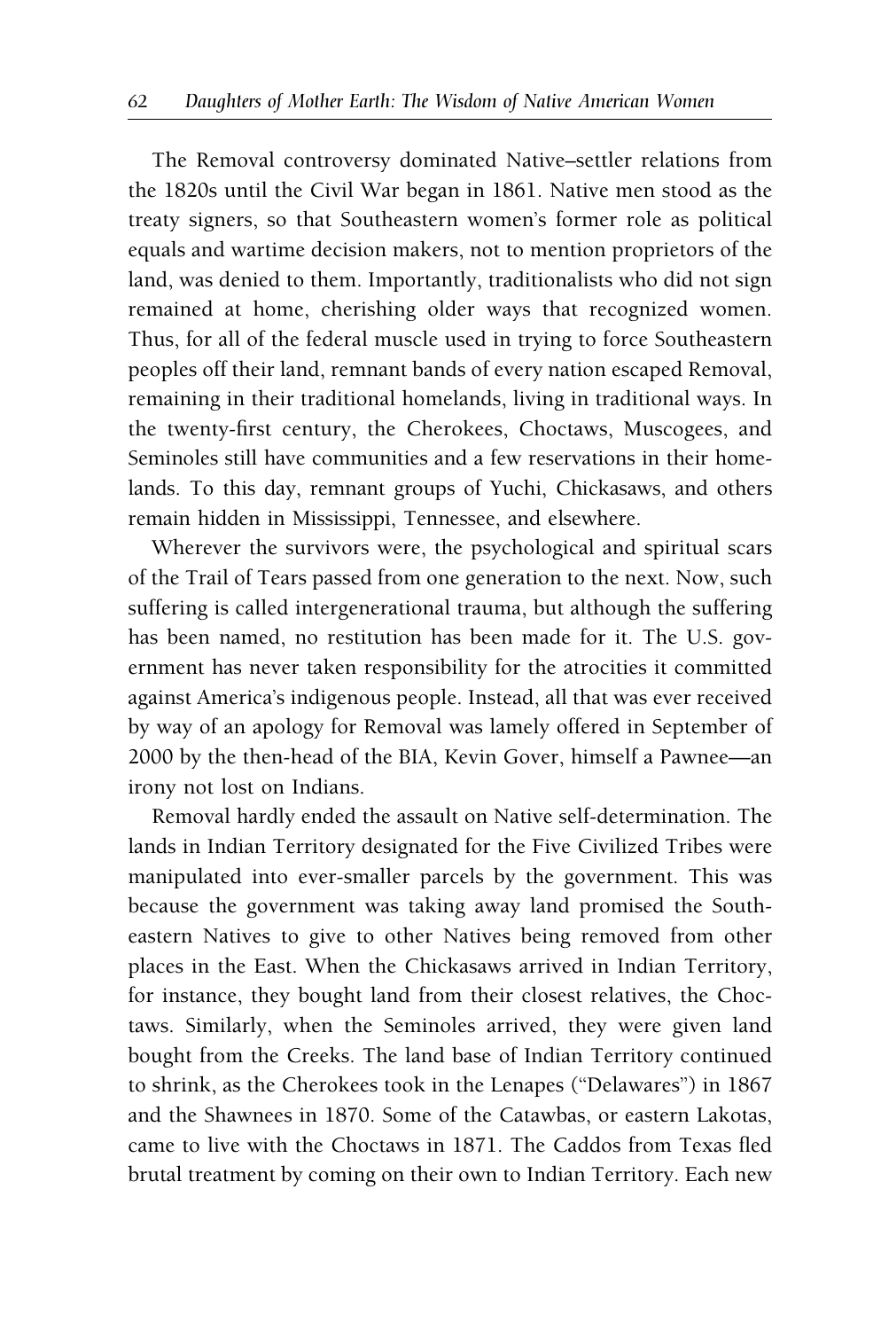The Removal controversy dominated Native–settler relations from the 1820s until the Civil War began in 1861. Native men stood as the treaty signers, so that Southeastern women's former role as political equals and wartime decision makers, not to mention proprietors of the land, was denied to them. Importantly, traditionalists who did not sign remained at home, cherishing older ways that recognized women. Thus, for all of the federal muscle used in trying to force Southeastern peoples off their land, remnant bands of every nation escaped Removal, remaining in their traditional homelands, living in traditional ways. In the twenty-first century, the Cherokees, Choctaws, Muscogees, and Seminoles still have communities and a few reservations in their homelands. To this day, remnant groups of Yuchi, Chickasaws, and others remain hidden in Mississippi, Tennessee, and elsewhere.

Wherever the survivors were, the psychological and spiritual scars of the Trail of Tears passed from one generation to the next. Now, such suffering is called intergenerational trauma, but although the suffering has been named, no restitution has been made for it. The U.S. government has never taken responsibility for the atrocities it committed against America's indigenous people. Instead, all that was ever received by way of an apology for Removal was lamely offered in September of 2000 by the then-head of the BIA, Kevin Gover, himself a Pawnee—an irony not lost on Indians.

Removal hardly ended the assault on Native self-determination. The lands in Indian Territory designated for the Five Civilized Tribes were manipulated into ever-smaller parcels by the government. This was because the government was taking away land promised the Southeastern Natives to give to other Natives being removed from other places in the East. When the Chickasaws arrived in Indian Territory, for instance, they bought land from their closest relatives, the Choctaws. Similarly, when the Seminoles arrived, they were given land bought from the Creeks. The land base of Indian Territory continued to shrink, as the Cherokees took in the Lenapes ("Delawares") in 1867 and the Shawnees in 1870. Some of the Catawbas, or eastern Lakotas, came to live with the Choctaws in 1871. The Caddos from Texas fled brutal treatment by coming on their own to Indian Territory. Each new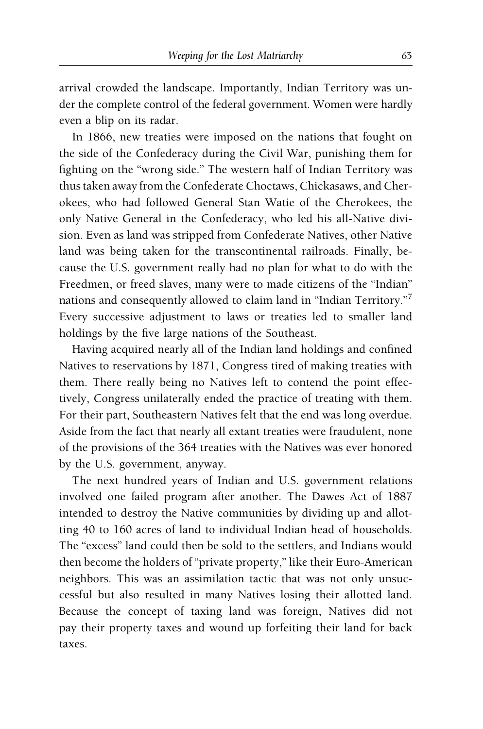arrival crowded the landscape. Importantly, Indian Territory was under the complete control of the federal government. Women were hardly even a blip on its radar.

In 1866, new treaties were imposed on the nations that fought on the side of the Confederacy during the Civil War, punishing them for fighting on the "wrong side." The western half of Indian Territory was thus taken away from the Confederate Choctaws, Chickasaws, and Cherokees, who had followed General Stan Watie of the Cherokees, the only Native General in the Confederacy, who led his all-Native division. Even as land was stripped from Confederate Natives, other Native land was being taken for the transcontinental railroads. Finally, because the U.S. government really had no plan for what to do with the Freedmen, or freed slaves, many were to made citizens of the "Indian" nations and consequently allowed to claim land in "Indian Territory."[7] Every successive adjustment to laws or treaties led to smaller land holdings by the five large nations of the Southeast.

Having acquired nearly all of the Indian land holdings and confined Natives to reservations by 1871, Congress tired of making treaties with them. There really being no Natives left to contend the point effectively, Congress unilaterally ended the practice of treating with them. For their part, Southeastern Natives felt that the end was long overdue. Aside from the fact that nearly all extant treaties were fraudulent, none of the provisions of the 364 treaties with the Natives was ever honored by the U.S. government, anyway.

The next hundred years of Indian and U.S. government relations involved one failed program after another. The Dawes Act of 1887 intended to destroy the Native communities by dividing up and allotting 40 to 160 acres of land to individual Indian head of households. The "excess" land could then be sold to the settlers, and Indians would then become the holders of "private property," like their Euro-American neighbors. This was an assimilation tactic that was not only unsuccessful but also resulted in many Natives losing their allotted land. Because the concept of taxing land was foreign, Natives did not pay their property taxes and wound up forfeiting their land for back taxes.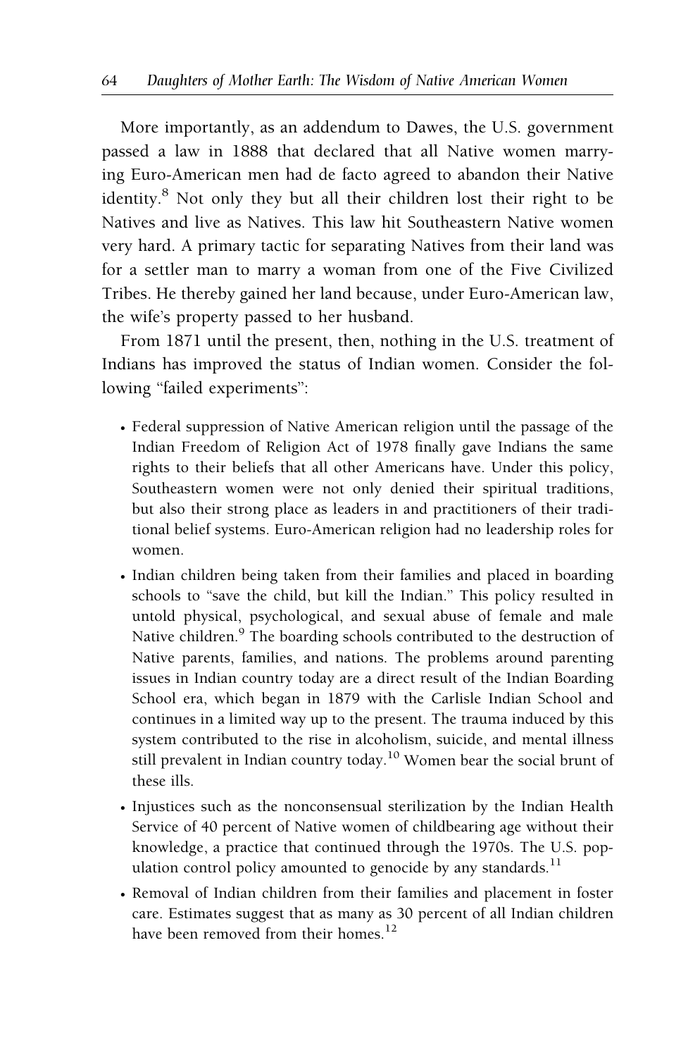More importantly, as an addendum to Dawes, the U.S. government passed a law in 1888 that declared that all Native women marrying Euro-American men had de facto agreed to abandon their Native identity.[8] Not only they but all their children lost their right to be Natives and live as Natives. This law hit Southeastern Native women very hard. A primary tactic for separating Natives from their land was for a settler man to marry a woman from one of the Five Civilized Tribes. He thereby gained her land because, under Euro-American law, the wife's property passed to her husband.

From 1871 until the present, then, nothing in the U.S. treatment of Indians has improved the status of Indian women. Consider the following "failed experiments":

- Federal suppression of Native American religion until the passage of the Indian Freedom of Religion Act of 1978 finally gave Indians the same rights to their beliefs that all other Americans have. Under this policy, Southeastern women were not only denied their spiritual traditions, but also their strong place as leaders in and practitioners of their traditional belief systems. Euro-American religion had no leadership roles for women.
- Indian children being taken from their families and placed in boarding schools to "save the child, but kill the Indian." This policy resulted in untold physical, psychological, and sexual abuse of female and male Native children.[9] The boarding schools contributed to the destruction of Native parents, families, and nations. The problems around parenting issues in Indian country today are a direct result of the Indian Boarding School era, which began in 1879 with the Carlisle Indian School and continues in a limited way up to the present. The trauma induced by this system contributed to the rise in alcoholism, suicide, and mental illness still prevalent in Indian country today.[10] Women bear the social brunt of these ills.
- Injustices such as the nonconsensual sterilization by the Indian Health Service of 40 percent of Native women of childbearing age without their knowledge, a practice that continued through the 1970s. The U.S. population control policy amounted to genocide by any standards.[11]
- Removal of Indian children from their families and placement in foster care. Estimates suggest that as many as 30 percent of all Indian children have been removed from their homes.[12]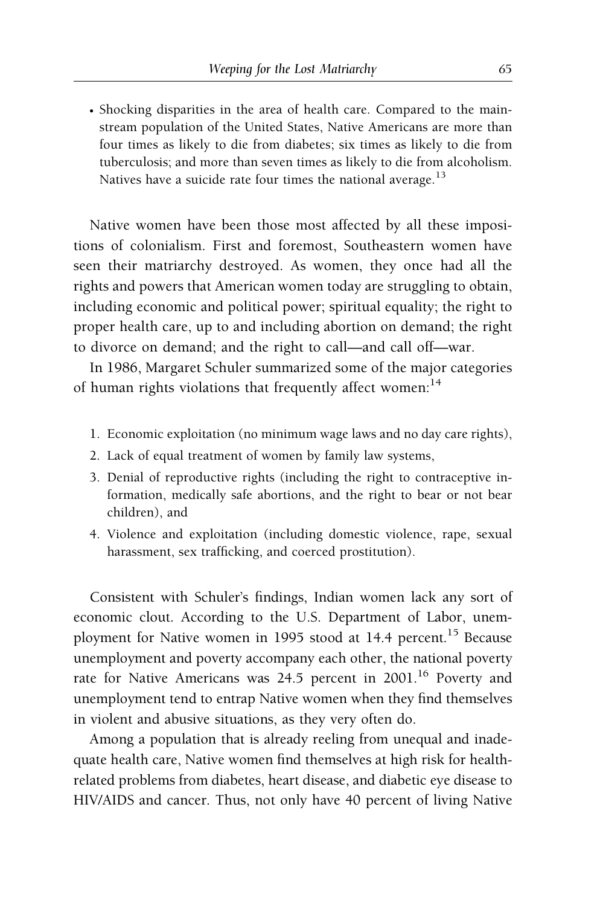- Shocking disparities in the area of health care. Compared to the mainstream population of the United States, Native Americans are more than four times as likely to die from diabetes; six times as likely to die from tuberculosis; and more than seven times as likely to die from alcoholism. Natives have a suicide rate four times the national average.[13]

Native women have been those most affected by all these impositions of colonialism. First and foremost, Southeastern women have seen their matriarchy destroyed. As women, they once had all the rights and powers that American women today are struggling to obtain, including economic and political power; spiritual equality; the right to proper health care, up to and including abortion on demand; the right to divorce on demand; and the right to call—and call off—war.

In 1986, Margaret Schuler summarized some of the major categories of human rights violations that frequently affect women:[14]

1. Economic exploitation (no minimum wage laws and no day care rights),
2. Lack of equal treatment of women by family law systems,
3. Denial of reproductive rights (including the right to contraceptive information, medically safe abortions, and the right to bear or not bear children), and
4. Violence and exploitation (including domestic violence, rape, sexual harassment, sex trafficking, and coerced prostitution).

Consistent with Schuler's findings, Indian women lack any sort of economic clout. According to the U.S. Department of Labor, unemployment for Native women in 1995 stood at 14.4 percent.[15] Because unemployment and poverty accompany each other, the national poverty rate for Native Americans was 24.5 percent in 2001.[16] Poverty and unemployment tend to entrap Native women when they find themselves in violent and abusive situations, as they very often do.

Among a population that is already reeling from unequal and inadequate health care, Native women find themselves at high risk for health-related problems from diabetes, heart disease, and diabetic eye disease to HIV/AIDS and cancer. Thus, not only have 40 percent of living Native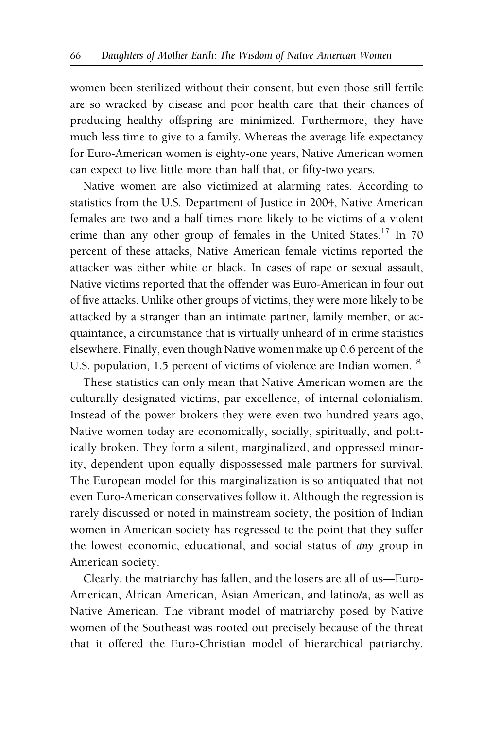women been sterilized without their consent, but even those still fertile are so wracked by disease and poor health care that their chances of producing healthy offspring are minimized. Furthermore, they have much less time to give to a family. Whereas the average life expectancy for Euro-American women is eighty-one years, Native American women can expect to live little more than half that, or fifty-two years.

Native women are also victimized at alarming rates. According to statistics from the U.S. Department of Justice in 2004, Native American females are two and a half times more likely to be victims of a violent crime than any other group of females in the United States.[17] In 70 percent of these attacks, Native American female victims reported the attacker was either white or black. In cases of rape or sexual assault, Native victims reported that the offender was Euro-American in four out of five attacks. Unlike other groups of victims, they were more likely to be attacked by a stranger than an intimate partner, family member, or acquaintance, a circumstance that is virtually unheard of in crime statistics elsewhere. Finally, even though Native women make up 0.6 percent of the U.S. population, 1.5 percent of victims of violence are Indian women.[18]

These statistics can only mean that Native American women are the culturally designated victims, par excellence, of internal colonialism. Instead of the power brokers they were even two hundred years ago, Native women today are economically, socially, spiritually, and politically broken. They form a silent, marginalized, and oppressed minority, dependent upon equally dispossessed male partners for survival. The European model for this marginalization is so antiquated that not even Euro-American conservatives follow it. Although the regression is rarely discussed or noted in mainstream society, the position of Indian women in American society has regressed to the point that they suffer the lowest economic, educational, and social status of *any* group in American society.

Clearly, the matriarchy has fallen, and the losers are all of us—Euro-American, African American, Asian American, and latino/a, as well as Native American. The vibrant model of matriarchy posed by Native women of the Southeast was rooted out precisely because of the threat that it offered the Euro-Christian model of hierarchical patriarchy.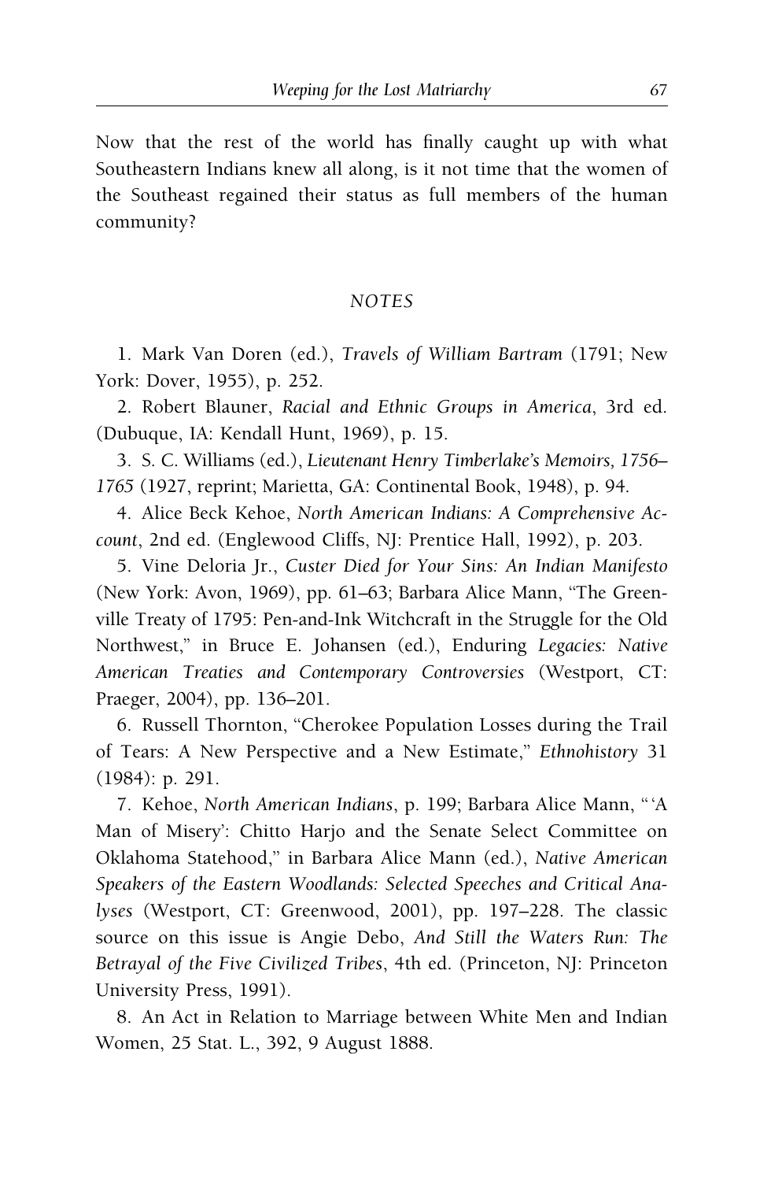Now that the rest of the world has finally caught up with what Southeastern Indians knew all along, is it not time that the women of the Southeast regained their status as full members of the human community?

## *NOTES*

1. Mark Van Doren (ed.), *Travels of William Bartram* (1791; New York: Dover, 1955), p. 252.

2. Robert Blauner, *Racial and Ethnic Groups in America*, 3rd ed. (Dubuque, IA: Kendall Hunt, 1969), p. 15.

3. S. C. Williams (ed.), *Lieutenant Henry Timberlake's Memoirs, 1756–1765* (1927, reprint; Marietta, GA: Continental Book, 1948), p. 94.

4. Alice Beck Kehoe, *North American Indians: A Comprehensive Account*, 2nd ed. (Englewood Cliffs, NJ: Prentice Hall, 1992), p. 203.

5. Vine Deloria Jr., *Custer Died for Your Sins: An Indian Manifesto* (New York: Avon, 1969), pp. 61–63; Barbara Alice Mann, "The Greenville Treaty of 1795: Pen-and-Ink Witchcraft in the Struggle for the Old Northwest," in Bruce E. Johansen (ed.), Enduring *Legacies: Native American Treaties and Contemporary Controversies* (Westport, CT: Praeger, 2004), pp. 136–201.

6. Russell Thornton, "Cherokee Population Losses during the Trail of Tears: A New Perspective and a New Estimate," *Ethnohistory* 31 (1984): p. 291.

7. Kehoe, *North American Indians*, p. 199; Barbara Alice Mann, "'A Man of Misery': Chitto Harjo and the Senate Select Committee on Oklahoma Statehood," in Barbara Alice Mann (ed.), *Native American Speakers of the Eastern Woodlands: Selected Speeches and Critical Analyses* (Westport, CT: Greenwood, 2001), pp. 197–228. The classic source on this issue is Angie Debo, *And Still the Waters Run: The Betrayal of the Five Civilized Tribes*, 4th ed. (Princeton, NJ: Princeton University Press, 1991).

8. An Act in Relation to Marriage between White Men and Indian Women, 25 Stat. L., 392, 9 August 1888.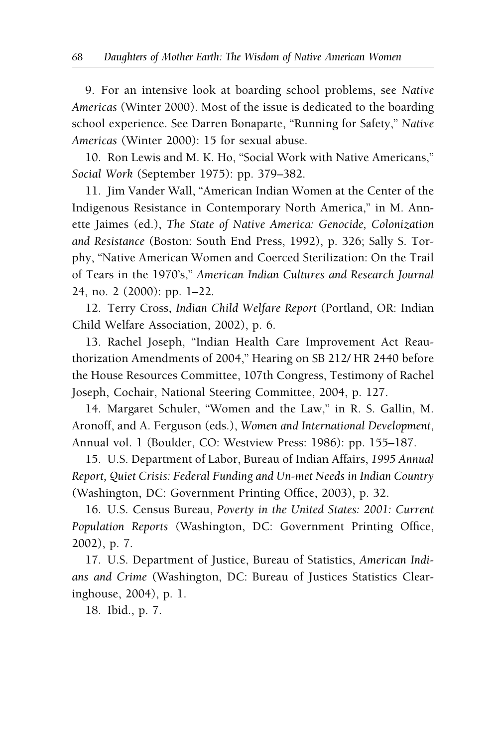9. For an intensive look at boarding school problems, see *Native Americas* (Winter 2000). Most of the issue is dedicated to the boarding school experience. See Darren Bonaparte, "Running for Safety," *Native Americas* (Winter 2000): 15 for sexual abuse.

10. Ron Lewis and M. K. Ho, "Social Work with Native Americans," *Social Work* (September 1975): pp. 379–382.

11. Jim Vander Wall, "American Indian Women at the Center of the Indigenous Resistance in Contemporary North America," in M. Annette Jaimes (ed.), *The State of Native America: Genocide, Colonization and Resistance* (Boston: South End Press, 1992), p. 326; Sally S. Torphy, "Native American Women and Coerced Sterilization: On the Trail of Tears in the 1970's," *American Indian Cultures and Research Journal* 24, no. 2 (2000): pp. 1–22.

12. Terry Cross, *Indian Child Welfare Report* (Portland, OR: Indian Child Welfare Association, 2002), p. 6.

13. Rachel Joseph, "Indian Health Care Improvement Act Reauthorization Amendments of 2004," Hearing on SB 212/ HR 2440 before the House Resources Committee, 107th Congress, Testimony of Rachel Joseph, Cochair, National Steering Committee, 2004, p. 127.

14. Margaret Schuler, "Women and the Law," in R. S. Gallin, M. Aronoff, and A. Ferguson (eds.), *Women and International Development*, Annual vol. 1 (Boulder, CO: Westview Press: 1986): pp. 155–187.

15. U.S. Department of Labor, Bureau of Indian Affairs, *1995 Annual Report, Quiet Crisis: Federal Funding and Un-met Needs in Indian Country* (Washington, DC: Government Printing Office, 2003), p. 32.

16. U.S. Census Bureau, *Poverty in the United States: 2001: Current Population Reports* (Washington, DC: Government Printing Office, 2002), p. 7.

17. U.S. Department of Justice, Bureau of Statistics, *American Indians and Crime* (Washington, DC: Bureau of Justices Statistics Clearinghouse, 2004), p. 1.

18. Ibid., p. 7.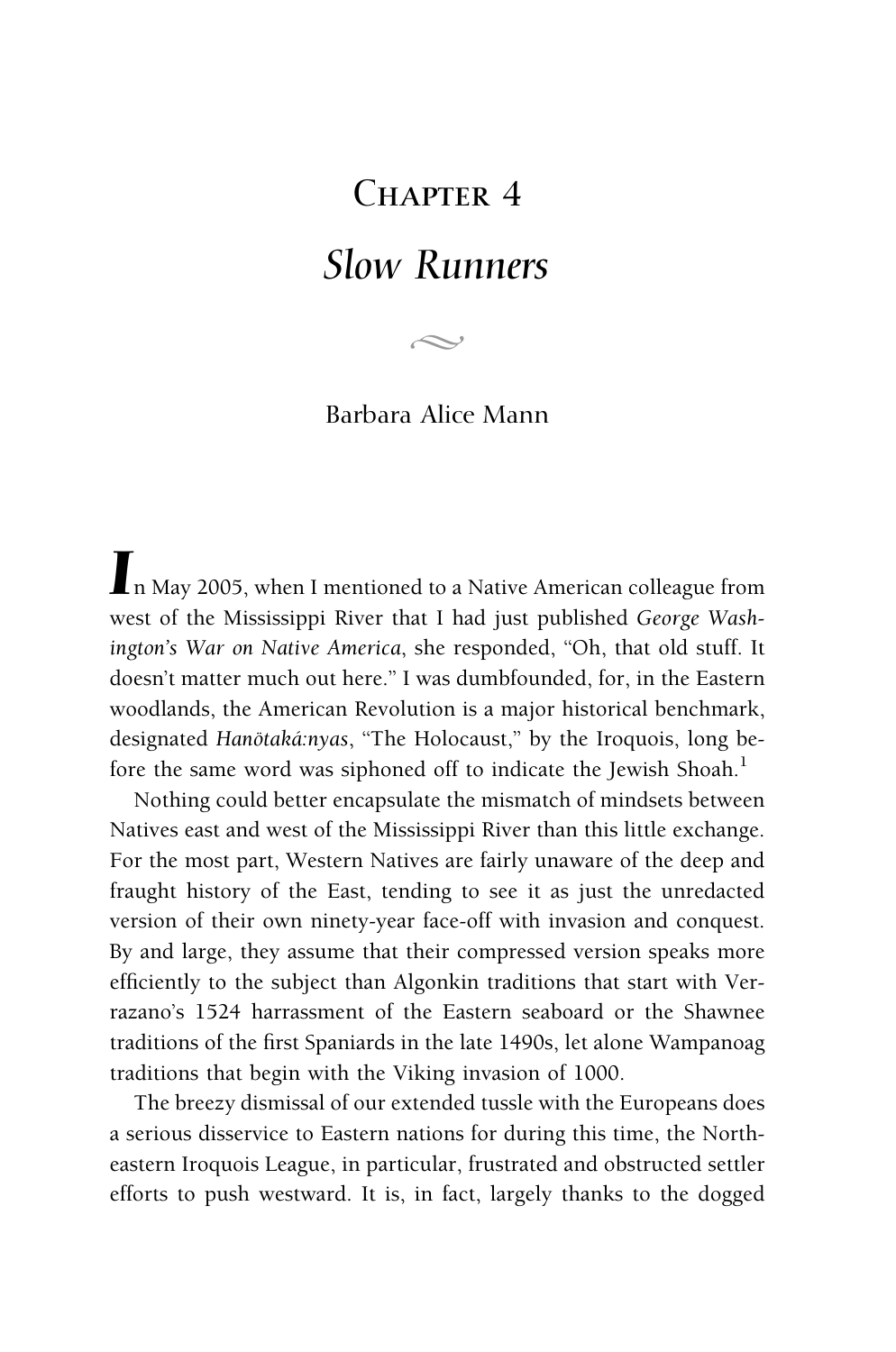# Chapter 4

## *Slow Runners*

Barbara Alice Mann

In May 2005, when I mentioned to a Native American colleague from west of the Mississippi River that I had just published *George Washington's War on Native America*, she responded, "Oh, that old stuff. It doesn't matter much out here." I was dumbfounded, for, in the Eastern woodlands, the American Revolution is a major historical benchmark, designated *Hanötaká:nyas*, "The Holocaust," by the Iroquois, long before the same word was siphoned off to indicate the Jewish Shoah.[1]

Nothing could better encapsulate the mismatch of mindsets between Natives east and west of the Mississippi River than this little exchange. For the most part, Western Natives are fairly unaware of the deep and fraught history of the East, tending to see it as just the unredacted version of their own ninety-year face-off with invasion and conquest. By and large, they assume that their compressed version speaks more efficiently to the subject than Algonkin traditions that start with Verrazano's 1524 harrassment of the Eastern seaboard or the Shawnee traditions of the first Spaniards in the late 1490s, let alone Wampanoag traditions that begin with the Viking invasion of 1000.

The breezy dismissal of our extended tussle with the Europeans does a serious disservice to Eastern nations for during this time, the Northeastern Iroquois League, in particular, frustrated and obstructed settler efforts to push westward. It is, in fact, largely thanks to the dogged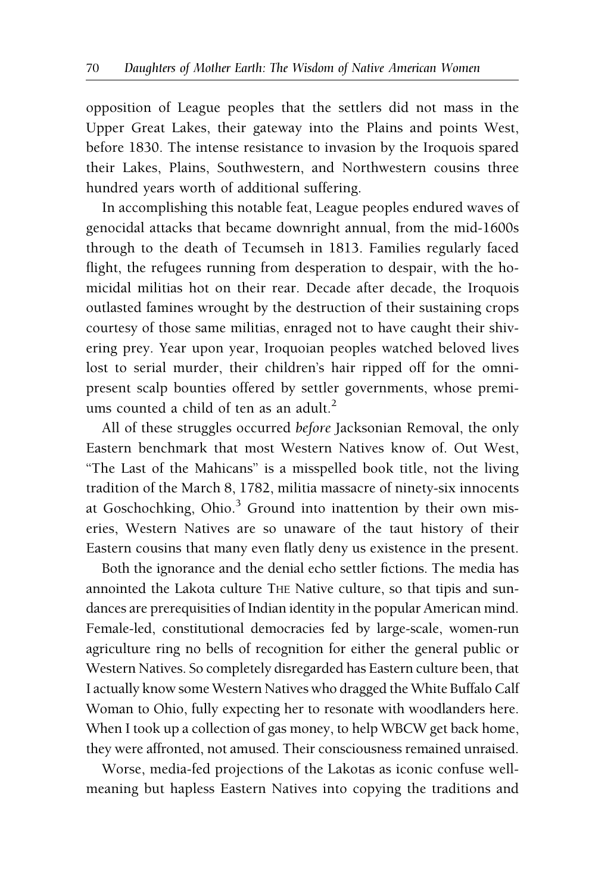opposition of League peoples that the settlers did not mass in the Upper Great Lakes, their gateway into the Plains and points West, before 1830. The intense resistance to invasion by the Iroquois spared their Lakes, Plains, Southwestern, and Northwestern cousins three hundred years worth of additional suffering.

In accomplishing this notable feat, League peoples endured waves of genocidal attacks that became downright annual, from the mid-1600s through to the death of Tecumseh in 1813. Families regularly faced flight, the refugees running from desperation to despair, with the homicidal militias hot on their rear. Decade after decade, the Iroquois outlasted famines wrought by the destruction of their sustaining crops courtesy of those same militias, enraged not to have caught their shivering prey. Year upon year, Iroquoian peoples watched beloved lives lost to serial murder, their children's hair ripped off for the omnipresent scalp bounties offered by settler governments, whose premiums counted a child of ten as an adult.[2]

All of these struggles occurred *before* Jacksonian Removal, the only Eastern benchmark that most Western Natives know of. Out West, "The Last of the Mahicans" is a misspelled book title, not the living tradition of the March 8, 1782, militia massacre of ninety-six innocents at Goschochking, Ohio.[3] Ground into inattention by their own miseries, Western Natives are so unaware of the taut history of their Eastern cousins that many even flatly deny us existence in the present.

Both the ignorance and the denial echo settler fictions. The media has annointed the Lakota culture THE Native culture, so that tipis and sundances are prerequisities of Indian identity in the popular American mind. Female-led, constitutional democracies fed by large-scale, women-run agriculture ring no bells of recognition for either the general public or Western Natives. So completely disregarded has Eastern culture been, that I actually know some Western Natives who dragged the White Buffalo Calf Woman to Ohio, fully expecting her to resonate with woodlanders here. When I took up a collection of gas money, to help WBCW get back home, they were affronted, not amused. Their consciousness remained unraised.

Worse, media-fed projections of the Lakotas as iconic confuse well-meaning but hapless Eastern Natives into copying the traditions and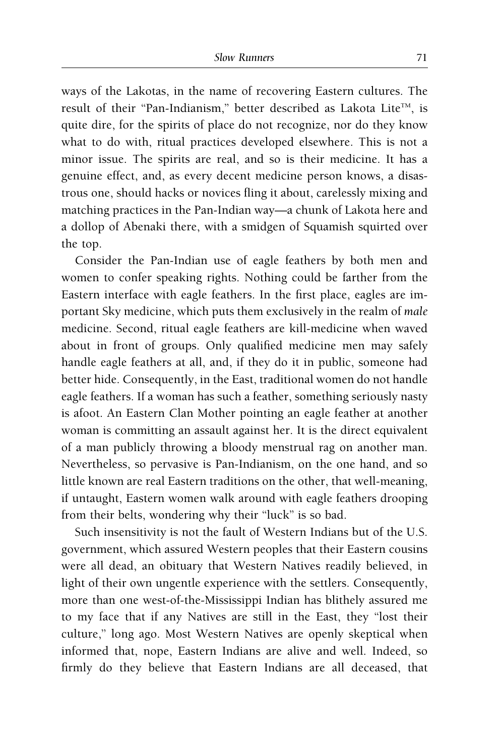ways of the Lakotas, in the name of recovering Eastern cultures. The result of their "Pan-Indianism," better described as Lakota Lite™, is quite dire, for the spirits of place do not recognize, nor do they know what to do with, ritual practices developed elsewhere. This is not a minor issue. The spirits are real, and so is their medicine. It has a genuine effect, and, as every decent medicine person knows, a disastrous one, should hacks or novices fling it about, carelessly mixing and matching practices in the Pan-Indian way—a chunk of Lakota here and a dollop of Abenaki there, with a smidgen of Squamish squirted over the top.

Consider the Pan-Indian use of eagle feathers by both men and women to confer speaking rights. Nothing could be farther from the Eastern interface with eagle feathers. In the first place, eagles are important Sky medicine, which puts them exclusively in the realm of *male* medicine. Second, ritual eagle feathers are kill-medicine when waved about in front of groups. Only qualified medicine men may safely handle eagle feathers at all, and, if they do it in public, someone had better hide. Consequently, in the East, traditional women do not handle eagle feathers. If a woman has such a feather, something seriously nasty is afoot. An Eastern Clan Mother pointing an eagle feather at another woman is committing an assault against her. It is the direct equivalent of a man publicly throwing a bloody menstrual rag on another man. Nevertheless, so pervasive is Pan-Indianism, on the one hand, and so little known are real Eastern traditions on the other, that well-meaning, if untaught, Eastern women walk around with eagle feathers drooping from their belts, wondering why their "luck" is so bad.

Such insensitivity is not the fault of Western Indians but of the U.S. government, which assured Western peoples that their Eastern cousins were all dead, an obituary that Western Natives readily believed, in light of their own ungentle experience with the settlers. Consequently, more than one west-of-the-Mississippi Indian has blithely assured me to my face that if any Natives are still in the East, they "lost their culture," long ago. Most Western Natives are openly skeptical when informed that, nope, Eastern Indians are alive and well. Indeed, so firmly do they believe that Eastern Indians are all deceased, that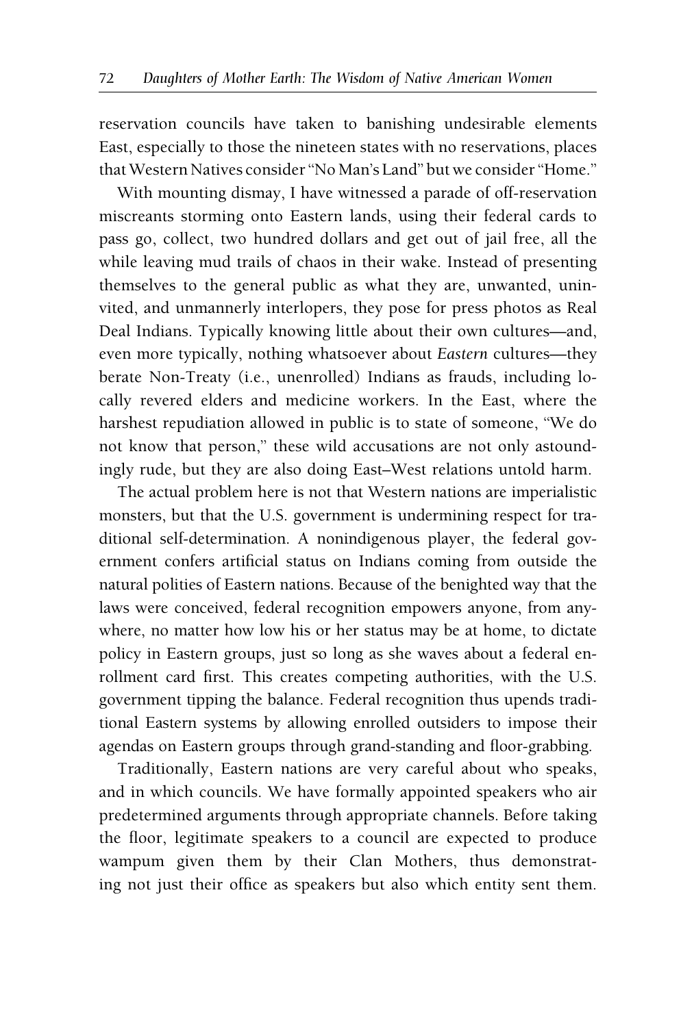reservation councils have taken to banishing undesirable elements East, especially to those the nineteen states with no reservations, places that Western Natives consider "No Man's Land" but we consider "Home."

With mounting dismay, I have witnessed a parade of off-reservation miscreants storming onto Eastern lands, using their federal cards to pass go, collect, two hundred dollars and get out of jail free, all the while leaving mud trails of chaos in their wake. Instead of presenting themselves to the general public as what they are, unwanted, uninvited, and unmannerly interlopers, they pose for press photos as Real Deal Indians. Typically knowing little about their own cultures—and, even more typically, nothing whatsoever about *Eastern* cultures—they berate Non-Treaty (i.e., unenrolled) Indians as frauds, including locally revered elders and medicine workers. In the East, where the harshest repudiation allowed in public is to state of someone, "We do not know that person," these wild accusations are not only astoundingly rude, but they are also doing East–West relations untold harm.

The actual problem here is not that Western nations are imperialistic monsters, but that the U.S. government is undermining respect for traditional self-determination. A nonindigenous player, the federal government confers artificial status on Indians coming from outside the natural polities of Eastern nations. Because of the benighted way that the laws were conceived, federal recognition empowers anyone, from anywhere, no matter how low his or her status may be at home, to dictate policy in Eastern groups, just so long as she waves about a federal enrollment card first. This creates competing authorities, with the U.S. government tipping the balance. Federal recognition thus upends traditional Eastern systems by allowing enrolled outsiders to impose their agendas on Eastern groups through grand-standing and floor-grabbing.

Traditionally, Eastern nations are very careful about who speaks, and in which councils. We have formally appointed speakers who air predetermined arguments through appropriate channels. Before taking the floor, legitimate speakers to a council are expected to produce wampum given them by their Clan Mothers, thus demonstrating not just their office as speakers but also which entity sent them.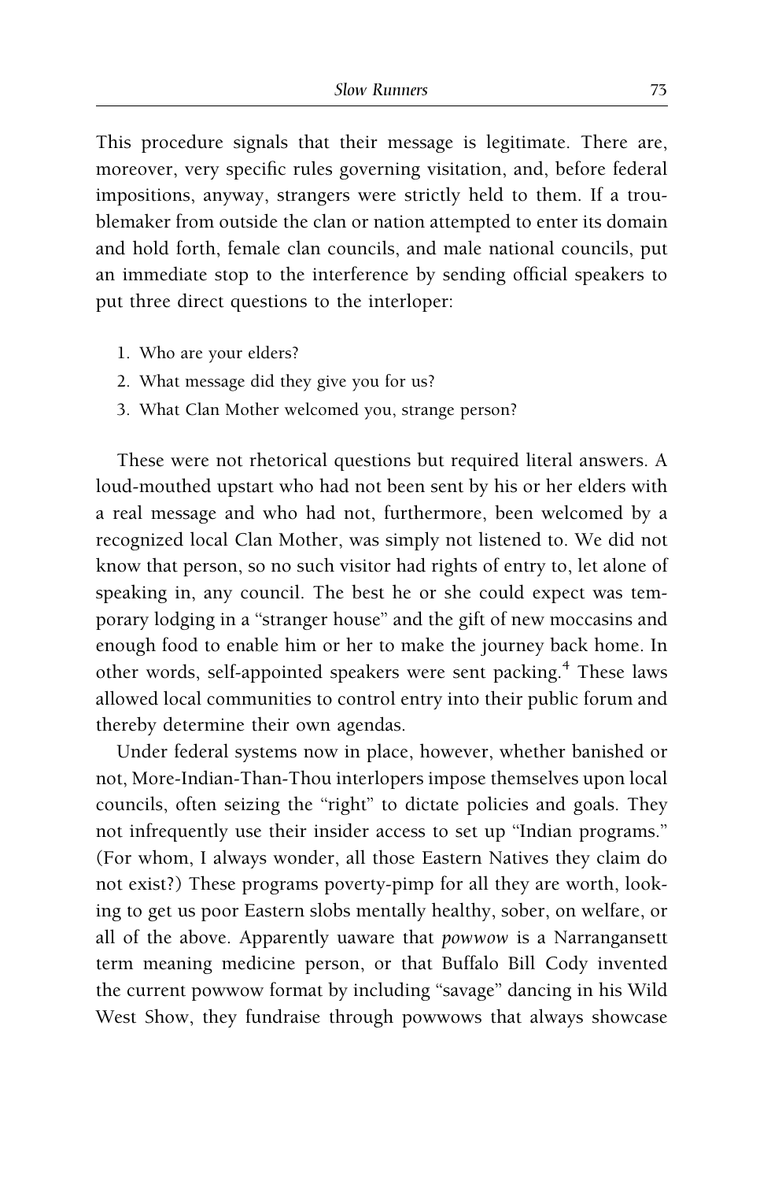This procedure signals that their message is legitimate. There are, moreover, very specific rules governing visitation, and, before federal impositions, anyway, strangers were strictly held to them. If a troublemaker from outside the clan or nation attempted to enter its domain and hold forth, female clan councils, and male national councils, put an immediate stop to the interference by sending official speakers to put three direct questions to the interloper:

1. Who are your elders?
2. What message did they give you for us?
3. What Clan Mother welcomed you, strange person?

These were not rhetorical questions but required literal answers. A loud-mouthed upstart who had not been sent by his or her elders with a real message and who had not, furthermore, been welcomed by a recognized local Clan Mother, was simply not listened to. We did not know that person, so no such visitor had rights of entry to, let alone of speaking in, any council. The best he or she could expect was temporary lodging in a "stranger house" and the gift of new moccasins and enough food to enable him or her to make the journey back home. In other words, self-appointed speakers were sent packing.[4] These laws allowed local communities to control entry into their public forum and thereby determine their own agendas.

Under federal systems now in place, however, whether banished or not, More-Indian-Than-Thou interlopers impose themselves upon local councils, often seizing the "right" to dictate policies and goals. They not infrequently use their insider access to set up "Indian programs." (For whom, I always wonder, all those Eastern Natives they claim do not exist?) These programs poverty-pimp for all they are worth, looking to get us poor Eastern slobs mentally healthy, sober, on welfare, or all of the above. Apparently uaware that *powwow* is a Narrangansett term meaning medicine person, or that Buffalo Bill Cody invented the current powwow format by including "savage" dancing in his Wild West Show, they fundraise through powwows that always showcase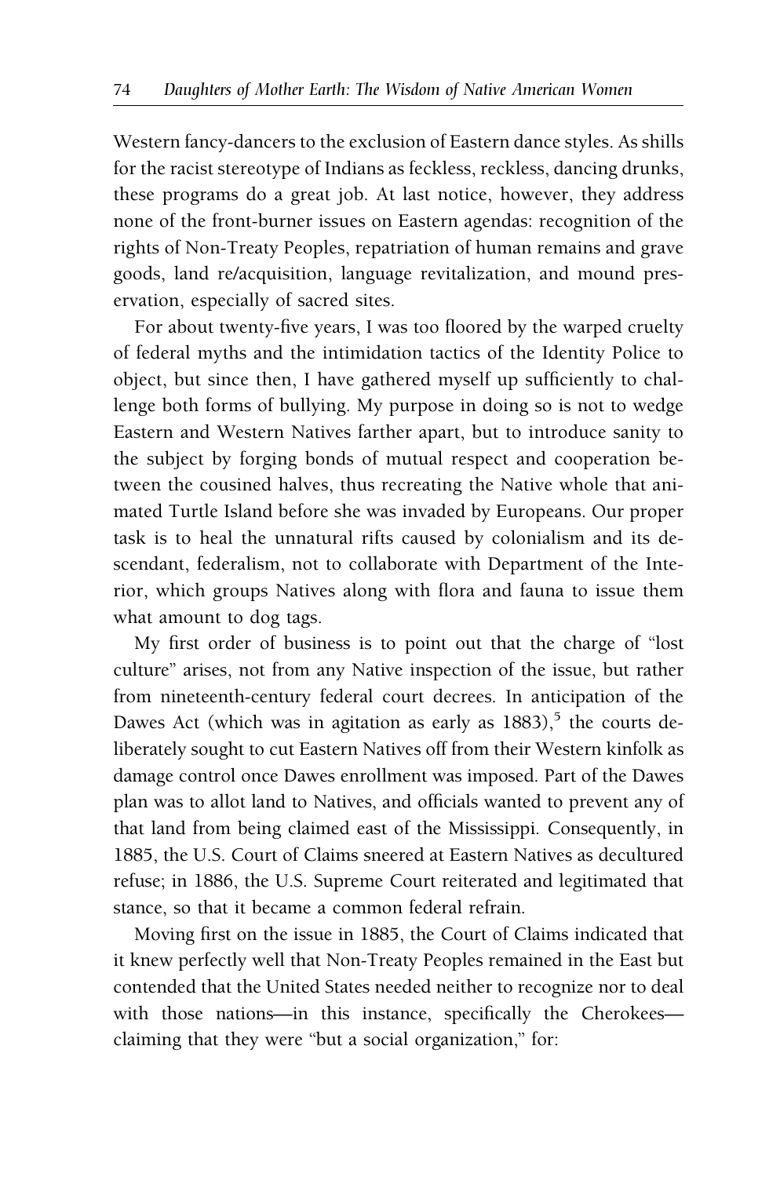Western fancy-dancers to the exclusion of Eastern dance styles. As shills for the racist stereotype of Indians as feckless, reckless, dancing drunks, these programs do a great job. At last notice, however, they address none of the front-burner issues on Eastern agendas: recognition of the rights of Non-Treaty Peoples, repatriation of human remains and grave goods, land re/acquisition, language revitalization, and mound preservation, especially of sacred sites.

For about twenty-five years, I was too floored by the warped cruelty of federal myths and the intimidation tactics of the Identity Police to object, but since then, I have gathered myself up sufficiently to challenge both forms of bullying. My purpose in doing so is not to wedge Eastern and Western Natives farther apart, but to introduce sanity to the subject by forging bonds of mutual respect and cooperation between the cousined halves, thus recreating the Native whole that animated Turtle Island before she was invaded by Europeans. Our proper task is to heal the unnatural rifts caused by colonialism and its descendant, federalism, not to collaborate with Department of the Interior, which groups Natives along with flora and fauna to issue them what amount to dog tags.

My first order of business is to point out that the charge of "lost culture" arises, not from any Native inspection of the issue, but rather from nineteenth-century federal court decrees. In anticipation of the Dawes Act (which was in agitation as early as 1883),[5] the courts deliberately sought to cut Eastern Natives off from their Western kinfolk as damage control once Dawes enrollment was imposed. Part of the Dawes plan was to allot land to Natives, and officials wanted to prevent any of that land from being claimed east of the Mississippi. Consequently, in 1885, the U.S. Court of Claims sneered at Eastern Natives as decultured refuse; in 1886, the U.S. Supreme Court reiterated and legitimated that stance, so that it became a common federal refrain.

Moving first on the issue in 1885, the Court of Claims indicated that it knew perfectly well that Non-Treaty Peoples remained in the East but contended that the United States needed neither to recognize nor to deal with those nations—in this instance, specifically the Cherokees—claiming that they were "but a social organization," for: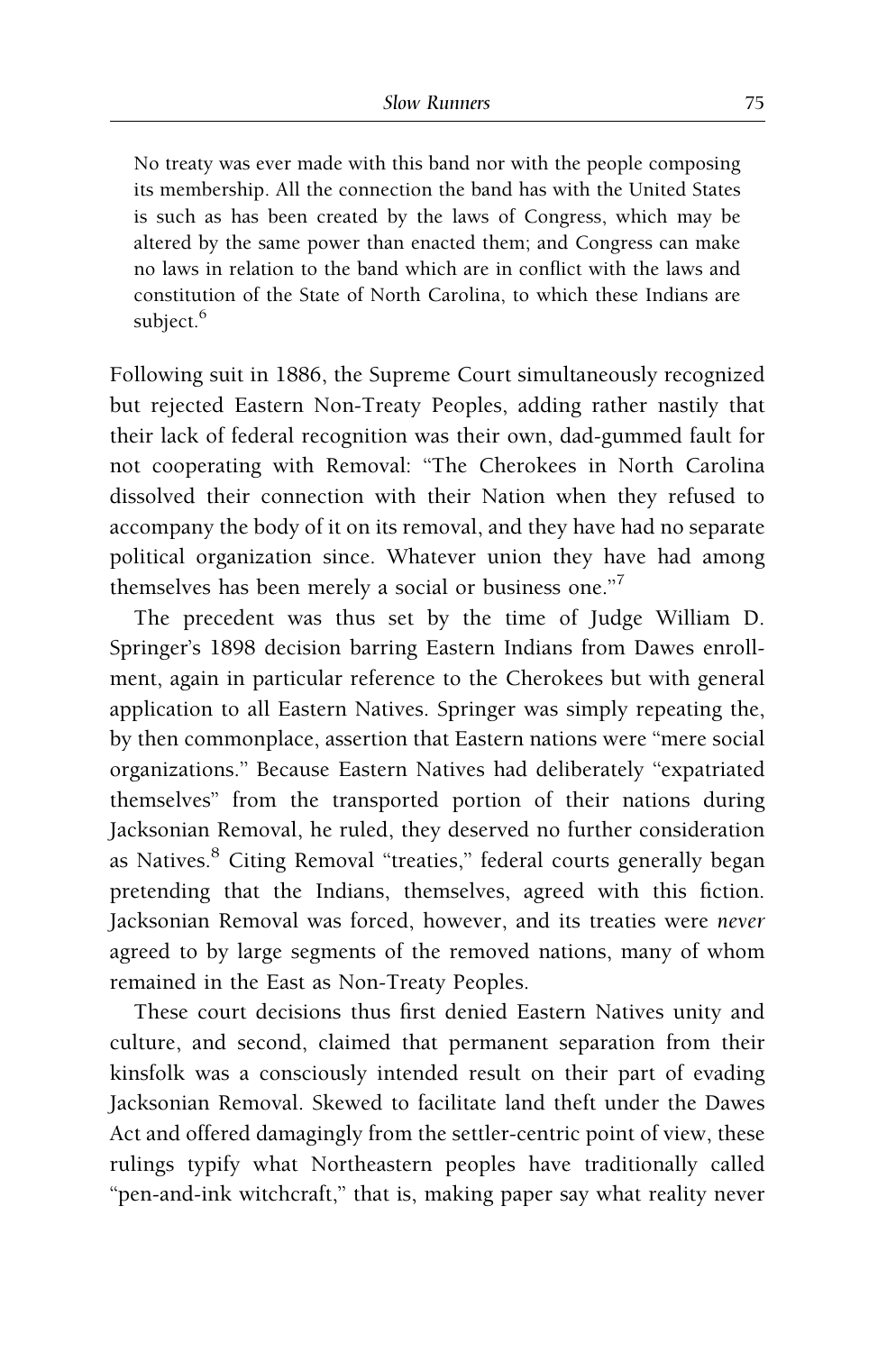> No treaty was ever made with this band nor with the people composing its membership. All the connection the band has with the United States is such as has been created by the laws of Congress, which may be altered by the same power than enacted them; and Congress can make no laws in relation to the band which are in conflict with the laws and constitution of the State of North Carolina, to which these Indians are subject.[6]

Following suit in 1886, the Supreme Court simultaneously recognized but rejected Eastern Non-Treaty Peoples, adding rather nastily that their lack of federal recognition was their own, dad-gummed fault for not cooperating with Removal: "The Cherokees in North Carolina dissolved their connection with their Nation when they refused to accompany the body of it on its removal, and they have had no separate political organization since. Whatever union they have had among themselves has been merely a social or business one."[7]

The precedent was thus set by the time of Judge William D. Springer's 1898 decision barring Eastern Indians from Dawes enrollment, again in particular reference to the Cherokees but with general application to all Eastern Natives. Springer was simply repeating the, by then commonplace, assertion that Eastern nations were "mere social organizations." Because Eastern Natives had deliberately "expatriated themselves" from the transported portion of their nations during Jacksonian Removal, he ruled, they deserved no further consideration as Natives.[8] Citing Removal "treaties," federal courts generally began pretending that the Indians, themselves, agreed with this fiction. Jacksonian Removal was forced, however, and its treaties were *never* agreed to by large segments of the removed nations, many of whom remained in the East as Non-Treaty Peoples.

These court decisions thus first denied Eastern Natives unity and culture, and second, claimed that permanent separation from their kinsfolk was a consciously intended result on their part of evading Jacksonian Removal. Skewed to facilitate land theft under the Dawes Act and offered damagingly from the settler-centric point of view, these rulings typify what Northeastern peoples have traditionally called "pen-and-ink witchcraft," that is, making paper say what reality never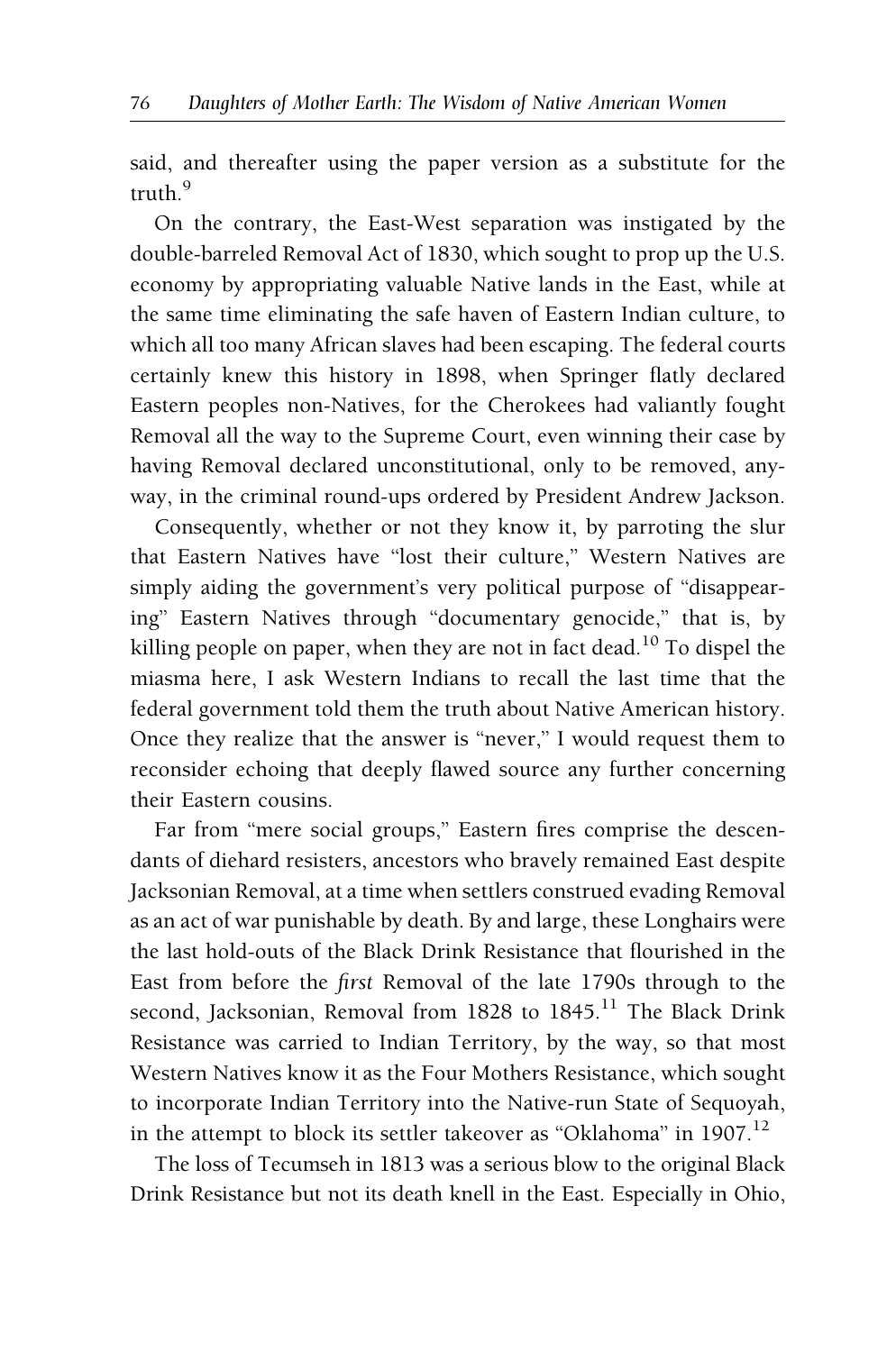said, and thereafter using the paper version as a substitute for the truth.[9]

On the contrary, the East-West separation was instigated by the double-barreled Removal Act of 1830, which sought to prop up the U.S. economy by appropriating valuable Native lands in the East, while at the same time eliminating the safe haven of Eastern Indian culture, to which all too many African slaves had been escaping. The federal courts certainly knew this history in 1898, when Springer flatly declared Eastern peoples non-Natives, for the Cherokees had valiantly fought Removal all the way to the Supreme Court, even winning their case by having Removal declared unconstitutional, only to be removed, anyway, in the criminal round-ups ordered by President Andrew Jackson.

Consequently, whether or not they know it, by parroting the slur that Eastern Natives have "lost their culture," Western Natives are simply aiding the government's very political purpose of "disappearing" Eastern Natives through "documentary genocide," that is, by killing people on paper, when they are not in fact dead.[10] To dispel the miasma here, I ask Western Indians to recall the last time that the federal government told them the truth about Native American history. Once they realize that the answer is "never," I would request them to reconsider echoing that deeply flawed source any further concerning their Eastern cousins.

Far from "mere social groups," Eastern fires comprise the descendants of diehard resisters, ancestors who bravely remained East despite Jacksonian Removal, at a time when settlers construed evading Removal as an act of war punishable by death. By and large, these Longhairs were the last hold-outs of the Black Drink Resistance that flourished in the East from before the *first* Removal of the late 1790s through to the second, Jacksonian, Removal from 1828 to 1845.[11] The Black Drink Resistance was carried to Indian Territory, by the way, so that most Western Natives know it as the Four Mothers Resistance, which sought to incorporate Indian Territory into the Native-run State of Sequoyah, in the attempt to block its settler takeover as "Oklahoma" in 1907.[12]

The loss of Tecumseh in 1813 was a serious blow to the original Black Drink Resistance but not its death knell in the East. Especially in Ohio,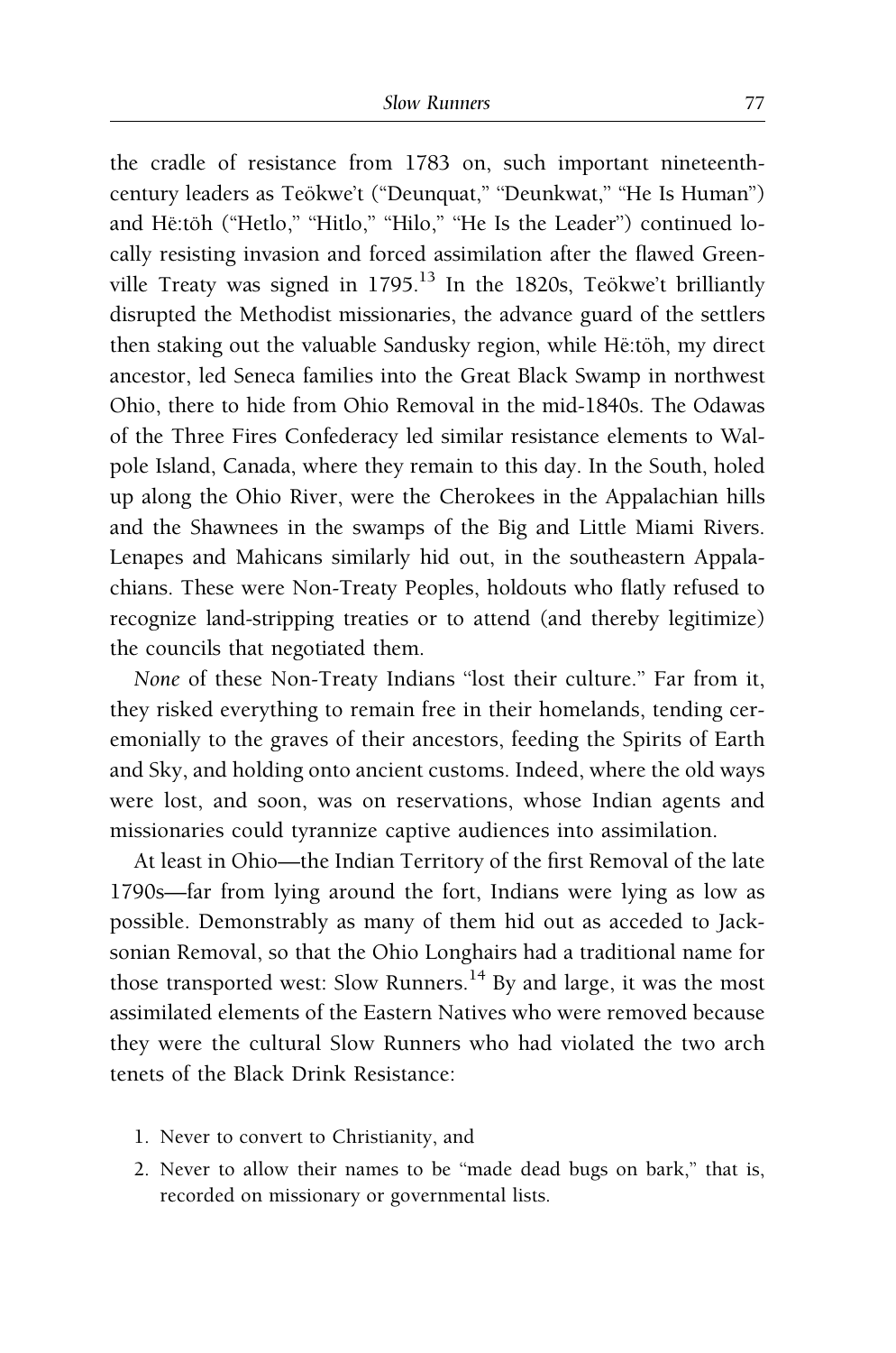the cradle of resistance from 1783 on, such important nineteenth-century leaders as Teökwe't ("Deunquat," "Deunkwat," "He Is Human") and Hë:töh ("Hetlo," "Hitlo," "Hilo," "He Is the Leader") continued locally resisting invasion and forced assimilation after the flawed Greenville Treaty was signed in 1795.[13] In the 1820s, Teökwe't brilliantly disrupted the Methodist missionaries, the advance guard of the settlers then staking out the valuable Sandusky region, while Hë:töh, my direct ancestor, led Seneca families into the Great Black Swamp in northwest Ohio, there to hide from Ohio Removal in the mid-1840s. The Odawas of the Three Fires Confederacy led similar resistance elements to Walpole Island, Canada, where they remain to this day. In the South, holed up along the Ohio River, were the Cherokees in the Appalachian hills and the Shawnees in the swamps of the Big and Little Miami Rivers. Lenapes and Mahicans similarly hid out, in the southeastern Appalachians. These were Non-Treaty Peoples, holdouts who flatly refused to recognize land-stripping treaties or to attend (and thereby legitimize) the councils that negotiated them.

*None* of these Non-Treaty Indians "lost their culture." Far from it, they risked everything to remain free in their homelands, tending ceremonially to the graves of their ancestors, feeding the Spirits of Earth and Sky, and holding onto ancient customs. Indeed, where the old ways were lost, and soon, was on reservations, whose Indian agents and missionaries could tyrannize captive audiences into assimilation.

At least in Ohio—the Indian Territory of the first Removal of the late 1790s—far from lying around the fort, Indians were lying as low as possible. Demonstrably as many of them hid out as acceded to Jacksonian Removal, so that the Ohio Longhairs had a traditional name for those transported west: Slow Runners.[14] By and large, it was the most assimilated elements of the Eastern Natives who were removed because they were the cultural Slow Runners who had violated the two arch tenets of the Black Drink Resistance:

1. Never to convert to Christianity, and
2. Never to allow their names to be "made dead bugs on bark," that is, recorded on missionary or governmental lists.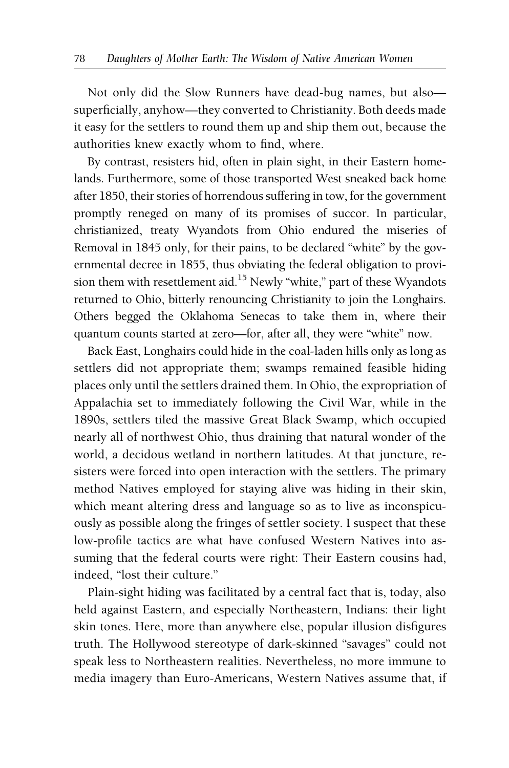Not only did the Slow Runners have dead-bug names, but also—superficially, anyhow—they converted to Christianity. Both deeds made it easy for the settlers to round them up and ship them out, because the authorities knew exactly whom to find, where.

By contrast, resisters hid, often in plain sight, in their Eastern homelands. Furthermore, some of those transported West sneaked back home after 1850, their stories of horrendous suffering in tow, for the government promptly reneged on many of its promises of succor. In particular, christianized, treaty Wyandots from Ohio endured the miseries of Removal in 1845 only, for their pains, to be declared "white" by the governmental decree in 1855, thus obviating the federal obligation to provision them with resettlement aid.[15] Newly "white," part of these Wyandots returned to Ohio, bitterly renouncing Christianity to join the Longhairs. Others begged the Oklahoma Senecas to take them in, where their quantum counts started at zero—for, after all, they were "white" now.

Back East, Longhairs could hide in the coal-laden hills only as long as settlers did not appropriate them; swamps remained feasible hiding places only until the settlers drained them. In Ohio, the expropriation of Appalachia set to immediately following the Civil War, while in the 1890s, settlers tiled the massive Great Black Swamp, which occupied nearly all of northwest Ohio, thus draining that natural wonder of the world, a decidous wetland in northern latitudes. At that juncture, resisters were forced into open interaction with the settlers. The primary method Natives employed for staying alive was hiding in their skin, which meant altering dress and language so as to live as inconspicuously as possible along the fringes of settler society. I suspect that these low-profile tactics are what have confused Western Natives into assuming that the federal courts were right: Their Eastern cousins had, indeed, "lost their culture."

Plain-sight hiding was facilitated by a central fact that is, today, also held against Eastern, and especially Northeastern, Indians: their light skin tones. Here, more than anywhere else, popular illusion disfigures truth. The Hollywood stereotype of dark-skinned "savages" could not speak less to Northeastern realities. Nevertheless, no more immune to media imagery than Euro-Americans, Western Natives assume that, if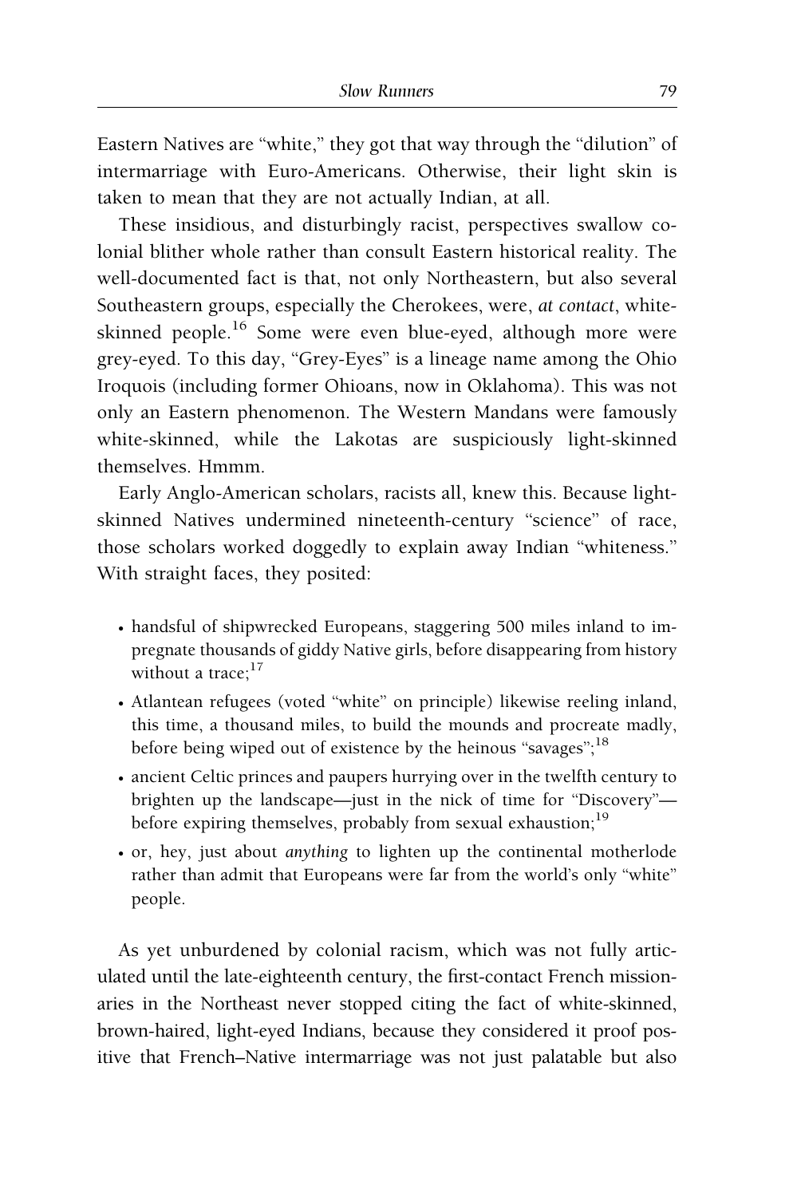Eastern Natives are "white," they got that way through the "dilution" of intermarriage with Euro-Americans. Otherwise, their light skin is taken to mean that they are not actually Indian, at all.

These insidious, and disturbingly racist, perspectives swallow colonial blither whole rather than consult Eastern historical reality. The well-documented fact is that, not only Northeastern, but also several Southeastern groups, especially the Cherokees, were, *at contact*, white-skinned people.[16] Some were even blue-eyed, although more were grey-eyed. To this day, "Grey-Eyes" is a lineage name among the Ohio Iroquois (including former Ohioans, now in Oklahoma). This was not only an Eastern phenomenon. The Western Mandans were famously white-skinned, while the Lakotas are suspiciously light-skinned themselves. Hmmm.

Early Anglo-American scholars, racists all, knew this. Because light-skinned Natives undermined nineteenth-century "science" of race, those scholars worked doggedly to explain away Indian "whiteness." With straight faces, they posited:

- handsful of shipwrecked Europeans, staggering 500 miles inland to impregnate thousands of giddy Native girls, before disappearing from history without a trace;[17]
- Atlantean refugees (voted "white" on principle) likewise reeling inland, this time, a thousand miles, to build the mounds and procreate madly, before being wiped out of existence by the heinous "savages";[18]
- ancient Celtic princes and paupers hurrying over in the twelfth century to brighten up the landscape—just in the nick of time for "Discovery"—before expiring themselves, probably from sexual exhaustion;[19]
- or, hey, just about *anything* to lighten up the continental motherlode rather than admit that Europeans were far from the world's only "white" people.

As yet unburdened by colonial racism, which was not fully articulated until the late-eighteenth century, the first-contact French missionaries in the Northeast never stopped citing the fact of white-skinned, brown-haired, light-eyed Indians, because they considered it proof positive that French–Native intermarriage was not just palatable but also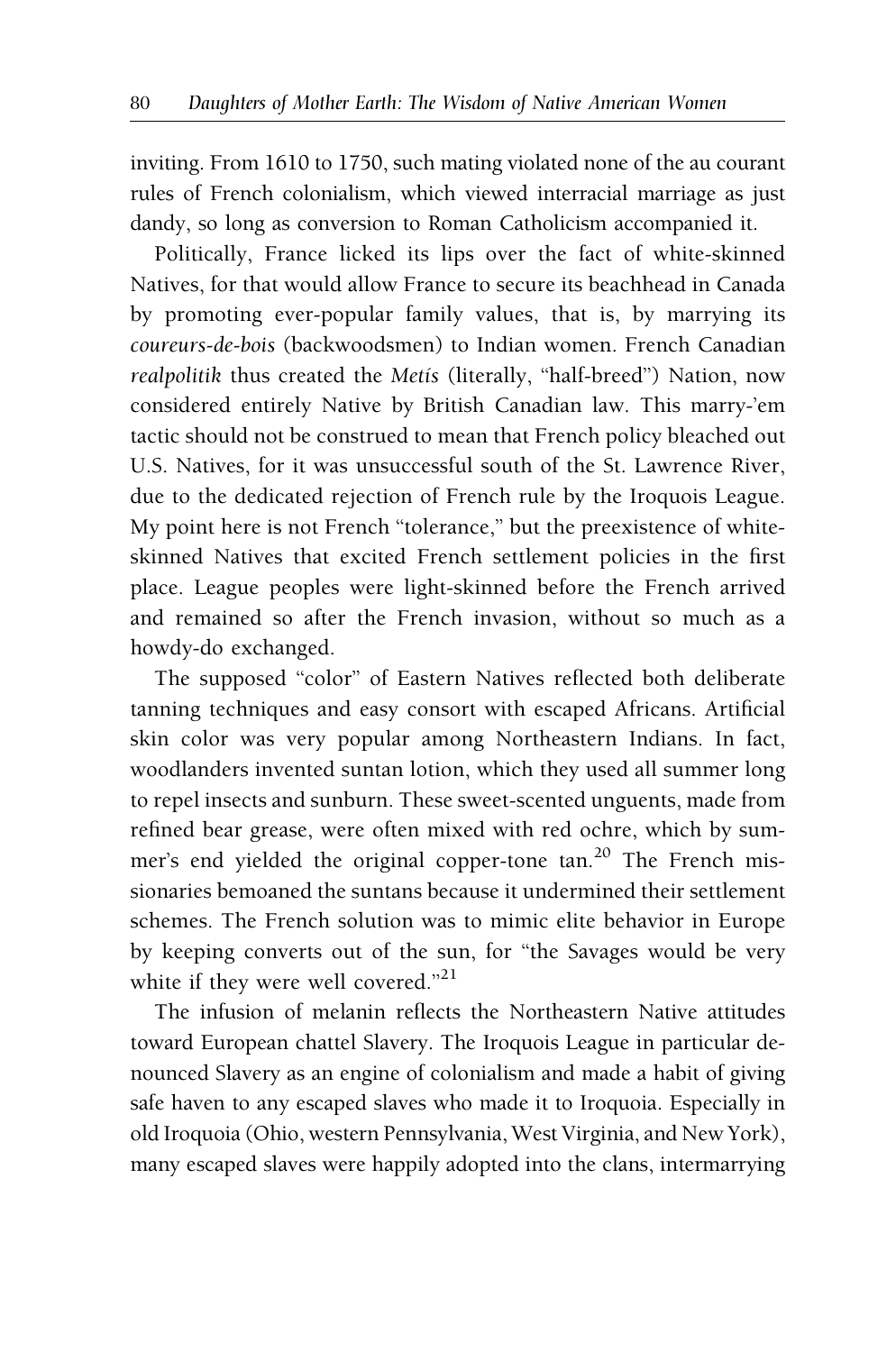inviting. From 1610 to 1750, such mating violated none of the au courant rules of French colonialism, which viewed interracial marriage as just dandy, so long as conversion to Roman Catholicism accompanied it.

Politically, France licked its lips over the fact of white-skinned Natives, for that would allow France to secure its beachhead in Canada by promoting ever-popular family values, that is, by marrying its *coureurs-de-bois* (backwoodsmen) to Indian women. French Canadian *realpolitik* thus created the *Metis* (literally, "half-breed") Nation, now considered entirely Native by British Canadian law. This marry-'em tactic should not be construed to mean that French policy bleached out U.S. Natives, for it was unsuccessful south of the St. Lawrence River, due to the dedicated rejection of French rule by the Iroquois League. My point here is not French "tolerance," but the preexistence of white-skinned Natives that excited French settlement policies in the first place. League peoples were light-skinned before the French arrived and remained so after the French invasion, without so much as a howdy-do exchanged.

The supposed "color" of Eastern Natives reflected both deliberate tanning techniques and easy consort with escaped Africans. Artificial skin color was very popular among Northeastern Indians. In fact, woodlanders invented suntan lotion, which they used all summer long to repel insects and sunburn. These sweet-scented unguents, made from refined bear grease, were often mixed with red ochre, which by summer's end yielded the original copper-tone tan.[20] The French missionaries bemoaned the suntans because it undermined their settlement schemes. The French solution was to mimic elite behavior in Europe by keeping converts out of the sun, for "the Savages would be very white if they were well covered."[21]

The infusion of melanin reflects the Northeastern Native attitudes toward European chattel Slavery. The Iroquois League in particular denounced Slavery as an engine of colonialism and made a habit of giving safe haven to any escaped slaves who made it to Iroquoia. Especially in old Iroquoia (Ohio, western Pennsylvania, West Virginia, and New York), many escaped slaves were happily adopted into the clans, intermarrying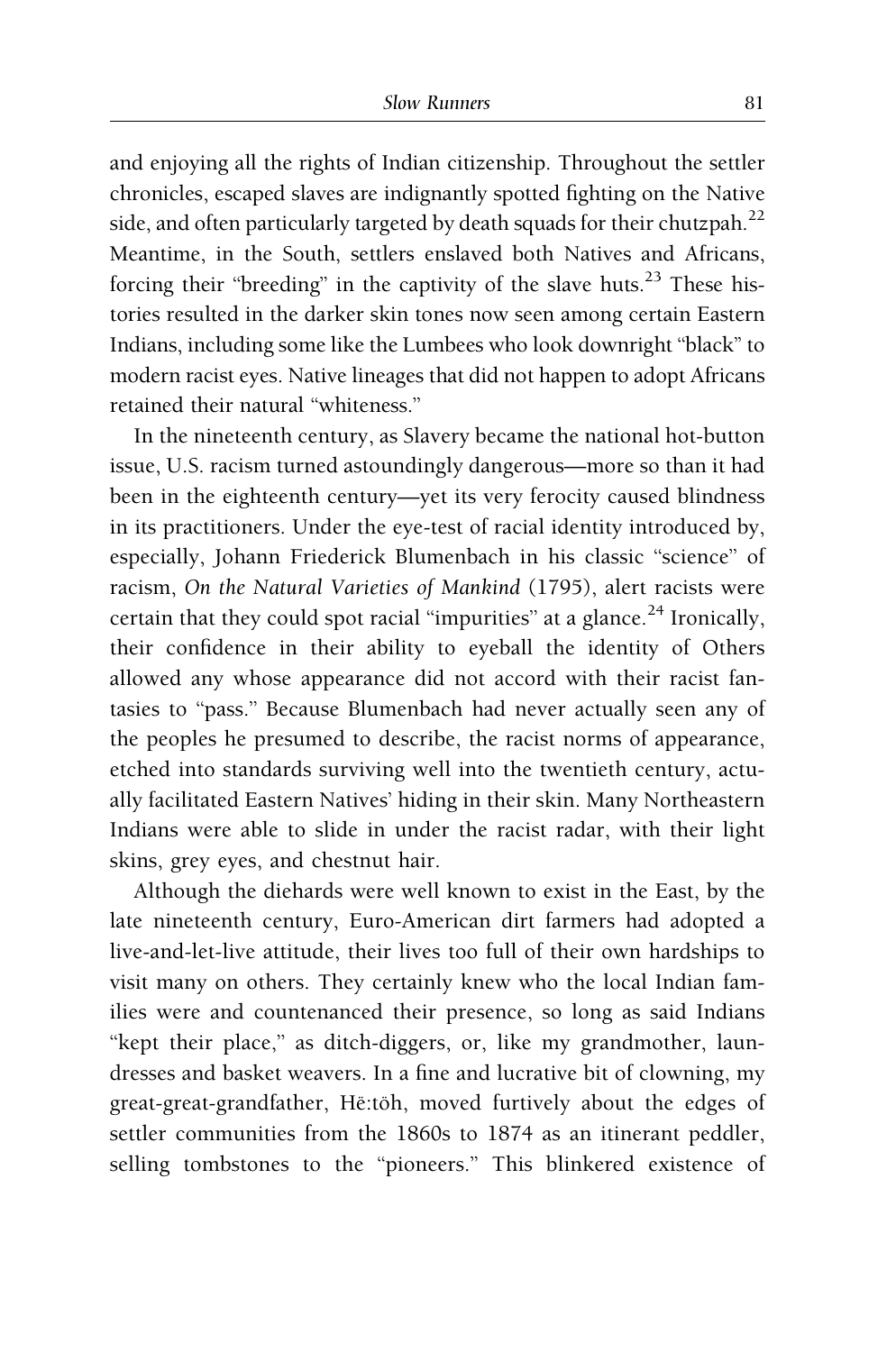and enjoying all the rights of Indian citizenship. Throughout the settler chronicles, escaped slaves are indignantly spotted fighting on the Native side, and often particularly targeted by death squads for their chutzpah.[22] Meantime, in the South, settlers enslaved both Natives and Africans, forcing their "breeding" in the captivity of the slave huts.[23] These histories resulted in the darker skin tones now seen among certain Eastern Indians, including some like the Lumbees who look downright "black" to modern racist eyes. Native lineages that did not happen to adopt Africans retained their natural "whiteness."

In the nineteenth century, as Slavery became the national hot-button issue, U.S. racism turned astoundingly dangerous—more so than it had been in the eighteenth century—yet its very ferocity caused blindness in its practitioners. Under the eye-test of racial identity introduced by, especially, Johann Friederick Blumenbach in his classic "science" of racism, *On the Natural Varieties of Mankind* (1795), alert racists were certain that they could spot racial "impurities" at a glance.[24] Ironically, their confidence in their ability to eyeball the identity of Others allowed any whose appearance did not accord with their racist fantasies to "pass." Because Blumenbach had never actually seen any of the peoples he presumed to describe, the racist norms of appearance, etched into standards surviving well into the twentieth century, actually facilitated Eastern Natives' hiding in their skin. Many Northeastern Indians were able to slide in under the racist radar, with their light skins, grey eyes, and chestnut hair.

Although the diehards were well known to exist in the East, by the late nineteenth century, Euro-American dirt farmers had adopted a live-and-let-live attitude, their lives too full of their own hardships to visit many on others. They certainly knew who the local Indian families were and countenanced their presence, so long as said Indians "kept their place," as ditch-diggers, or, like my grandmother, laundresses and basket weavers. In a fine and lucrative bit of clowning, my great-great-grandfather, Hë:töh, moved furtively about the edges of settler communities from the 1860s to 1874 as an itinerant peddler, selling tombstones to the "pioneers." This blinkered existence of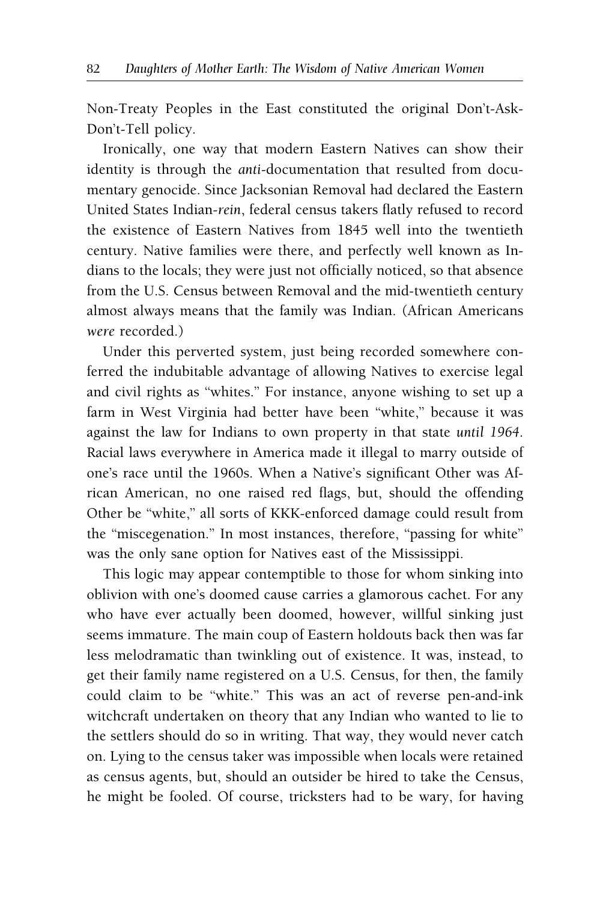Non-Treaty Peoples in the East constituted the original Don't-Ask-Don't-Tell policy.

Ironically, one way that modern Eastern Natives can show their identity is through the *anti*-documentation that resulted from documentary genocide. Since Jacksonian Removal had declared the Eastern United States Indian-*rein*, federal census takers flatly refused to record the existence of Eastern Natives from 1845 well into the twentieth century. Native families were there, and perfectly well known as Indians to the locals; they were just not officially noticed, so that absence from the U.S. Census between Removal and the mid-twentieth century almost always means that the family was Indian. (African Americans *were* recorded.)

Under this perverted system, just being recorded somewhere conferred the indubitable advantage of allowing Natives to exercise legal and civil rights as "whites." For instance, anyone wishing to set up a farm in West Virginia had better have been "white," because it was against the law for Indians to own property in that state *until 1964*. Racial laws everywhere in America made it illegal to marry outside of one's race until the 1960s. When a Native's significant Other was African American, no one raised red flags, but, should the offending Other be "white," all sorts of KKK-enforced damage could result from the "miscegenation." In most instances, therefore, "passing for white" was the only sane option for Natives east of the Mississippi.

This logic may appear contemptible to those for whom sinking into oblivion with one's doomed cause carries a glamorous cachet. For any who have ever actually been doomed, however, willful sinking just seems immature. The main coup of Eastern holdouts back then was far less melodramatic than twinkling out of existence. It was, instead, to get their family name registered on a U.S. Census, for then, the family could claim to be "white." This was an act of reverse pen-and-ink witchcraft undertaken on theory that any Indian who wanted to lie to the settlers should do so in writing. That way, they would never catch on. Lying to the census taker was impossible when locals were retained as census agents, but, should an outsider be hired to take the Census, he might be fooled. Of course, tricksters had to be wary, for having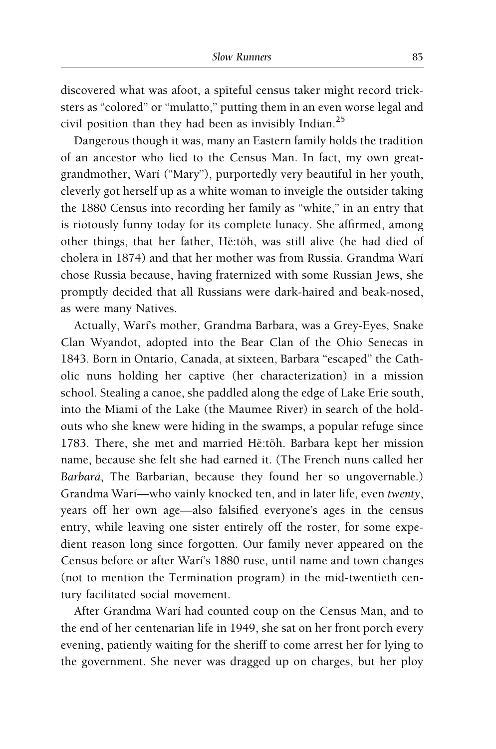discovered what was afoot, a spiteful census taker might record tricksters as "colored" or "mulatto," putting them in an even worse legal and civil position than they had been as invisibly Indian.[25]

Dangerous though it was, many an Eastern family holds the tradition of an ancestor who lied to the Census Man. In fact, my own great-grandmother, Warí ("Mary"), purportedly very beautiful in her youth, cleverly got herself up as a white woman to inveigle the outsider taking the 1880 Census into recording her family as "white," in an entry that is riotously funny today for its complete lunacy. She affirmed, among other things, that her father, Hë:töh, was still alive (he had died of cholera in 1874) and that her mother was from Russia. Grandma Warí chose Russia because, having fraternized with some Russian Jews, she promptly decided that all Russians were dark-haired and beak-nosed, as were many Natives.

Actually, Warí's mother, Grandma Barbara, was a Grey-Eyes, Snake Clan Wyandot, adopted into the Bear Clan of the Ohio Senecas in 1843. Born in Ontario, Canada, at sixteen, Barbara "escaped" the Catholic nuns holding her captive (her characterization) in a mission school. Stealing a canoe, she paddled along the edge of Lake Erie south, into the Miami of the Lake (the Maumee River) in search of the holdouts who she knew were hiding in the swamps, a popular refuge since 1783. There, she met and married Hë:töh. Barbara kept her mission name, because she felt she had earned it. (The French nuns called her *Barbará*, The Barbarian, because they found her so ungovernable.) Grandma Warí—who vainly knocked ten, and in later life, even *twenty*, years off her own age—also falsified everyone's ages in the census entry, while leaving one sister entirely off the roster, for some expedient reason long since forgotten. Our family never appeared on the Census before or after Warí's 1880 ruse, until name and town changes (not to mention the Termination program) in the mid-twentieth century facilitated social movement.

After Grandma Warí had counted coup on the Census Man, and to the end of her centenarian life in 1949, she sat on her front porch every evening, patiently waiting for the sheriff to come arrest her for lying to the government. She never was dragged up on charges, but her ploy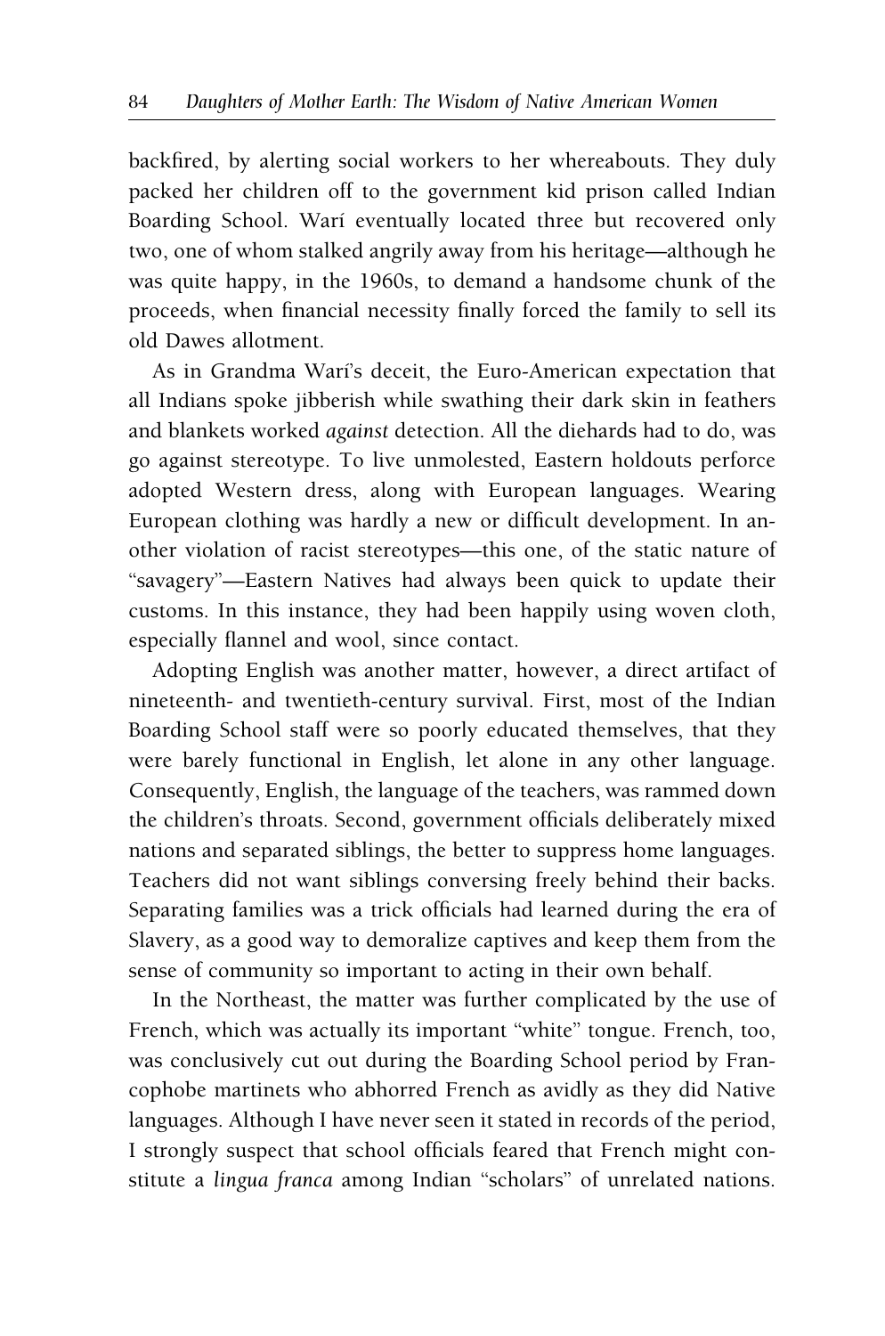backfired, by alerting social workers to her whereabouts. They duly packed her children off to the government kid prison called Indian Boarding School. Warí eventually located three but recovered only two, one of whom stalked angrily away from his heritage—although he was quite happy, in the 1960s, to demand a handsome chunk of the proceeds, when financial necessity finally forced the family to sell its old Dawes allotment.

As in Grandma Warí's deceit, the Euro-American expectation that all Indians spoke jibberish while swathing their dark skin in feathers and blankets worked *against* detection. All the diehards had to do, was go against stereotype. To live unmolested, Eastern holdouts perforce adopted Western dress, along with European languages. Wearing European clothing was hardly a new or difficult development. In another violation of racist stereotypes—this one, of the static nature of "savagery"—Eastern Natives had always been quick to update their customs. In this instance, they had been happily using woven cloth, especially flannel and wool, since contact.

Adopting English was another matter, however, a direct artifact of nineteenth- and twentieth-century survival. First, most of the Indian Boarding School staff were so poorly educated themselves, that they were barely functional in English, let alone in any other language. Consequently, English, the language of the teachers, was rammed down the children's throats. Second, government officials deliberately mixed nations and separated siblings, the better to suppress home languages. Teachers did not want siblings conversing freely behind their backs. Separating families was a trick officials had learned during the era of Slavery, as a good way to demoralize captives and keep them from the sense of community so important to acting in their own behalf.

In the Northeast, the matter was further complicated by the use of French, which was actually its important "white" tongue. French, too, was conclusively cut out during the Boarding School period by Francophobe martinets who abhorred French as avidly as they did Native languages. Although I have never seen it stated in records of the period, I strongly suspect that school officials feared that French might constitute a *lingua franca* among Indian "scholars" of unrelated nations.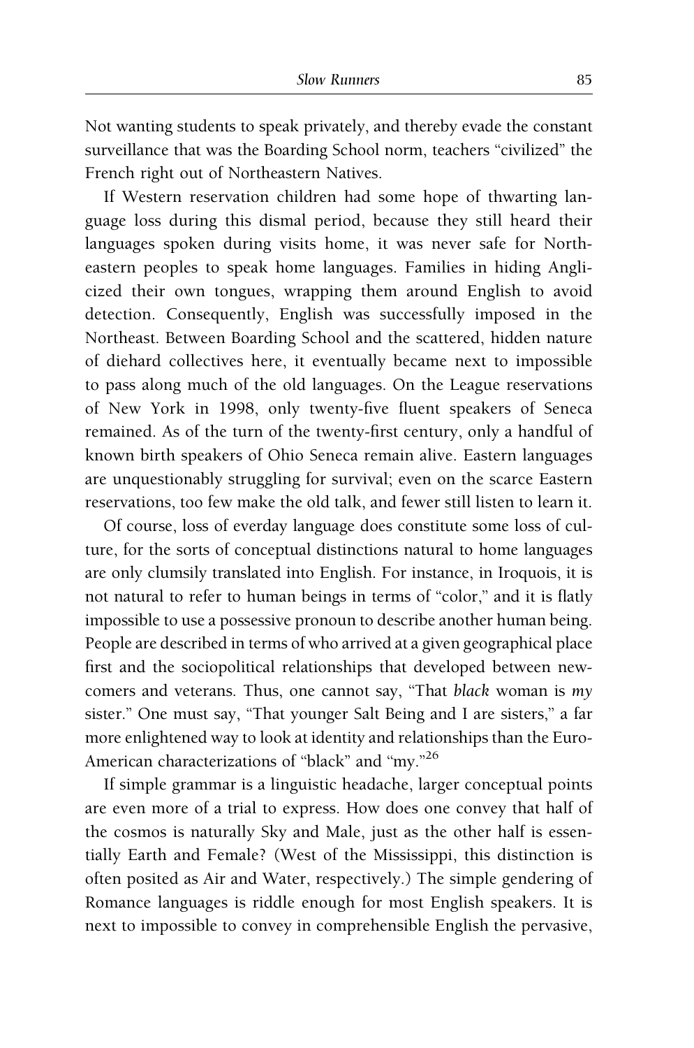Not wanting students to speak privately, and thereby evade the constant surveillance that was the Boarding School norm, teachers "civilized" the French right out of Northeastern Natives.

If Western reservation children had some hope of thwarting language loss during this dismal period, because they still heard their languages spoken during visits home, it was never safe for Northeastern peoples to speak home languages. Families in hiding Anglicized their own tongues, wrapping them around English to avoid detection. Consequently, English was successfully imposed in the Northeast. Between Boarding School and the scattered, hidden nature of diehard collectives here, it eventually became next to impossible to pass along much of the old languages. On the League reservations of New York in 1998, only twenty-five fluent speakers of Seneca remained. As of the turn of the twenty-first century, only a handful of known birth speakers of Ohio Seneca remain alive. Eastern languages are unquestionably struggling for survival; even on the scarce Eastern reservations, too few make the old talk, and fewer still listen to learn it.

Of course, loss of everday language does constitute some loss of culture, for the sorts of conceptual distinctions natural to home languages are only clumsily translated into English. For instance, in Iroquois, it is not natural to refer to human beings in terms of "color," and it is flatly impossible to use a possessive pronoun to describe another human being. People are described in terms of who arrived at a given geographical place first and the sociopolitical relationships that developed between newcomers and veterans. Thus, one cannot say, "That *black* woman is *my* sister." One must say, "That younger Salt Being and I are sisters," a far more enlightened way to look at identity and relationships than the Euro-American characterizations of "black" and "my."[26]

If simple grammar is a linguistic headache, larger conceptual points are even more of a trial to express. How does one convey that half of the cosmos is naturally Sky and Male, just as the other half is essentially Earth and Female? (West of the Mississippi, this distinction is often posited as Air and Water, respectively.) The simple gendering of Romance languages is riddle enough for most English speakers. It is next to impossible to convey in comprehensible English the pervasive,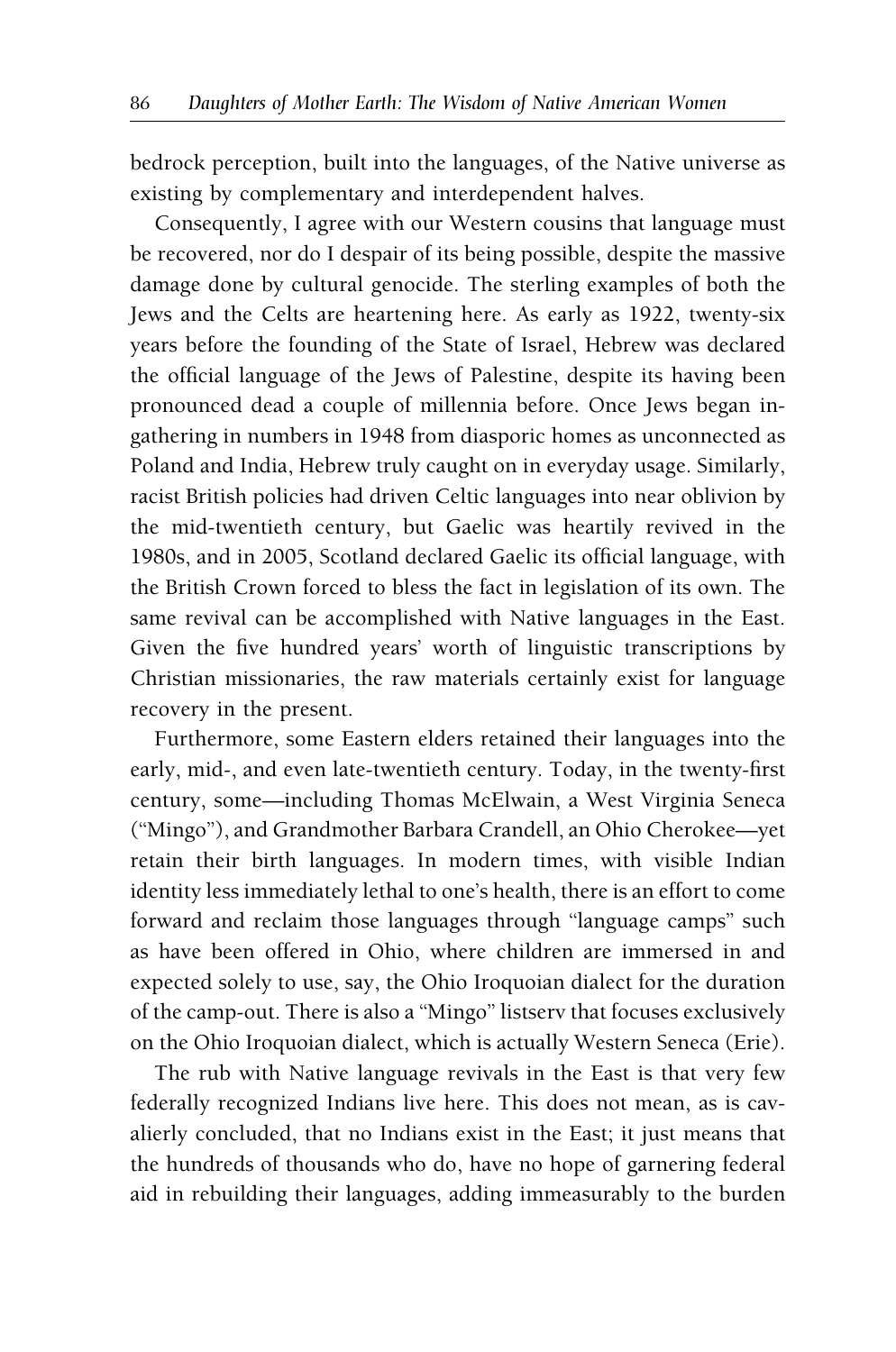bedrock perception, built into the languages, of the Native universe as existing by complementary and interdependent halves.

Consequently, I agree with our Western cousins that language must be recovered, nor do I despair of its being possible, despite the massive damage done by cultural genocide. The sterling examples of both the Jews and the Celts are heartening here. As early as 1922, twenty-six years before the founding of the State of Israel, Hebrew was declared the official language of the Jews of Palestine, despite its having been pronounced dead a couple of millennia before. Once Jews began ingathering in numbers in 1948 from diasporic homes as unconnected as Poland and India, Hebrew truly caught on in everyday usage. Similarly, racist British policies had driven Celtic languages into near oblivion by the mid-twentieth century, but Gaelic was heartily revived in the 1980s, and in 2005, Scotland declared Gaelic its official language, with the British Crown forced to bless the fact in legislation of its own. The same revival can be accomplished with Native languages in the East. Given the five hundred years' worth of linguistic transcriptions by Christian missionaries, the raw materials certainly exist for language recovery in the present.

Furthermore, some Eastern elders retained their languages into the early, mid-, and even late-twentieth century. Today, in the twenty-first century, some—including Thomas McElwain, a West Virginia Seneca ("Mingo"), and Grandmother Barbara Crandell, an Ohio Cherokee—yet retain their birth languages. In modern times, with visible Indian identity less immediately lethal to one's health, there is an effort to come forward and reclaim those languages through "language camps" such as have been offered in Ohio, where children are immersed in and expected solely to use, say, the Ohio Iroquoian dialect for the duration of the camp-out. There is also a "Mingo" listserv that focuses exclusively on the Ohio Iroquoian dialect, which is actually Western Seneca (Erie).

The rub with Native language revivals in the East is that very few federally recognized Indians live here. This does not mean, as is cavalierly concluded, that no Indians exist in the East; it just means that the hundreds of thousands who do, have no hope of garnering federal aid in rebuilding their languages, adding immeasurably to the burden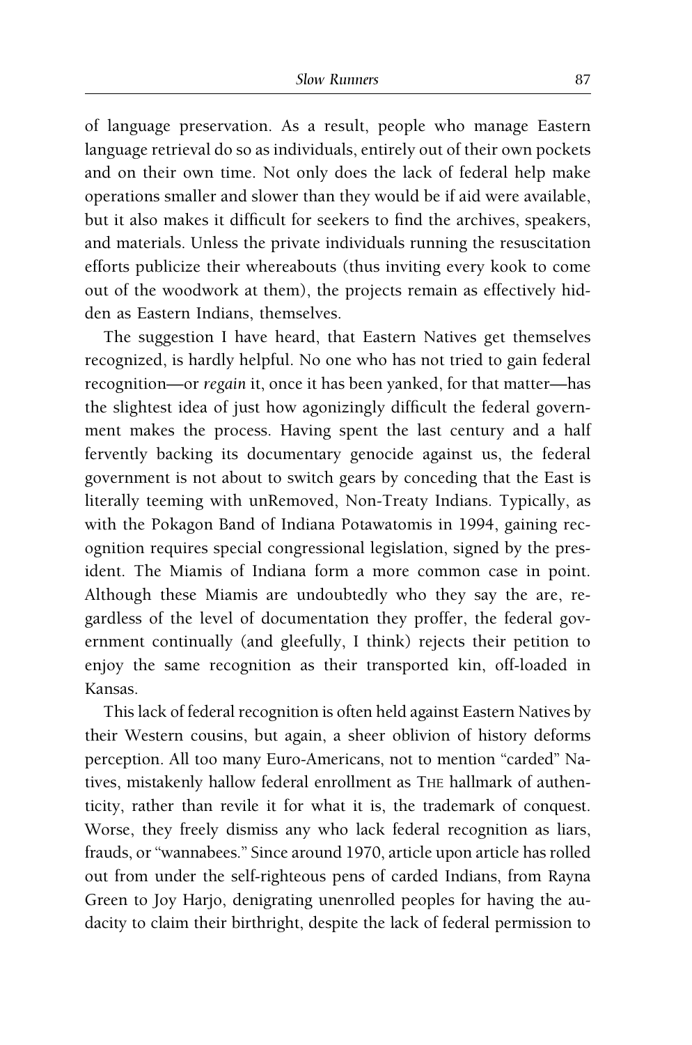of language preservation. As a result, people who manage Eastern language retrieval do so as individuals, entirely out of their own pockets and on their own time. Not only does the lack of federal help make operations smaller and slower than they would be if aid were available, but it also makes it difficult for seekers to find the archives, speakers, and materials. Unless the private individuals running the resuscitation efforts publicize their whereabouts (thus inviting every kook to come out of the woodwork at them), the projects remain as effectively hidden as Eastern Indians, themselves.

The suggestion I have heard, that Eastern Natives get themselves recognized, is hardly helpful. No one who has not tried to gain federal recognition—or *regain* it, once it has been yanked, for that matter—has the slightest idea of just how agonizingly difficult the federal government makes the process. Having spent the last century and a half fervently backing its documentary genocide against us, the federal government is not about to switch gears by conceding that the East is literally teeming with unRemoved, Non-Treaty Indians. Typically, as with the Pokagon Band of Indiana Potawatomis in 1994, gaining recognition requires special congressional legislation, signed by the president. The Miamis of Indiana form a more common case in point. Although these Miamis are undoubtedly who they say the are, regardless of the level of documentation they proffer, the federal government continually (and gleefully, I think) rejects their petition to enjoy the same recognition as their transported kin, off-loaded in Kansas.

This lack of federal recognition is often held against Eastern Natives by their Western cousins, but again, a sheer oblivion of history deforms perception. All too many Euro-Americans, not to mention "carded" Natives, mistakenly hallow federal enrollment as THE hallmark of authenticity, rather than revile it for what it is, the trademark of conquest. Worse, they freely dismiss any who lack federal recognition as liars, frauds, or "wannabees." Since around 1970, article upon article has rolled out from under the self-righteous pens of carded Indians, from Rayna Green to Joy Harjo, denigrating unenrolled peoples for having the audacity to claim their birthright, despite the lack of federal permission to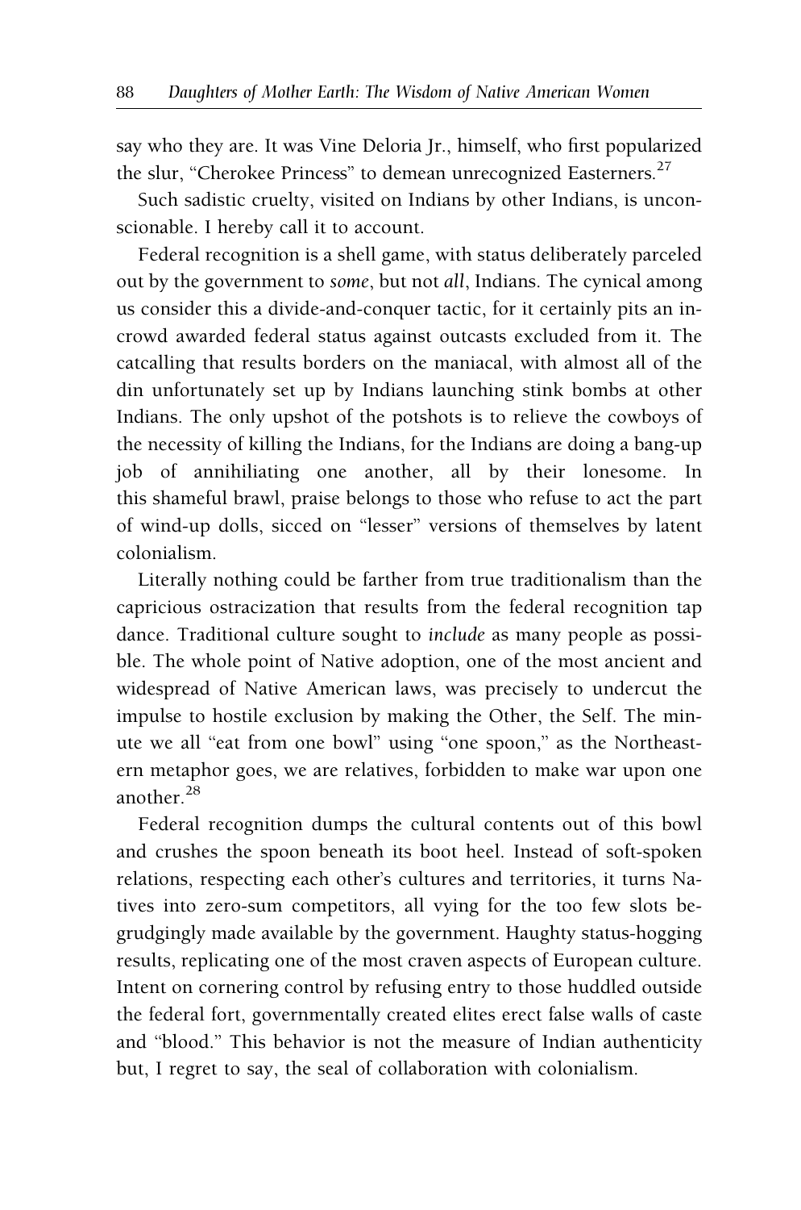say who they are. It was Vine Deloria Jr., himself, who first popularized the slur, "Cherokee Princess" to demean unrecognized Easterners.[27]

Such sadistic cruelty, visited on Indians by other Indians, is unconscionable. I hereby call it to account.

Federal recognition is a shell game, with status deliberately parceled out by the government to *some*, but not *all*, Indians. The cynical among us consider this a divide-and-conquer tactic, for it certainly pits an in-crowd awarded federal status against outcasts excluded from it. The catcalling that results borders on the maniacal, with almost all of the din unfortunately set up by Indians launching stink bombs at other Indians. The only upshot of the potshots is to relieve the cowboys of the necessity of killing the Indians, for the Indians are doing a bang-up job of annihiliating one another, all by their lonesome. In this shameful brawl, praise belongs to those who refuse to act the part of wind-up dolls, sicced on "lesser" versions of themselves by latent colonialism.

Literally nothing could be farther from true traditionalism than the capricious ostracization that results from the federal recognition tap dance. Traditional culture sought to *include* as many people as possible. The whole point of Native adoption, one of the most ancient and widespread of Native American laws, was precisely to undercut the impulse to hostile exclusion by making the Other, the Self. The minute we all "eat from one bowl" using "one spoon," as the Northeastern metaphor goes, we are relatives, forbidden to make war upon one another.[28]

Federal recognition dumps the cultural contents out of this bowl and crushes the spoon beneath its boot heel. Instead of soft-spoken relations, respecting each other's cultures and territories, it turns Natives into zero-sum competitors, all vying for the too few slots begrudgingly made available by the government. Haughty status-hogging results, replicating one of the most craven aspects of European culture. Intent on cornering control by refusing entry to those huddled outside the federal fort, governmentally created elites erect false walls of caste and "blood." This behavior is not the measure of Indian authenticity but, I regret to say, the seal of collaboration with colonialism.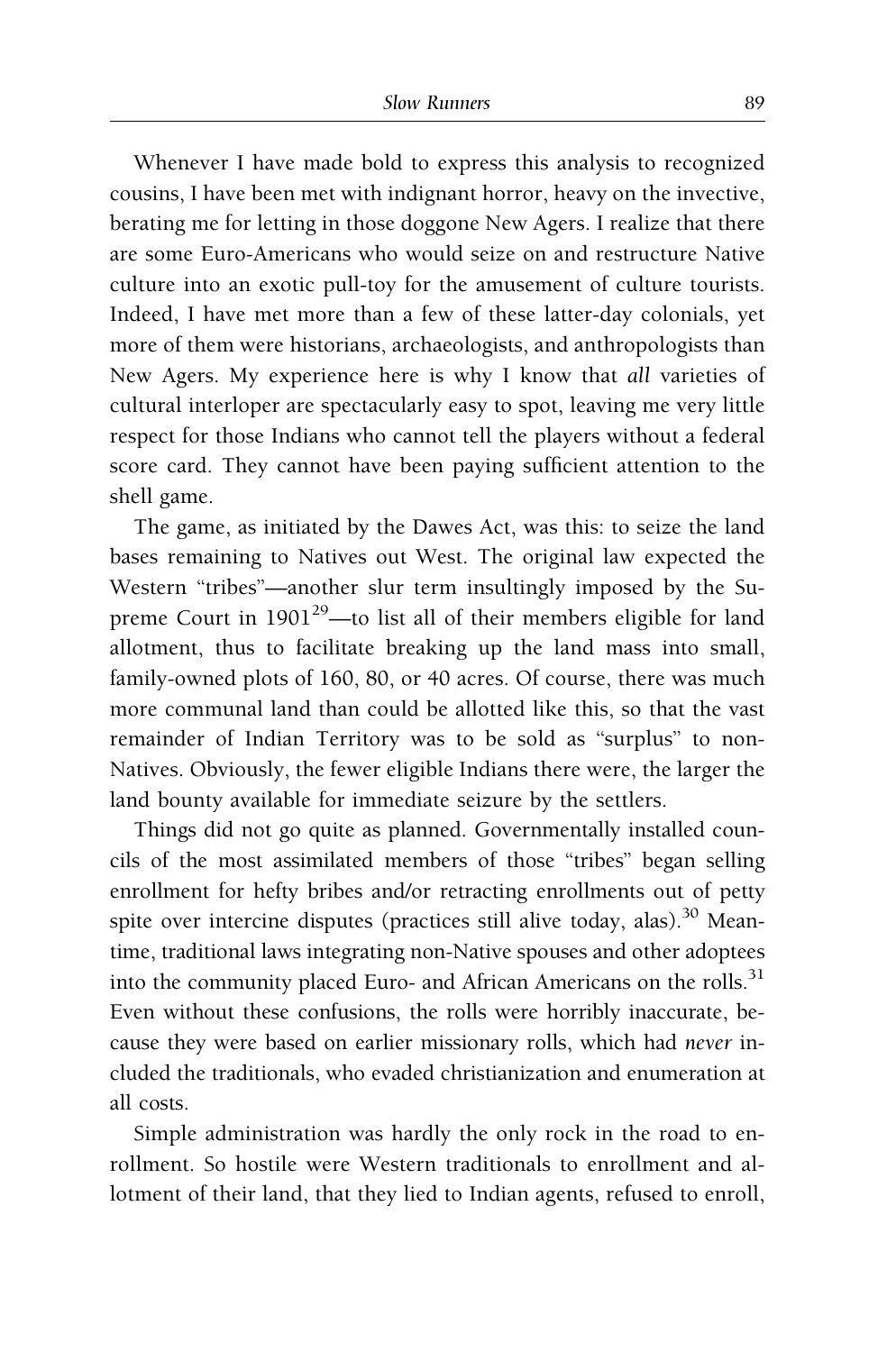Whenever I have made bold to express this analysis to recognized cousins, I have been met with indignant horror, heavy on the invective, berating me for letting in those doggone New Agers. I realize that there are some Euro-Americans who would seize on and restructure Native culture into an exotic pull-toy for the amusement of culture tourists. Indeed, I have met more than a few of these latter-day colonials, yet more of them were historians, archaeologists, and anthropologists than New Agers. My experience here is why I know that *all* varieties of cultural interloper are spectacularly easy to spot, leaving me very little respect for those Indians who cannot tell the players without a federal score card. They cannot have been paying sufficient attention to the shell game.

The game, as initiated by the Dawes Act, was this: to seize the land bases remaining to Natives out West. The original law expected the Western "tribes"—another slur term insultingly imposed by the Supreme Court in 1901[29]—to list all of their members eligible for land allotment, thus to facilitate breaking up the land mass into small, family-owned plots of 160, 80, or 40 acres. Of course, there was much more communal land than could be allotted like this, so that the vast remainder of Indian Territory was to be sold as "surplus" to non-Natives. Obviously, the fewer eligible Indians there were, the larger the land bounty available for immediate seizure by the settlers.

Things did not go quite as planned. Governmentally installed councils of the most assimilated members of those "tribes" began selling enrollment for hefty bribes and/or retracting enrollments out of petty spite over intercine disputes (practices still alive today, alas).[30] Meantime, traditional laws integrating non-Native spouses and other adoptees into the community placed Euro- and African Americans on the rolls.[31] Even without these confusions, the rolls were horribly inaccurate, because they were based on earlier missionary rolls, which had *never* included the traditionals, who evaded christianization and enumeration at all costs.

Simple administration was hardly the only rock in the road to enrollment. So hostile were Western traditionals to enrollment and allotment of their land, that they lied to Indian agents, refused to enroll,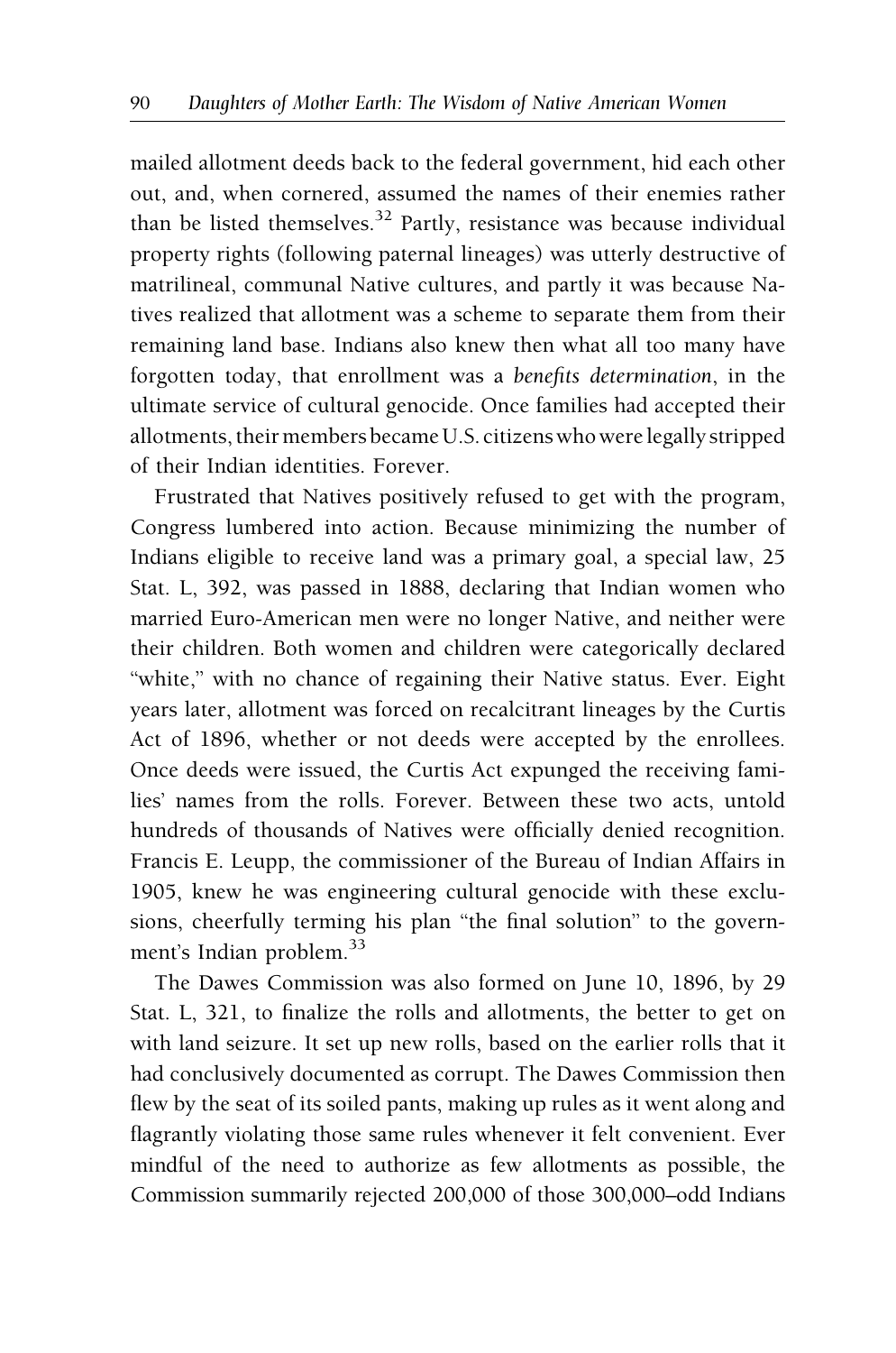mailed allotment deeds back to the federal government, hid each other out, and, when cornered, assumed the names of their enemies rather than be listed themselves.[32] Partly, resistance was because individual property rights (following paternal lineages) was utterly destructive of matrilineal, communal Native cultures, and partly it was because Natives realized that allotment was a scheme to separate them from their remaining land base. Indians also knew then what all too many have forgotten today, that enrollment was a *benefits determination*, in the ultimate service of cultural genocide. Once families had accepted their allotments, their members became U.S. citizens who were legally stripped of their Indian identities. Forever.

Frustrated that Natives positively refused to get with the program, Congress lumbered into action. Because minimizing the number of Indians eligible to receive land was a primary goal, a special law, 25 Stat. L, 392, was passed in 1888, declaring that Indian women who married Euro-American men were no longer Native, and neither were their children. Both women and children were categorically declared "white," with no chance of regaining their Native status. Ever. Eight years later, allotment was forced on recalcitrant lineages by the Curtis Act of 1896, whether or not deeds were accepted by the enrollees. Once deeds were issued, the Curtis Act expunged the receiving families' names from the rolls. Forever. Between these two acts, untold hundreds of thousands of Natives were officially denied recognition. Francis E. Leupp, the commissioner of the Bureau of Indian Affairs in 1905, knew he was engineering cultural genocide with these exclusions, cheerfully terming his plan "the final solution" to the government's Indian problem.[33]

The Dawes Commission was also formed on June 10, 1896, by 29 Stat. L, 321, to finalize the rolls and allotments, the better to get on with land seizure. It set up new rolls, based on the earlier rolls that it had conclusively documented as corrupt. The Dawes Commission then flew by the seat of its soiled pants, making up rules as it went along and flagrantly violating those same rules whenever it felt convenient. Ever mindful of the need to authorize as few allotments as possible, the Commission summarily rejected 200,000 of those 300,000–odd Indians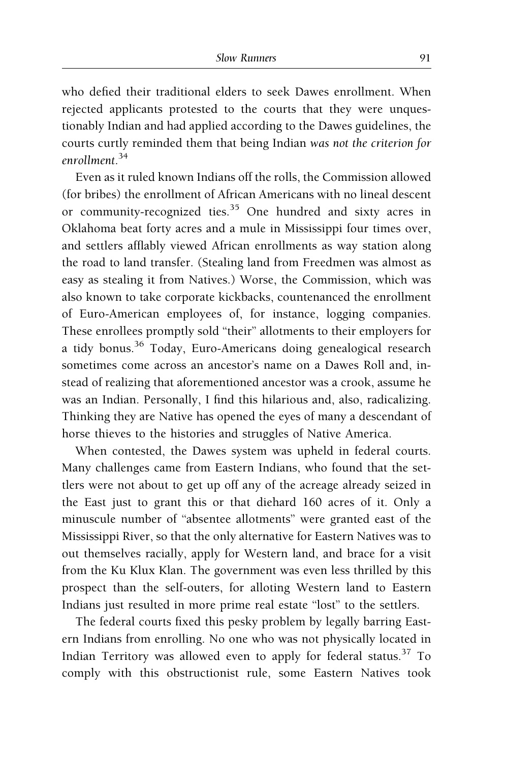who defied their traditional elders to seek Dawes enrollment. When rejected applicants protested to the courts that they were unquestionably Indian and had applied according to the Dawes guidelines, the courts curtly reminded them that being Indian *was not the criterion for enrollment*.[34]

Even as it ruled known Indians off the rolls, the Commission allowed (for bribes) the enrollment of African Americans with no lineal descent or community-recognized ties.[35] One hundred and sixty acres in Oklahoma beat forty acres and a mule in Mississippi four times over, and settlers afflably viewed African enrollments as way station along the road to land transfer. (Stealing land from Freedmen was almost as easy as stealing it from Natives.) Worse, the Commission, which was also known to take corporate kickbacks, countenanced the enrollment of Euro-American employees of, for instance, logging companies. These enrollees promptly sold "their" allotments to their employers for a tidy bonus.[36] Today, Euro-Americans doing genealogical research sometimes come across an ancestor's name on a Dawes Roll and, instead of realizing that aforementioned ancestor was a crook, assume he was an Indian. Personally, I find this hilarious and, also, radicalizing. Thinking they are Native has opened the eyes of many a descendant of horse thieves to the histories and struggles of Native America.

When contested, the Dawes system was upheld in federal courts. Many challenges came from Eastern Indians, who found that the settlers were not about to get up off any of the acreage already seized in the East just to grant this or that diehard 160 acres of it. Only a minuscule number of "absentee allotments" were granted east of the Mississippi River, so that the only alternative for Eastern Natives was to out themselves racially, apply for Western land, and brace for a visit from the Ku Klux Klan. The government was even less thrilled by this prospect than the self-outers, for alloting Western land to Eastern Indians just resulted in more prime real estate "lost" to the settlers.

The federal courts fixed this pesky problem by legally barring Eastern Indians from enrolling. No one who was not physically located in Indian Territory was allowed even to apply for federal status.[37] To comply with this obstructionist rule, some Eastern Natives took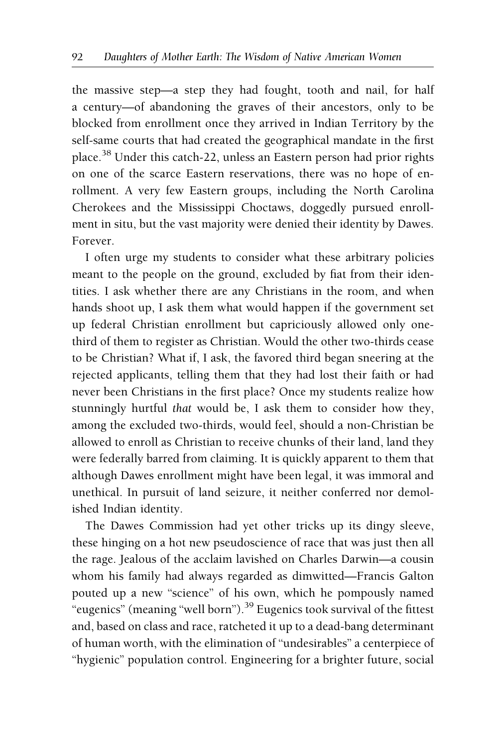the massive step—a step they had fought, tooth and nail, for half a century—of abandoning the graves of their ancestors, only to be blocked from enrollment once they arrived in Indian Territory by the self-same courts that had created the geographical mandate in the first place.[38] Under this catch-22, unless an Eastern person had prior rights on one of the scarce Eastern reservations, there was no hope of enrollment. A very few Eastern groups, including the North Carolina Cherokees and the Mississippi Choctaws, doggedly pursued enrollment in situ, but the vast majority were denied their identity by Dawes. Forever.

I often urge my students to consider what these arbitrary policies meant to the people on the ground, excluded by fiat from their identities. I ask whether there are any Christians in the room, and when hands shoot up, I ask them what would happen if the government set up federal Christian enrollment but capriciously allowed only one-third of them to register as Christian. Would the other two-thirds cease to be Christian? What if, I ask, the favored third began sneering at the rejected applicants, telling them that they had lost their faith or had never been Christians in the first place? Once my students realize how stunningly hurtful *that* would be, I ask them to consider how they, among the excluded two-thirds, would feel, should a non-Christian be allowed to enroll as Christian to receive chunks of their land, land they were federally barred from claiming. It is quickly apparent to them that although Dawes enrollment might have been legal, it was immoral and unethical. In pursuit of land seizure, it neither conferred nor demolished Indian identity.

The Dawes Commission had yet other tricks up its dingy sleeve, these hinging on a hot new pseudoscience of race that was just then all the rage. Jealous of the acclaim lavished on Charles Darwin—a cousin whom his family had always regarded as dimwitted—Francis Galton pouted up a new "science" of his own, which he pompously named "eugenics" (meaning "well born").[39] Eugenics took survival of the fittest and, based on class and race, ratcheted it up to a dead-bang determinant of human worth, with the elimination of "undesirables" a centerpiece of "hygienic" population control. Engineering for a brighter future, social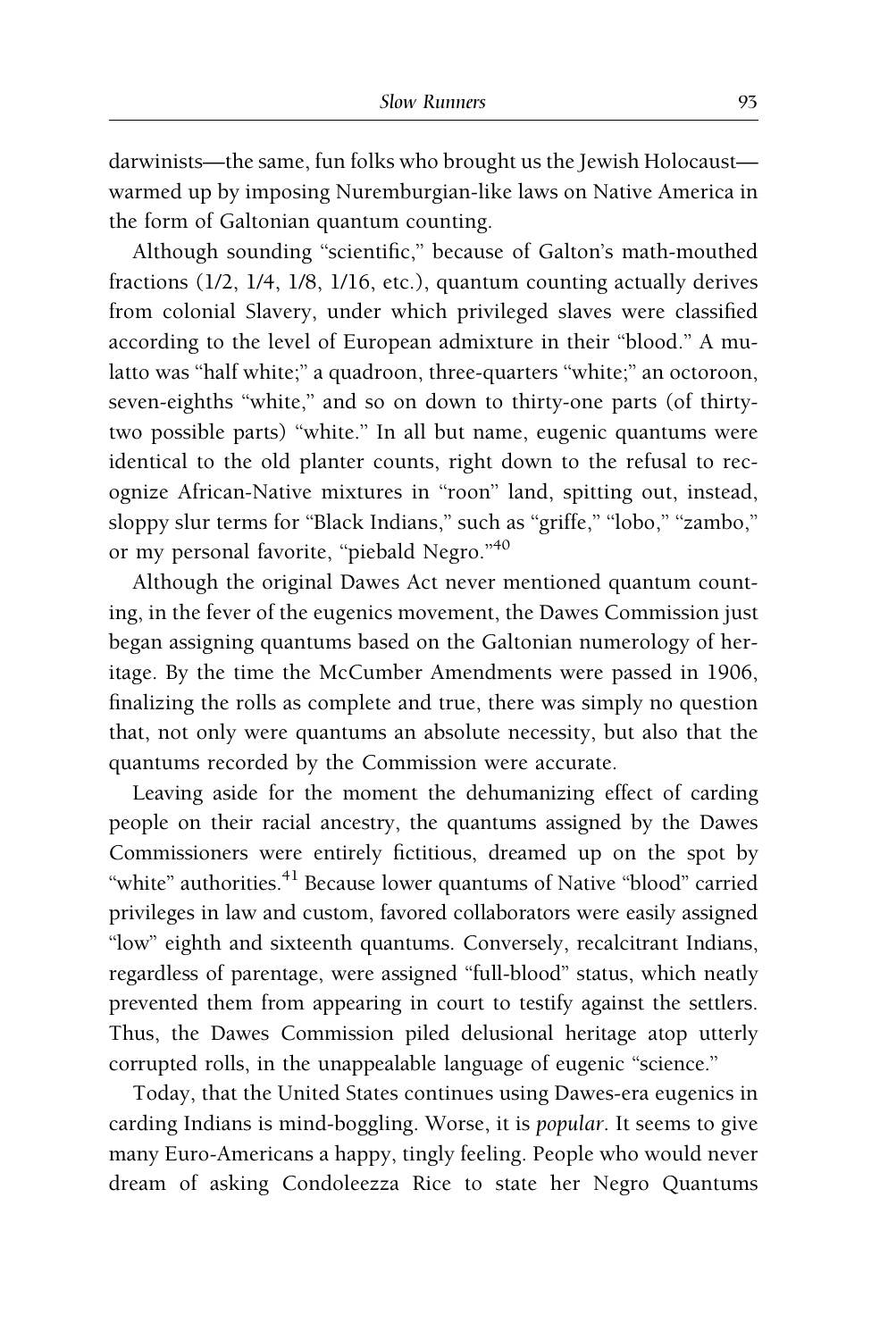darwinists—the same, fun folks who brought us the Jewish Holocaust—warmed up by imposing Nuremburgian-like laws on Native America in the form of Galtonian quantum counting.

Although sounding "scientific," because of Galton's math-mouthed fractions (1/2, 1/4, 1/8, 1/16, etc.), quantum counting actually derives from colonial Slavery, under which privileged slaves were classified according to the level of European admixture in their "blood." A mulatto was "half white;" a quadroon, three-quarters "white;" an octoroon, seven-eighths "white," and so on down to thirty-one parts (of thirty-two possible parts) "white." In all but name, eugenic quantums were identical to the old planter counts, right down to the refusal to recognize African-Native mixtures in "roon" land, spitting out, instead, sloppy slur terms for "Black Indians," such as "griffe," "lobo," "zambo," or my personal favorite, "piebald Negro."[40]

Although the original Dawes Act never mentioned quantum counting, in the fever of the eugenics movement, the Dawes Commission just began assigning quantums based on the Galtonian numerology of heritage. By the time the McCumber Amendments were passed in 1906, finalizing the rolls as complete and true, there was simply no question that, not only were quantums an absolute necessity, but also that the quantums recorded by the Commission were accurate.

Leaving aside for the moment the dehumanizing effect of carding people on their racial ancestry, the quantums assigned by the Dawes Commissioners were entirely fictitious, dreamed up on the spot by "white" authorities.[41] Because lower quantums of Native "blood" carried privileges in law and custom, favored collaborators were easily assigned "low" eighth and sixteenth quantums. Conversely, recalcitrant Indians, regardless of parentage, were assigned "full-blood" status, which neatly prevented them from appearing in court to testify against the settlers. Thus, the Dawes Commission piled delusional heritage atop utterly corrupted rolls, in the unappealable language of eugenic "science."

Today, that the United States continues using Dawes-era eugenics in carding Indians is mind-boggling. Worse, it is *popular*. It seems to give many Euro-Americans a happy, tingly feeling. People who would never dream of asking Condoleezza Rice to state her Negro Quantums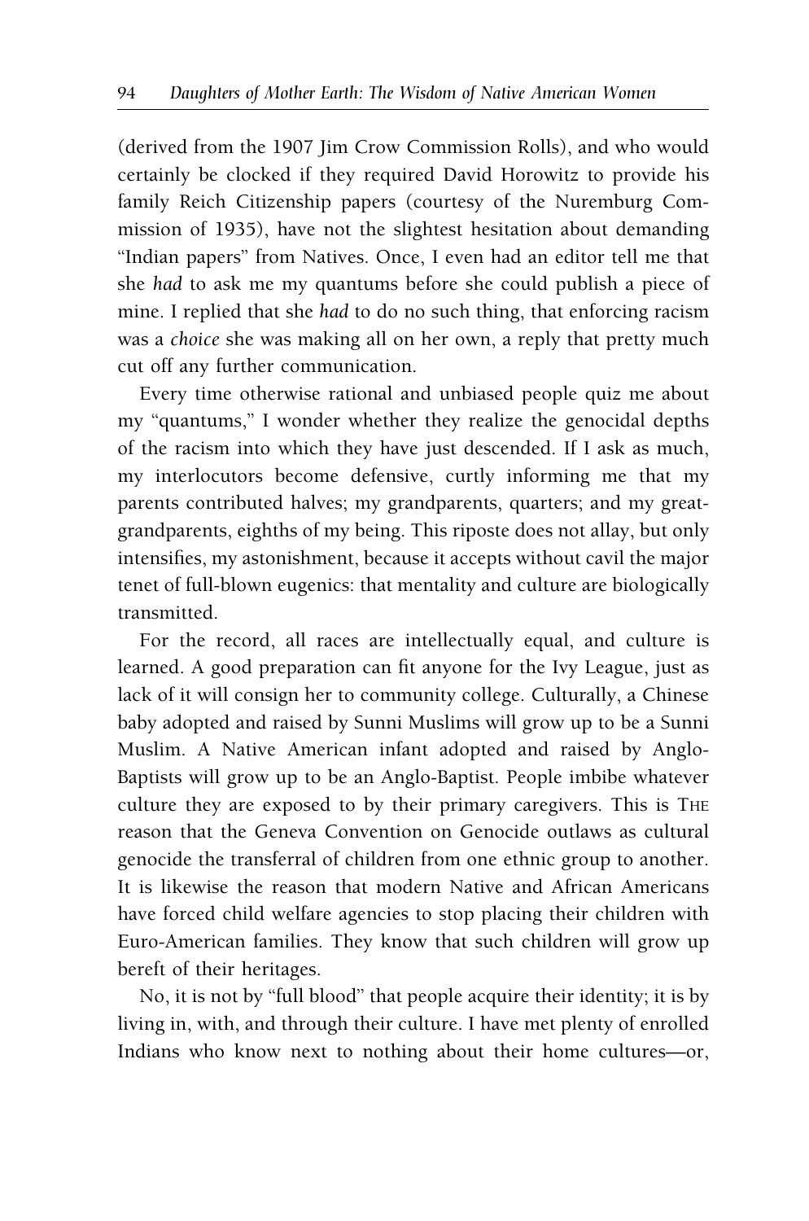(derived from the 1907 Jim Crow Commission Rolls), and who would certainly be clocked if they required David Horowitz to provide his family Reich Citizenship papers (courtesy of the Nuremburg Commission of 1935), have not the slightest hesitation about demanding "Indian papers" from Natives. Once, I even had an editor tell me that she *had* to ask me my quantums before she could publish a piece of mine. I replied that she *had* to do no such thing, that enforcing racism was a *choice* she was making all on her own, a reply that pretty much cut off any further communication.

Every time otherwise rational and unbiased people quiz me about my "quantums," I wonder whether they realize the genocidal depths of the racism into which they have just descended. If I ask as much, my interlocutors become defensive, curtly informing me that my parents contributed halves; my grandparents, quarters; and my great-grandparents, eighths of my being. This riposte does not allay, but only intensifies, my astonishment, because it accepts without cavil the major tenet of full-blown eugenics: that mentality and culture are biologically transmitted.

For the record, all races are intellectually equal, and culture is learned. A good preparation can fit anyone for the Ivy League, just as lack of it will consign her to community college. Culturally, a Chinese baby adopted and raised by Sunni Muslims will grow up to be a Sunni Muslim. A Native American infant adopted and raised by Anglo-Baptists will grow up to be an Anglo-Baptist. People imbibe whatever culture they are exposed to by their primary caregivers. This is THE reason that the Geneva Convention on Genocide outlaws as cultural genocide the transferral of children from one ethnic group to another. It is likewise the reason that modern Native and African Americans have forced child welfare agencies to stop placing their children with Euro-American families. They know that such children will grow up bereft of their heritages.

No, it is not by "full blood" that people acquire their identity; it is by living in, with, and through their culture. I have met plenty of enrolled Indians who know next to nothing about their home cultures—or,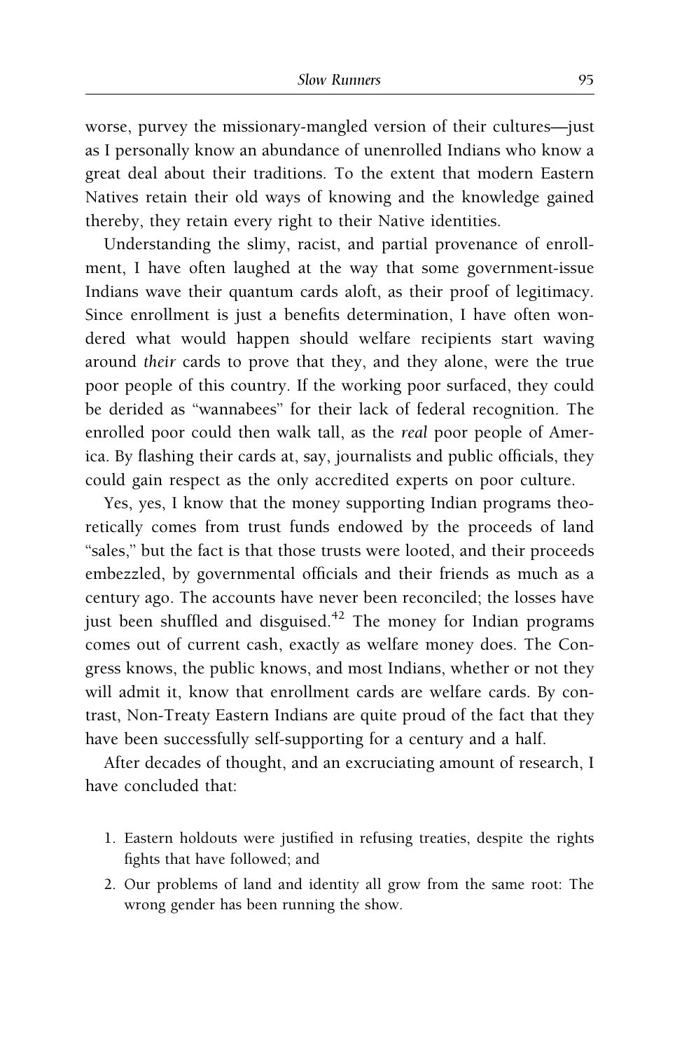worse, purvey the missionary-mangled version of their cultures—just as I personally know an abundance of unenrolled Indians who know a great deal about their traditions. To the extent that modern Eastern Natives retain their old ways of knowing and the knowledge gained thereby, they retain every right to their Native identities.

Understanding the slimy, racist, and partial provenance of enrollment, I have often laughed at the way that some government-issue Indians wave their quantum cards aloft, as their proof of legitimacy. Since enrollment is just a benefits determination, I have often wondered what would happen should welfare recipients start waving around *their* cards to prove that they, and they alone, were the true poor people of this country. If the working poor surfaced, they could be derided as "wannabees" for their lack of federal recognition. The enrolled poor could then walk tall, as the *real* poor people of America. By flashing their cards at, say, journalists and public officials, they could gain respect as the only accredited experts on poor culture.

Yes, yes, I know that the money supporting Indian programs theoretically comes from trust funds endowed by the proceeds of land "sales," but the fact is that those trusts were looted, and their proceeds embezzled, by governmental officials and their friends as much as a century ago. The accounts have never been reconciled; the losses have just been shuffled and disguised.[42] The money for Indian programs comes out of current cash, exactly as welfare money does. The Congress knows, the public knows, and most Indians, whether or not they will admit it, know that enrollment cards are welfare cards. By contrast, Non-Treaty Eastern Indians are quite proud of the fact that they have been successfully self-supporting for a century and a half.

After decades of thought, and an excruciating amount of research, I have concluded that:

1. Eastern holdouts were justified in refusing treaties, despite the rights fights that have followed; and
2. Our problems of land and identity all grow from the same root: The wrong gender has been running the show.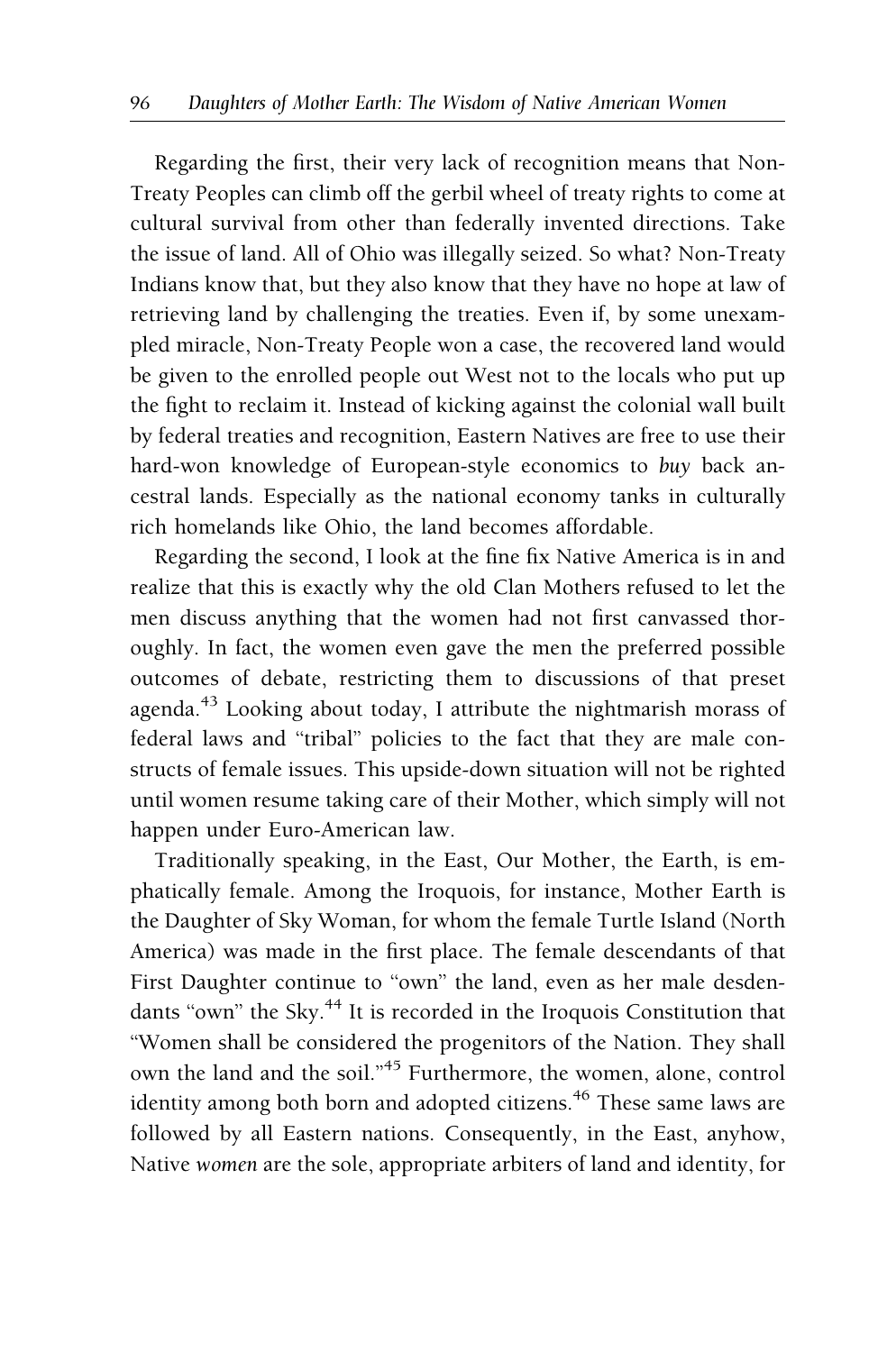Regarding the first, their very lack of recognition means that Non-Treaty Peoples can climb off the gerbil wheel of treaty rights to come at cultural survival from other than federally invented directions. Take the issue of land. All of Ohio was illegally seized. So what? Non-Treaty Indians know that, but they also know that they have no hope at law of retrieving land by challenging the treaties. Even if, by some unexampled miracle, Non-Treaty People won a case, the recovered land would be given to the enrolled people out West not to the locals who put up the fight to reclaim it. Instead of kicking against the colonial wall built by federal treaties and recognition, Eastern Natives are free to use their hard-won knowledge of European-style economics to *buy* back ancestral lands. Especially as the national economy tanks in culturally rich homelands like Ohio, the land becomes affordable.

Regarding the second, I look at the fine fix Native America is in and realize that this is exactly why the old Clan Mothers refused to let the men discuss anything that the women had not first canvassed thoroughly. In fact, the women even gave the men the preferred possible outcomes of debate, restricting them to discussions of that preset agenda.[43] Looking about today, I attribute the nightmarish morass of federal laws and "tribal" policies to the fact that they are male constructs of female issues. This upside-down situation will not be righted until women resume taking care of their Mother, which simply will not happen under Euro-American law.

Traditionally speaking, in the East, Our Mother, the Earth, is emphatically female. Among the Iroquois, for instance, Mother Earth is the Daughter of Sky Woman, for whom the female Turtle Island (North America) was made in the first place. The female descendants of that First Daughter continue to "own" the land, even as her male desdendants "own" the Sky.[44] It is recorded in the Iroquois Constitution that "Women shall be considered the progenitors of the Nation. They shall own the land and the soil."[45] Furthermore, the women, alone, control identity among both born and adopted citizens.[46] These same laws are followed by all Eastern nations. Consequently, in the East, anyhow, Native *women* are the sole, appropriate arbiters of land and identity, for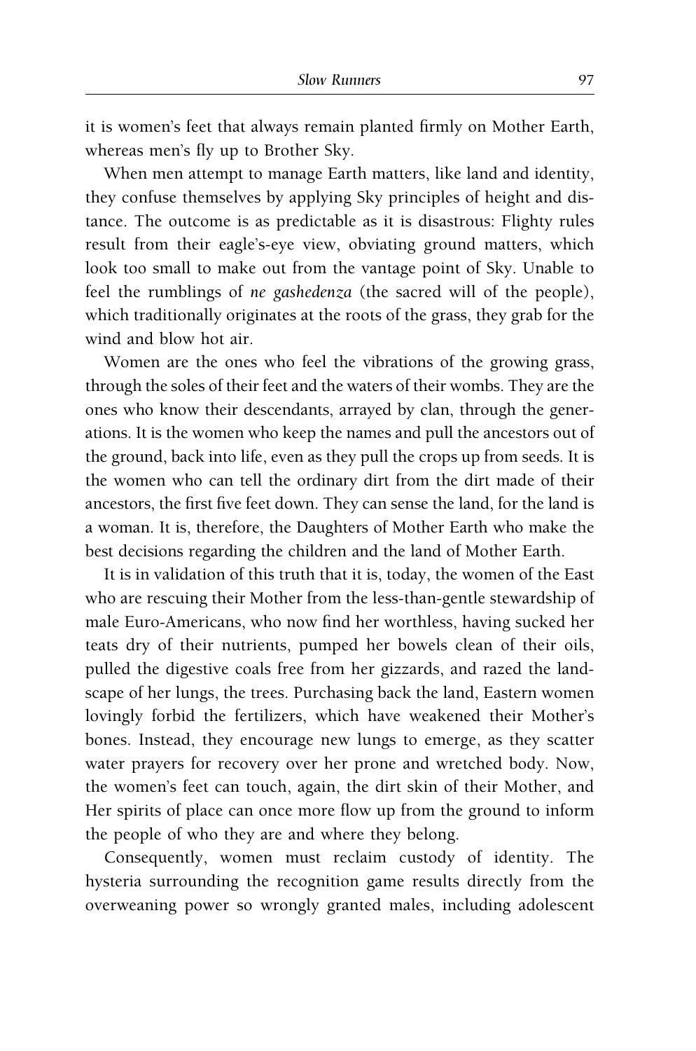it is women's feet that always remain planted firmly on Mother Earth, whereas men's fly up to Brother Sky.

When men attempt to manage Earth matters, like land and identity, they confuse themselves by applying Sky principles of height and distance. The outcome is as predictable as it is disastrous: Flighty rules result from their eagle's-eye view, obviating ground matters, which look too small to make out from the vantage point of Sky. Unable to feel the rumblings of *ne gashedenza* (the sacred will of the people), which traditionally originates at the roots of the grass, they grab for the wind and blow hot air.

Women are the ones who feel the vibrations of the growing grass, through the soles of their feet and the waters of their wombs. They are the ones who know their descendants, arrayed by clan, through the generations. It is the women who keep the names and pull the ancestors out of the ground, back into life, even as they pull the crops up from seeds. It is the women who can tell the ordinary dirt from the dirt made of their ancestors, the first five feet down. They can sense the land, for the land is a woman. It is, therefore, the Daughters of Mother Earth who make the best decisions regarding the children and the land of Mother Earth.

It is in validation of this truth that it is, today, the women of the East who are rescuing their Mother from the less-than-gentle stewardship of male Euro-Americans, who now find her worthless, having sucked her teats dry of their nutrients, pumped her bowels clean of their oils, pulled the digestive coals free from her gizzards, and razed the landscape of her lungs, the trees. Purchasing back the land, Eastern women lovingly forbid the fertilizers, which have weakened their Mother's bones. Instead, they encourage new lungs to emerge, as they scatter water prayers for recovery over her prone and wretched body. Now, the women's feet can touch, again, the dirt skin of their Mother, and Her spirits of place can once more flow up from the ground to inform the people of who they are and where they belong.

Consequently, women must reclaim custody of identity. The hysteria surrounding the recognition game results directly from the overweaning power so wrongly granted males, including adolescent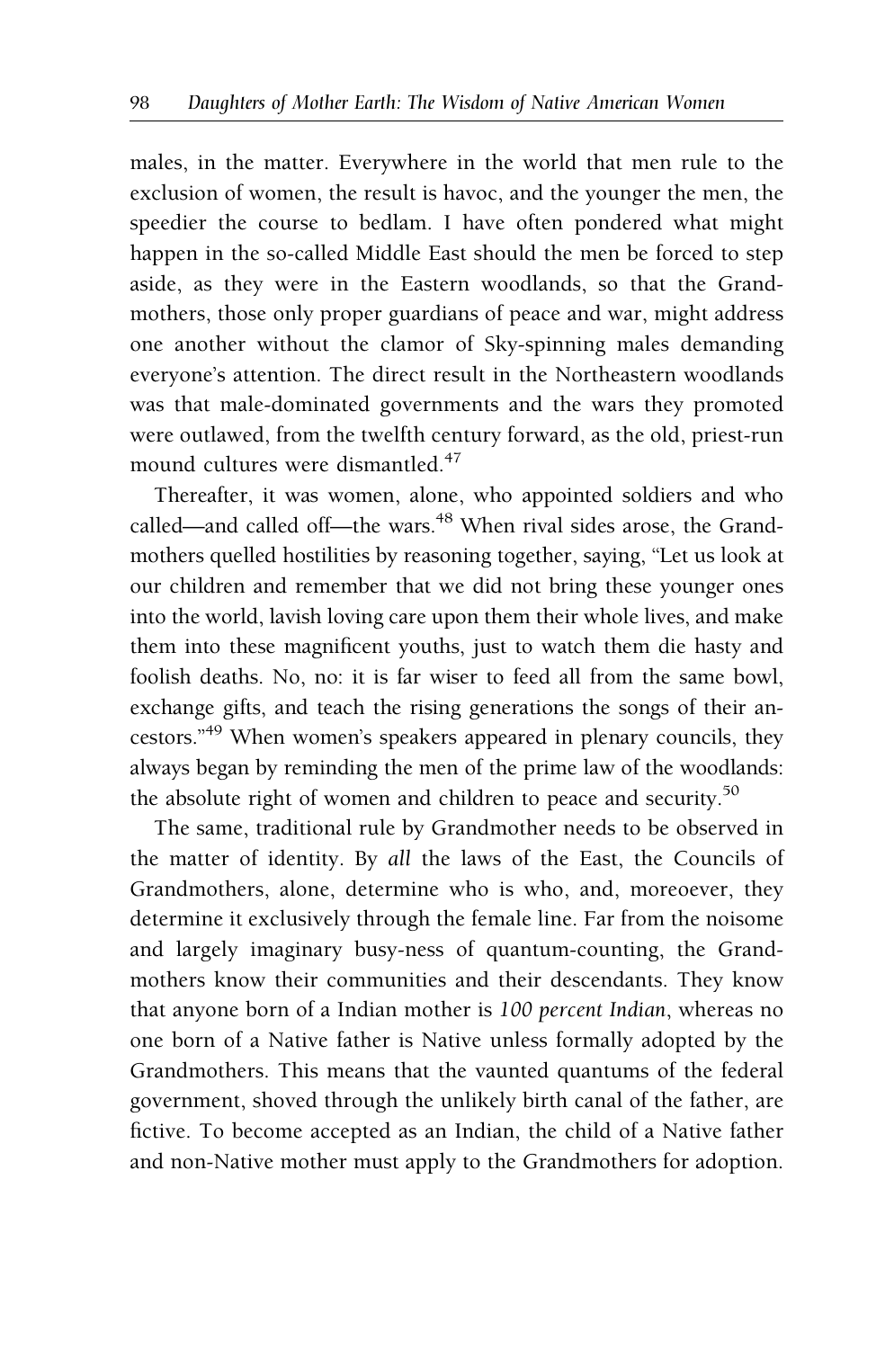males, in the matter. Everywhere in the world that men rule to the exclusion of women, the result is havoc, and the younger the men, the speedier the course to bedlam. I have often pondered what might happen in the so-called Middle East should the men be forced to step aside, as they were in the Eastern woodlands, so that the Grandmothers, those only proper guardians of peace and war, might address one another without the clamor of Sky-spinning males demanding everyone's attention. The direct result in the Northeastern woodlands was that male-dominated governments and the wars they promoted were outlawed, from the twelfth century forward, as the old, priest-run mound cultures were dismantled.[47]

Thereafter, it was women, alone, who appointed soldiers and who called—and called off—the wars.[48] When rival sides arose, the Grandmothers quelled hostilities by reasoning together, saying, "Let us look at our children and remember that we did not bring these younger ones into the world, lavish loving care upon them their whole lives, and make them into these magnificent youths, just to watch them die hasty and foolish deaths. No, no: it is far wiser to feed all from the same bowl, exchange gifts, and teach the rising generations the songs of their ancestors."[49] When women's speakers appeared in plenary councils, they always began by reminding the men of the prime law of the woodlands: the absolute right of women and children to peace and security.[50]

The same, traditional rule by Grandmother needs to be observed in the matter of identity. By *all* the laws of the East, the Councils of Grandmothers, alone, determine who is who, and, moreoever, they determine it exclusively through the female line. Far from the noisome and largely imaginary busy-ness of quantum-counting, the Grandmothers know their communities and their descendants. They know that anyone born of a Indian mother is *100 percent Indian*, whereas no one born of a Native father is Native unless formally adopted by the Grandmothers. This means that the vaunted quantums of the federal government, shoved through the unlikely birth canal of the father, are fictive. To become accepted as an Indian, the child of a Native father and non-Native mother must apply to the Grandmothers for adoption.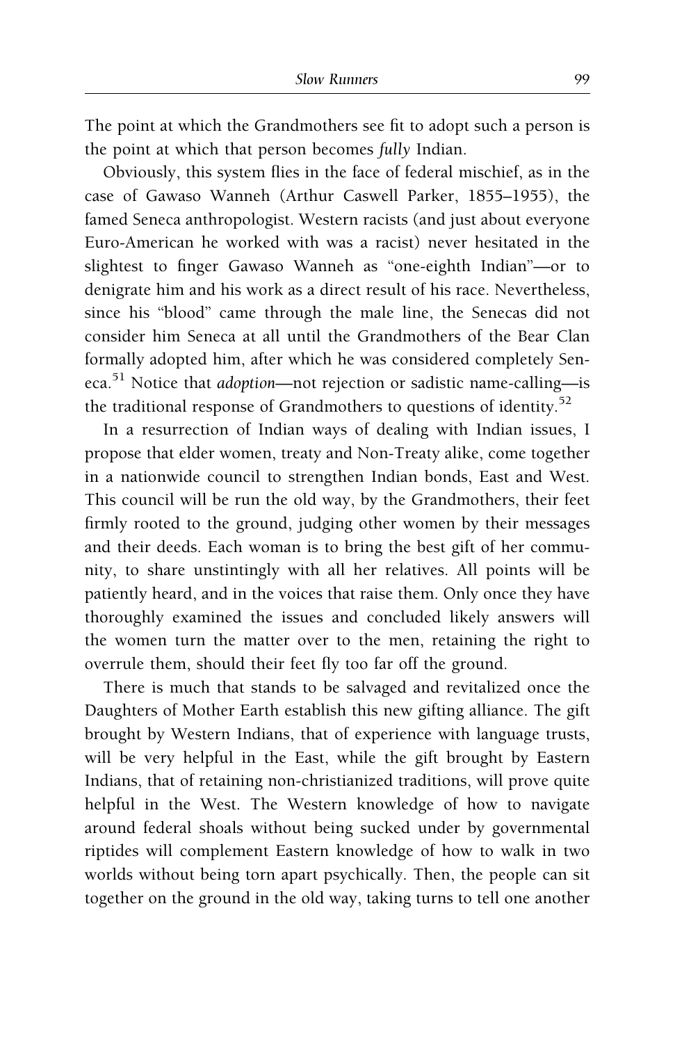The point at which the Grandmothers see fit to adopt such a person is the point at which that person becomes *fully* Indian.

Obviously, this system flies in the face of federal mischief, as in the case of Gawaso Wanneh (Arthur Caswell Parker, 1855–1955), the famed Seneca anthropologist. Western racists (and just about everyone Euro-American he worked with was a racist) never hesitated in the slightest to finger Gawaso Wanneh as "one-eighth Indian"—or to denigrate him and his work as a direct result of his race. Nevertheless, since his "blood" came through the male line, the Senecas did not consider him Seneca at all until the Grandmothers of the Bear Clan formally adopted him, after which he was considered completely Seneca.[51] Notice that *adoption*—not rejection or sadistic name-calling—is the traditional response of Grandmothers to questions of identity.[52]

In a resurrection of Indian ways of dealing with Indian issues, I propose that elder women, treaty and Non-Treaty alike, come together in a nationwide council to strengthen Indian bonds, East and West. This council will be run the old way, by the Grandmothers, their feet firmly rooted to the ground, judging other women by their messages and their deeds. Each woman is to bring the best gift of her community, to share unstintingly with all her relatives. All points will be patiently heard, and in the voices that raise them. Only once they have thoroughly examined the issues and concluded likely answers will the women turn the matter over to the men, retaining the right to overrule them, should their feet fly too far off the ground.

There is much that stands to be salvaged and revitalized once the Daughters of Mother Earth establish this new gifting alliance. The gift brought by Western Indians, that of experience with language trusts, will be very helpful in the East, while the gift brought by Eastern Indians, that of retaining non-christianized traditions, will prove quite helpful in the West. The Western knowledge of how to navigate around federal shoals without being sucked under by governmental riptides will complement Eastern knowledge of how to walk in two worlds without being torn apart psychically. Then, the people can sit together on the ground in the old way, taking turns to tell one another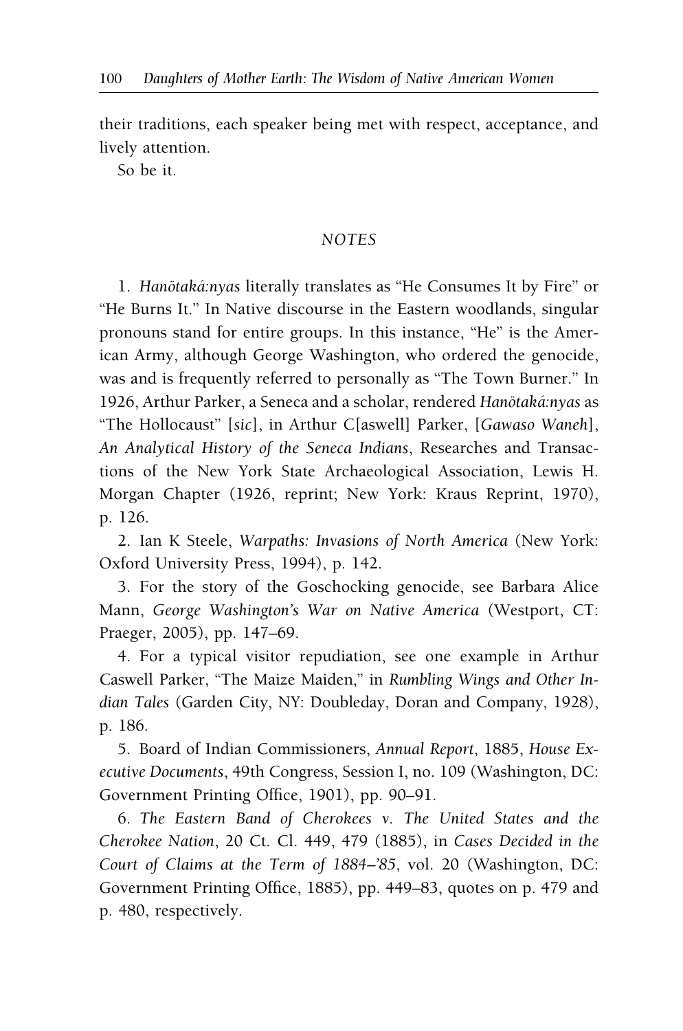their traditions, each speaker being met with respect, acceptance, and lively attention.

So be it.

## NOTES

1. *Hanötaká:nyas* literally translates as "He Consumes It by Fire" or "He Burns It." In Native discourse in the Eastern woodlands, singular pronouns stand for entire groups. In this instance, "He" is the American Army, although George Washington, who ordered the genocide, was and is frequently referred to personally as "The Town Burner." In 1926, Arthur Parker, a Seneca and a scholar, rendered *Hanötaká:nyas* as "The Hollocaust" [*sic*], in Arthur C[aswell] Parker, [*Gawaso Waneh*], *An Analytical History of the Seneca Indians*, Researches and Transactions of the New York State Archaeological Association, Lewis H. Morgan Chapter (1926, reprint; New York: Kraus Reprint, 1970), p. 126.

2. Ian K Steele, *Warpaths: Invasions of North America* (New York: Oxford University Press, 1994), p. 142.

3. For the story of the Goschocking genocide, see Barbara Alice Mann, *George Washington's War on Native America* (Westport, CT: Praeger, 2005), pp. 147–69.

4. For a typical visitor repudiation, see one example in Arthur Caswell Parker, "The Maize Maiden," in *Rumbling Wings and Other Indian Tales* (Garden City, NY: Doubleday, Doran and Company, 1928), p. 186.

5. Board of Indian Commissioners, *Annual Report*, 1885, *House Executive Documents*, 49th Congress, Session I, no. 109 (Washington, DC: Government Printing Office, 1901), pp. 90–91.

6. *The Eastern Band of Cherokees v. The United States and the Cherokee Nation*, 20 Ct. Cl. 449, 479 (1885), in *Cases Decided in the Court of Claims at the Term of 1884–'85*, vol. 20 (Washington, DC: Government Printing Office, 1885), pp. 449–83, quotes on p. 479 and p. 480, respectively.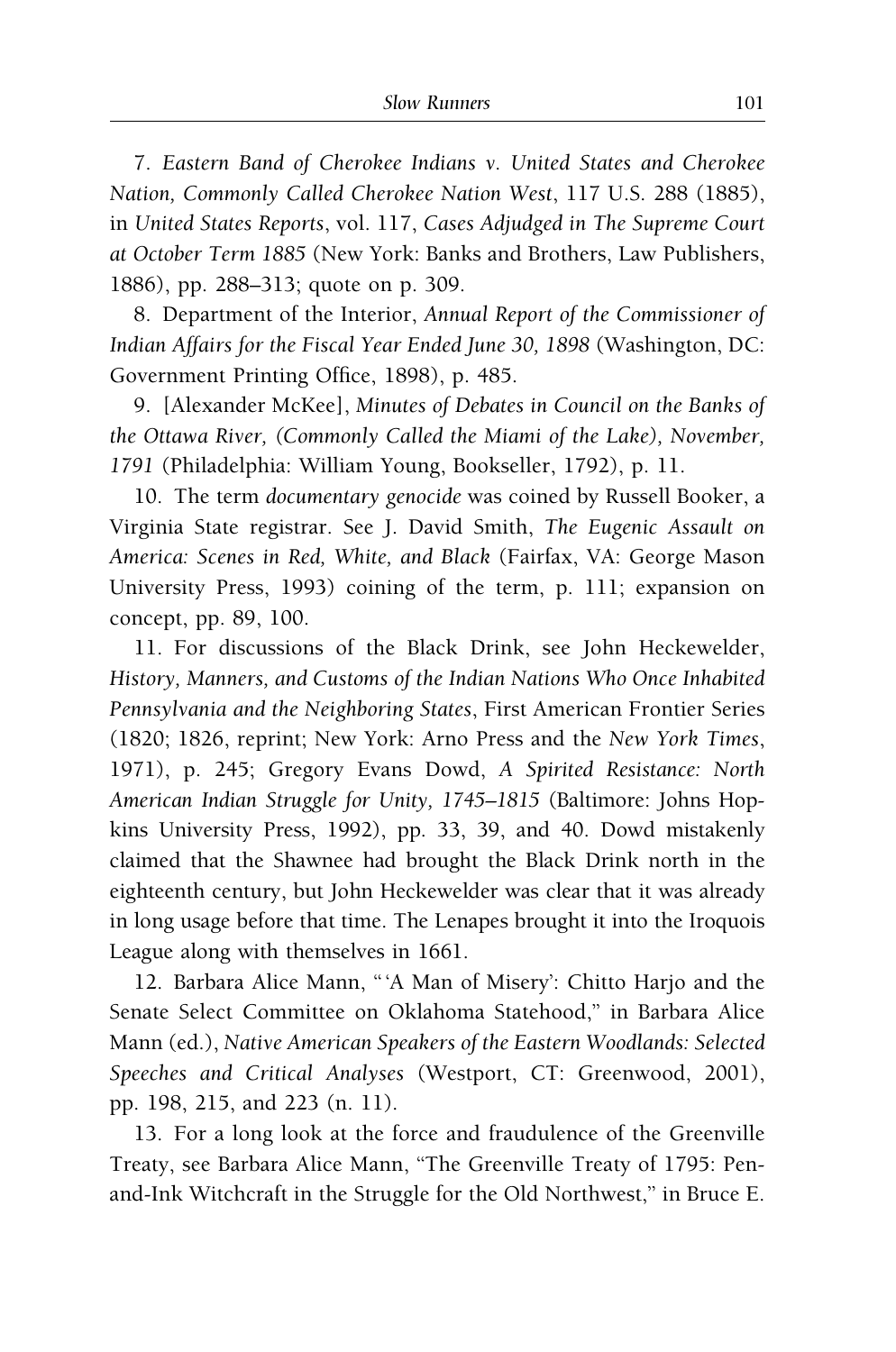7. *Eastern Band of Cherokee Indians v. United States and Cherokee Nation, Commonly Called Cherokee Nation West*, 117 U.S. 288 (1885), in *United States Reports*, vol. 117, *Cases Adjudged in The Supreme Court at October Term 1885* (New York: Banks and Brothers, Law Publishers, 1886), pp. 288–313; quote on p. 309.

8. Department of the Interior, *Annual Report of the Commissioner of Indian Affairs for the Fiscal Year Ended June 30, 1898* (Washington, DC: Government Printing Office, 1898), p. 485.

9. [Alexander McKee], *Minutes of Debates in Council on the Banks of the Ottawa River, (Commonly Called the Miami of the Lake), November, 1791* (Philadelphia: William Young, Bookseller, 1792), p. 11.

10. The term *documentary genocide* was coined by Russell Booker, a Virginia State registrar. See J. David Smith, *The Eugenic Assault on America: Scenes in Red, White, and Black* (Fairfax, VA: George Mason University Press, 1993) coining of the term, p. 111; expansion on concept, pp. 89, 100.

11. For discussions of the Black Drink, see John Heckewelder, *History, Manners, and Customs of the Indian Nations Who Once Inhabited Pennsylvania and the Neighboring States*, First American Frontier Series (1820; 1826, reprint; New York: Arno Press and the *New York Times*, 1971), p. 245; Gregory Evans Dowd, *A Spirited Resistance: North American Indian Struggle for Unity, 1745–1815* (Baltimore: Johns Hopkins University Press, 1992), pp. 33, 39, and 40. Dowd mistakenly claimed that the Shawnee had brought the Black Drink north in the eighteenth century, but John Heckewelder was clear that it was already in long usage before that time. The Lenapes brought it into the Iroquois League along with themselves in 1661.

12. Barbara Alice Mann, "'A Man of Misery': Chitto Harjo and the Senate Select Committee on Oklahoma Statehood," in Barbara Alice Mann (ed.), *Native American Speakers of the Eastern Woodlands: Selected Speeches and Critical Analyses* (Westport, CT: Greenwood, 2001), pp. 198, 215, and 223 (n. 11).

13. For a long look at the force and fraudulence of the Greenville Treaty, see Barbara Alice Mann, "The Greenville Treaty of 1795: Pen-and-Ink Witchcraft in the Struggle for the Old Northwest," in Bruce E.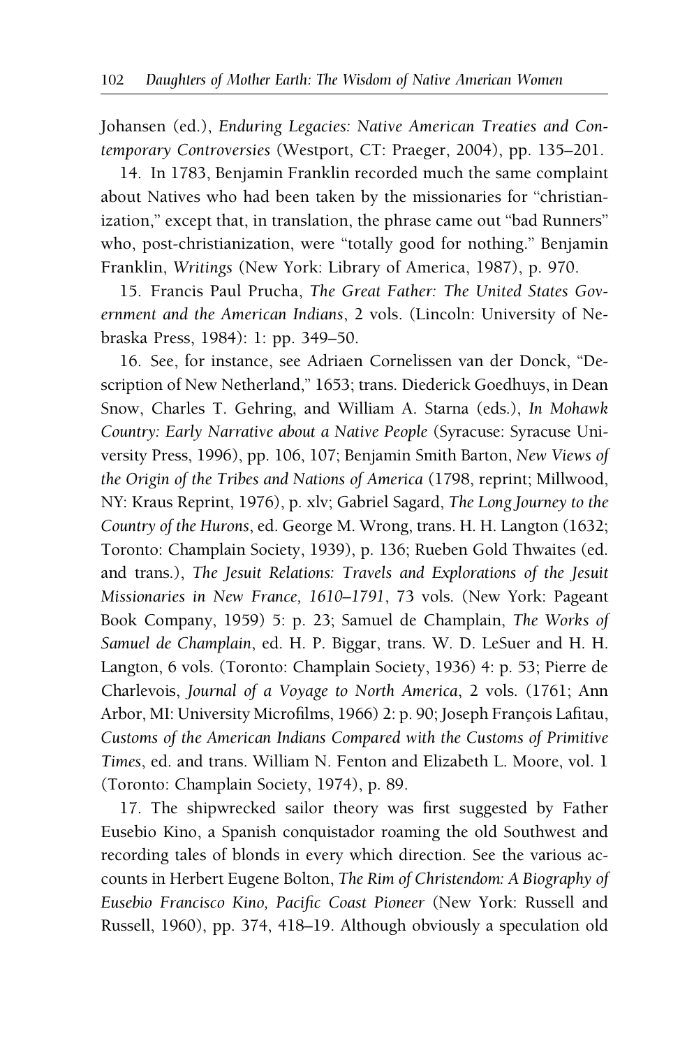Johansen (ed.), *Enduring Legacies: Native American Treaties and Contemporary Controversies* (Westport, CT: Praeger, 2004), pp. 135–201.

14. In 1783, Benjamin Franklin recorded much the same complaint about Natives who had been taken by the missionaries for "christianization," except that, in translation, the phrase came out "bad Runners" who, post-christianization, were "totally good for nothing." Benjamin Franklin, *Writings* (New York: Library of America, 1987), p. 970.

15. Francis Paul Prucha, *The Great Father: The United States Government and the American Indians*, 2 vols. (Lincoln: University of Nebraska Press, 1984): 1: pp. 349–50.

16. See, for instance, see Adriaen Cornelissen van der Donck, "Description of New Netherland," 1653; trans. Diederick Goedhuys, in Dean Snow, Charles T. Gehring, and William A. Starna (eds.), *In Mohawk Country: Early Narrative about a Native People* (Syracuse: Syracuse University Press, 1996), pp. 106, 107; Benjamin Smith Barton, *New Views of the Origin of the Tribes and Nations of America* (1798, reprint; Millwood, NY: Kraus Reprint, 1976), p. xlv; Gabriel Sagard, *The Long Journey to the Country of the Hurons*, ed. George M. Wrong, trans. H. H. Langton (1632; Toronto: Champlain Society, 1939), p. 136; Rueben Gold Thwaites (ed. and trans.), *The Jesuit Relations: Travels and Explorations of the Jesuit Missionaries in New France, 1610–1791*, 73 vols. (New York: Pageant Book Company, 1959) 5: p. 23; Samuel de Champlain, *The Works of Samuel de Champlain*, ed. H. P. Biggar, trans. W. D. LeSuer and H. H. Langton, 6 vols. (Toronto: Champlain Society, 1936) 4: p. 53; Pierre de Charlevois, *Journal of a Voyage to North America*, 2 vols. (1761; Ann Arbor, MI: University Microfilms, 1966) 2: p. 90; Joseph François Lafitau, *Customs of the American Indians Compared with the Customs of Primitive Times*, ed. and trans. William N. Fenton and Elizabeth L. Moore, vol. 1 (Toronto: Champlain Society, 1974), p. 89.

17. The shipwrecked sailor theory was first suggested by Father Eusebio Kino, a Spanish conquistador roaming the old Southwest and recording tales of blonds in every which direction. See the various accounts in Herbert Eugene Bolton, *The Rim of Christendom: A Biography of Eusebio Francisco Kino, Pacific Coast Pioneer* (New York: Russell and Russell, 1960), pp. 374, 418–19. Although obviously a speculation old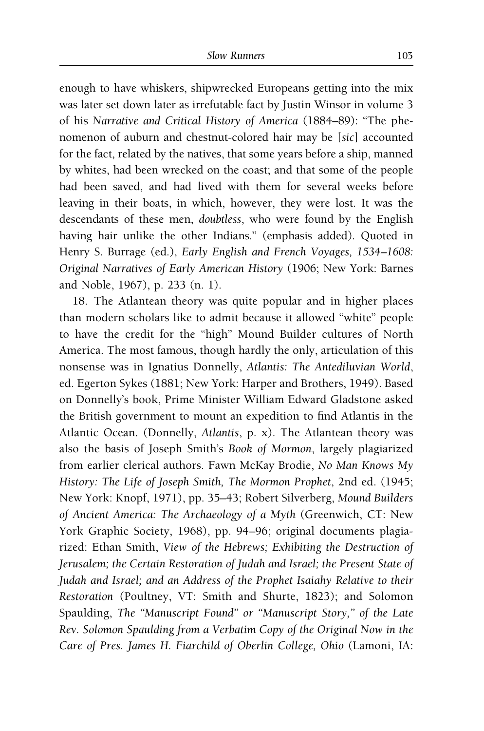enough to have whiskers, shipwrecked Europeans getting into the mix was later set down later as irrefutable fact by Justin Winsor in volume 3 of his *Narrative and Critical History of America* (1884–89): "The phenomenon of auburn and chestnut-colored hair may be [*sic*] accounted for the fact, related by the natives, that some years before a ship, manned by whites, had been wrecked on the coast; and that some of the people had been saved, and had lived with them for several weeks before leaving in their boats, in which, however, they were lost. It was the descendants of these men, *doubtless*, who were found by the English having hair unlike the other Indians." (emphasis added). Quoted in Henry S. Burrage (ed.), *Early English and French Voyages, 1534–1608: Original Narratives of Early American History* (1906; New York: Barnes and Noble, 1967), p. 233 (n. 1).

18. The Atlantean theory was quite popular and in higher places than modern scholars like to admit because it allowed "white" people to have the credit for the "high" Mound Builder cultures of North America. The most famous, though hardly the only, articulation of this nonsense was in Ignatius Donnelly, *Atlantis: The Antediluvian World*, ed. Egerton Sykes (1881; New York: Harper and Brothers, 1949). Based on Donnelly's book, Prime Minister William Edward Gladstone asked the British government to mount an expedition to find Atlantis in the Atlantic Ocean. (Donnelly, *Atlantis*, p. x). The Atlantean theory was also the basis of Joseph Smith's *Book of Mormon*, largely plagiarized from earlier clerical authors. Fawn McKay Brodie, *No Man Knows My History: The Life of Joseph Smith, The Mormon Prophet*, 2nd ed. (1945; New York: Knopf, 1971), pp. 35–43; Robert Silverberg, *Mound Builders of Ancient America: The Archaeology of a Myth* (Greenwich, CT: New York Graphic Society, 1968), pp. 94–96; original documents plagiarized: Ethan Smith, *View of the Hebrews; Exhibiting the Destruction of Jerusalem; the Certain Restoration of Judah and Israel; the Present State of Judah and Israel; and an Address of the Prophet Isaiahy Relative to their Restoration* (Poultney, VT: Smith and Shurte, 1823); and Solomon Spaulding, *The "Manuscript Found" or "Manuscript Story," of the Late Rev. Solomon Spaulding from a Verbatim Copy of the Original Now in the Care of Pres. James H. Fiarchild of Oberlin College, Ohio* (Lamoni, IA: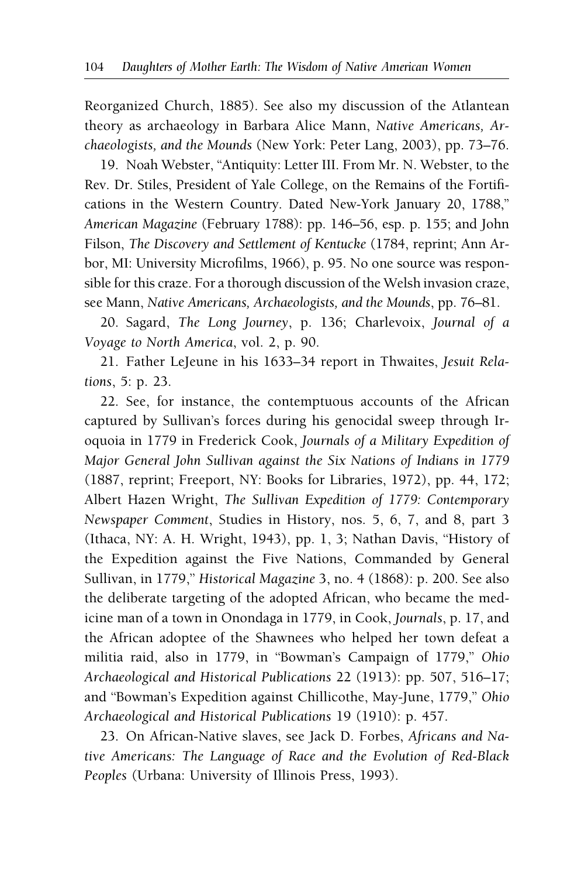Reorganized Church, 1885). See also my discussion of the Atlantean theory as archaeology in Barbara Alice Mann, *Native Americans, Archaeologists, and the Mounds* (New York: Peter Lang, 2003), pp. 73–76.

19. Noah Webster, "Antiquity: Letter III. From Mr. N. Webster, to the Rev. Dr. Stiles, President of Yale College, on the Remains of the Fortifications in the Western Country. Dated New-York January 20, 1788," *American Magazine* (February 1788): pp. 146–56, esp. p. 155; and John Filson, *The Discovery and Settlement of Kentucke* (1784, reprint; Ann Arbor, MI: University Microfilms, 1966), p. 95. No one source was responsible for this craze. For a thorough discussion of the Welsh invasion craze, see Mann, *Native Americans, Archaeologists, and the Mounds*, pp. 76–81.

20. Sagard, *The Long Journey*, p. 136; Charlevoix, *Journal of a Voyage to North America*, vol. 2, p. 90.

21. Father LeJeune in his 1633–34 report in Thwaites, *Jesuit Relations*, 5: p. 23.

22. See, for instance, the contemptuous accounts of the African captured by Sullivan's forces during his genocidal sweep through Iroquoia in 1779 in Frederick Cook, *Journals of a Military Expedition of Major General John Sullivan against the Six Nations of Indians in 1779* (1887, reprint; Freeport, NY: Books for Libraries, 1972), pp. 44, 172; Albert Hazen Wright, *The Sullivan Expedition of 1779: Contemporary Newspaper Comment*, Studies in History, nos. 5, 6, 7, and 8, part 3 (Ithaca, NY: A. H. Wright, 1943), pp. 1, 3; Nathan Davis, "History of the Expedition against the Five Nations, Commanded by General Sullivan, in 1779," *Historical Magazine* 3, no. 4 (1868): p. 200. See also the deliberate targeting of the adopted African, who became the medicine man of a town in Onondaga in 1779, in Cook, *Journals*, p. 17, and the African adoptee of the Shawnees who helped her town defeat a militia raid, also in 1779, in "Bowman's Campaign of 1779," *Ohio Archaeological and Historical Publications* 22 (1913): pp. 507, 516–17; and "Bowman's Expedition against Chillicothe, May-June, 1779," *Ohio Archaeological and Historical Publications* 19 (1910): p. 457.

23. On African-Native slaves, see Jack D. Forbes, *Africans and Native Americans: The Language of Race and the Evolution of Red-Black Peoples* (Urbana: University of Illinois Press, 1993).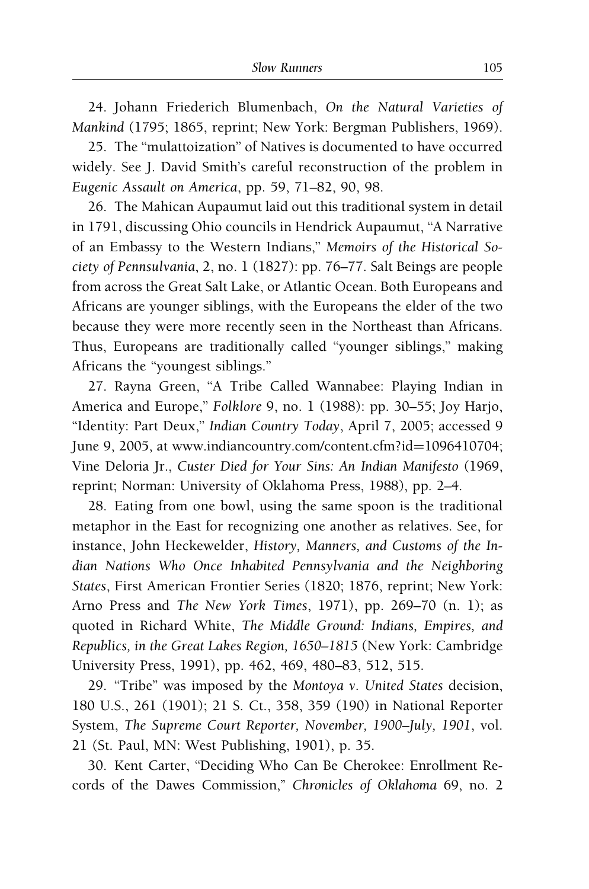24. Johann Friederich Blumenbach, *On the Natural Varieties of Mankind* (1795; 1865, reprint; New York: Bergman Publishers, 1969).

25. The "mulattoization" of Natives is documented to have occurred widely. See J. David Smith's careful reconstruction of the problem in *Eugenic Assault on America*, pp. 59, 71–82, 90, 98.

26. The Mahican Aupaumut laid out this traditional system in detail in 1791, discussing Ohio councils in Hendrick Aupaumut, "A Narrative of an Embassy to the Western Indians," *Memoirs of the Historical Society of Pennsulvania*, 2, no. 1 (1827): pp. 76–77. Salt Beings are people from across the Great Salt Lake, or Atlantic Ocean. Both Europeans and Africans are younger siblings, with the Europeans the elder of the two because they were more recently seen in the Northeast than Africans. Thus, Europeans are traditionally called "younger siblings," making Africans the "youngest siblings."

27. Rayna Green, "A Tribe Called Wannabee: Playing Indian in America and Europe," *Folklore* 9, no. 1 (1988): pp. 30–55; Joy Harjo, "Identity: Part Deux," *Indian Country Today*, April 7, 2005; accessed 9 June 9, 2005, at www.indiancountry.com/content.cfm?id=1096410704; Vine Deloria Jr., *Custer Died for Your Sins: An Indian Manifesto* (1969, reprint; Norman: University of Oklahoma Press, 1988), pp. 2–4.

28. Eating from one bowl, using the same spoon is the traditional metaphor in the East for recognizing one another as relatives. See, for instance, John Heckewelder, *History, Manners, and Customs of the Indian Nations Who Once Inhabited Pennsylvania and the Neighboring States*, First American Frontier Series (1820; 1876, reprint; New York: Arno Press and *The New York Times*, 1971), pp. 269–70 (n. 1); as quoted in Richard White, *The Middle Ground: Indians, Empires, and Republics, in the Great Lakes Region, 1650–1815* (New York: Cambridge University Press, 1991), pp. 462, 469, 480–83, 512, 515.

29. "Tribe" was imposed by the *Montoya v. United States* decision, 180 U.S., 261 (1901); 21 S. Ct., 358, 359 (190) in National Reporter System, *The Supreme Court Reporter, November, 1900–July, 1901*, vol. 21 (St. Paul, MN: West Publishing, 1901), p. 35.

30. Kent Carter, "Deciding Who Can Be Cherokee: Enrollment Records of the Dawes Commission," *Chronicles of Oklahoma* 69, no. 2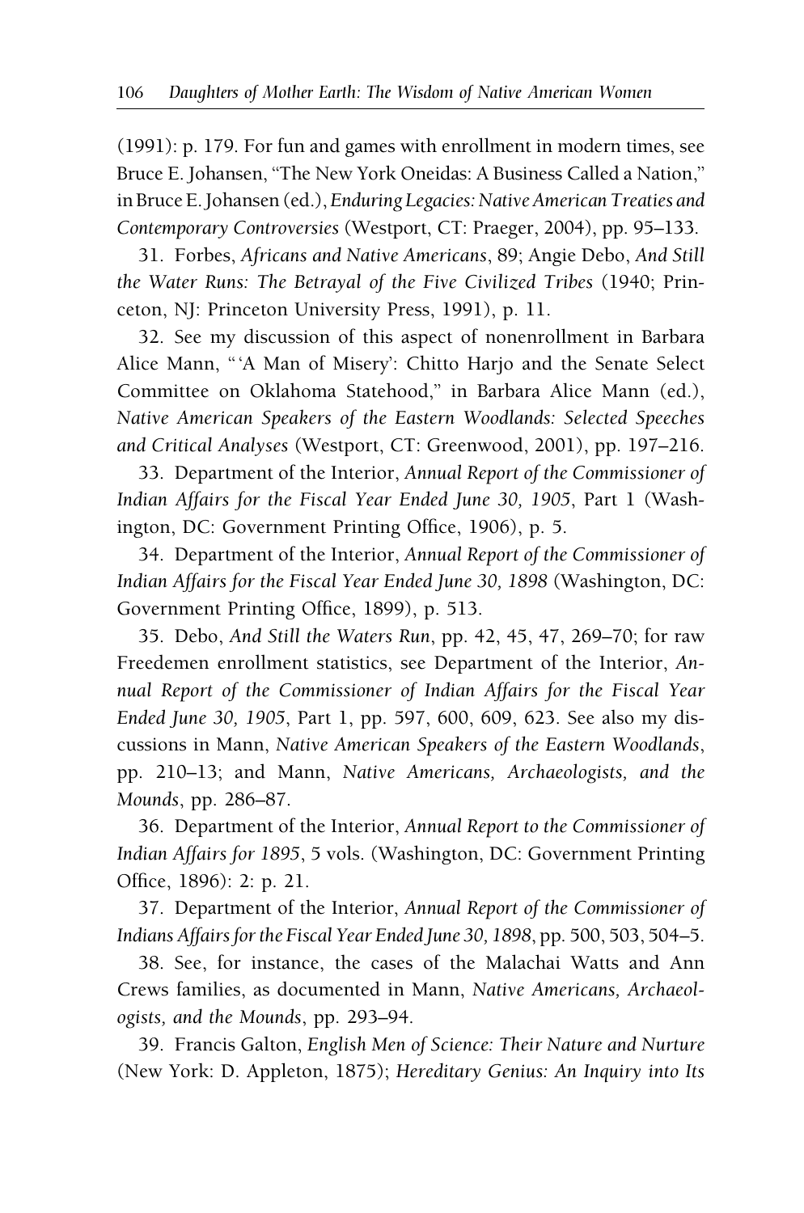(1991): p. 179. For fun and games with enrollment in modern times, see Bruce E. Johansen, "The New York Oneidas: A Business Called a Nation," in Bruce E. Johansen (ed.), *Enduring Legacies: Native American Treaties and Contemporary Controversies* (Westport, CT: Praeger, 2004), pp. 95–133.

31. Forbes, *Africans and Native Americans*, 89; Angie Debo, *And Still the Water Runs: The Betrayal of the Five Civilized Tribes* (1940; Princeton, NJ: Princeton University Press, 1991), p. 11.

32. See my discussion of this aspect of nonenrollment in Barbara Alice Mann, "'A Man of Misery': Chitto Harjo and the Senate Select Committee on Oklahoma Statehood," in Barbara Alice Mann (ed.), *Native American Speakers of the Eastern Woodlands: Selected Speeches and Critical Analyses* (Westport, CT: Greenwood, 2001), pp. 197–216.

33. Department of the Interior, *Annual Report of the Commissioner of Indian Affairs for the Fiscal Year Ended June 30, 1905*, Part 1 (Washington, DC: Government Printing Office, 1906), p. 5.

34. Department of the Interior, *Annual Report of the Commissioner of Indian Affairs for the Fiscal Year Ended June 30, 1898* (Washington, DC: Government Printing Office, 1899), p. 513.

35. Debo, *And Still the Waters Run*, pp. 42, 45, 47, 269–70; for raw Freedemen enrollment statistics, see Department of the Interior, *Annual Report of the Commissioner of Indian Affairs for the Fiscal Year Ended June 30, 1905*, Part 1, pp. 597, 600, 609, 623. See also my discussions in Mann, *Native American Speakers of the Eastern Woodlands*, pp. 210–13; and Mann, *Native Americans, Archaeologists, and the Mounds*, pp. 286–87.

36. Department of the Interior, *Annual Report to the Commissioner of Indian Affairs for 1895*, 5 vols. (Washington, DC: Government Printing Office, 1896): 2: p. 21.

37. Department of the Interior, *Annual Report of the Commissioner of Indians Affairs for the Fiscal Year Ended June 30, 1898*, pp. 500, 503, 504–5.

38. See, for instance, the cases of the Malachai Watts and Ann Crews families, as documented in Mann, *Native Americans, Archaeologists, and the Mounds*, pp. 293–94.

39. Francis Galton, *English Men of Science: Their Nature and Nurture* (New York: D. Appleton, 1875); *Hereditary Genius: An Inquiry into Its*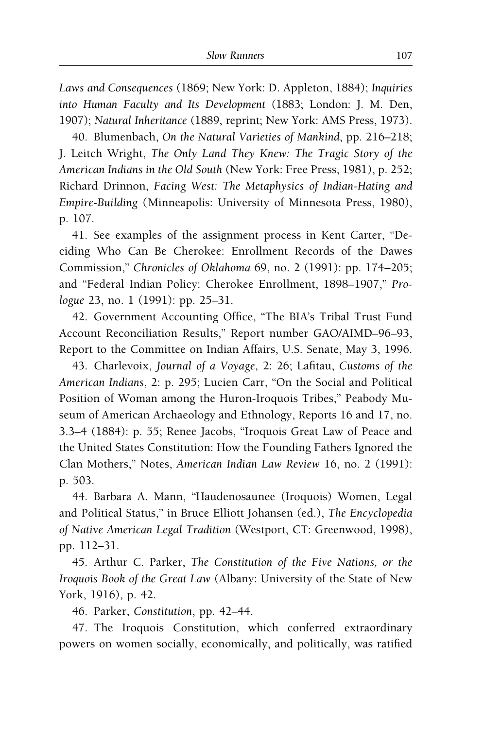*Laws and Consequences* (1869; New York: D. Appleton, 1884); *Inquiries into Human Faculty and Its Development* (1883; London: J. M. Den, 1907); *Natural Inheritance* (1889, reprint; New York: AMS Press, 1973).

40. Blumenbach, *On the Natural Varieties of Mankind*, pp. 216–218; J. Leitch Wright, *The Only Land They Knew: The Tragic Story of the American Indians in the Old South* (New York: Free Press, 1981), p. 252; Richard Drinnon, *Facing West: The Metaphysics of Indian-Hating and Empire-Building* (Minneapolis: University of Minnesota Press, 1980), p. 107.

41. See examples of the assignment process in Kent Carter, "Deciding Who Can Be Cherokee: Enrollment Records of the Dawes Commission," *Chronicles of Oklahoma* 69, no. 2 (1991): pp. 174–205; and "Federal Indian Policy: Cherokee Enrollment, 1898–1907," *Prologue* 23, no. 1 (1991): pp. 25–31.

42. Government Accounting Office, "The BIA's Tribal Trust Fund Account Reconciliation Results," Report number GAO/AIMD–96–93, Report to the Committee on Indian Affairs, U.S. Senate, May 3, 1996.

43. Charlevoix, *Journal of a Voyage*, 2: 26; Lafitau, *Customs of the American Indians*, 2: p. 295; Lucien Carr, "On the Social and Political Position of Woman among the Huron-Iroquois Tribes," Peabody Museum of American Archaeology and Ethnology, Reports 16 and 17, no. 3.3–4 (1884): p. 55; Renee Jacobs, "Iroquois Great Law of Peace and the United States Constitution: How the Founding Fathers Ignored the Clan Mothers," Notes, *American Indian Law Review* 16, no. 2 (1991): p. 503.

44. Barbara A. Mann, "Haudenosaunee (Iroquois) Women, Legal and Political Status," in Bruce Elliott Johansen (ed.), *The Encyclopedia of Native American Legal Tradition* (Westport, CT: Greenwood, 1998), pp. 112–31.

45. Arthur C. Parker, *The Constitution of the Five Nations, or the Iroquois Book of the Great Law* (Albany: University of the State of New York, 1916), p. 42.

46. Parker, *Constitution*, pp. 42–44.

47. The Iroquois Constitution, which conferred extraordinary powers on women socially, economically, and politically, was ratified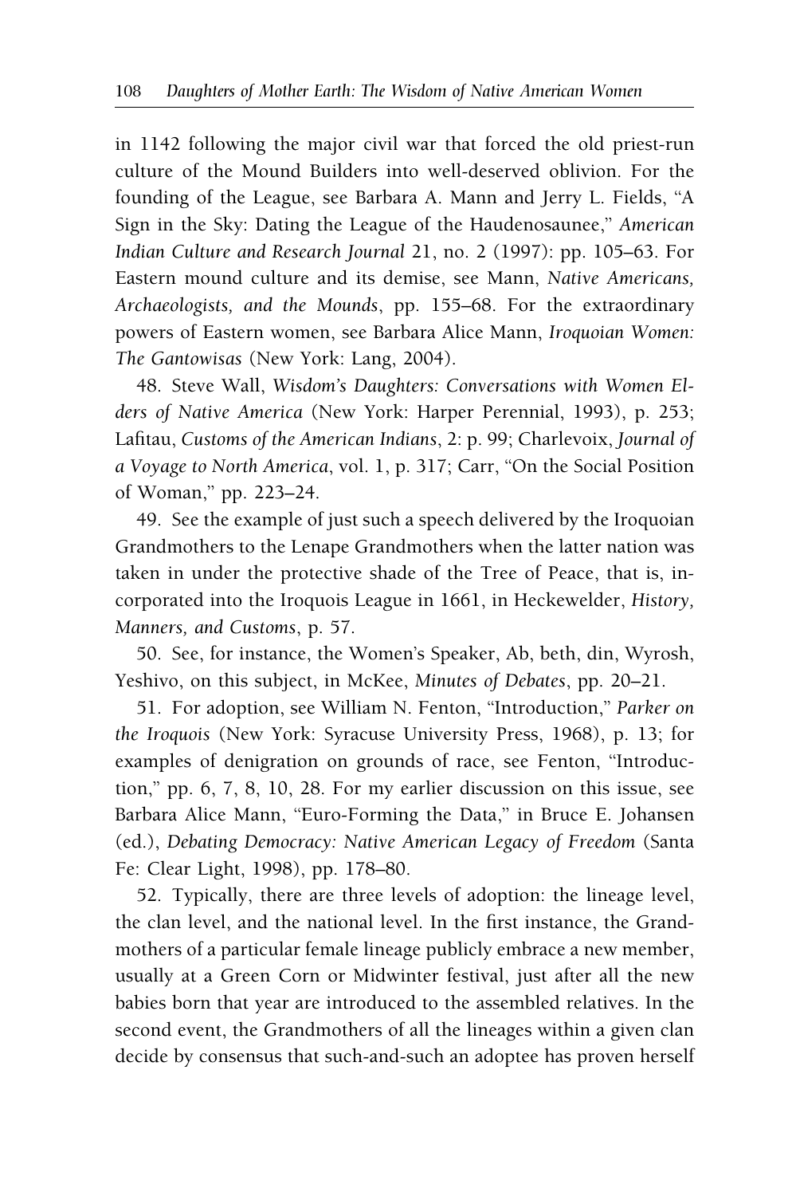in 1142 following the major civil war that forced the old priest-run culture of the Mound Builders into well-deserved oblivion. For the founding of the League, see Barbara A. Mann and Jerry L. Fields, "A Sign in the Sky: Dating the League of the Haudenosaunee," *American Indian Culture and Research Journal* 21, no. 2 (1997): pp. 105–63. For Eastern mound culture and its demise, see Mann, *Native Americans, Archaeologists, and the Mounds*, pp. 155–68. For the extraordinary powers of Eastern women, see Barbara Alice Mann, *Iroquoian Women: The Gantowisas* (New York: Lang, 2004).

48. Steve Wall, *Wisdom's Daughters: Conversations with Women Elders of Native America* (New York: Harper Perennial, 1993), p. 253; Lafitau, *Customs of the American Indians*, 2: p. 99; Charlevoix, *Journal of a Voyage to North America*, vol. 1, p. 317; Carr, "On the Social Position of Woman," pp. 223–24.

49. See the example of just such a speech delivered by the Iroquoian Grandmothers to the Lenape Grandmothers when the latter nation was taken in under the protective shade of the Tree of Peace, that is, incorporated into the Iroquois League in 1661, in Heckewelder, *History, Manners, and Customs*, p. 57.

50. See, for instance, the Women's Speaker, Ab, beth, din, Wyrosh, Yeshivo, on this subject, in McKee, *Minutes of Debates*, pp. 20–21.

51. For adoption, see William N. Fenton, "Introduction," *Parker on the Iroquois* (New York: Syracuse University Press, 1968), p. 13; for examples of denigration on grounds of race, see Fenton, "Introduction," pp. 6, 7, 8, 10, 28. For my earlier discussion on this issue, see Barbara Alice Mann, "Euro-Forming the Data," in Bruce E. Johansen (ed.), *Debating Democracy: Native American Legacy of Freedom* (Santa Fe: Clear Light, 1998), pp. 178–80.

52. Typically, there are three levels of adoption: the lineage level, the clan level, and the national level. In the first instance, the Grandmothers of a particular female lineage publicly embrace a new member, usually at a Green Corn or Midwinter festival, just after all the new babies born that year are introduced to the assembled relatives. In the second event, the Grandmothers of all the lineages within a given clan decide by consensus that such-and-such an adoptee has proven herself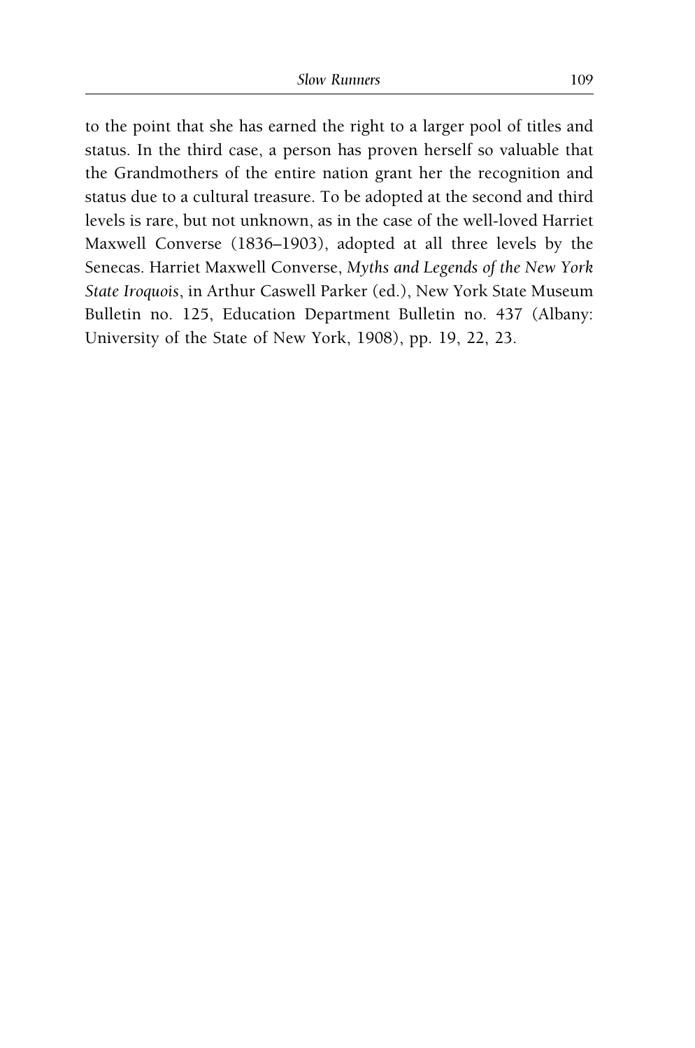to the point that she has earned the right to a larger pool of titles and status. In the third case, a person has proven herself so valuable that the Grandmothers of the entire nation grant her the recognition and status due to a cultural treasure. To be adopted at the second and third levels is rare, but not unknown, as in the case of the well-loved Harriet Maxwell Converse (1836–1903), adopted at all three levels by the Senecas. Harriet Maxwell Converse, *Myths and Legends of the New York State Iroquois*, in Arthur Caswell Parker (ed.), New York State Museum Bulletin no. 125, Education Department Bulletin no. 437 (Albany: University of the State of New York, 1908), pp. 19, 22, 23.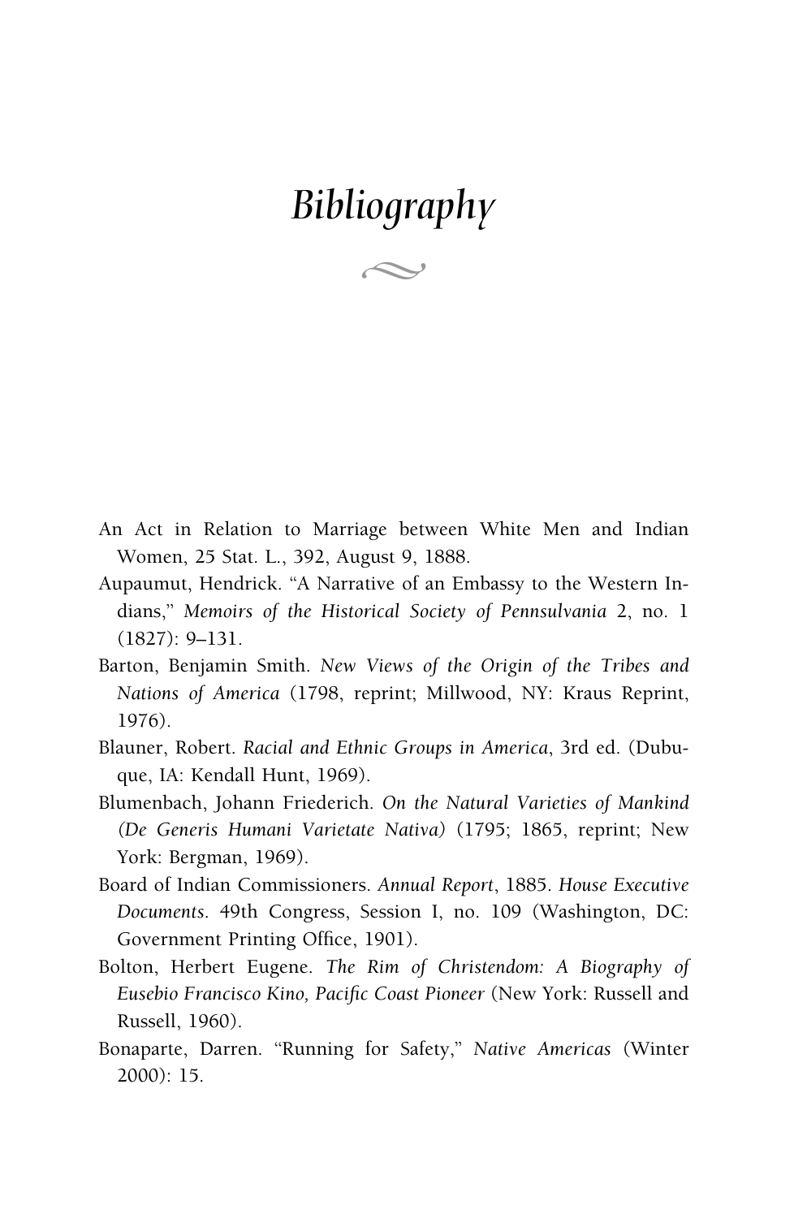# *Bibliography*

An Act in Relation to Marriage between White Men and Indian Women, 25 Stat. L., 392, August 9, 1888.

Aupaumut, Hendrick. "A Narrative of an Embassy to the Western Indians," *Memoirs of the Historical Society of Pennsulvania* 2, no. 1 (1827): 9–131.

Barton, Benjamin Smith. *New Views of the Origin of the Tribes and Nations of America* (1798, reprint; Millwood, NY: Kraus Reprint, 1976).

Blauner, Robert. *Racial and Ethnic Groups in America*, 3rd ed. (Dubuque, IA: Kendall Hunt, 1969).

Blumenbach, Johann Friederich. *On the Natural Varieties of Mankind (De Generis Humani Varietate Nativa)* (1795; 1865, reprint; New York: Bergman, 1969).

Board of Indian Commissioners. *Annual Report*, 1885. *House Executive Documents*. 49th Congress, Session I, no. 109 (Washington, DC: Government Printing Office, 1901).

Bolton, Herbert Eugene. *The Rim of Christendom: A Biography of Eusebio Francisco Kino, Pacific Coast Pioneer* (New York: Russell and Russell, 1960).

Bonaparte, Darren. "Running for Safety," *Native Americas* (Winter 2000): 15.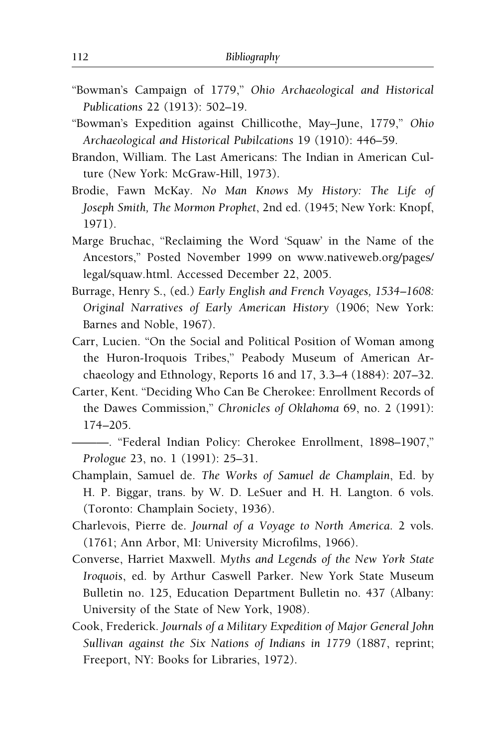"Bowman's Campaign of 1779," *Ohio Archaeological and Historical Publications* 22 (1913): 502–19.

"Bowman's Expedition against Chillicothe, May–June, 1779," *Ohio Archaeological and Historical Pubilcations* 19 (1910): 446–59.

Brandon, William. The Last Americans: The Indian in American Culture (New York: McGraw-Hill, 1973).

Brodie, Fawn McKay. *No Man Knows My History: The Life of Joseph Smith, The Mormon Prophet*, 2nd ed. (1945; New York: Knopf, 1971).

Marge Bruchac, "Reclaiming the Word 'Squaw' in the Name of the Ancestors," Posted November 1999 on www.nativeweb.org/pages/legal/squaw.html. Accessed December 22, 2005.

Burrage, Henry S., (ed.) *Early English and French Voyages, 1534–1608: Original Narratives of Early American History* (1906; New York: Barnes and Noble, 1967).

Carr, Lucien. "On the Social and Political Position of Woman among the Huron-Iroquois Tribes," Peabody Museum of American Archaeology and Ethnology, Reports 16 and 17, 3.3–4 (1884): 207–32.

Carter, Kent. "Deciding Who Can Be Cherokee: Enrollment Records of the Dawes Commission," *Chronicles of Oklahoma* 69, no. 2 (1991): 174–205.

———. "Federal Indian Policy: Cherokee Enrollment, 1898–1907," *Prologue* 23, no. 1 (1991): 25–31.

Champlain, Samuel de. *The Works of Samuel de Champlain*, Ed. by H. P. Biggar, trans. by W. D. LeSuer and H. H. Langton. 6 vols. (Toronto: Champlain Society, 1936).

Charlevois, Pierre de. *Journal of a Voyage to North America*. 2 vols. (1761; Ann Arbor, MI: University Microfilms, 1966).

Converse, Harriet Maxwell. *Myths and Legends of the New York State Iroquois*, ed. by Arthur Caswell Parker. New York State Museum Bulletin no. 125, Education Department Bulletin no. 437 (Albany: University of the State of New York, 1908).

Cook, Frederick. *Journals of a Military Expedition of Major General John Sullivan against the Six Nations of Indians in 1779* (1887, reprint; Freeport, NY: Books for Libraries, 1972).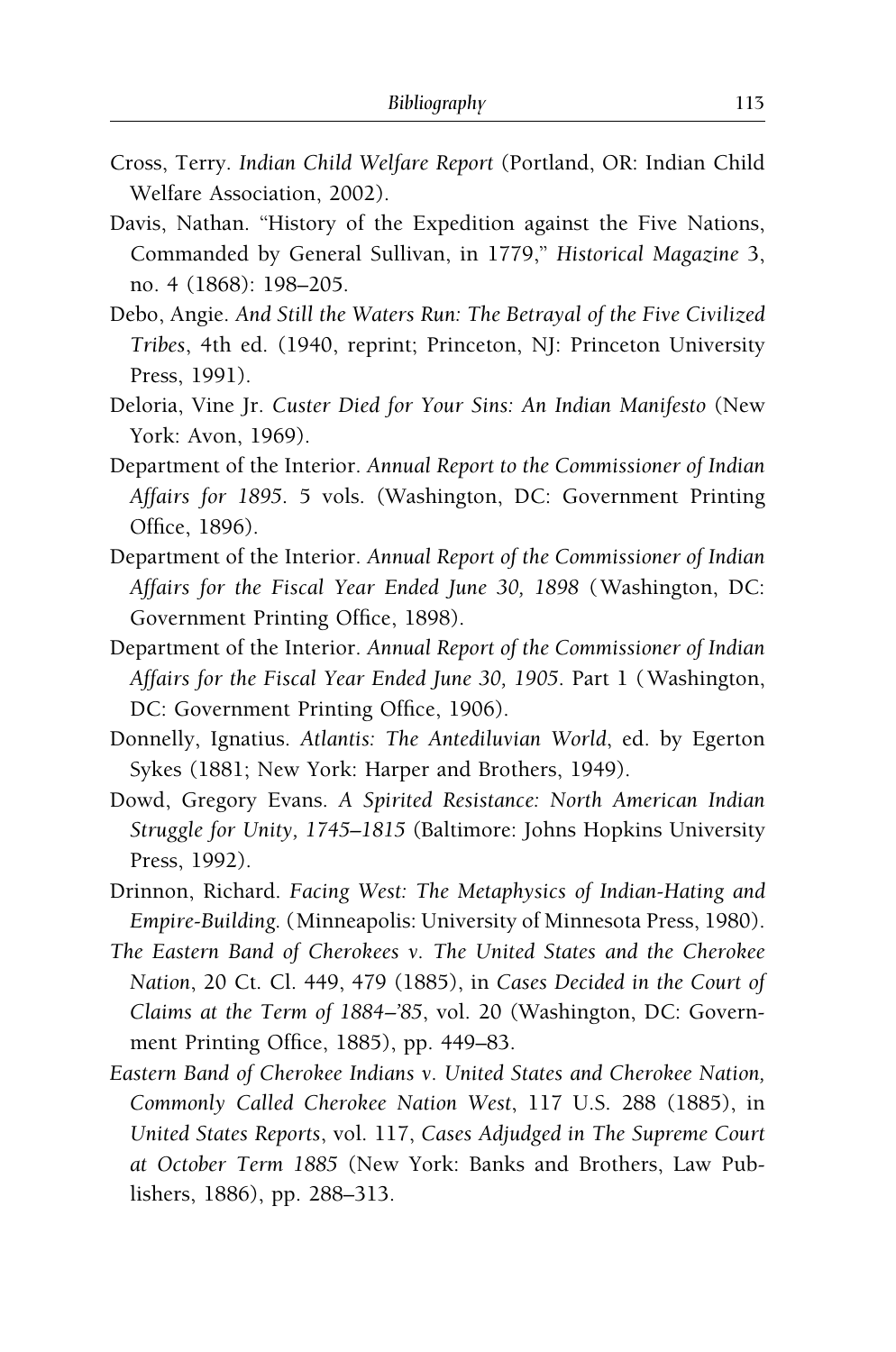Cross, Terry. *Indian Child Welfare Report* (Portland, OR: Indian Child Welfare Association, 2002).

Davis, Nathan. "History of the Expedition against the Five Nations, Commanded by General Sullivan, in 1779," *Historical Magazine* 3, no. 4 (1868): 198–205.

Debo, Angie. *And Still the Waters Run: The Betrayal of the Five Civilized Tribes*, 4th ed. (1940, reprint; Princeton, NJ: Princeton University Press, 1991).

Deloria, Vine Jr. *Custer Died for Your Sins: An Indian Manifesto* (New York: Avon, 1969).

Department of the Interior. *Annual Report to the Commissioner of Indian Affairs for 1895*. 5 vols. (Washington, DC: Government Printing Office, 1896).

Department of the Interior. *Annual Report of the Commissioner of Indian Affairs for the Fiscal Year Ended June 30, 1898* (Washington, DC: Government Printing Office, 1898).

Department of the Interior. *Annual Report of the Commissioner of Indian Affairs for the Fiscal Year Ended June 30, 1905*. Part 1 (Washington, DC: Government Printing Office, 1906).

Donnelly, Ignatius. *Atlantis: The Antediluvian World*, ed. by Egerton Sykes (1881; New York: Harper and Brothers, 1949).

Dowd, Gregory Evans. *A Spirited Resistance: North American Indian Struggle for Unity, 1745–1815* (Baltimore: Johns Hopkins University Press, 1992).

Drinnon, Richard. *Facing West: The Metaphysics of Indian-Hating and Empire-Building*. (Minneapolis: University of Minnesota Press, 1980).

*The Eastern Band of Cherokees v. The United States and the Cherokee Nation*, 20 Ct. Cl. 449, 479 (1885), in *Cases Decided in the Court of Claims at the Term of 1884–'85*, vol. 20 (Washington, DC: Government Printing Office, 1885), pp. 449–83.

*Eastern Band of Cherokee Indians v. United States and Cherokee Nation, Commonly Called Cherokee Nation West*, 117 U.S. 288 (1885), in *United States Reports*, vol. 117, *Cases Adjudged in The Supreme Court at October Term 1885* (New York: Banks and Brothers, Law Publishers, 1886), pp. 288–313.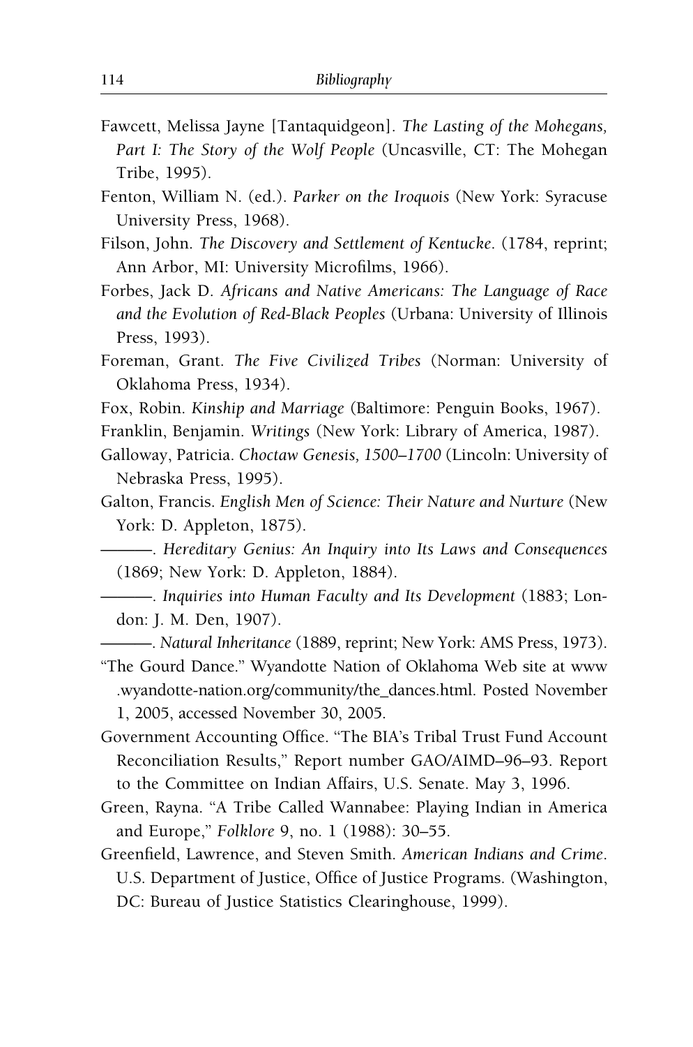Fawcett, Melissa Jayne [Tantaquidgeon]. *The Lasting of the Mohegans, Part I: The Story of the Wolf People* (Uncasville, CT: The Mohegan Tribe, 1995).

Fenton, William N. (ed.). *Parker on the Iroquois* (New York: Syracuse University Press, 1968).

Filson, John. *The Discovery and Settlement of Kentucke*. (1784, reprint; Ann Arbor, MI: University Microfilms, 1966).

Forbes, Jack D. *Africans and Native Americans: The Language of Race and the Evolution of Red-Black Peoples* (Urbana: University of Illinois Press, 1993).

Foreman, Grant. *The Five Civilized Tribes* (Norman: University of Oklahoma Press, 1934).

Fox, Robin. *Kinship and Marriage* (Baltimore: Penguin Books, 1967).

Franklin, Benjamin. *Writings* (New York: Library of America, 1987).

Galloway, Patricia. *Choctaw Genesis, 1500–1700* (Lincoln: University of Nebraska Press, 1995).

Galton, Francis. *English Men of Science: Their Nature and Nurture* (New York: D. Appleton, 1875).

———. *Hereditary Genius: An Inquiry into Its Laws and Consequences* (1869; New York: D. Appleton, 1884).

———. *Inquiries into Human Faculty and Its Development* (1883; London: J. M. Den, 1907).

———. *Natural Inheritance* (1889, reprint; New York: AMS Press, 1973).

"The Gourd Dance." Wyandotte Nation of Oklahoma Web site at www.wyandotte-nation.org/community/the_dances.html. Posted November 1, 2005, accessed November 30, 2005.

Government Accounting Office. "The BIA's Tribal Trust Fund Account Reconciliation Results," Report number GAO/AIMD–96–93. Report to the Committee on Indian Affairs, U.S. Senate. May 3, 1996.

Green, Rayna. "A Tribe Called Wannabee: Playing Indian in America and Europe," *Folklore* 9, no. 1 (1988): 30–55.

Greenfield, Lawrence, and Steven Smith. *American Indians and Crime*. U.S. Department of Justice, Office of Justice Programs. (Washington, DC: Bureau of Justice Statistics Clearinghouse, 1999).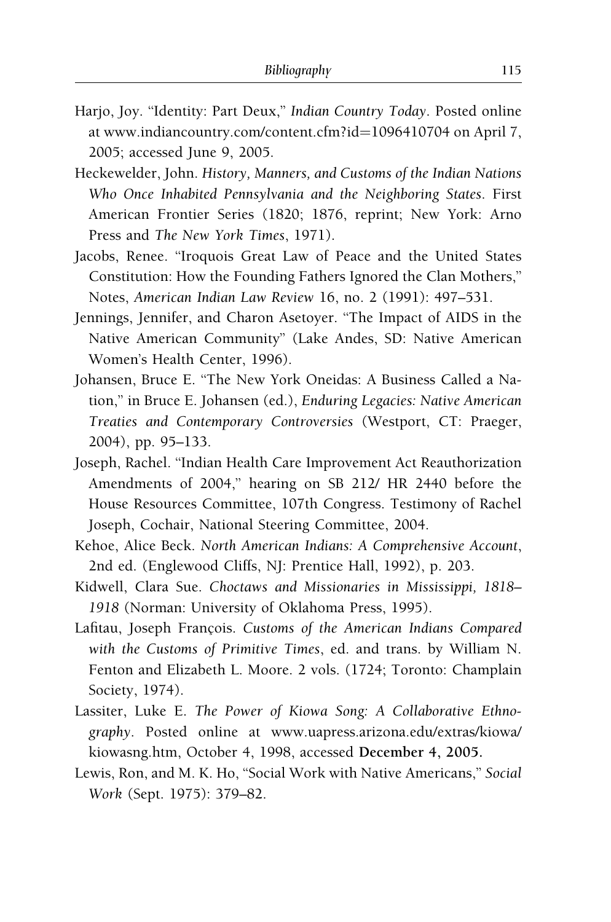Harjo, Joy. “Identity: Part Deux,” *Indian Country Today*. Posted online at www.indiancountry.com/content.cfm?id=1096410704 on April 7, 2005; accessed June 9, 2005.

Heckewelder, John. *History, Manners, and Customs of the Indian Nations Who Once Inhabited Pennsylvania and the Neighboring States*. First American Frontier Series (1820; 1876, reprint; New York: Arno Press and *The New York Times*, 1971).

Jacobs, Renee. “Iroquois Great Law of Peace and the United States Constitution: How the Founding Fathers Ignored the Clan Mothers,” Notes, *American Indian Law Review* 16, no. 2 (1991): 497–531.

Jennings, Jennifer, and Charon Asetoyer. “The Impact of AIDS in the Native American Community” (Lake Andes, SD: Native American Women’s Health Center, 1996).

Johansen, Bruce E. “The New York Oneidas: A Business Called a Nation,” in Bruce E. Johansen (ed.), *Enduring Legacies: Native American Treaties and Contemporary Controversies* (Westport, CT: Praeger, 2004), pp. 95–133.

Joseph, Rachel. “Indian Health Care Improvement Act Reauthorization Amendments of 2004,” hearing on SB 212/ HR 2440 before the House Resources Committee, 107th Congress. Testimony of Rachel Joseph, Cochair, National Steering Committee, 2004.

Kehoe, Alice Beck. *North American Indians: A Comprehensive Account*, 2nd ed. (Englewood Cliffs, NJ: Prentice Hall, 1992), p. 203.

Kidwell, Clara Sue. *Choctaws and Missionaries in Mississippi, 1818–1918* (Norman: University of Oklahoma Press, 1995).

Lafitau, Joseph François. *Customs of the American Indians Compared with the Customs of Primitive Times*, ed. and trans. by William N. Fenton and Elizabeth L. Moore. 2 vols. (1724; Toronto: Champlain Society, 1974).

Lassiter, Luke E. *The Power of Kiowa Song: A Collaborative Ethnography*. Posted online at www.uapress.arizona.edu/extras/kiowa/kiowasng.htm, October 4, 1998, accessed **December 4, 2005.**

Lewis, Ron, and M. K. Ho, “Social Work with Native Americans,” *Social Work* (Sept. 1975): 379–82.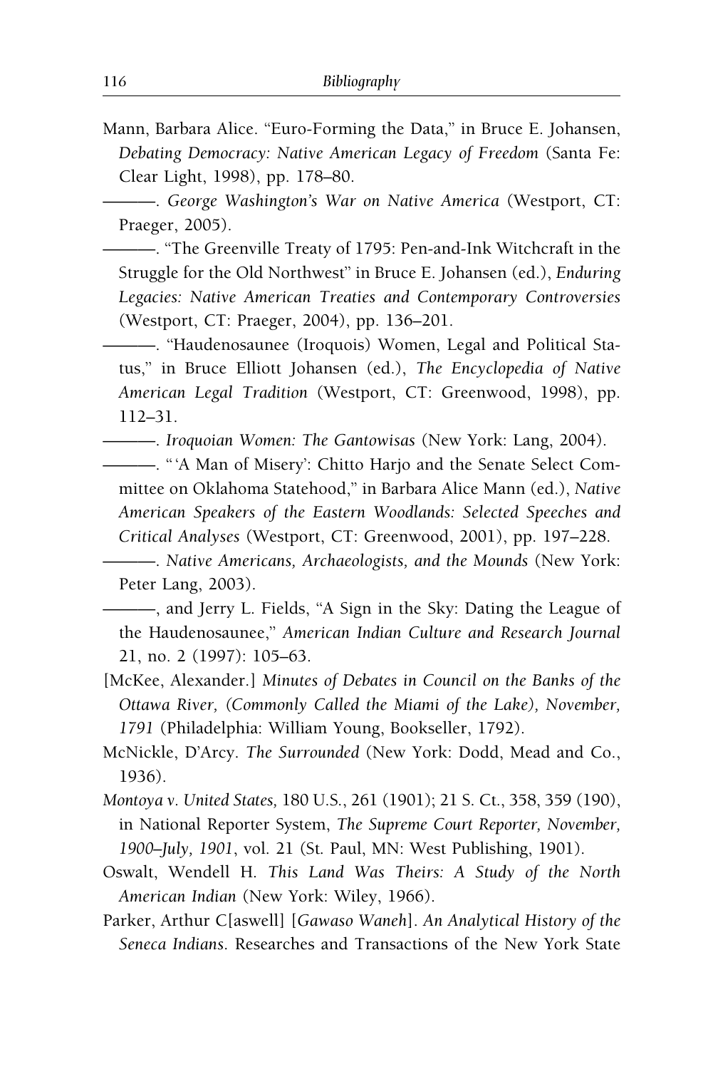Mann, Barbara Alice. "Euro-Forming the Data," in Bruce E. Johansen, *Debating Democracy: Native American Legacy of Freedom* (Santa Fe: Clear Light, 1998), pp. 178–80.

———. *George Washington's War on Native America* (Westport, CT: Praeger, 2005).

———. "The Greenville Treaty of 1795: Pen-and-Ink Witchcraft in the Struggle for the Old Northwest" in Bruce E. Johansen (ed.), *Enduring Legacies: Native American Treaties and Contemporary Controversies* (Westport, CT: Praeger, 2004), pp. 136–201.

———. "Haudenosaunee (Iroquois) Women, Legal and Political Status," in Bruce Elliott Johansen (ed.), *The Encyclopedia of Native American Legal Tradition* (Westport, CT: Greenwood, 1998), pp. 112–31.

———. *Iroquoian Women: The Gantowisas* (New York: Lang, 2004).

———. "'A Man of Misery': Chitto Harjo and the Senate Select Committee on Oklahoma Statehood," in Barbara Alice Mann (ed.), *Native American Speakers of the Eastern Woodlands: Selected Speeches and Critical Analyses* (Westport, CT: Greenwood, 2001), pp. 197–228.

———. *Native Americans, Archaeologists, and the Mounds* (New York: Peter Lang, 2003).

———, and Jerry L. Fields, "A Sign in the Sky: Dating the League of the Haudenosaunee," *American Indian Culture and Research Journal* 21, no. 2 (1997): 105–63.

[McKee, Alexander.] *Minutes of Debates in Council on the Banks of the Ottawa River, (Commonly Called the Miami of the Lake), November, 1791* (Philadelphia: William Young, Bookseller, 1792).

McNickle, D'Arcy. *The Surrounded* (New York: Dodd, Mead and Co., 1936).

*Montoya v. United States,* 180 U.S., 261 (1901); 21 S. Ct., 358, 359 (190), in National Reporter System, *The Supreme Court Reporter, November, 1900–July, 1901*, vol. 21 (St. Paul, MN: West Publishing, 1901).

Oswalt, Wendell H. *This Land Was Theirs: A Study of the North American Indian* (New York: Wiley, 1966).

Parker, Arthur C[aswell] [*Gawaso Waneh*]. *An Analytical History of the Seneca Indians.* Researches and Transactions of the New York State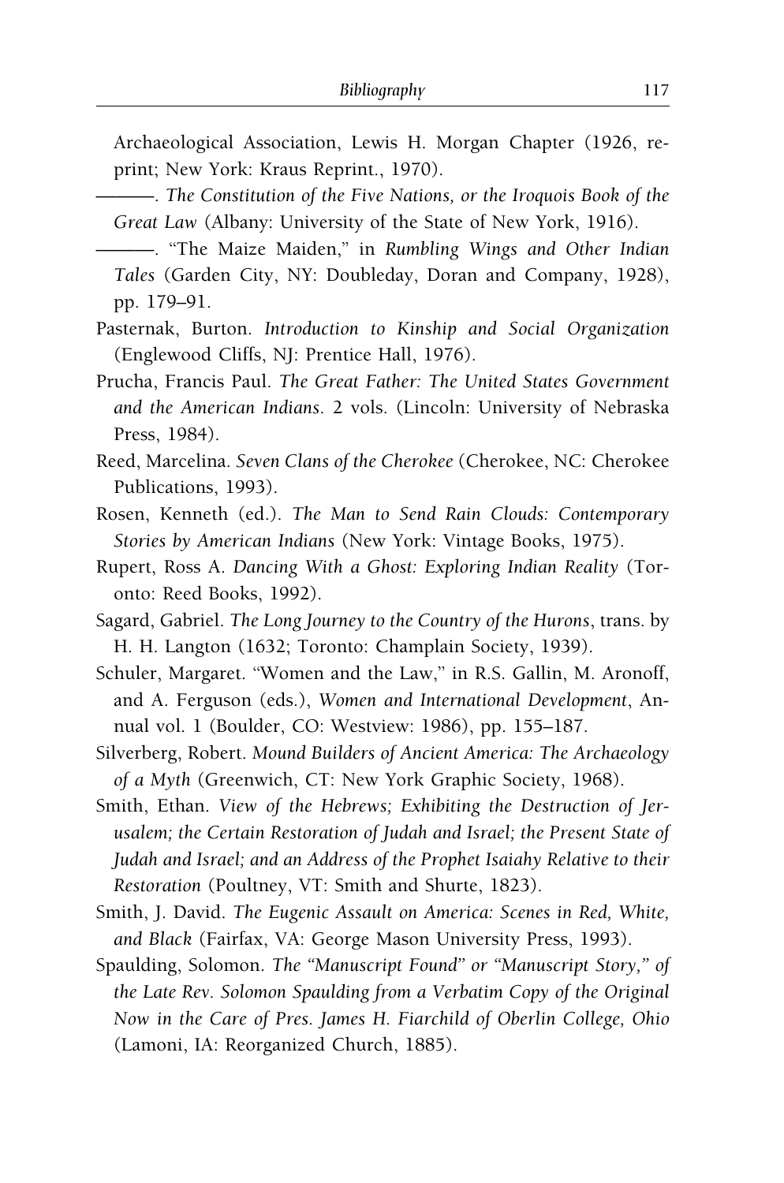Archaeological Association, Lewis H. Morgan Chapter (1926, reprint; New York: Kraus Reprint., 1970).

———. *The Constitution of the Five Nations, or the Iroquois Book of the Great Law* (Albany: University of the State of New York, 1916).

———. "The Maize Maiden," in *Rumbling Wings and Other Indian Tales* (Garden City, NY: Doubleday, Doran and Company, 1928), pp. 179–91.

Pasternak, Burton. *Introduction to Kinship and Social Organization* (Englewood Cliffs, NJ: Prentice Hall, 1976).

Prucha, Francis Paul. *The Great Father: The United States Government and the American Indians*. 2 vols. (Lincoln: University of Nebraska Press, 1984).

Reed, Marcelina. *Seven Clans of the Cherokee* (Cherokee, NC: Cherokee Publications, 1993).

Rosen, Kenneth (ed.). *The Man to Send Rain Clouds: Contemporary Stories by American Indians* (New York: Vintage Books, 1975).

Rupert, Ross A. *Dancing With a Ghost: Exploring Indian Reality* (Toronto: Reed Books, 1992).

Sagard, Gabriel. *The Long Journey to the Country of the Hurons*, trans. by H. H. Langton (1632; Toronto: Champlain Society, 1939).

Schuler, Margaret. "Women and the Law," in R.S. Gallin, M. Aronoff, and A. Ferguson (eds.), *Women and International Development*, Annual vol. 1 (Boulder, CO: Westview: 1986), pp. 155–187.

Silverberg, Robert. *Mound Builders of Ancient America: The Archaeology of a Myth* (Greenwich, CT: New York Graphic Society, 1968).

Smith, Ethan. *View of the Hebrews; Exhibiting the Destruction of Jerusalem; the Certain Restoration of Judah and Israel; the Present State of Judah and Israel; and an Address of the Prophet Isaiahy Relative to their Restoration* (Poultney, VT: Smith and Shurte, 1823).

Smith, J. David. *The Eugenic Assault on America: Scenes in Red, White, and Black* (Fairfax, VA: George Mason University Press, 1993).

Spaulding, Solomon. *The "Manuscript Found" or "Manuscript Story," of the Late Rev. Solomon Spaulding from a Verbatim Copy of the Original Now in the Care of Pres. James H. Fiarchild of Oberlin College, Ohio* (Lamoni, IA: Reorganized Church, 1885).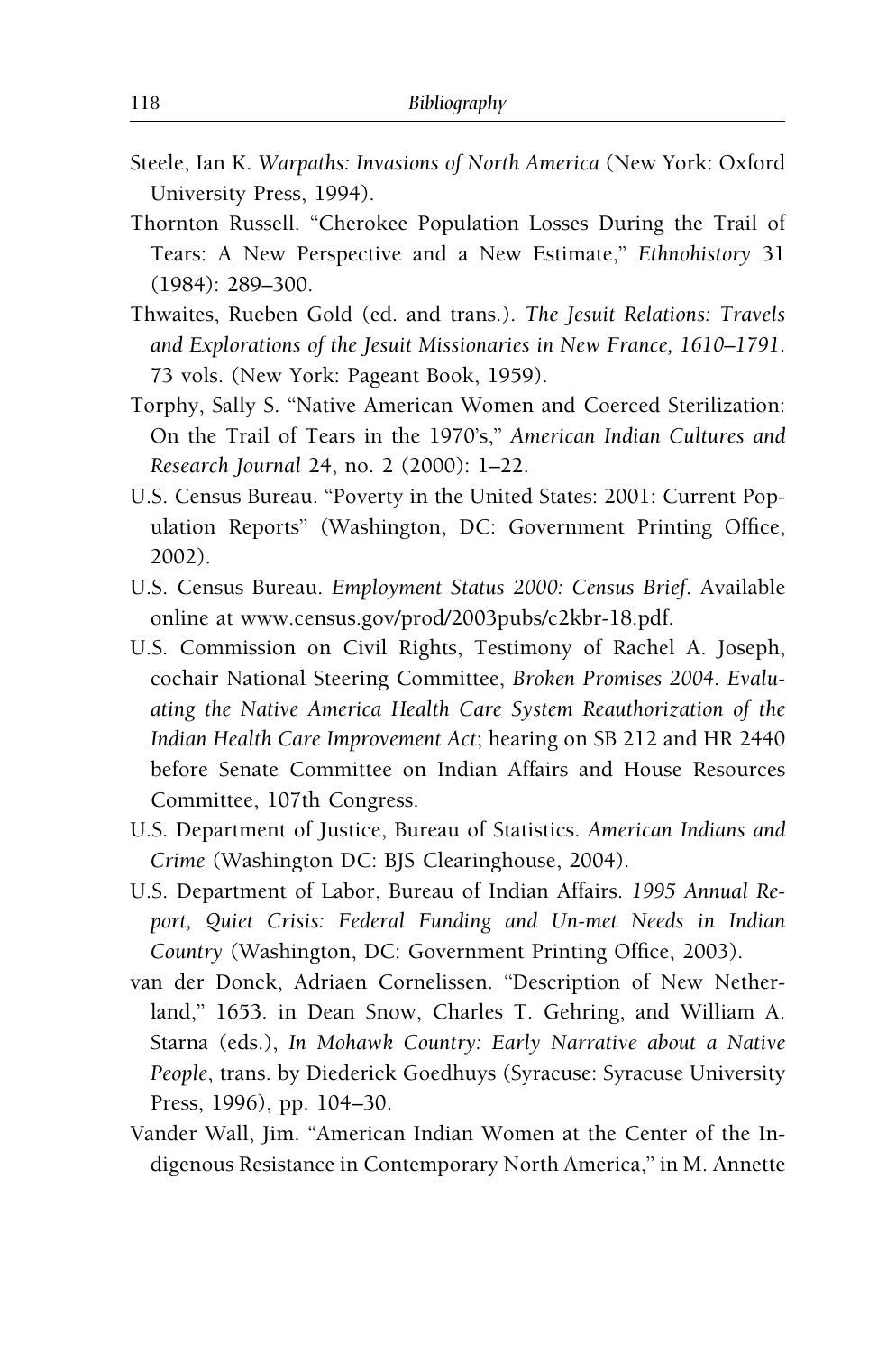Steele, Ian K. *Warpaths: Invasions of North America* (New York: Oxford University Press, 1994).

Thornton Russell. "Cherokee Population Losses During the Trail of Tears: A New Perspective and a New Estimate," *Ethnohistory* 31 (1984): 289–300.

Thwaites, Rueben Gold (ed. and trans.). *The Jesuit Relations: Travels and Explorations of the Jesuit Missionaries in New France, 1610–1791*. 73 vols. (New York: Pageant Book, 1959).

Torphy, Sally S. "Native American Women and Coerced Sterilization: On the Trail of Tears in the 1970's," *American Indian Cultures and Research Journal* 24, no. 2 (2000): 1–22.

U.S. Census Bureau. "Poverty in the United States: 2001: Current Population Reports" (Washington, DC: Government Printing Office, 2002).

U.S. Census Bureau. *Employment Status 2000: Census Brief*. Available online at www.census.gov/prod/2003pubs/c2kbr-18.pdf.

U.S. Commission on Civil Rights, Testimony of Rachel A. Joseph, cochair National Steering Committee, *Broken Promises 2004. Evaluating the Native America Health Care System Reauthorization of the Indian Health Care Improvement Act*; hearing on SB 212 and HR 2440 before Senate Committee on Indian Affairs and House Resources Committee, 107th Congress.

U.S. Department of Justice, Bureau of Statistics. *American Indians and Crime* (Washington DC: BJS Clearinghouse, 2004).

U.S. Department of Labor, Bureau of Indian Affairs. *1995 Annual Report, Quiet Crisis: Federal Funding and Un-met Needs in Indian Country* (Washington, DC: Government Printing Office, 2003).

van der Donck, Adriaen Cornelissen. "Description of New Netherland," 1653. in Dean Snow, Charles T. Gehring, and William A. Starna (eds.), *In Mohawk Country: Early Narrative about a Native People*, trans. by Diederick Goedhuys (Syracuse: Syracuse University Press, 1996), pp. 104–30.

Vander Wall, Jim. "American Indian Women at the Center of the Indigenous Resistance in Contemporary North America," in M. Annette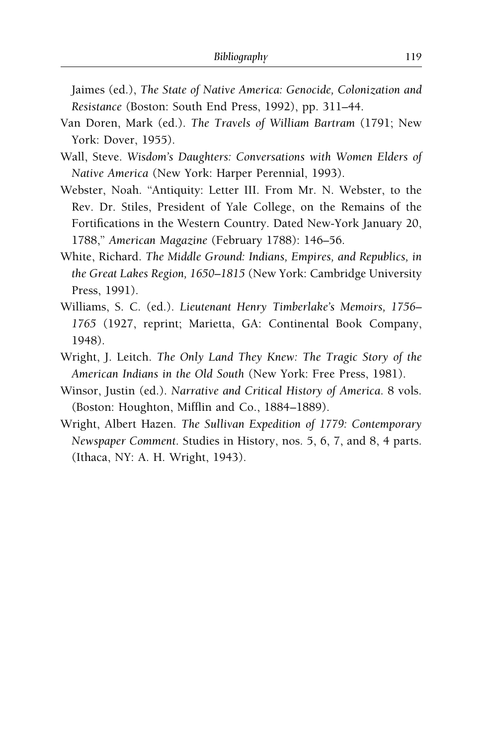Jaimes (ed.), *The State of Native America: Genocide, Colonization and Resistance* (Boston: South End Press, 1992), pp. 311–44.

Van Doren, Mark (ed.). *The Travels of William Bartram* (1791; New York: Dover, 1955).

Wall, Steve. *Wisdom's Daughters: Conversations with Women Elders of Native America* (New York: Harper Perennial, 1993).

Webster, Noah. "Antiquity: Letter III. From Mr. N. Webster, to the Rev. Dr. Stiles, President of Yale College, on the Remains of the Fortifications in the Western Country. Dated New-York January 20, 1788," *American Magazine* (February 1788): 146–56.

White, Richard. *The Middle Ground: Indians, Empires, and Republics, in the Great Lakes Region, 1650–1815* (New York: Cambridge University Press, 1991).

Williams, S. C. (ed.). *Lieutenant Henry Timberlake's Memoirs, 1756–1765* (1927, reprint; Marietta, GA: Continental Book Company, 1948).

Wright, J. Leitch. *The Only Land They Knew: The Tragic Story of the American Indians in the Old South* (New York: Free Press, 1981).

Winsor, Justin (ed.). *Narrative and Critical History of America*. 8 vols. (Boston: Houghton, Mifflin and Co., 1884–1889).

Wright, Albert Hazen. *The Sullivan Expedition of 1779: Contemporary Newspaper Comment*. Studies in History, nos. 5, 6, 7, and 8, 4 parts. (Ithaca, NY: A. H. Wright, 1943).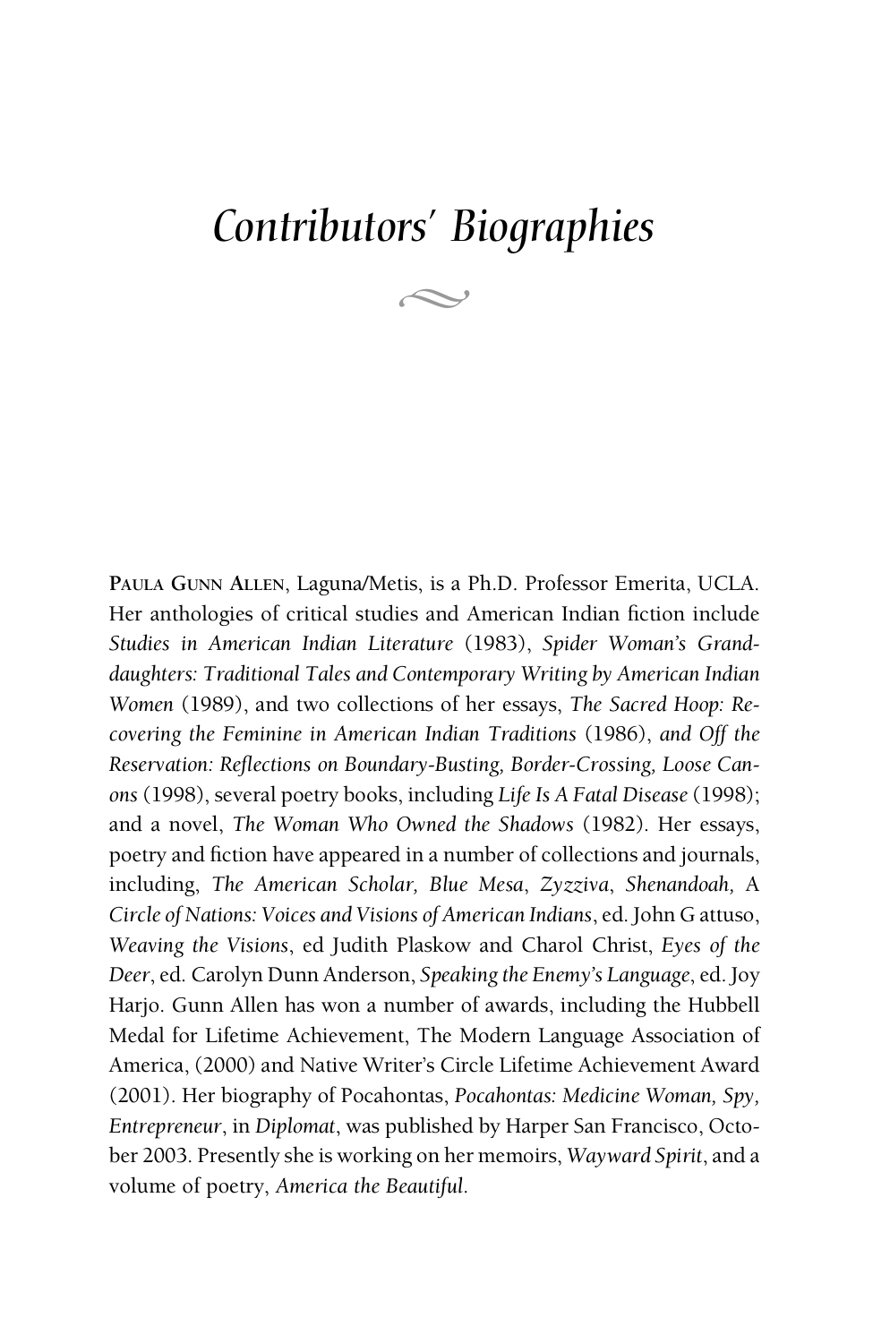# Contributors' Biographies

**Paula Gunn Allen**, Laguna/Metis, is a Ph.D. Professor Emerita, UCLA. Her anthologies of critical studies and American Indian fiction include *Studies in American Indian Literature* (1983), *Spider Woman's Granddaughters: Traditional Tales and Contemporary Writing by American Indian Women* (1989), and two collections of her essays, *The Sacred Hoop: Recovering the Feminine in American Indian Traditions* (1986), *and Off the Reservation: Reflections on Boundary-Busting, Border-Crossing, Loose Canons* (1998), several poetry books, including *Life Is A Fatal Disease* (1998); and a novel, *The Woman Who Owned the Shadows* (1982). Her essays, poetry and fiction have appeared in a number of collections and journals, including, *The American Scholar, Blue Mesa*, *Zyzziva*, *Shenandoah,* A *Circle of Nations: Voices and Visions of American Indians*, ed. John G attuso, *Weaving the Visions*, ed Judith Plaskow and Charol Christ, *Eyes of the Deer*, ed. Carolyn Dunn Anderson, *Speaking the Enemy's Language*, ed. Joy Harjo. Gunn Allen has won a number of awards, including the Hubbell Medal for Lifetime Achievement, The Modern Language Association of America, (2000) and Native Writer's Circle Lifetime Achievement Award (2001). Her biography of Pocahontas, *Pocahontas: Medicine Woman, Spy, Entrepreneur*, in *Diplomat*, was published by Harper San Francisco, October 2003. Presently she is working on her memoirs, *Wayward Spirit*, and a volume of poetry, *America the Beautiful*.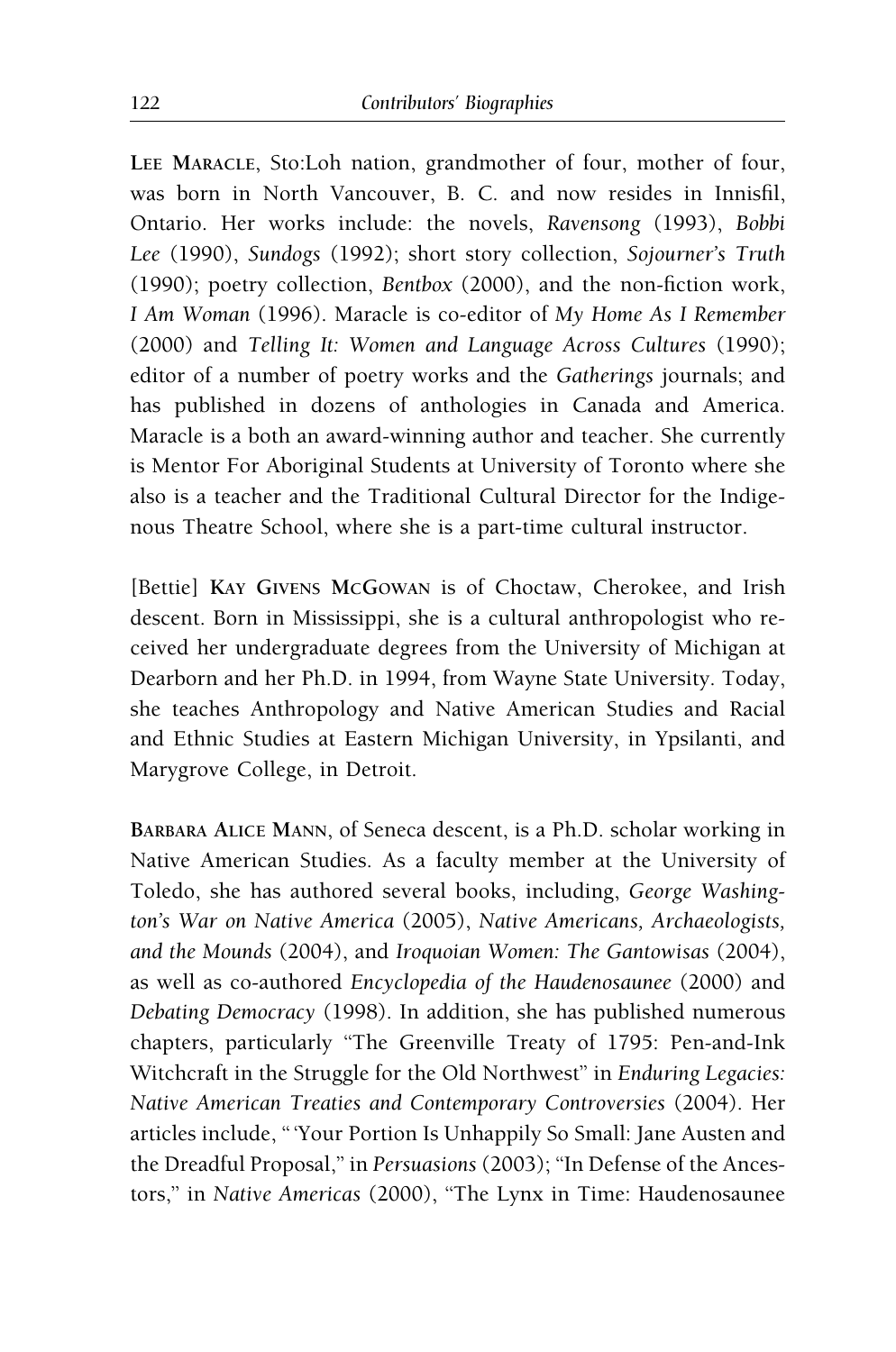**Lee Maracle**, Sto:Loh nation, grandmother of four, mother of four, was born in North Vancouver, B. C. and now resides in Innisfil, Ontario. Her works include: the novels, *Ravensong* (1993), *Bobbi Lee* (1990), *Sundogs* (1992); short story collection, *Sojourner's Truth* (1990); poetry collection, *Bentbox* (2000), and the non-fiction work, *I Am Woman* (1996). Maracle is co-editor of *My Home As I Remember* (2000) and *Telling It: Women and Language Across Cultures* (1990); editor of a number of poetry works and the *Gatherings* journals; and has published in dozens of anthologies in Canada and America. Maracle is a both an award-winning author and teacher. She currently is Mentor For Aboriginal Students at University of Toronto where she also is a teacher and the Traditional Cultural Director for the Indigenous Theatre School, where she is a part-time cultural instructor.

[Bettie] **Kay Givens McGowan** is of Choctaw, Cherokee, and Irish descent. Born in Mississippi, she is a cultural anthropologist who received her undergraduate degrees from the University of Michigan at Dearborn and her Ph.D. in 1994, from Wayne State University. Today, she teaches Anthropology and Native American Studies and Racial and Ethnic Studies at Eastern Michigan University, in Ypsilanti, and Marygrove College, in Detroit.

**Barbara Alice Mann**, of Seneca descent, is a Ph.D. scholar working in Native American Studies. As a faculty member at the University of Toledo, she has authored several books, including, *George Washington's War on Native America* (2005), *Native Americans, Archaeologists, and the Mounds* (2004), and *Iroquoian Women: The Gantowisas* (2004), as well as co-authored *Encyclopedia of the Haudenosaunee* (2000) and *Debating Democracy* (1998). In addition, she has published numerous chapters, particularly "The Greenville Treaty of 1795: Pen-and-Ink Witchcraft in the Struggle for the Old Northwest" in *Enduring Legacies: Native American Treaties and Contemporary Controversies* (2004). Her articles include, "'Your Portion Is Unhappily So Small: Jane Austen and the Dreadful Proposal," in *Persuasions* (2003); "In Defense of the Ancestors," in *Native Americas* (2000), "The Lynx in Time: Haudenosaunee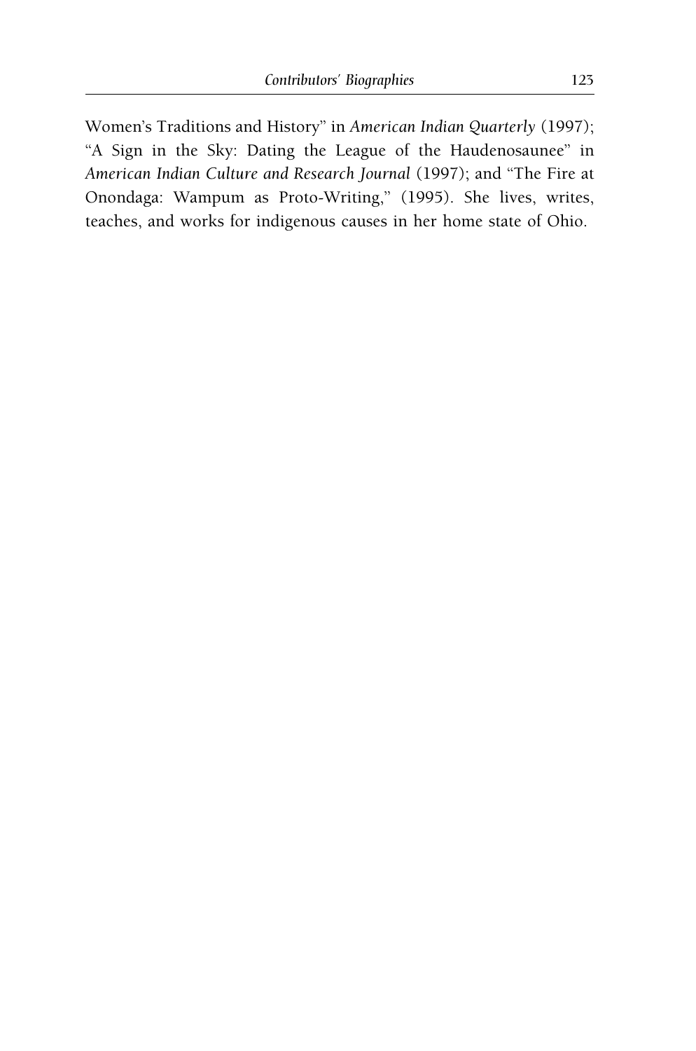Women's Traditions and History" in *American Indian Quarterly* (1997); "A Sign in the Sky: Dating the League of the Haudenosaunee" in *American Indian Culture and Research Journal* (1997); and "The Fire at Onondaga: Wampum as Proto-Writing," (1995). She lives, writes, teaches, and works for indigenous causes in her home state of Ohio.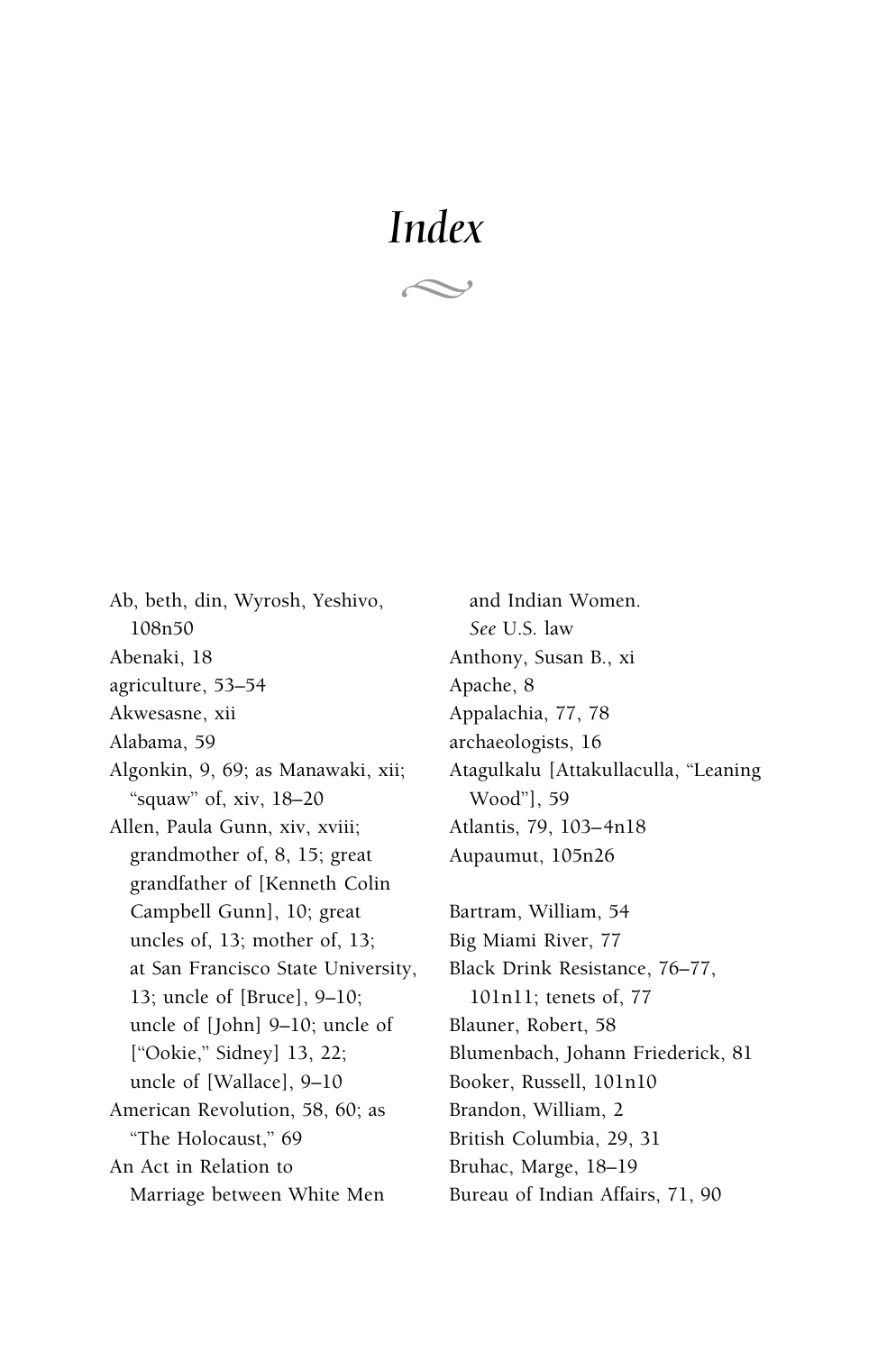# *Index*

Ab, beth, din, Wyrosh, Yeshivo, 108n50

Abenaki, 18

agriculture, 53–54

Akwesasne, xii

Alabama, 59

Algonkin, 9, 69; as Manawaki, xii; "squaw" of, xiv, 18–20

Allen, Paula Gunn, xiv, xviii; grandmother of, 8, 15; great grandfather of [Kenneth Colin Campbell Gunn], 10; great uncles of, 13; mother of, 13; at San Francisco State University, 13; uncle of [Bruce], 9–10; uncle of [John] 9–10; uncle of ["Ookie," Sidney] 13, 22; uncle of [Wallace], 9–10

American Revolution, 58, 60; as "The Holocaust," 69

An Act in Relation to Marriage between White Men and Indian Women. *See* U.S. law

Anthony, Susan B., xi

Apache, 8

Appalachia, 77, 78

archaeologists, 16

Atagulkalu [Attakullaculla, "Leaning Wood"], 59

Atlantis, 79, 103–4n18

Aupaumut, 105n26

Bartram, William, 54

Big Miami River, 77

Black Drink Resistance, 76–77, 101n11; tenets of, 77

Blauner, Robert, 58

Blumenbach, Johann Friederick, 81

Booker, Russell, 101n10

Brandon, William, 2

British Columbia, 29, 31

Bruhac, Marge, 18–19

Bureau of Indian Affairs, 71, 90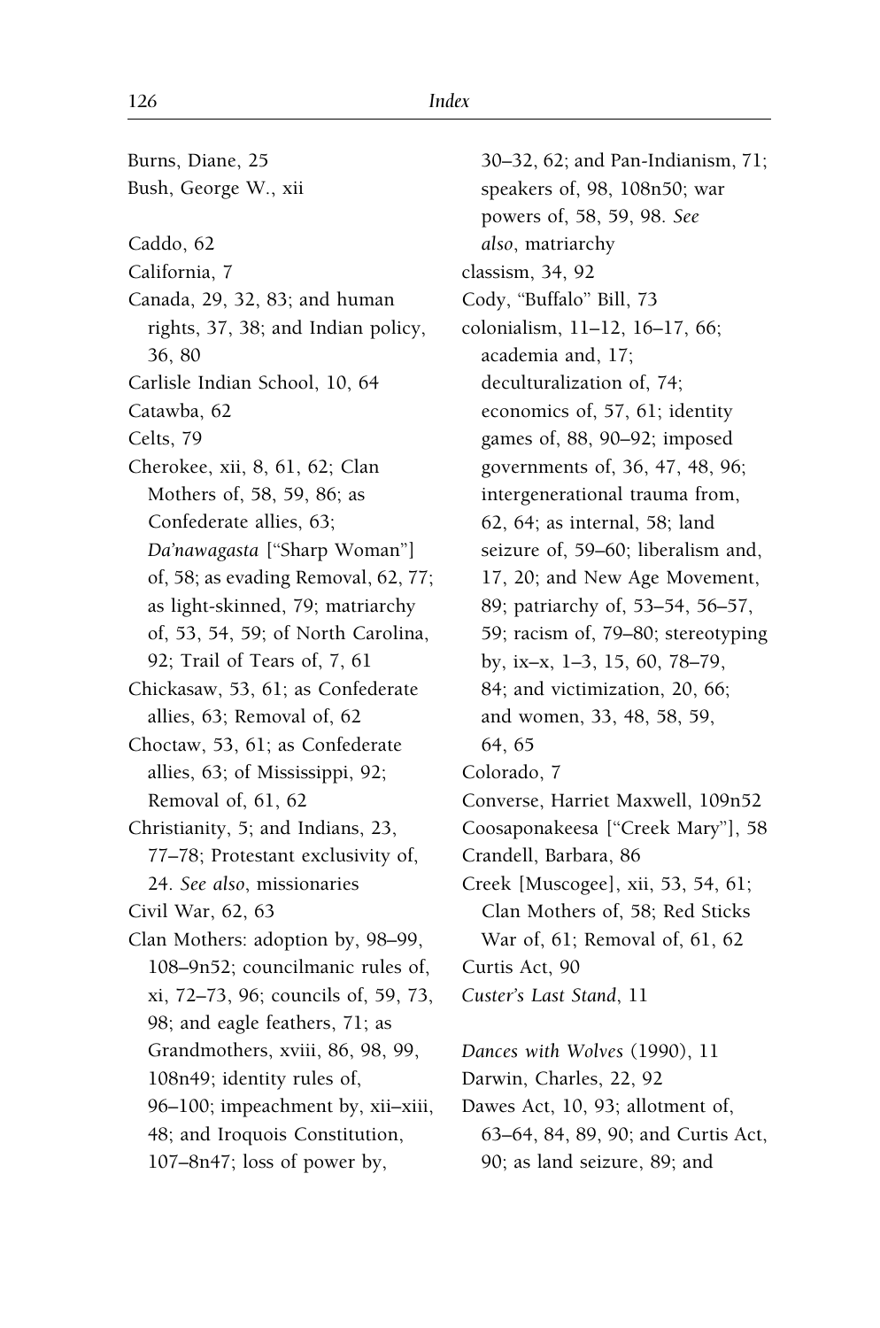Burns, Diane, 25
Bush, George W., xii

Caddo, 62
California, 7
Canada, 29, 32, 83; and human rights, 37, 38; and Indian policy, 36, 80
Carlisle Indian School, 10, 64
Catawba, 62
Celts, 79
Cherokee, xii, 8, 61, 62; Clan Mothers of, 58, 59, 86; as Confederate allies, 63; *Da'nawagasta* ["Sharp Woman"] of, 58; as evading Removal, 62, 77; as light-skinned, 79; matriarchy of, 53, 54, 59; of North Carolina, 92; Trail of Tears of, 7, 61
Chickasaw, 53, 61; as Confederate allies, 63; Removal of, 62
Choctaw, 53, 61; as Confederate allies, 63; of Mississippi, 92; Removal of, 61, 62
Christianity, 5; and Indians, 23, 77–78; Protestant exclusivity of, 24. *See also*, missionaries
Civil War, 62, 63
Clan Mothers: adoption by, 98–99, 108–9n52; councilmanic rules of, xi, 72–73, 96; councils of, 59, 73, 98; and eagle feathers, 71; as Grandmothers, xviii, 86, 98, 99, 108n49; identity rules of, 96–100; impeachment by, xii–xiii, 48; and Iroquois Constitution, 107–8n47; loss of power by, 30–32, 62; and Pan-Indianism, 71; speakers of, 98, 108n50; war powers of, 58, 59, 98. *See also*, matriarchy
classism, 34, 92
Cody, "Buffalo" Bill, 73
colonialism, 11–12, 16–17, 66; academia and, 17; deculturalization of, 74; economics of, 57, 61; identity games of, 88, 90–92; imposed governments of, 36, 47, 48, 96; intergenerational trauma from, 62, 64; as internal, 58; land seizure of, 59–60; liberalism and, 17, 20; and New Age Movement, 89; patriarchy of, 53–54, 56–57, 59; racism of, 79–80; stereotyping by, ix–x, 1–3, 15, 60, 78–79, 84; and victimization, 20, 66; and women, 33, 48, 58, 59, 64, 65
Colorado, 7
Converse, Harriet Maxwell, 109n52
Coosaponakeesa ["Creek Mary"], 58
Crandell, Barbara, 86
Creek [Muscogee], xii, 53, 54, 61; Clan Mothers of, 58; Red Sticks War of, 61; Removal of, 61, 62
Curtis Act, 90
*Custer's Last Stand*, 11

*Dances with Wolves* (1990), 11
Darwin, Charles, 22, 92
Dawes Act, 10, 93; allotment of, 63–64, 84, 89, 90; and Curtis Act, 90; as land seizure, 89; and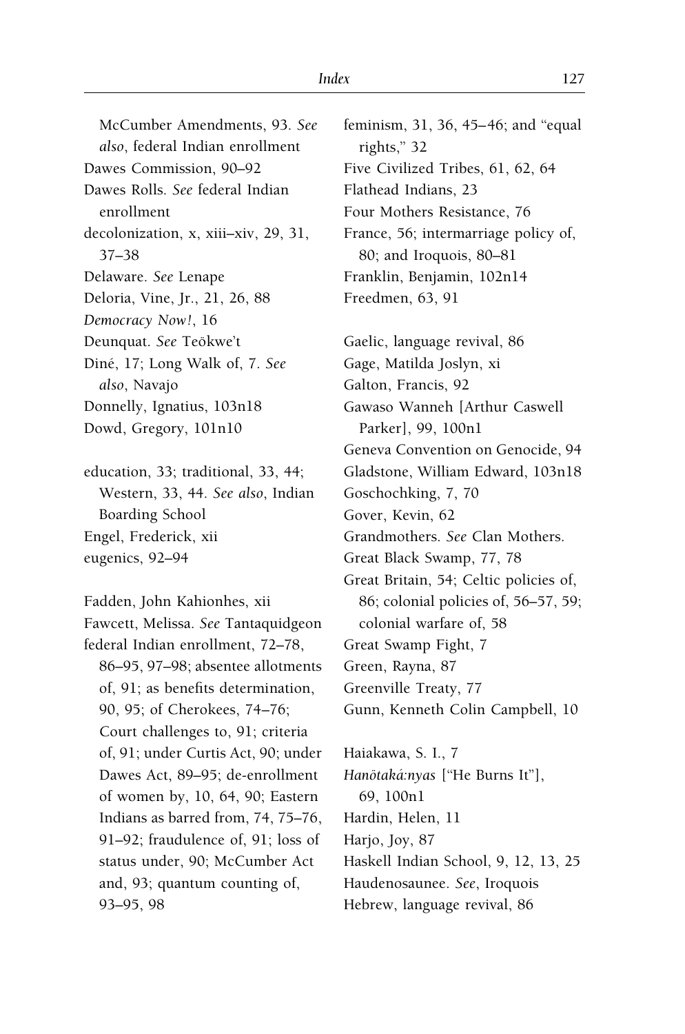McCumber Amendments, 93. *See also*, federal Indian enrollment
Dawes Commission, 90–92
Dawes Rolls. *See* federal Indian enrollment
decolonization, x, xiii–xiv, 29, 31, 37–38
Delaware. *See* Lenape
Deloria, Vine, Jr., 21, 26, 88
*Democracy Now!*, 16
Deunquat. *See* Teökwe't
Diné, 17; Long Walk of, 7. *See also*, Navajo
Donnelly, Ignatius, 103n18
Dowd, Gregory, 101n10

education, 33; traditional, 33, 44; Western, 33, 44. *See also*, Indian Boarding School
Engel, Frederick, xii
eugenics, 92–94

Fadden, John Kahionhes, xii
Fawcett, Melissa. *See* Tantaquidgeon
federal Indian enrollment, 72–78, 86–95, 97–98; absentee allotments of, 91; as benefits determination, 90, 95; of Cherokees, 74–76; Court challenges to, 91; criteria of, 91; under Curtis Act, 90; under Dawes Act, 89–95; de-enrollment of women by, 10, 64, 90; Eastern Indians as barred from, 74, 75–76, 91–92; fraudulence of, 91; loss of status under, 90; McCumber Act and, 93; quantum counting of, 93–95, 98
feminism, 31, 36, 45–46; and "equal rights," 32
Five Civilized Tribes, 61, 62, 64
Flathead Indians, 23
Four Mothers Resistance, 76
France, 56; intermarriage policy of, 80; and Iroquois, 80–81
Franklin, Benjamin, 102n14
Freedmen, 63, 91

Gaelic, language revival, 86
Gage, Matilda Joslyn, xi
Galton, Francis, 92
Gawaso Wanneh [Arthur Caswell Parker], 99, 100n1
Geneva Convention on Genocide, 94
Gladstone, William Edward, 103n18
Goschochking, 7, 70
Gover, Kevin, 62
Grandmothers. *See* Clan Mothers.
Great Black Swamp, 77, 78
Great Britain, 54; Celtic policies of, 86; colonial policies of, 56–57, 59; colonial warfare of, 58
Great Swamp Fight, 7
Green, Rayna, 87
Greenville Treaty, 77
Gunn, Kenneth Colin Campbell, 10

Haiakawa, S. I., 7
*Hanötaká:nyas* ["He Burns It"], 69, 100n1
Hardin, Helen, 11
Harjo, Joy, 87
Haskell Indian School, 9, 12, 13, 25
Haudenosaunee. *See*, Iroquois
Hebrew, language revival, 86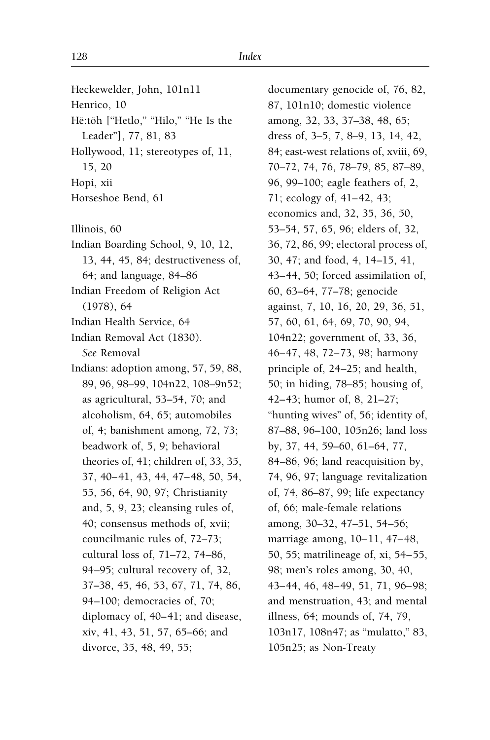Heckewelder, John, 101n11

Henrico, 10

Hë:töh ["Hetlo," "Hilo," "He Is the Leader"], 77, 81, 83

Hollywood, 11; stereotypes of, 11, 15, 20

Hopi, xii

Horseshoe Bend, 61

Illinois, 60

Indian Boarding School, 9, 10, 12, 13, 44, 45, 84; destructiveness of, 64; and language, 84–86

Indian Freedom of Religion Act (1978), 64

Indian Health Service, 64

Indian Removal Act (1830). *See* Removal

Indians: adoption among, 57, 59, 88, 89, 96, 98–99, 104n22, 108–9n52; as agricultural, 53–54, 70; and alcoholism, 64, 65; automobiles of, 4; banishment among, 72, 73; beadwork of, 5, 9; behavioral theories of, 41; children of, 33, 35, 37, 40–41, 43, 44, 47–48, 50, 54, 55, 56, 64, 90, 97; Christianity and, 5, 9, 23; cleansing rules of, 40; consensus methods of, xvii; councilmanic rules of, 72–73; cultural loss of, 71–72, 74–86, 94–95; cultural recovery of, 32, 37–38, 45, 46, 53, 67, 71, 74, 86, 94–100; democracies of, 70; diplomacy of, 40–41; and disease, xiv, 41, 43, 51, 57, 65–66; and divorce, 35, 48, 49, 55; documentary genocide of, 76, 82, 87, 101n10; domestic violence among, 32, 33, 37–38, 48, 65; dress of, 3–5, 7, 8–9, 13, 14, 42, 84; east-west relations of, xviii, 69, 70–72, 74, 76, 78–79, 85, 87–89, 96, 99–100; eagle feathers of, 2, 71; ecology of, 41–42, 43; economics and, 32, 35, 36, 50, 53–54, 57, 65, 96; elders of, 32, 36, 72, 86, 99; electoral process of, 30, 47; and food, 4, 14–15, 41, 43–44, 50; forced assimilation of, 60, 63–64, 77–78; genocide against, 7, 10, 16, 20, 29, 36, 51, 57, 60, 61, 64, 69, 70, 90, 94, 104n22; government of, 33, 36, 46–47, 48, 72–73, 98; harmony principle of, 24–25; and health, 50; in hiding, 78–85; housing of, 42–43; humor of, 8, 21–27; "hunting wives" of, 56; identity of, 87–88, 96–100, 105n26; land loss by, 37, 44, 59–60, 61–64, 77, 84–86, 96; land reacquisition by, 74, 96, 97; language revitalization of, 74, 86–87, 99; life expectancy of, 66; male-female relations among, 30–32, 47–51, 54–56; marriage among, 10–11, 47–48, 50, 55; matrilineage of, xi, 54–55, 98; men's roles among, 30, 40, 43–44, 46, 48–49, 51, 71, 96–98; and menstruation, 43; and mental illness, 64; mounds of, 74, 79, 103n17, 108n47; as "mulatto," 83, 105n25; as Non-Treaty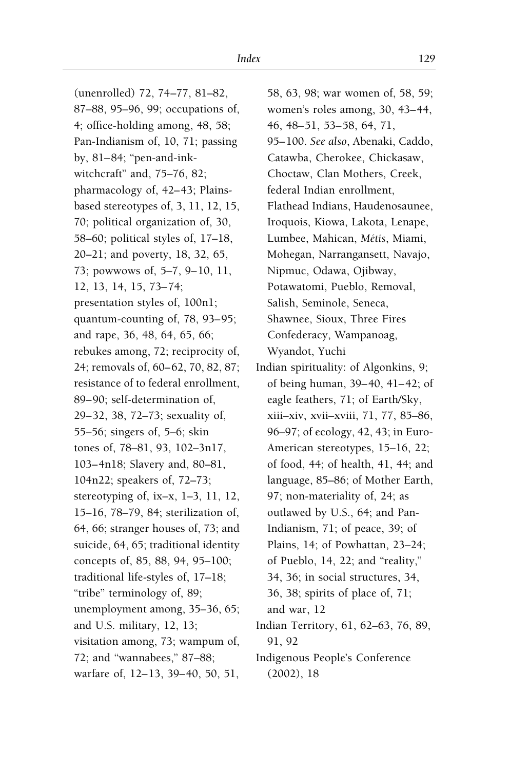(unenrolled) 72, 74–77, 81–82, 87–88, 95–96, 99; occupations of, 4; office-holding among, 48, 58; Pan-Indianism of, 10, 71; passing by, 81–84; "pen-and-ink-witchcraft" and, 75–76, 82; pharmacology of, 42–43; Plains-based stereotypes of, 3, 11, 12, 15, 70; political organization of, 30, 58–60; political styles of, 17–18, 20–21; and poverty, 18, 32, 65, 73; powwows of, 5–7, 9–10, 11, 12, 13, 14, 15, 73–74; presentation styles of, 100n1; quantum-counting of, 78, 93–95; and rape, 36, 48, 64, 65, 66; rebukes among, 72; reciprocity of, 24; removals of, 60–62, 70, 82, 87; resistance of to federal enrollment, 89–90; self-determination of, 29–32, 38, 72–73; sexuality of, 55–56; singers of, 5–6; skin tones of, 78–81, 93, 102–3n17, 103–4n18; Slavery and, 80–81, 104n22; speakers of, 72–73; stereotyping of, ix–x, 1–3, 11, 12, 15–16, 78–79, 84; sterilization of, 64, 66; stranger houses of, 73; and suicide, 64, 65; traditional identity concepts of, 85, 88, 94, 95–100; traditional life-styles of, 17–18; "tribe" terminology of, 89; unemployment among, 35–36, 65; and U.S. military, 12, 13; visitation among, 73; wampum of, 72; and "wannabees," 87–88; warfare of, 12–13, 39–40, 50, 51, 58, 63, 98; war women of, 58, 59; women's roles among, 30, 43–44, 46, 48–51, 53–58, 64, 71, 95–100. *See also*, Abenaki, Caddo, Catawba, Cherokee, Chickasaw, Choctaw, Clan Mothers, Creek, federal Indian enrollment, Flathead Indians, Haudenosaunee, Iroquois, Kiowa, Lakota, Lenape, Lumbee, Mahican, *Métis*, Miami, Mohegan, Narrangansett, Navajo, Nipmuc, Odawa, Ojibway, Potawatomi, Pueblo, Removal, Salish, Seminole, Seneca, Shawnee, Sioux, Three Fires Confederacy, Wampanoag, Wyandot, Yuchi

Indian spirituality: of Algonkins, 9; of being human, 39–40, 41–42; of eagle feathers, 71; of Earth/Sky, xiii–xiv, xvii–xviii, 71, 77, 85–86, 96–97; of ecology, 42, 43; in Euro-American stereotypes, 15–16, 22; of food, 44; of health, 41, 44; and language, 85–86; of Mother Earth, 97; non-materiality of, 24; as outlawed by U.S., 64; and Pan-Indianism, 71; of peace, 39; of Plains, 14; of Powhattan, 23–24; of Pueblo, 14, 22; and "reality," 34, 36; in social structures, 34, 36, 38; spirits of place of, 71; and war, 12

Indian Territory, 61, 62–63, 76, 89, 91, 92

Indigenous People's Conference (2002), 18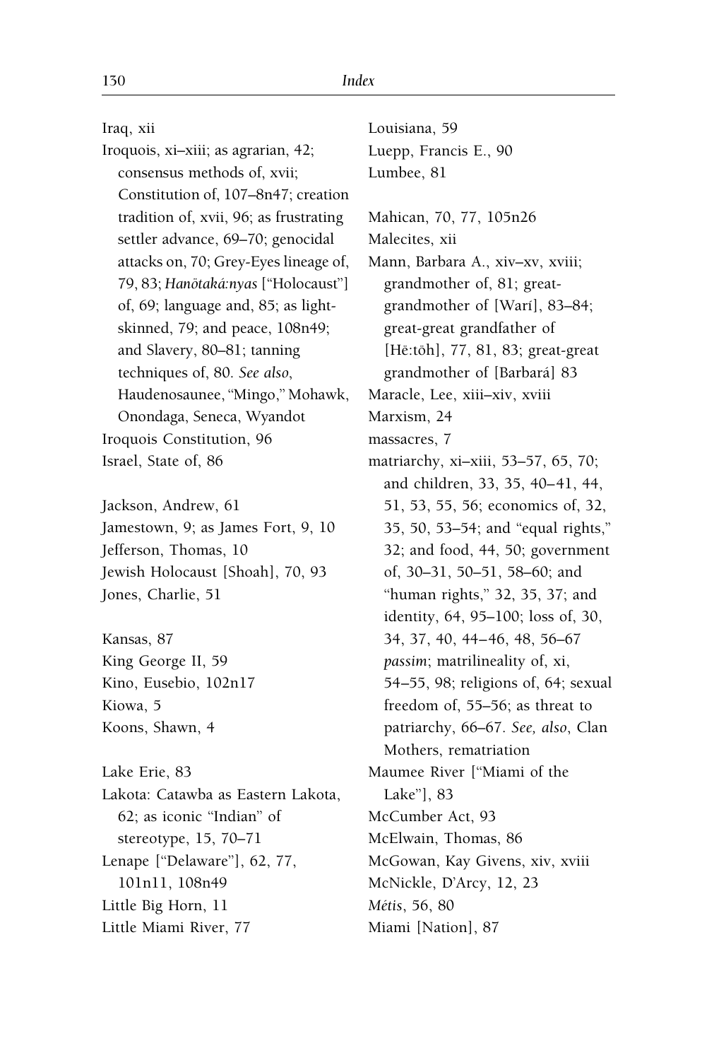Iraq, xii
Iroquois, xi–xiii; as agrarian, 42; consensus methods of, xvii; Constitution of, 107–8n47; creation tradition of, xvii, 96; as frustrating settler advance, 69–70; genocidal attacks on, 70; Grey-Eyes lineage of, 79, 83; *Hanötaká:nyas* ["Holocaust"] of, 69; language and, 85; as light-skinned, 79; and peace, 108n49; and Slavery, 80–81; tanning techniques of, 80. *See also*, Haudenosaunee, "Mingo," Mohawk, Onondaga, Seneca, Wyandot
Iroquois Constitution, 96
Israel, State of, 86

Jackson, Andrew, 61
Jamestown, 9; as James Fort, 9, 10
Jefferson, Thomas, 10
Jewish Holocaust [Shoah], 70, 93
Jones, Charlie, 51

Kansas, 87
King George II, 59
Kino, Eusebio, 102n17
Kiowa, 5
Koons, Shawn, 4

Lake Erie, 83
Lakota: Catawba as Eastern Lakota, 62; as iconic "Indian" of stereotype, 15, 70–71
Lenape ["Delaware"], 62, 77, 101n11, 108n49
Little Big Horn, 11
Little Miami River, 77

Louisiana, 59
Luepp, Francis E., 90
Lumbee, 81

Mahican, 70, 77, 105n26
Malecites, xii
Mann, Barbara A., xiv–xv, xviii; grandmother of, 81; great-grandmother of [Warí], 83–84; great-great grandfather of [Hë:töh], 77, 81, 83; great-great grandmother of [Barbará] 83
Maracle, Lee, xiii–xiv, xviii
Marxism, 24
massacres, 7
matriarchy, xi–xiii, 53–57, 65, 70; and children, 33, 35, 40–41, 44, 51, 53, 55, 56; economics of, 32, 35, 50, 53–54; and "equal rights," 32; and food, 44, 50; government of, 30–31, 50–51, 58–60; and "human rights," 32, 35, 37; and identity, 64, 95–100; loss of, 30, 34, 37, 40, 44–46, 48, 56–67 *passim*; matrilineality of, xi, 54–55, 98; religions of, 64; sexual freedom of, 55–56; as threat to patriarchy, 66–67. *See, also*, Clan Mothers, rematriation
Maumee River ["Miami of the Lake"], 83
McCumber Act, 93
McElwain, Thomas, 86
McGowan, Kay Givens, xiv, xviii
McNickle, D'Arcy, 12, 23
*Métis*, 56, 80
Miami [Nation], 87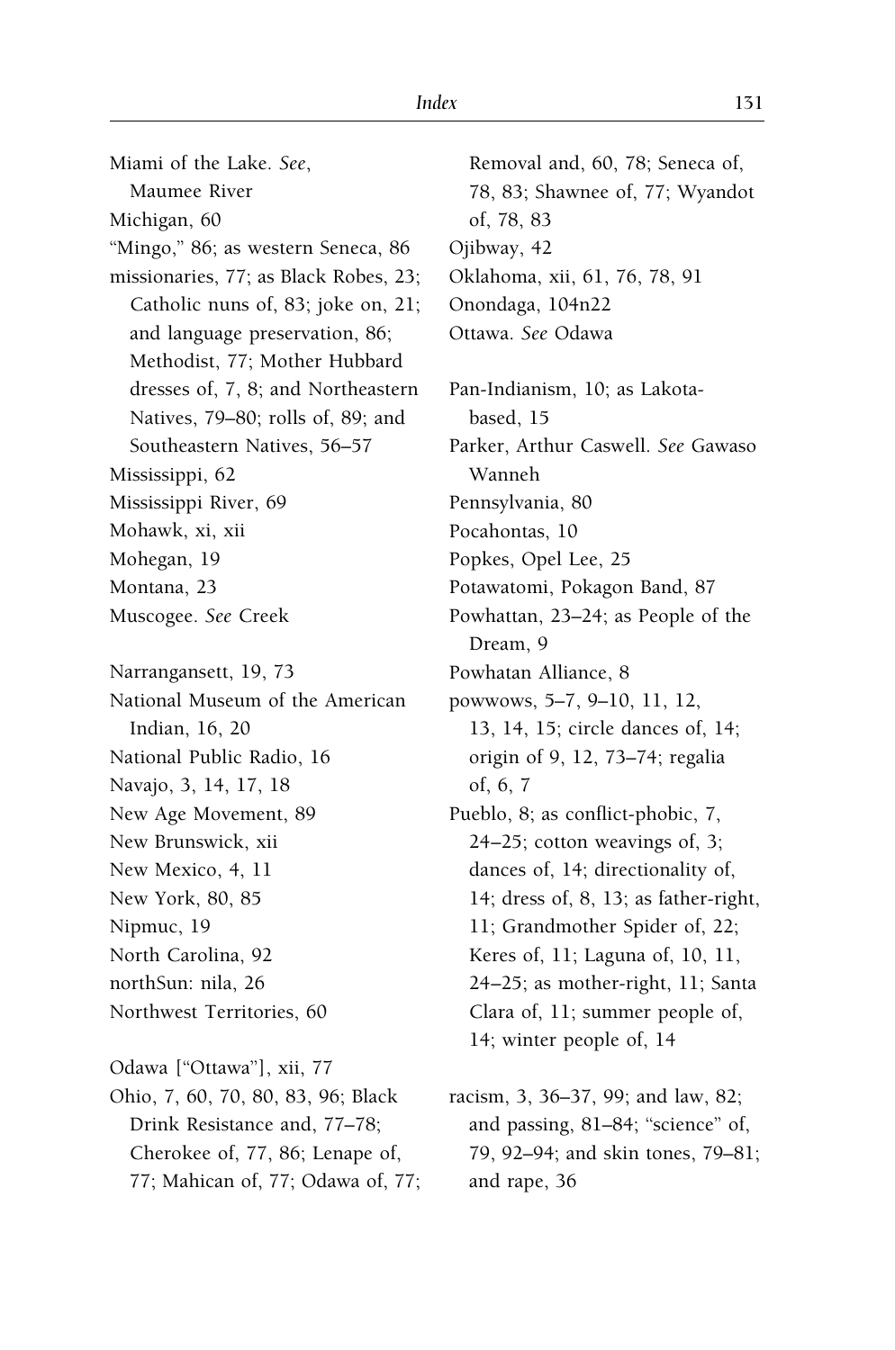Miami of the Lake. *See*, Maumee River

Michigan, 60

"Mingo," 86; as western Seneca, 86

missionaries, 77; as Black Robes, 23; Catholic nuns of, 83; joke on, 21; and language preservation, 86; Methodist, 77; Mother Hubbard dresses of, 7, 8; and Northeastern Natives, 79–80; rolls of, 89; and Southeastern Natives, 56–57

Mississippi, 62

Mississippi River, 69

Mohawk, xi, xii

Mohegan, 19

Montana, 23

Muscogee. *See* Creek

Narrangansett, 19, 73

National Museum of the American Indian, 16, 20

National Public Radio, 16

Navajo, 3, 14, 17, 18

New Age Movement, 89

New Brunswick, xii

New Mexico, 4, 11

New York, 80, 85

Nipmuc, 19

North Carolina, 92

northSun: nila, 26

Northwest Territories, 60

Odawa ["Ottawa"], xii, 77

Ohio, 7, 60, 70, 80, 83, 96; Black Drink Resistance and, 77–78; Cherokee of, 77, 86; Lenape of, 77; Mahican of, 77; Odawa of, 77; Removal and, 60, 78; Seneca of, 78, 83; Shawnee of, 77; Wyandot of, 78, 83

Ojibway, 42

Oklahoma, xii, 61, 76, 78, 91

Onondaga, 104n22

Ottawa. *See* Odawa

Pan-Indianism, 10; as Lakota-based, 15

Parker, Arthur Caswell. *See* Gawaso Wanneh

Pennsylvania, 80

Pocahontas, 10

Popkes, Opel Lee, 25

Potawatomi, Pokagon Band, 87

Powhattan, 23–24; as People of the Dream, 9

Powhatan Alliance, 8

powwows, 5–7, 9–10, 11, 12, 13, 14, 15; circle dances of, 14; origin of 9, 12, 73–74; regalia of, 6, 7

Pueblo, 8; as conflict-phobic, 7, 24–25; cotton weavings of, 3; dances of, 14; directionality of, 14; dress of, 8, 13; as father-right, 11; Grandmother Spider of, 22; Keres of, 11; Laguna of, 10, 11, 24–25; as mother-right, 11; Santa Clara of, 11; summer people of, 14; winter people of, 14

racism, 3, 36–37, 99; and law, 82; and passing, 81–84; "science" of, 79, 92–94; and skin tones, 79–81; and rape, 36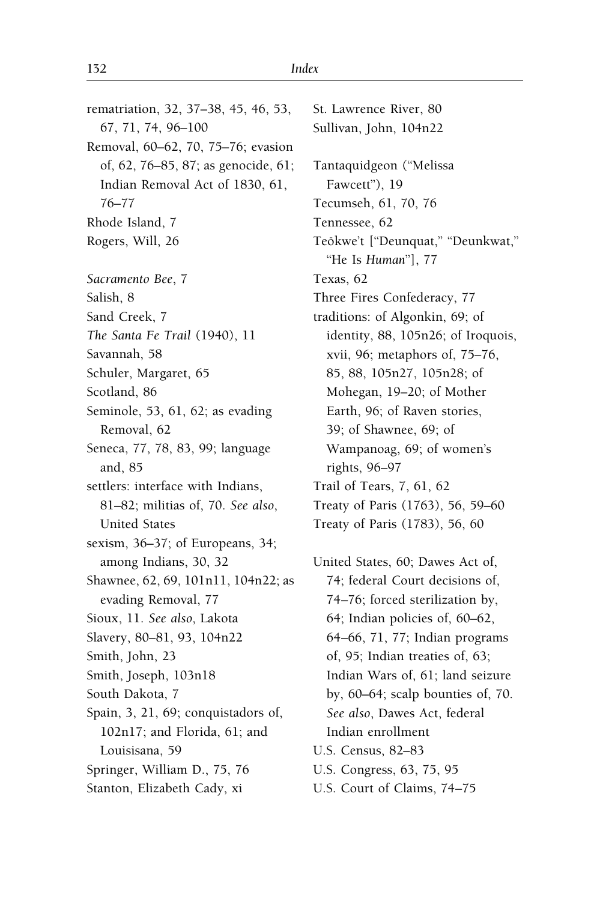rematriation, 32, 37–38, 45, 46, 53, 67, 71, 74, 96–100
Removal, 60–62, 70, 75–76; evasion of, 62, 76–85, 87; as genocide, 61; Indian Removal Act of 1830, 61, 76–77
Rhode Island, 7
Rogers, Will, 26

*Sacramento Bee*, 7
Salish, 8
Sand Creek, 7
*The Santa Fe Trail* (1940), 11
Savannah, 58
Schuler, Margaret, 65
Scotland, 86
Seminole, 53, 61, 62; as evading Removal, 62
Seneca, 77, 78, 83, 99; language and, 85
settlers: interface with Indians, 81–82; militias of, 70. *See also*, United States
sexism, 36–37; of Europeans, 34; among Indians, 30, 32
Shawnee, 62, 69, 101n11, 104n22; as evading Removal, 77
Sioux, 11. *See also*, Lakota
Slavery, 80–81, 93, 104n22
Smith, John, 23
Smith, Joseph, 103n18
South Dakota, 7
Spain, 3, 21, 69; conquistadors of, 102n17; and Florida, 61; and Louisisana, 59
Springer, William D., 75, 76
Stanton, Elizabeth Cady, xi

St. Lawrence River, 80
Sullivan, John, 104n22

Tantaquidgeon ("Melissa Fawcett"), 19
Tecumseh, 61, 70, 76
Tennessee, 62
Teõkwe't ["Deunquat," "Deunkwat," "He Is *Human*"], 77
Texas, 62
Three Fires Confederacy, 77
traditions: of Algonkin, 69; of identity, 88, 105n26; of Iroquois, xvii, 96; metaphors of, 75–76, 85, 88, 105n27, 105n28; of Mohegan, 19–20; of Mother Earth, 96; of Raven stories, 39; of Shawnee, 69; of Wampanoag, 69; of women's rights, 96–97
Trail of Tears, 7, 61, 62
Treaty of Paris (1763), 56, 59–60
Treaty of Paris (1783), 56, 60

United States, 60; Dawes Act of, 74; federal Court decisions of, 74–76; forced sterilization by, 64; Indian policies of, 60–62, 64–66, 71, 77; Indian programs of, 95; Indian treaties of, 63; Indian Wars of, 61; land seizure by, 60–64; scalp bounties of, 70. *See also*, Dawes Act, federal Indian enrollment
U.S. Census, 82–83
U.S. Congress, 63, 75, 95
U.S. Court of Claims, 74–75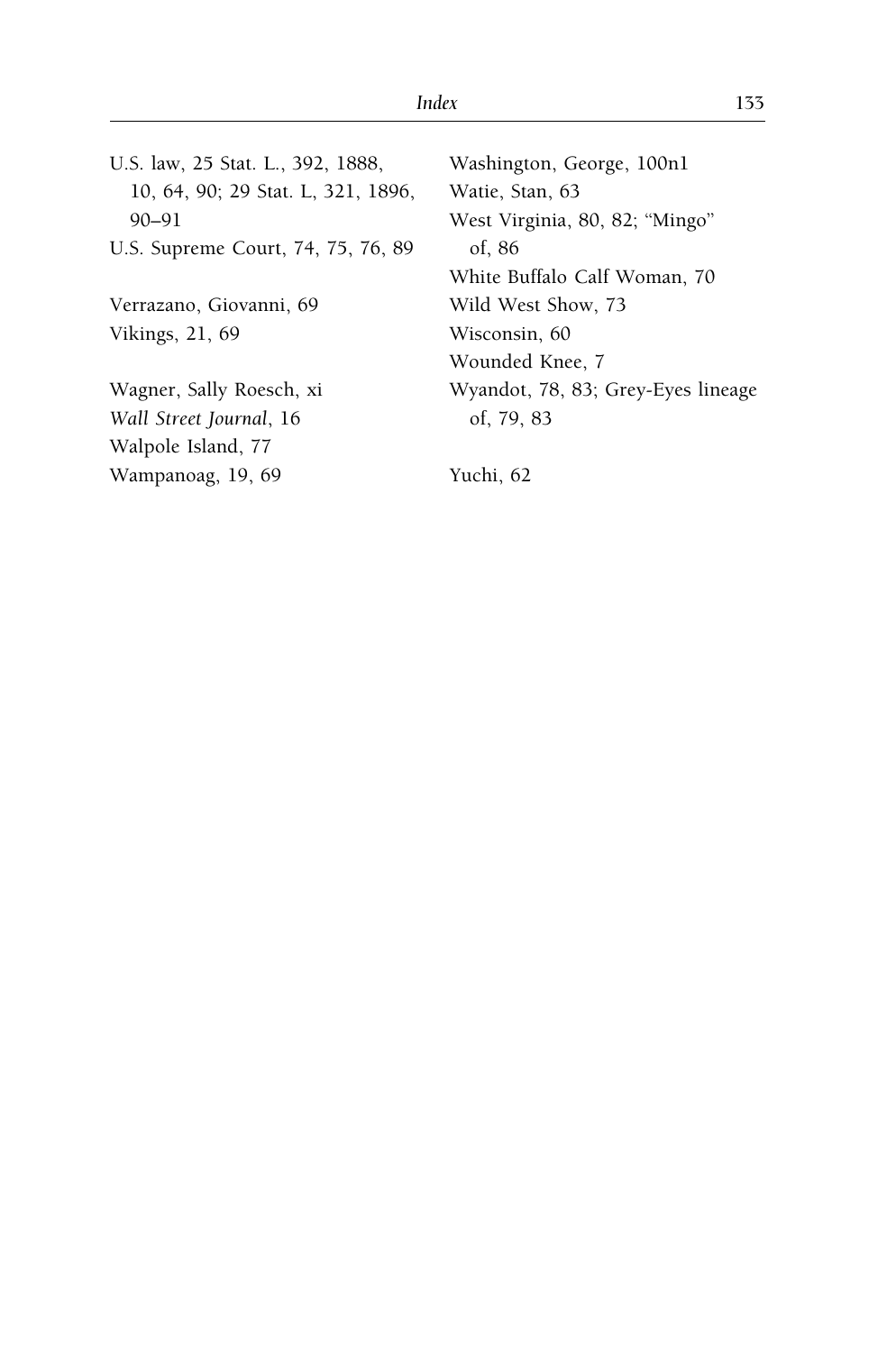U.S. law, 25 Stat. L., 392, 1888, 10, 64, 90; 29 Stat. L, 321, 1896, 90–91
U.S. Supreme Court, 74, 75, 76, 89

Verrazano, Giovanni, 69
Vikings, 21, 69

Wagner, Sally Roesch, xi
*Wall Street Journal*, 16
Walpole Island, 77
Wampanoag, 19, 69
Washington, George, 100n1
Watie, Stan, 63
West Virginia, 80, 82; "Mingo" of, 86
White Buffalo Calf Woman, 70
Wild West Show, 73
Wisconsin, 60
Wounded Knee, 7
Wyandot, 78, 83; Grey-Eyes lineage of, 79, 83

Yuchi, 62